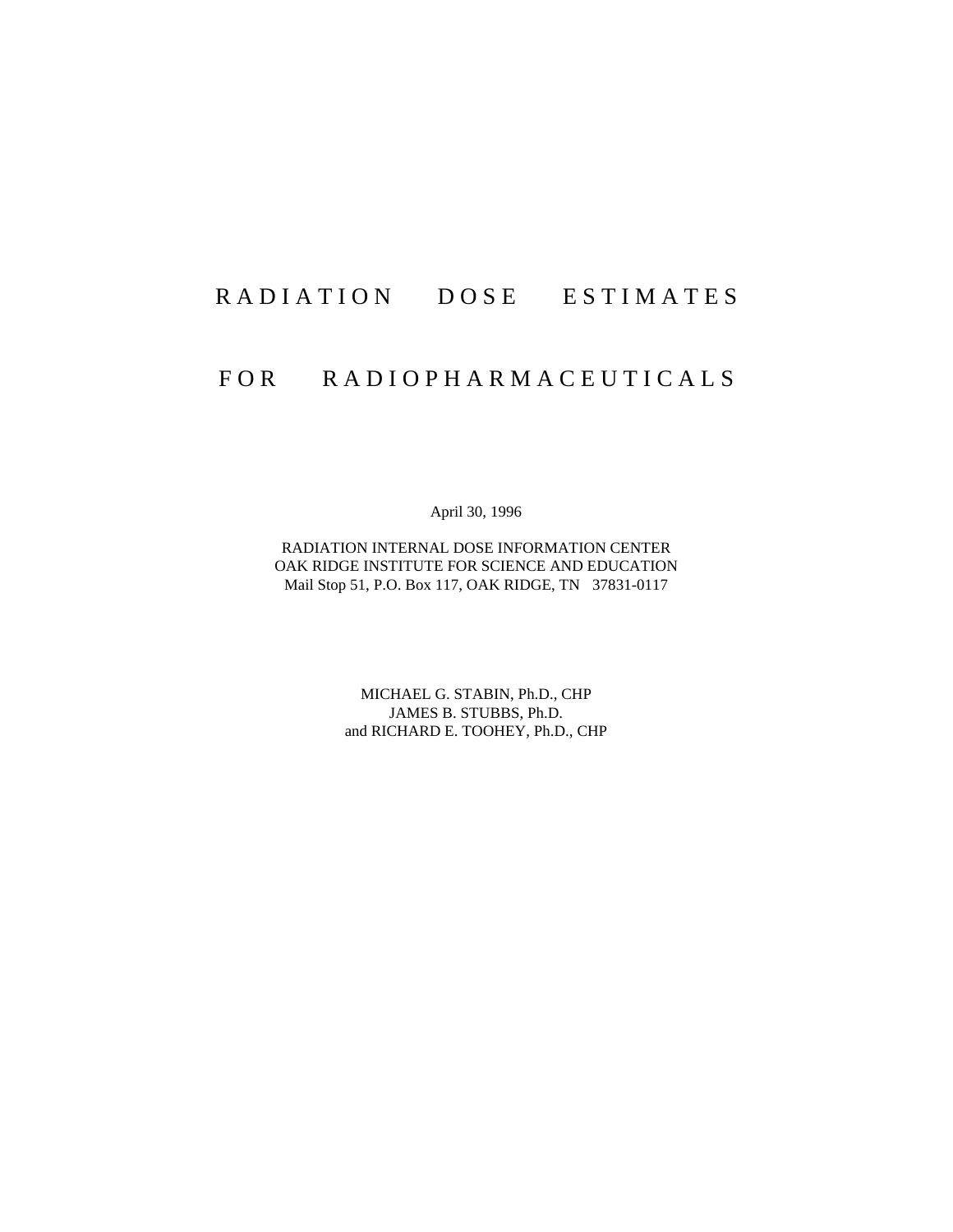# RADIATION DOSE ESTIMATES FOR RADIOPHARMACEUTICALS

April 30, 1996

RADIATION INTERNAL DOSE INFORMATION CENTER
OAK RIDGE INSTITUTE FOR SCIENCE AND EDUCATION
Mail Stop 51, P.O. Box 117, OAK RIDGE, TN 37831-0117

MICHAEL G. STABIN, Ph.D., CHP
JAMES B. STUBBS, Ph.D.
and RICHARD E. TOOHEY, Ph.D., CHP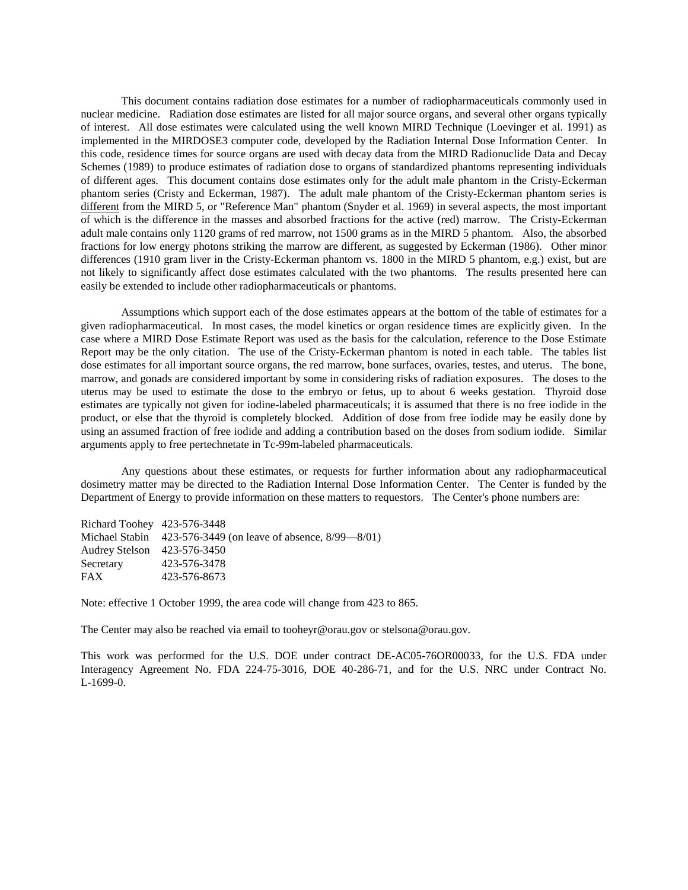This document contains radiation dose estimates for a number of radiopharmaceuticals commonly used in nuclear medicine. Radiation dose estimates are listed for all major source organs, and several other organs typically of interest. All dose estimates were calculated using the well known MIRD Technique (Loevinger et al. 1991) as implemented in the MIRDOSE3 computer code, developed by the Radiation Internal Dose Information Center. In this code, residence times for source organs are used with decay data from the MIRD Radionuclide Data and Decay Schemes (1989) to produce estimates of radiation dose to organs of standardized phantoms representing individuals of different ages. This document contains dose estimates only for the adult male phantom in the Cristy-Eckerman phantom series (Cristy and Eckerman, 1987). The adult male phantom of the Cristy-Eckerman phantom series is <u>different</u> from the MIRD 5, or "Reference Man" phantom (Snyder et al. 1969) in several aspects, the most important of which is the difference in the masses and absorbed fractions for the active (red) marrow. The Cristy-Eckerman adult male contains only 1120 grams of red marrow, not 1500 grams as in the MIRD 5 phantom. Also, the absorbed fractions for low energy photons striking the marrow are different, as suggested by Eckerman (1986). Other minor differences (1910 gram liver in the Cristy-Eckerman phantom vs. 1800 in the MIRD 5 phantom, e.g.) exist, but are not likely to significantly affect dose estimates calculated with the two phantoms. The results presented here can easily be extended to include other radiopharmaceuticals or phantoms.

Assumptions which support each of the dose estimates appears at the bottom of the table of estimates for a given radiopharmaceutical. In most cases, the model kinetics or organ residence times are explicitly given. In the case where a MIRD Dose Estimate Report was used as the basis for the calculation, reference to the Dose Estimate Report may be the only citation. The use of the Cristy-Eckerman phantom is noted in each table. The tables list dose estimates for all important source organs, the red marrow, bone surfaces, ovaries, testes, and uterus. The bone, marrow, and gonads are considered important by some in considering risks of radiation exposures. The doses to the uterus may be used to estimate the dose to the embryo or fetus, up to about 6 weeks gestation. Thyroid dose estimates are typically not given for iodine-labeled pharmaceuticals; it is assumed that there is no free iodide in the product, or else that the thyroid is completely blocked. Addition of dose from free iodide may be easily done by using an assumed fraction of free iodide and adding a contribution based on the doses from sodium iodide. Similar arguments apply to free pertechnetate in Tc-99m-labeled pharmaceuticals.

Any questions about these estimates, or requests for further information about any radiopharmaceutical dosimetry matter may be directed to the Radiation Internal Dose Information Center. The Center is funded by the Department of Energy to provide information on these matters to requestors. The Center's phone numbers are:

| | |
|---|---|
| Richard Toohey | 423-576-3448 |
| Michael Stabin | 423-576-3449 (on leave of absence, 8/99—8/01) |
| Audrey Stelson | 423-576-3450 |
| Secretary | 423-576-3478 |
| FAX | 423-576-8673 |

Note: effective 1 October 1999, the area code will change from 423 to 865.

The Center may also be reached via email to tooheyr@orau.gov or stelsona@orau.gov.

This work was performed for the U.S. DOE under contract DE-AC05-76OR00033, for the U.S. FDA under Interagency Agreement No. FDA 224-75-3016, DOE 40-286-71, and for the U.S. NRC under Contract No. L-1699-0.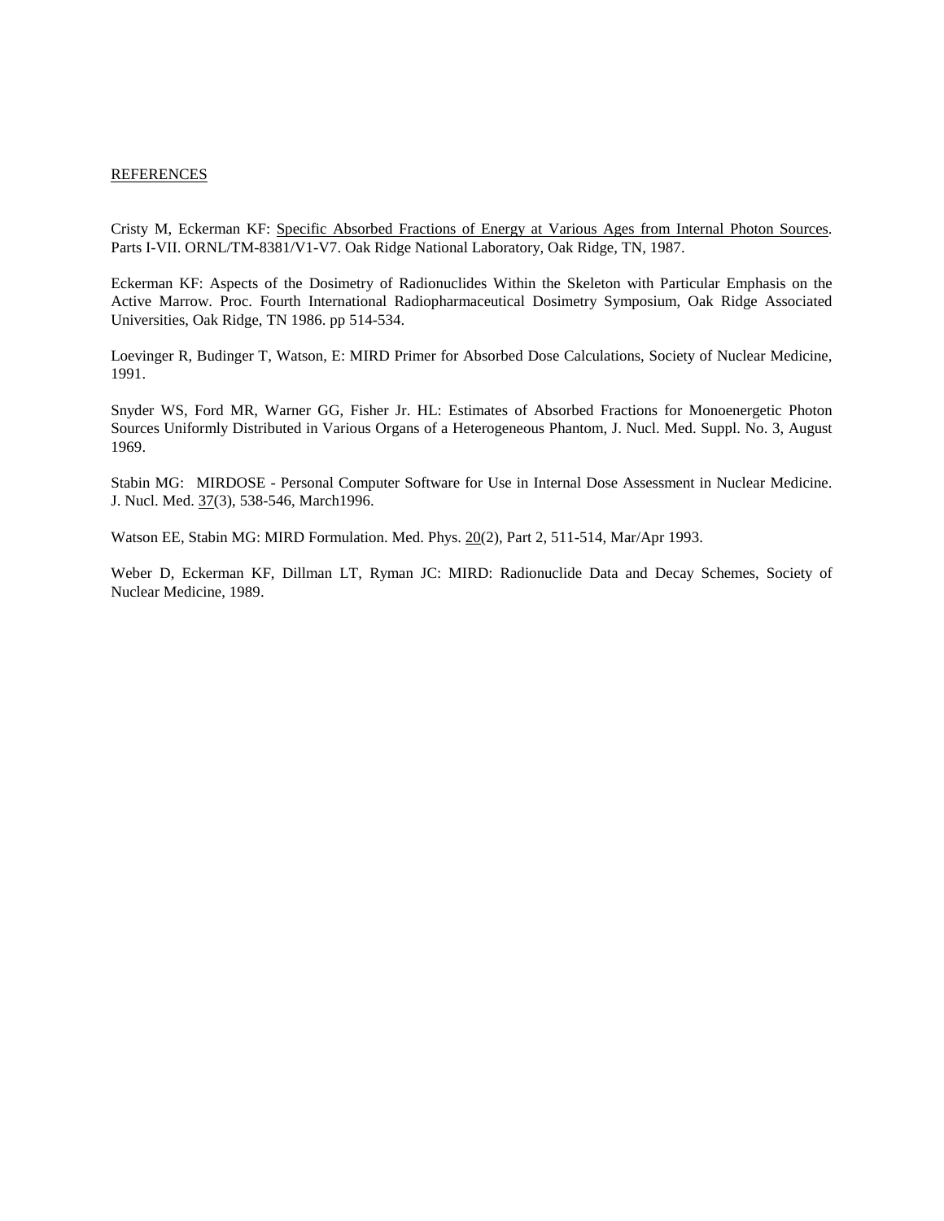## REFERENCES

Cristy M, Eckerman KF: Specific Absorbed Fractions of Energy at Various Ages from Internal Photon Sources. Parts I-VII. ORNL/TM-8381/V1-V7. Oak Ridge National Laboratory, Oak Ridge, TN, 1987.

Eckerman KF: Aspects of the Dosimetry of Radionuclides Within the Skeleton with Particular Emphasis on the Active Marrow. Proc. Fourth International Radiopharmaceutical Dosimetry Symposium, Oak Ridge Associated Universities, Oak Ridge, TN 1986. pp 514-534.

Loevinger R, Budinger T, Watson, E: MIRD Primer for Absorbed Dose Calculations, Society of Nuclear Medicine, 1991.

Snyder WS, Ford MR, Warner GG, Fisher Jr. HL: Estimates of Absorbed Fractions for Monoenergetic Photon Sources Uniformly Distributed in Various Organs of a Heterogeneous Phantom, J. Nucl. Med. Suppl. No. 3, August 1969.

Stabin MG: MIRDOSE - Personal Computer Software for Use in Internal Dose Assessment in Nuclear Medicine. J. Nucl. Med. 37(3), 538-546, March1996.

Watson EE, Stabin MG: MIRD Formulation. Med. Phys. 20(2), Part 2, 511-514, Mar/Apr 1993.

Weber D, Eckerman KF, Dillman LT, Ryman JC: MIRD: Radionuclide Data and Decay Schemes, Society of Nuclear Medicine, 1989.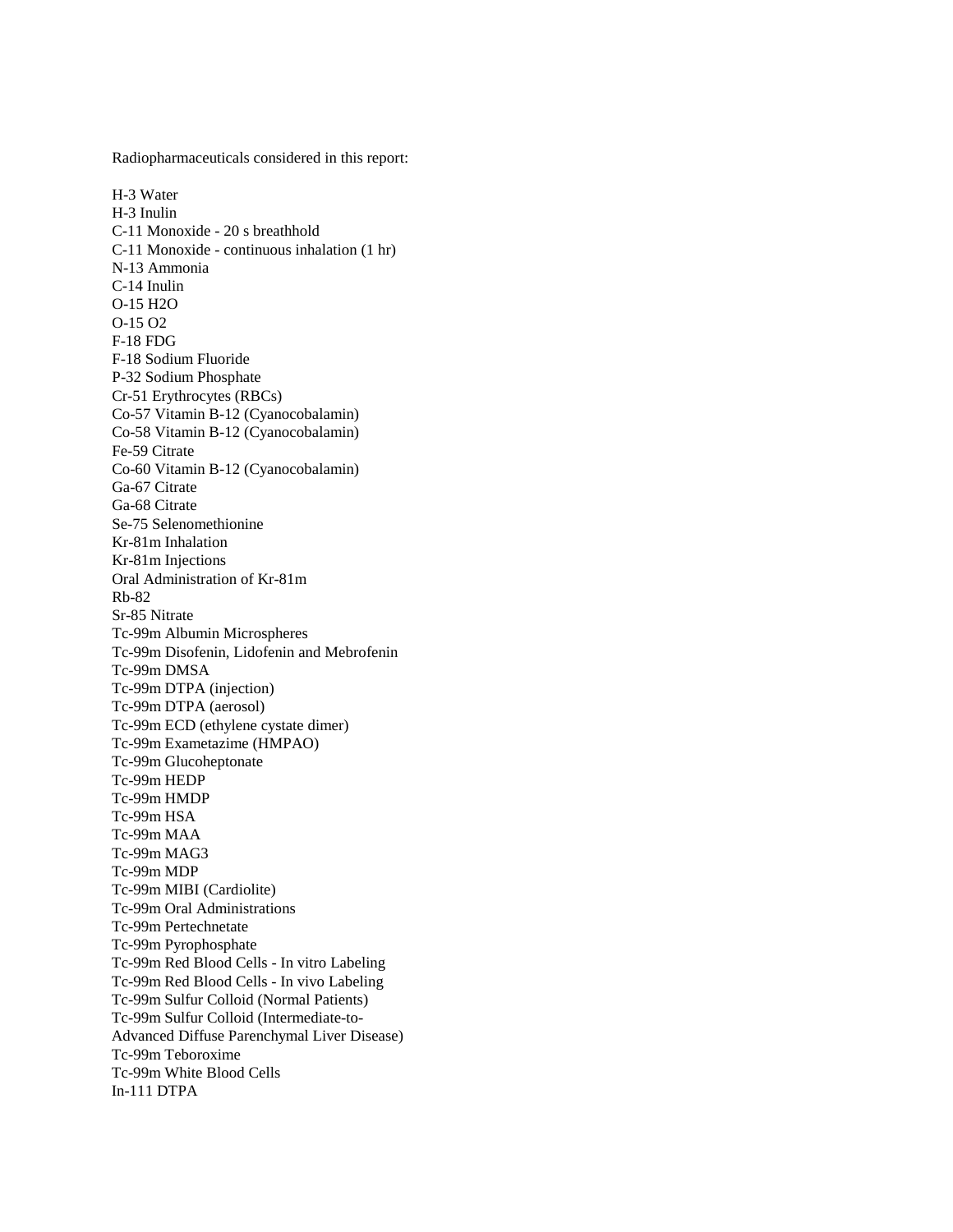Radiopharmaceuticals considered in this report:

H-3 Water
H-3 Inulin
C-11 Monoxide - 20 s breathhold
C-11 Monoxide - continuous inhalation (1 hr)
N-13 Ammonia
C-14 Inulin
O-15 H2O
O-15 O2
F-18 FDG
F-18 Sodium Fluoride
P-32 Sodium Phosphate
Cr-51 Erythrocytes (RBCs)
Co-57 Vitamin B-12 (Cyanocobalamin)
Co-58 Vitamin B-12 (Cyanocobalamin)
Fe-59 Citrate
Co-60 Vitamin B-12 (Cyanocobalamin)
Ga-67 Citrate
Ga-68 Citrate
Se-75 Selenomethionine
Kr-81m Inhalation
Kr-81m Injections
Oral Administration of Kr-81m
Rb-82
Sr-85 Nitrate
Tc-99m Albumin Microspheres
Tc-99m Disofenin, Lidofenin and Mebrofenin
Tc-99m DMSA
Tc-99m DTPA (injection)
Tc-99m DTPA (aerosol)
Tc-99m ECD (ethylene cystate dimer)
Tc-99m Exametazime (HMPAO)
Tc-99m Glucoheptonate
Tc-99m HEDP
Tc-99m HMDP
Tc-99m HSA
Tc-99m MAA
Tc-99m MAG3
Tc-99m MDP
Tc-99m MIBI (Cardiolite)
Tc-99m Oral Administrations
Tc-99m Pertechnetate
Tc-99m Pyrophosphate
Tc-99m Red Blood Cells - In vitro Labeling
Tc-99m Red Blood Cells - In vivo Labeling
Tc-99m Sulfur Colloid (Normal Patients)
Tc-99m Sulfur Colloid (Intermediate-to-Advanced Diffuse Parenchymal Liver Disease)
Tc-99m Teboroxime
Tc-99m White Blood Cells
In-111 DTPA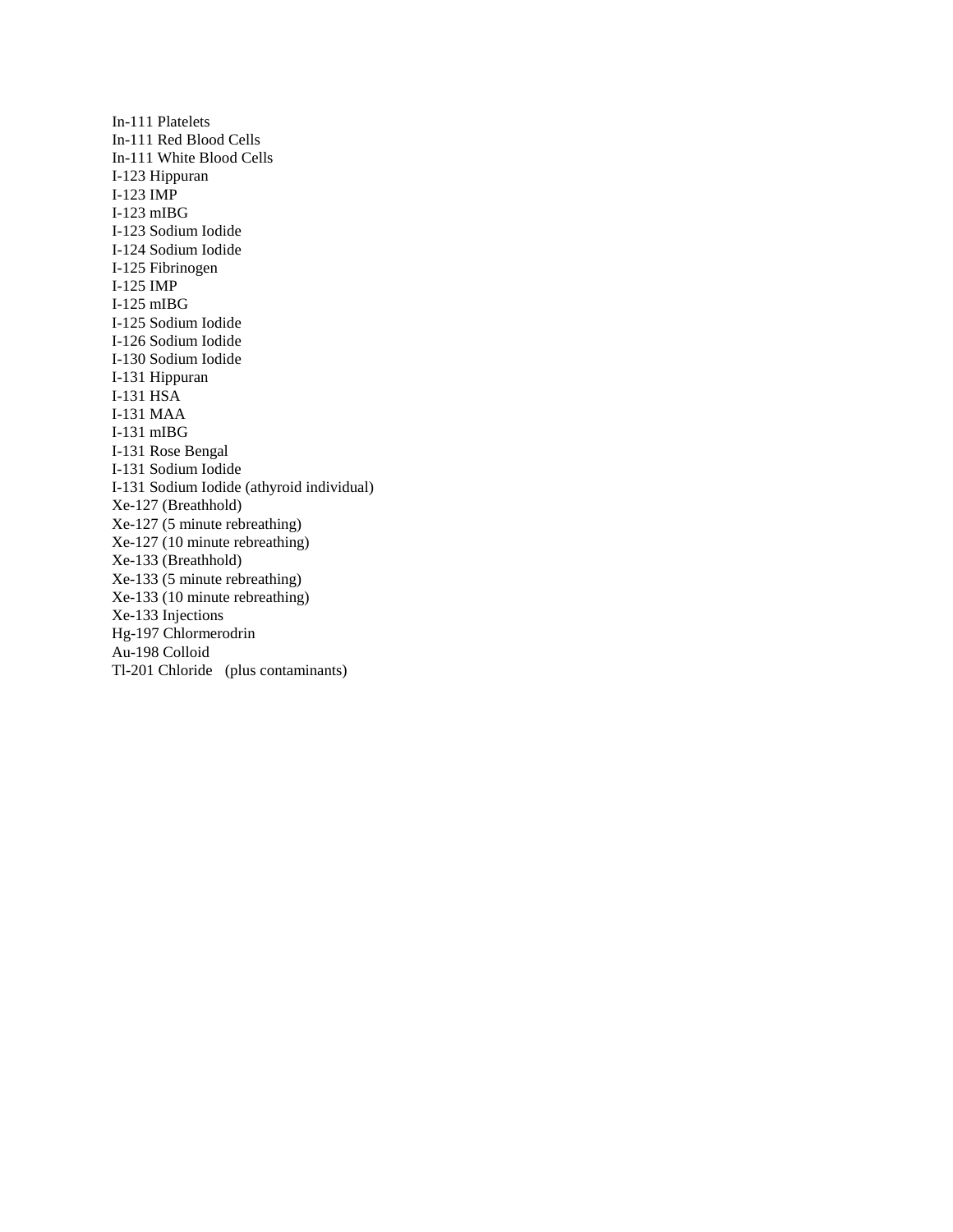In-111 Platelets
In-111 Red Blood Cells
In-111 White Blood Cells
I-123 Hippuran
I-123 IMP
I-123 mIBG
I-123 Sodium Iodide
I-124 Sodium Iodide
I-125 Fibrinogen
I-125 IMP
I-125 mIBG
I-125 Sodium Iodide
I-126 Sodium Iodide
I-130 Sodium Iodide
I-131 Hippuran
I-131 HSA
I-131 MAA
I-131 mIBG
I-131 Rose Bengal
I-131 Sodium Iodide
I-131 Sodium Iodide (athyroid individual)
Xe-127 (Breathhold)
Xe-127 (5 minute rebreathing)
Xe-127 (10 minute rebreathing)
Xe-133 (Breathhold)
Xe-133 (5 minute rebreathing)
Xe-133 (10 minute rebreathing)
Xe-133 Injections
Hg-197 Chlormerodrin
Au-198 Colloid
Tl-201 Chloride (plus contaminants)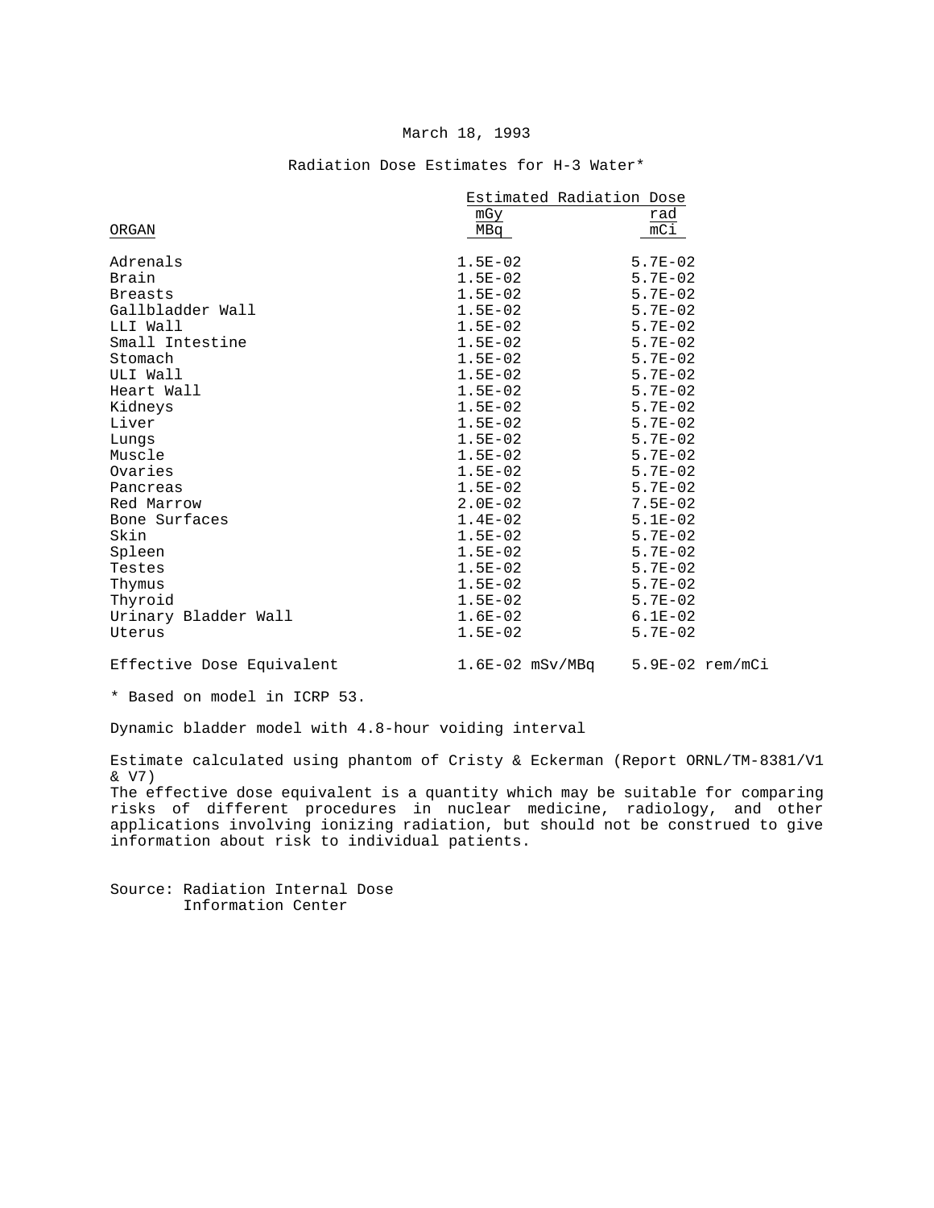March 18, 1993

## Radiation Dose Estimates for H-3 Water*

| ORGAN | Estimated Radiation Dose mGy/MBq | rad/mCi |
|---|---|---|
| Adrenals | 1.5E-02 | 5.7E-02 |
| Brain | 1.5E-02 | 5.7E-02 |
| Breasts | 1.5E-02 | 5.7E-02 |
| Gallbladder Wall | 1.5E-02 | 5.7E-02 |
| LLI Wall | 1.5E-02 | 5.7E-02 |
| Small Intestine | 1.5E-02 | 5.7E-02 |
| Stomach | 1.5E-02 | 5.7E-02 |
| ULI Wall | 1.5E-02 | 5.7E-02 |
| Heart Wall | 1.5E-02 | 5.7E-02 |
| Kidneys | 1.5E-02 | 5.7E-02 |
| Liver | 1.5E-02 | 5.7E-02 |
| Lungs | 1.5E-02 | 5.7E-02 |
| Muscle | 1.5E-02 | 5.7E-02 |
| Ovaries | 1.5E-02 | 5.7E-02 |
| Pancreas | 1.5E-02 | 5.7E-02 |
| Red Marrow | 2.0E-02 | 7.5E-02 |
| Bone Surfaces | 1.4E-02 | 5.1E-02 |
| Skin | 1.5E-02 | 5.7E-02 |
| Spleen | 1.5E-02 | 5.7E-02 |
| Testes | 1.5E-02 | 5.7E-02 |
| Thymus | 1.5E-02 | 5.7E-02 |
| Thyroid | 1.5E-02 | 5.7E-02 |
| Urinary Bladder Wall | 1.6E-02 | 6.1E-02 |
| Uterus | 1.5E-02 | 5.7E-02 |
| Effective Dose Equivalent | 1.6E-02 mSv/MBq | 5.9E-02 rem/mCi |

* Based on model in ICRP 53.

Dynamic bladder model with 4.8-hour voiding interval

Estimate calculated using phantom of Cristy & Eckerman (Report ORNL/TM-8381/V1 & V7)
The effective dose equivalent is a quantity which may be suitable for comparing risks of different procedures in nuclear medicine, radiology, and other applications involving ionizing radiation, but should not be construed to give information about risk to individual patients.

Source: Radiation Internal Dose Information Center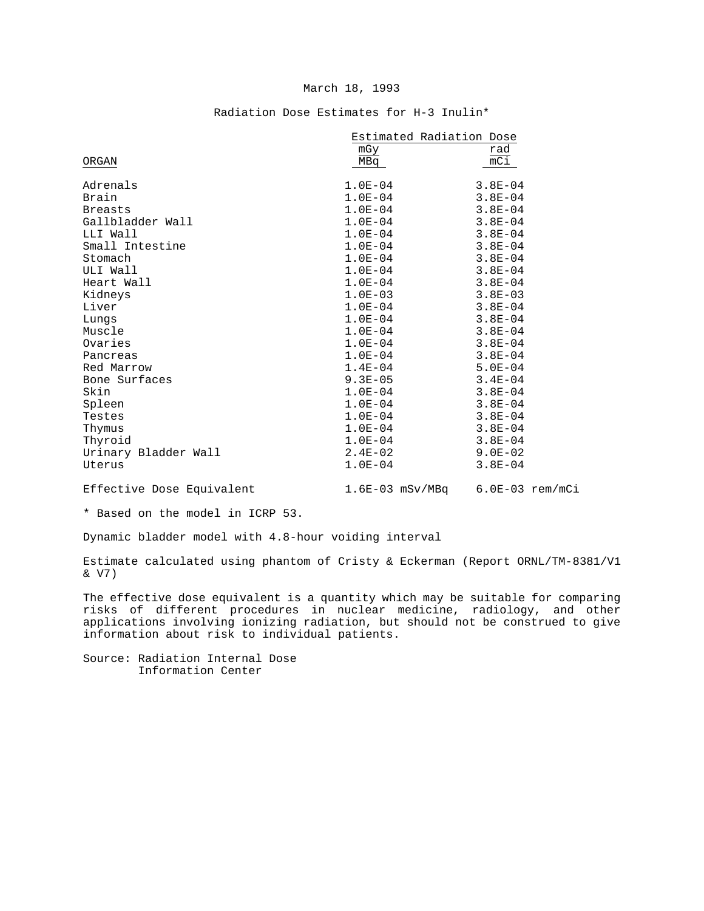March 18, 1993

## Radiation Dose Estimates for H-3 Inulin*

| ORGAN | Estimated Radiation Dose mGy/MBq | rad/mCi |
|---|---|---|
| Adrenals | 1.0E-04 | 3.8E-04 |
| Brain | 1.0E-04 | 3.8E-04 |
| Breasts | 1.0E-04 | 3.8E-04 |
| Gallbladder Wall | 1.0E-04 | 3.8E-04 |
| LLI Wall | 1.0E-04 | 3.8E-04 |
| Small Intestine | 1.0E-04 | 3.8E-04 |
| Stomach | 1.0E-04 | 3.8E-04 |
| ULI Wall | 1.0E-04 | 3.8E-04 |
| Heart Wall | 1.0E-04 | 3.8E-04 |
| Kidneys | 1.0E-03 | 3.8E-03 |
| Liver | 1.0E-04 | 3.8E-04 |
| Lungs | 1.0E-04 | 3.8E-04 |
| Muscle | 1.0E-04 | 3.8E-04 |
| Ovaries | 1.0E-04 | 3.8E-04 |
| Pancreas | 1.0E-04 | 3.8E-04 |
| Red Marrow | 1.4E-04 | 5.0E-04 |
| Bone Surfaces | 9.3E-05 | 3.4E-04 |
| Skin | 1.0E-04 | 3.8E-04 |
| Spleen | 1.0E-04 | 3.8E-04 |
| Testes | 1.0E-04 | 3.8E-04 |
| Thymus | 1.0E-04 | 3.8E-04 |
| Thyroid | 1.0E-04 | 3.8E-04 |
| Urinary Bladder Wall | 2.4E-02 | 9.0E-02 |
| Uterus | 1.0E-04 | 3.8E-04 |
| Effective Dose Equivalent | 1.6E-03 mSv/MBq | 6.0E-03 rem/mCi |

* Based on the model in ICRP 53.

Dynamic bladder model with 4.8-hour voiding interval

Estimate calculated using phantom of Cristy & Eckerman (Report ORNL/TM-8381/V1 & V7)

The effective dose equivalent is a quantity which may be suitable for comparing risks of different procedures in nuclear medicine, radiology, and other applications involving ionizing radiation, but should not be construed to give information about risk to individual patients.

Source: Radiation Internal Dose Information Center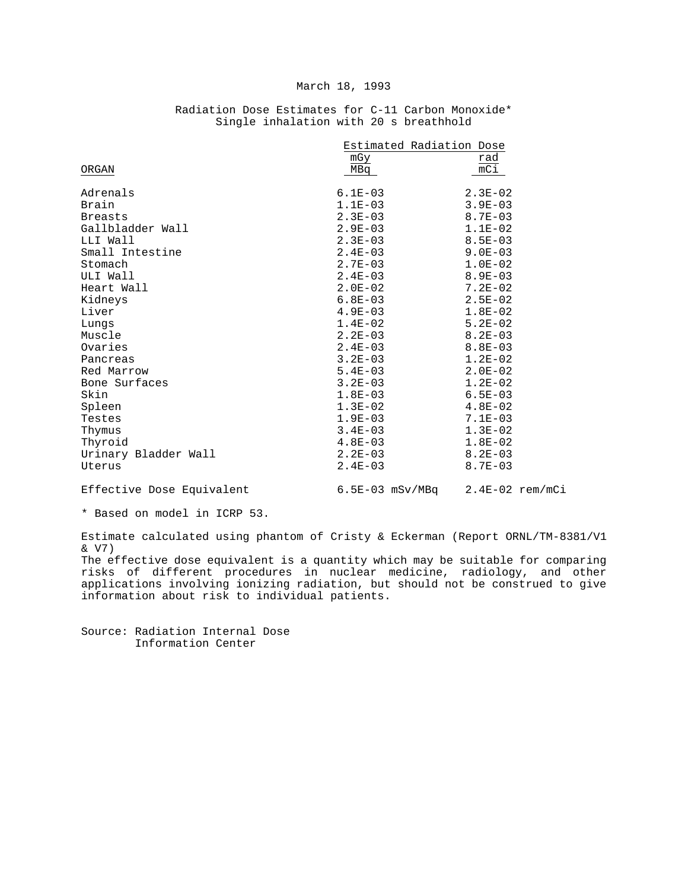March 18, 1993

Radiation Dose Estimates for C-11 Carbon Monoxide*
Single inhalation with 20 s breathhold

| ORGAN | Estimated Radiation Dose mGy/MBq | rad/mCi |
|---|---|---|
| Adrenals | 6.1E-03 | 2.3E-02 |
| Brain | 1.1E-03 | 3.9E-03 |
| Breasts | 2.3E-03 | 8.7E-03 |
| Gallbladder Wall | 2.9E-03 | 1.1E-02 |
| LLI Wall | 2.3E-03 | 8.5E-03 |
| Small Intestine | 2.4E-03 | 9.0E-03 |
| Stomach | 2.7E-03 | 1.0E-02 |
| ULI Wall | 2.4E-03 | 8.9E-03 |
| Heart Wall | 2.0E-02 | 7.2E-02 |
| Kidneys | 6.8E-03 | 2.5E-02 |
| Liver | 4.9E-03 | 1.8E-02 |
| Lungs | 1.4E-02 | 5.2E-02 |
| Muscle | 2.2E-03 | 8.2E-03 |
| Ovaries | 2.4E-03 | 8.8E-03 |
| Pancreas | 3.2E-03 | 1.2E-02 |
| Red Marrow | 5.4E-03 | 2.0E-02 |
| Bone Surfaces | 3.2E-03 | 1.2E-02 |
| Skin | 1.8E-03 | 6.5E-03 |
| Spleen | 1.3E-02 | 4.8E-02 |
| Testes | 1.9E-03 | 7.1E-03 |
| Thymus | 3.4E-03 | 1.3E-02 |
| Thyroid | 4.8E-03 | 1.8E-02 |
| Urinary Bladder Wall | 2.2E-03 | 8.2E-03 |
| Uterus | 2.4E-03 | 8.7E-03 |
| Effective Dose Equivalent | 6.5E-03 mSv/MBq | 2.4E-02 rem/mCi |

* Based on model in ICRP 53.

Estimate calculated using phantom of Cristy & Eckerman (Report ORNL/TM-8381/V1 & V7)
The effective dose equivalent is a quantity which may be suitable for comparing risks of different procedures in nuclear medicine, radiology, and other applications involving ionizing radiation, but should not be construed to give information about risk to individual patients.

Source: Radiation Internal Dose Information Center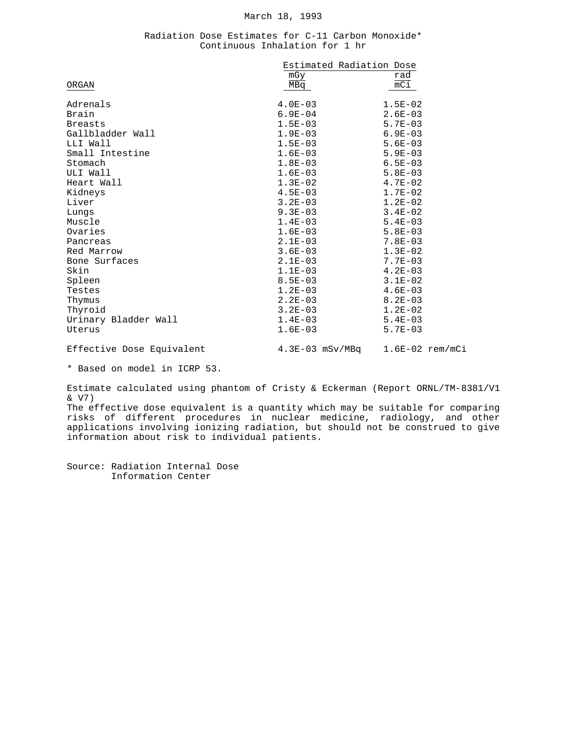March 18, 1993

## Radiation Dose Estimates for C-11 Carbon Monoxide*
### Continuous Inhalation for 1 hr

| ORGAN | Estimated Radiation Dose mGy/MBq | rad/mCi |
|---|---|---|
| Adrenals | 4.0E-03 | 1.5E-02 |
| Brain | 6.9E-04 | 2.6E-03 |
| Breasts | 1.5E-03 | 5.7E-03 |
| Gallbladder Wall | 1.9E-03 | 6.9E-03 |
| LLI Wall | 1.5E-03 | 5.6E-03 |
| Small Intestine | 1.6E-03 | 5.9E-03 |
| Stomach | 1.8E-03 | 6.5E-03 |
| ULI Wall | 1.6E-03 | 5.8E-03 |
| Heart Wall | 1.3E-02 | 4.7E-02 |
| Kidneys | 4.5E-03 | 1.7E-02 |
| Liver | 3.2E-03 | 1.2E-02 |
| Lungs | 9.3E-03 | 3.4E-02 |
| Muscle | 1.4E-03 | 5.4E-03 |
| Ovaries | 1.6E-03 | 5.8E-03 |
| Pancreas | 2.1E-03 | 7.8E-03 |
| Red Marrow | 3.6E-03 | 1.3E-02 |
| Bone Surfaces | 2.1E-03 | 7.7E-03 |
| Skin | 1.1E-03 | 4.2E-03 |
| Spleen | 8.5E-03 | 3.1E-02 |
| Testes | 1.2E-03 | 4.6E-03 |
| Thymus | 2.2E-03 | 8.2E-03 |
| Thyroid | 3.2E-03 | 1.2E-02 |
| Urinary Bladder Wall | 1.4E-03 | 5.4E-03 |
| Uterus | 1.6E-03 | 5.7E-03 |
| Effective Dose Equivalent | 4.3E-03 mSv/MBq | 1.6E-02 rem/mCi |

* Based on model in ICRP 53.

Estimate calculated using phantom of Cristy & Eckerman (Report ORNL/TM-8381/V1 & V7)
The effective dose equivalent is a quantity which may be suitable for comparing risks of different procedures in nuclear medicine, radiology, and other applications involving ionizing radiation, but should not be construed to give information about risk to individual patients.

Source: Radiation Internal Dose Information Center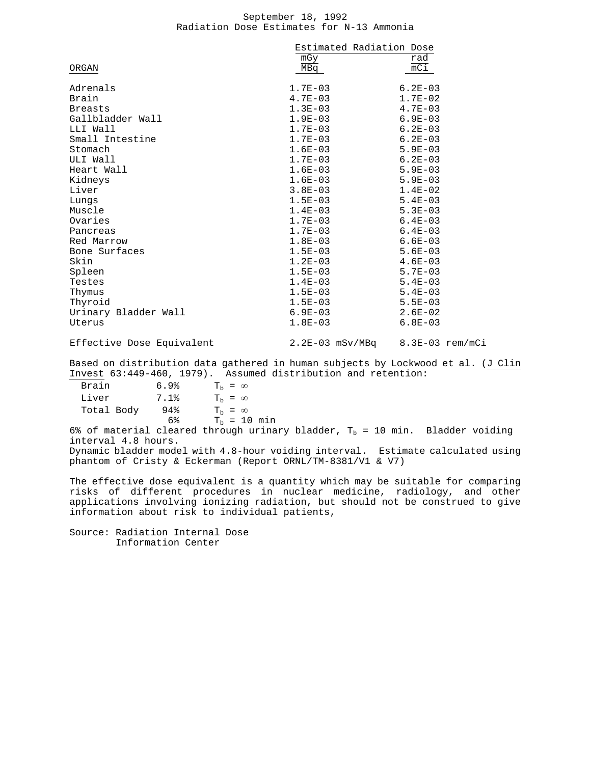September 18, 1992

Radiation Dose Estimates for N-13 Ammonia

| ORGAN | Estimated Radiation Dose mGy/MBq | rad/mCi |
|---|---|---|
| Adrenals | 1.7E-03 | 6.2E-03 |
| Brain | 4.7E-03 | 1.7E-02 |
| Breasts | 1.3E-03 | 4.7E-03 |
| Gallbladder Wall | 1.9E-03 | 6.9E-03 |
| LLI Wall | 1.7E-03 | 6.2E-03 |
| Small Intestine | 1.7E-03 | 6.2E-03 |
| Stomach | 1.6E-03 | 5.9E-03 |
| ULI Wall | 1.7E-03 | 6.2E-03 |
| Heart Wall | 1.6E-03 | 5.9E-03 |
| Kidneys | 1.6E-03 | 5.9E-03 |
| Liver | 3.8E-03 | 1.4E-02 |
| Lungs | 1.5E-03 | 5.4E-03 |
| Muscle | 1.4E-03 | 5.3E-03 |
| Ovaries | 1.7E-03 | 6.4E-03 |
| Pancreas | 1.7E-03 | 6.4E-03 |
| Red Marrow | 1.8E-03 | 6.6E-03 |
| Bone Surfaces | 1.5E-03 | 5.6E-03 |
| Skin | 1.2E-03 | 4.6E-03 |
| Spleen | 1.5E-03 | 5.7E-03 |
| Testes | 1.4E-03 | 5.4E-03 |
| Thymus | 1.5E-03 | 5.4E-03 |
| Thyroid | 1.5E-03 | 5.5E-03 |
| Urinary Bladder Wall | 6.9E-03 | 2.6E-02 |
| Uterus | 1.8E-03 | 6.8E-03 |
| Effective Dose Equivalent | 2.2E-03 mSv/MBq | 8.3E-03 rem/mCi |

Based on distribution data gathered in human subjects by Lockwood et al. (*J Clin Invest* 63:449-460, 1979). Assumed distribution and retention:

| | | |
|---|---|---|
| Brain | 6.9% | $T_b = \infty$ |
| Liver | 7.1% | $T_b = \infty$ |
| Total Body | 94% | $T_b = \infty$ |
| | 6% | $T_b = 10$ min |

6% of material cleared through urinary bladder, $T_b = 10$ min. Bladder voiding interval 4.8 hours.

Dynamic bladder model with 4.8-hour voiding interval. Estimate calculated using phantom of Cristy & Eckerman (Report ORNL/TM-8381/V1 & V7)

The effective dose equivalent is a quantity which may be suitable for comparing risks of different procedures in nuclear medicine, radiology, and other applications involving ionizing radiation, but should not be construed to give information about risk to individual patients,

Source: Radiation Internal Dose Information Center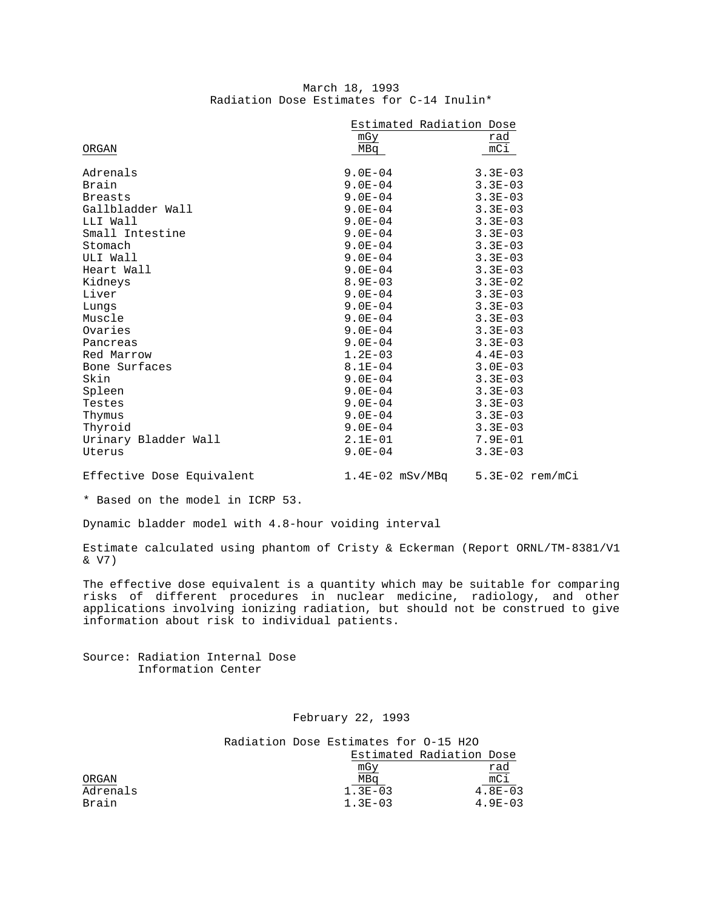March 18, 1993

Radiation Dose Estimates for C-14 Inulin*

| ORGAN | Estimated Radiation Dose mGy/MBq | rad/mCi |
|---|---|---|
| Adrenals | 9.0E-04 | 3.3E-03 |
| Brain | 9.0E-04 | 3.3E-03 |
| Breasts | 9.0E-04 | 3.3E-03 |
| Gallbladder Wall | 9.0E-04 | 3.3E-03 |
| LLI Wall | 9.0E-04 | 3.3E-03 |
| Small Intestine | 9.0E-04 | 3.3E-03 |
| Stomach | 9.0E-04 | 3.3E-03 |
| ULI Wall | 9.0E-04 | 3.3E-03 |
| Heart Wall | 9.0E-04 | 3.3E-03 |
| Kidneys | 8.9E-03 | 3.3E-02 |
| Liver | 9.0E-04 | 3.3E-03 |
| Lungs | 9.0E-04 | 3.3E-03 |
| Muscle | 9.0E-04 | 3.3E-03 |
| Ovaries | 9.0E-04 | 3.3E-03 |
| Pancreas | 9.0E-04 | 3.3E-03 |
| Red Marrow | 1.2E-03 | 4.4E-03 |
| Bone Surfaces | 8.1E-04 | 3.0E-03 |
| Skin | 9.0E-04 | 3.3E-03 |
| Spleen | 9.0E-04 | 3.3E-03 |
| Testes | 9.0E-04 | 3.3E-03 |
| Thymus | 9.0E-04 | 3.3E-03 |
| Thyroid | 9.0E-04 | 3.3E-03 |
| Urinary Bladder Wall | 2.1E-01 | 7.9E-01 |
| Uterus | 9.0E-04 | 3.3E-03 |
| Effective Dose Equivalent | 1.4E-02 mSv/MBq | 5.3E-02 rem/mCi |

* Based on the model in ICRP 53.

Dynamic bladder model with 4.8-hour voiding interval

Estimate calculated using phantom of Cristy & Eckerman (Report ORNL/TM-8381/V1 & V7)

The effective dose equivalent is a quantity which may be suitable for comparing risks of different procedures in nuclear medicine, radiology, and other applications involving ionizing radiation, but should not be construed to give information about risk to individual patients.

Source: Radiation Internal Dose Information Center

February 22, 1993

Radiation Dose Estimates for O-15 $H_2O$

| ORGAN | Estimated Radiation Dose mGy/MBq | rad/mCi |
|---|---|---|
| Adrenals | 1.3E-03 | 4.8E-03 |
| Brain | 1.3E-03 | 4.9E-03 |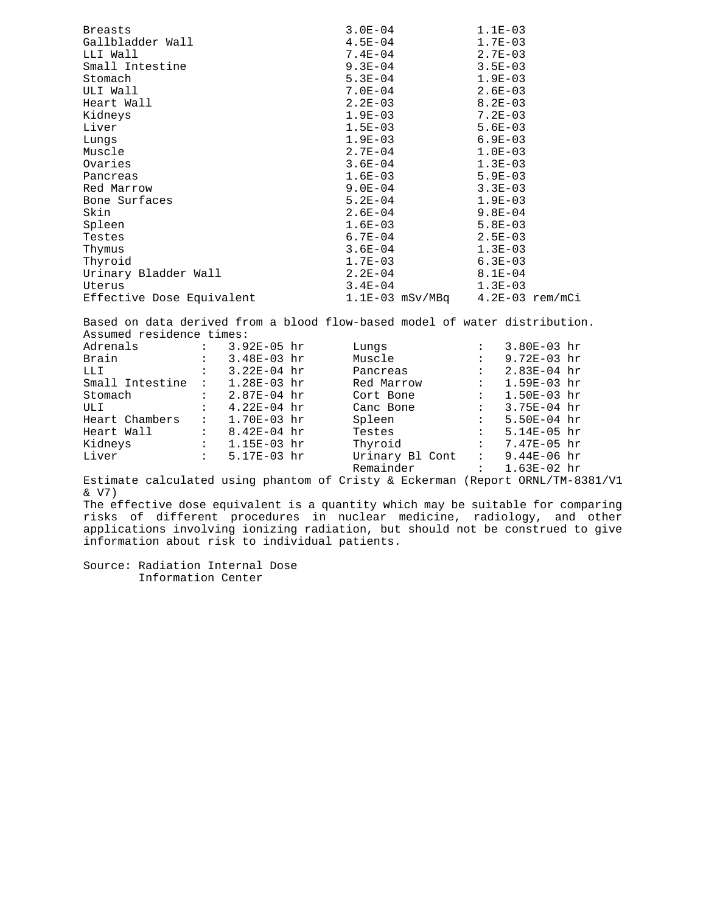| | | |
|---|---|---|
| Breasts | 3.0E-04 | 1.1E-03 |
| Gallbladder Wall | 4.5E-04 | 1.7E-03 |
| LLI Wall | 7.4E-04 | 2.7E-03 |
| Small Intestine | 9.3E-04 | 3.5E-03 |
| Stomach | 5.3E-04 | 1.9E-03 |
| ULI Wall | 7.0E-04 | 2.6E-03 |
| Heart Wall | 2.2E-03 | 8.2E-03 |
| Kidneys | 1.9E-03 | 7.2E-03 |
| Liver | 1.5E-03 | 5.6E-03 |
| Lungs | 1.9E-03 | 6.9E-03 |
| Muscle | 2.7E-04 | 1.0E-03 |
| Ovaries | 3.6E-04 | 1.3E-03 |
| Pancreas | 1.6E-03 | 5.9E-03 |
| Red Marrow | 9.0E-04 | 3.3E-03 |
| Bone Surfaces | 5.2E-04 | 1.9E-03 |
| Skin | 2.6E-04 | 9.8E-04 |
| Spleen | 1.6E-03 | 5.8E-03 |
| Testes | 6.7E-04 | 2.5E-03 |
| Thymus | 3.6E-04 | 1.3E-03 |
| Thyroid | 1.7E-03 | 6.3E-03 |
| Urinary Bladder Wall | 2.2E-04 | 8.1E-04 |
| Uterus | 3.4E-04 | 1.3E-03 |
| Effective Dose Equivalent | 1.1E-03 mSv/MBq | 4.2E-03 rem/mCi |

Based on data derived from a blood flow-based model of water distribution.

Assumed residence times:

| | | | | | |
|---|---|---|---|---|---|
| Adrenals | : | 3.92E-05 hr | Lungs | : | 3.80E-03 hr |
| Brain | : | 3.48E-03 hr | Muscle | : | 9.72E-03 hr |
| LLI | : | 3.22E-04 hr | Pancreas | : | 2.83E-04 hr |
| Small Intestine | : | 1.28E-03 hr | Red Marrow | : | 1.59E-03 hr |
| Stomach | : | 2.87E-04 hr | Cort Bone | : | 1.50E-03 hr |
| ULI | : | 4.22E-04 hr | Canc Bone | : | 3.75E-04 hr |
| Heart Chambers | : | 1.70E-03 hr | Spleen | : | 5.50E-04 hr |
| Heart Wall | : | 8.42E-04 hr | Testes | : | 5.14E-05 hr |
| Kidneys | : | 1.15E-03 hr | Thyroid | : | 7.47E-05 hr |
| Liver | : | 5.17E-03 hr | Urinary Bl Cont | : | 9.44E-06 hr |
| | | | Remainder | : | 1.63E-02 hr |

Estimate calculated using phantom of Cristy & Eckerman (Report ORNL/TM-8381/V1 & V7)

The effective dose equivalent is a quantity which may be suitable for comparing risks of different procedures in nuclear medicine, radiology, and other applications involving ionizing radiation, but should not be construed to give information about risk to individual patients.

Source: Radiation Internal Dose Information Center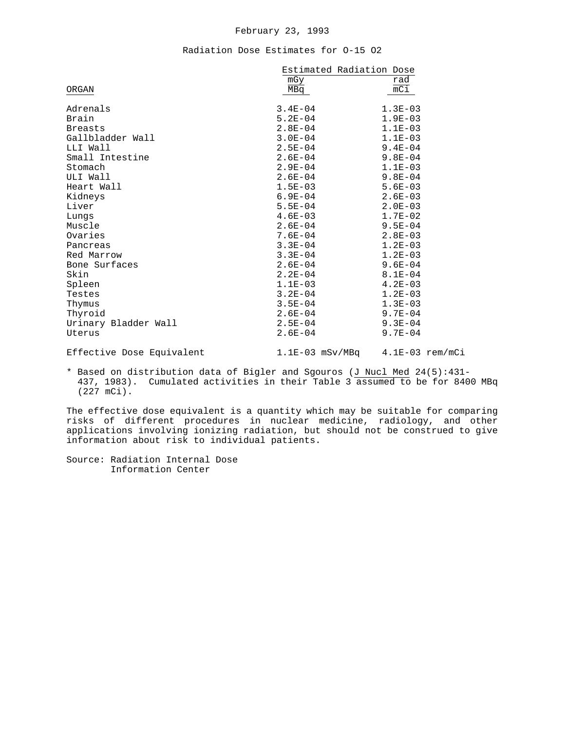February 23, 1993

Radiation Dose Estimates for O-15 O2

| ORGAN | Estimated Radiation Dose mGy/MBq | rad/mCi |
|---|---|---|
| Adrenals | 3.4E-04 | 1.3E-03 |
| Brain | 5.2E-04 | 1.9E-03 |
| Breasts | 2.8E-04 | 1.1E-03 |
| Gallbladder Wall | 3.0E-04 | 1.1E-03 |
| LLI Wall | 2.5E-04 | 9.4E-04 |
| Small Intestine | 2.6E-04 | 9.8E-04 |
| Stomach | 2.9E-04 | 1.1E-03 |
| ULI Wall | 2.6E-04 | 9.8E-04 |
| Heart Wall | 1.5E-03 | 5.6E-03 |
| Kidneys | 6.9E-04 | 2.6E-03 |
| Liver | 5.5E-04 | 2.0E-03 |
| Lungs | 4.6E-03 | 1.7E-02 |
| Muscle | 2.6E-04 | 9.5E-04 |
| Ovaries | 7.6E-04 | 2.8E-03 |
| Pancreas | 3.3E-04 | 1.2E-03 |
| Red Marrow | 3.3E-04 | 1.2E-03 |
| Bone Surfaces | 2.6E-04 | 9.6E-04 |
| Skin | 2.2E-04 | 8.1E-04 |
| Spleen | 1.1E-03 | 4.2E-03 |
| Testes | 3.2E-04 | 1.2E-03 |
| Thymus | 3.5E-04 | 1.3E-03 |
| Thyroid | 2.6E-04 | 9.7E-04 |
| Urinary Bladder Wall | 2.5E-04 | 9.3E-04 |
| Uterus | 2.6E-04 | 9.7E-04 |
| Effective Dose Equivalent | 1.1E-03 mSv/MBq | 4.1E-03 rem/mCi |

* Based on distribution data of Bigler and Sgouros (J Nucl Med 24(5):431-437, 1983). Cumulated activities in their Table 3 assumed to be for 8400 MBq (227 mCi).

The effective dose equivalent is a quantity which may be suitable for comparing risks of different procedures in nuclear medicine, radiology, and other applications involving ionizing radiation, but should not be construed to give information about risk to individual patients.

Source: Radiation Internal Dose Information Center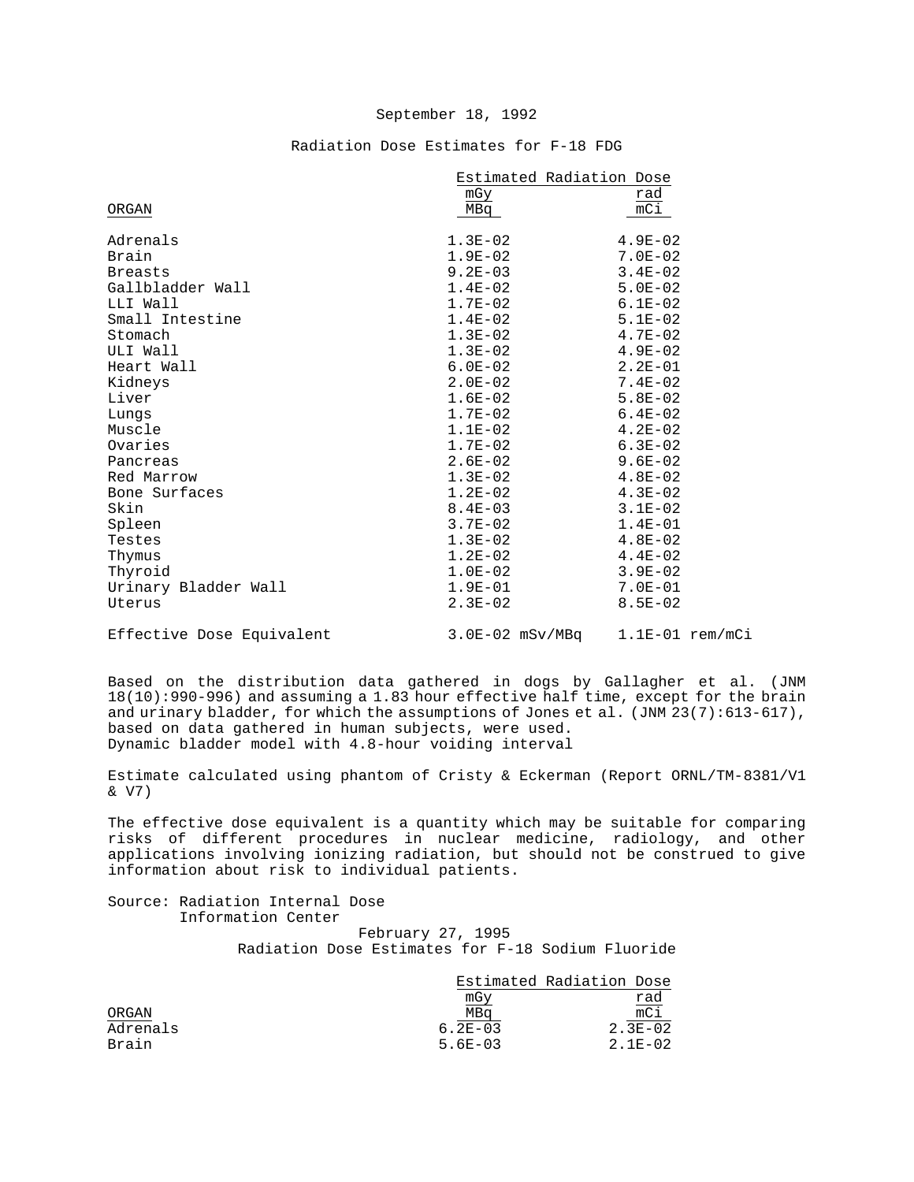September 18, 1992

## Radiation Dose Estimates for F-18 FDG

| ORGAN | Estimated Radiation Dose mGy/MBq | rad/mCi |
|---|---|---|
| Adrenals | 1.3E-02 | 4.9E-02 |
| Brain | 1.9E-02 | 7.0E-02 |
| Breasts | 9.2E-03 | 3.4E-02 |
| Gallbladder Wall | 1.4E-02 | 5.0E-02 |
| LLI Wall | 1.7E-02 | 6.1E-02 |
| Small Intestine | 1.4E-02 | 5.1E-02 |
| Stomach | 1.3E-02 | 4.7E-02 |
| ULI Wall | 1.3E-02 | 4.9E-02 |
| Heart Wall | 6.0E-02 | 2.2E-01 |
| Kidneys | 2.0E-02 | 7.4E-02 |
| Liver | 1.6E-02 | 5.8E-02 |
| Lungs | 1.7E-02 | 6.4E-02 |
| Muscle | 1.1E-02 | 4.2E-02 |
| Ovaries | 1.7E-02 | 6.3E-02 |
| Pancreas | 2.6E-02 | 9.6E-02 |
| Red Marrow | 1.3E-02 | 4.8E-02 |
| Bone Surfaces | 1.2E-02 | 4.3E-02 |
| Skin | 8.4E-03 | 3.1E-02 |
| Spleen | 3.7E-02 | 1.4E-01 |
| Testes | 1.3E-02 | 4.8E-02 |
| Thymus | 1.2E-02 | 4.4E-02 |
| Thyroid | 1.0E-02 | 3.9E-02 |
| Urinary Bladder Wall | 1.9E-01 | 7.0E-01 |
| Uterus | 2.3E-02 | 8.5E-02 |
| Effective Dose Equivalent | 3.0E-02 mSv/MBq | 1.1E-01 rem/mCi |

Based on the distribution data gathered in dogs by Gallagher et al. (JNM 18(10):990-996) and assuming a 1.83 hour effective half time, except for the brain and urinary bladder, for which the assumptions of Jones et al. (JNM 23(7):613-617), based on data gathered in human subjects, were used.
Dynamic bladder model with 4.8-hour voiding interval

Estimate calculated using phantom of Cristy & Eckerman (Report ORNL/TM-8381/V1 & V7)

The effective dose equivalent is a quantity which may be suitable for comparing risks of different procedures in nuclear medicine, radiology, and other applications involving ionizing radiation, but should not be construed to give information about risk to individual patients.

Source: Radiation Internal Dose Information Center

February 27, 1995

## Radiation Dose Estimates for F-18 Sodium Fluoride

| ORGAN | Estimated Radiation Dose mGy/MBq | rad/mCi |
|---|---|---|
| Adrenals | 6.2E-03 | 2.3E-02 |
| Brain | 5.6E-03 | 2.1E-02 |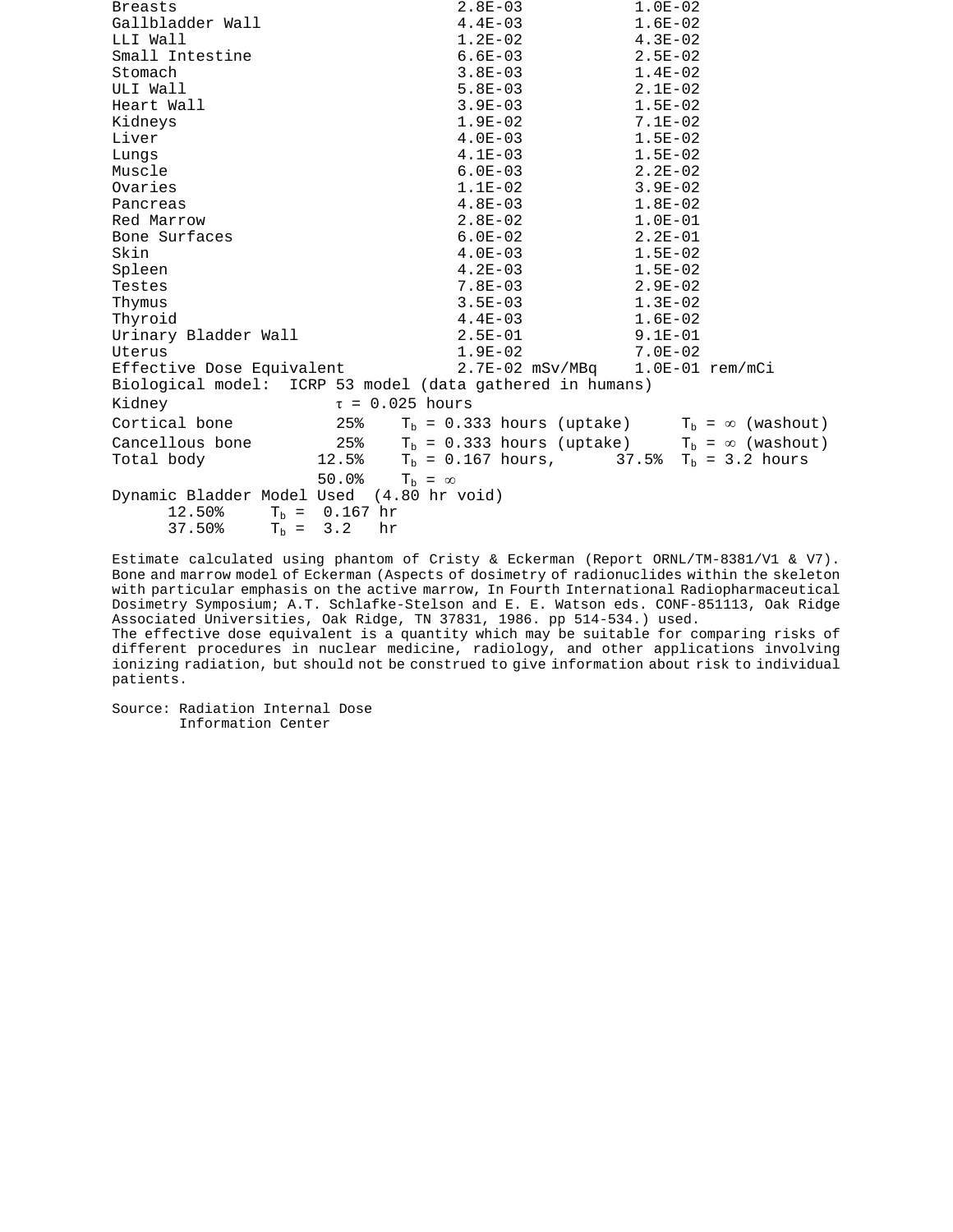| | | |
|---|---|---|
| Breasts | 2.8E-03 | 1.0E-02 |
| Gallbladder Wall | 4.4E-03 | 1.6E-02 |
| LLI Wall | 1.2E-02 | 4.3E-02 |
| Small Intestine | 6.6E-03 | 2.5E-02 |
| Stomach | 3.8E-03 | 1.4E-02 |
| ULI Wall | 5.8E-03 | 2.1E-02 |
| Heart Wall | 3.9E-03 | 1.5E-02 |
| Kidneys | 1.9E-02 | 7.1E-02 |
| Liver | 4.0E-03 | 1.5E-02 |
| Lungs | 4.1E-03 | 1.5E-02 |
| Muscle | 6.0E-03 | 2.2E-02 |
| Ovaries | 1.1E-02 | 3.9E-02 |
| Pancreas | 4.8E-03 | 1.8E-02 |
| Red Marrow | 2.8E-02 | 1.0E-01 |
| Bone Surfaces | 6.0E-02 | 2.2E-01 |
| Skin | 4.0E-03 | 1.5E-02 |
| Spleen | 4.2E-03 | 1.5E-02 |
| Testes | 7.8E-03 | 2.9E-02 |
| Thymus | 3.5E-03 | 1.3E-02 |
| Thyroid | 4.4E-03 | 1.6E-02 |
| Urinary Bladder Wall | 2.5E-01 | 9.1E-01 |
| Uterus | 1.9E-02 | 7.0E-02 |
| Effective Dose Equivalent | 2.7E-02 mSv/MBq | 1.0E-01 rem/mCi |

Biological model: ICRP 53 model (data gathered in humans)

Kidney $\tau$ = 0.025 hours

Cortical bone 25% $T_b$ = 0.333 hours (uptake) $T_b = \infty$ (washout)

Cancellous bone 25% $T_b$ = 0.333 hours (uptake) $T_b = \infty$ (washout)

Total body 12.5% $T_b$ = 0.167 hours, 37.5% $T_b$ = 3.2 hours

50.0% $T_b = \infty$

Dynamic Bladder Model Used (4.80 hr void)

12.50% $T_b$ = 0.167 hr

37.50% $T_b$ = 3.2 hr

Estimate calculated using phantom of Cristy & Eckerman (Report ORNL/TM-8381/V1 & V7). Bone and marrow model of Eckerman (Aspects of dosimetry of radionuclides within the skeleton with particular emphasis on the active marrow, In Fourth International Radiopharmaceutical Dosimetry Symposium; A.T. Schlafke-Stelson and E. E. Watson eds. CONF-851113, Oak Ridge Associated Universities, Oak Ridge, TN 37831, 1986. pp 514-534.) used.
The effective dose equivalent is a quantity which may be suitable for comparing risks of different procedures in nuclear medicine, radiology, and other applications involving ionizing radiation, but should not be construed to give information about risk to individual patients.

Source: Radiation Internal Dose Information Center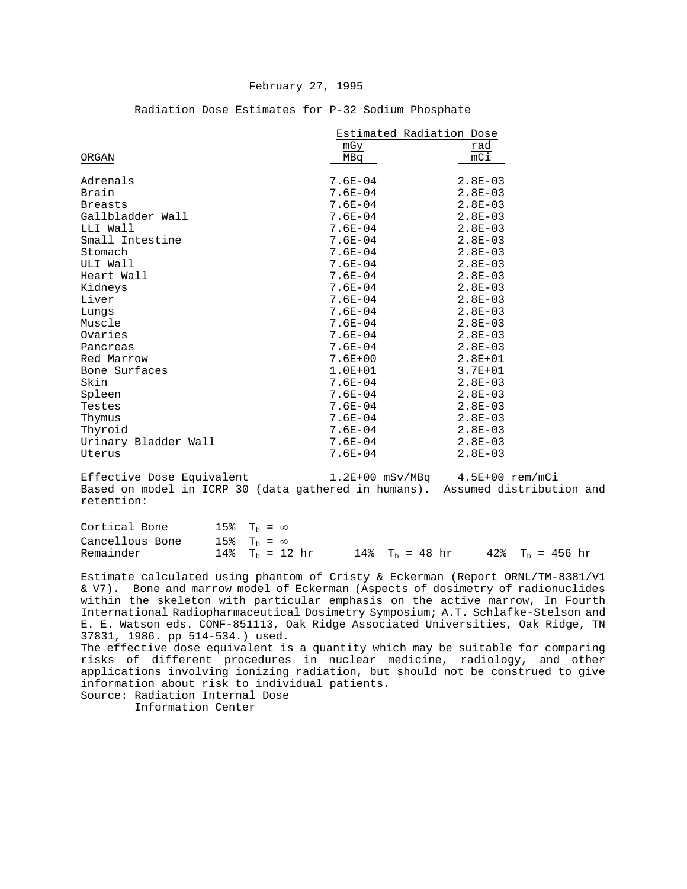February 27, 1995

Radiation Dose Estimates for P-32 Sodium Phosphate

| ORGAN | Estimated Radiation Dose mGy/MBq | rad/mCi |
|---|---|---|
| Adrenals | 7.6E-04 | 2.8E-03 |
| Brain | 7.6E-04 | 2.8E-03 |
| Breasts | 7.6E-04 | 2.8E-03 |
| Gallbladder Wall | 7.6E-04 | 2.8E-03 |
| LLI Wall | 7.6E-04 | 2.8E-03 |
| Small Intestine | 7.6E-04 | 2.8E-03 |
| Stomach | 7.6E-04 | 2.8E-03 |
| ULI Wall | 7.6E-04 | 2.8E-03 |
| Heart Wall | 7.6E-04 | 2.8E-03 |
| Kidneys | 7.6E-04 | 2.8E-03 |
| Liver | 7.6E-04 | 2.8E-03 |
| Lungs | 7.6E-04 | 2.8E-03 |
| Muscle | 7.6E-04 | 2.8E-03 |
| Ovaries | 7.6E-04 | 2.8E-03 |
| Pancreas | 7.6E-04 | 2.8E-03 |
| Red Marrow | 7.6E+00 | 2.8E+01 |
| Bone Surfaces | 1.0E+01 | 3.7E+01 |
| Skin | 7.6E-04 | 2.8E-03 |
| Spleen | 7.6E-04 | 2.8E-03 |
| Testes | 7.6E-04 | 2.8E-03 |
| Thymus | 7.6E-04 | 2.8E-03 |
| Thyroid | 7.6E-04 | 2.8E-03 |
| Urinary Bladder Wall | 7.6E-04 | 2.8E-03 |
| Uterus | 7.6E-04 | 2.8E-03 |
| Effective Dose Equivalent | 1.2E+00 mSv/MBq | 4.5E+00 rem/mCi |

Based on model in ICRP 30 (data gathered in humans). Assumed distribution and retention:

| | | | |
|---|---|---|---|
| Cortical Bone | 15% $T_b = \infty$ | | |
| Cancellous Bone | 15% $T_b = \infty$ | | |
| Remainder | 14% $T_b = 12$ hr | 14% $T_b = 48$ hr | 42% $T_b = 456$ hr |

Estimate calculated using phantom of Cristy & Eckerman (Report ORNL/TM-8381/V1 & V7). Bone and marrow model of Eckerman (Aspects of dosimetry of radionuclides within the skeleton with particular emphasis on the active marrow, In Fourth International Radiopharmaceutical Dosimetry Symposium; A.T. Schlafke-Stelson and E. E. Watson eds. CONF-851113, Oak Ridge Associated Universities, Oak Ridge, TN 37831, 1986. pp 514-534.) used.
The effective dose equivalent is a quantity which may be suitable for comparing risks of different procedures in nuclear medicine, radiology, and other applications involving ionizing radiation, but should not be construed to give information about risk to individual patients.
Source: Radiation Internal Dose Information Center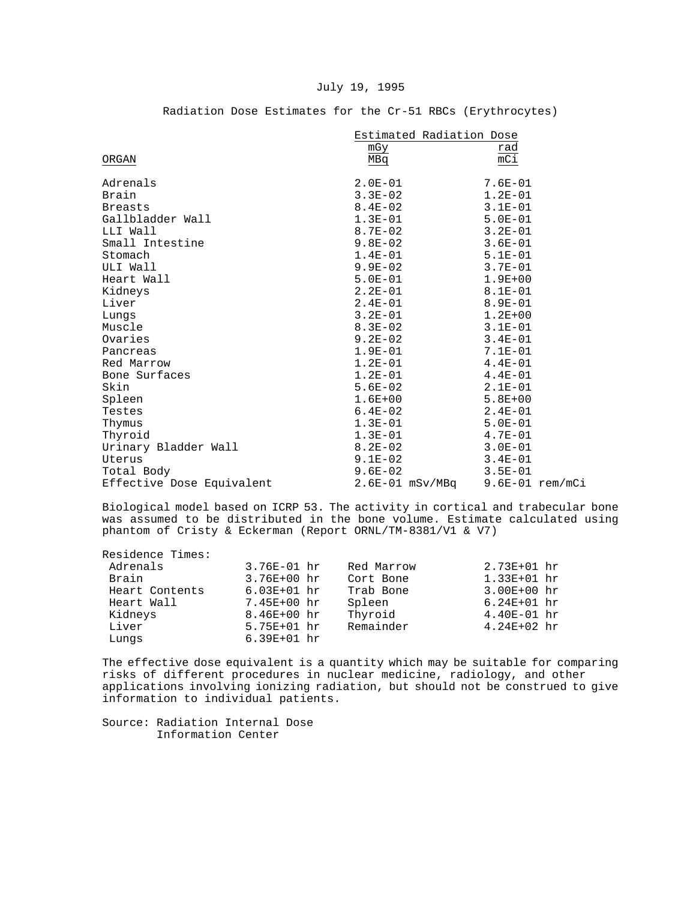July 19, 1995

Radiation Dose Estimates for the Cr-51 RBCs (Erythrocytes)

| ORGAN | Estimated Radiation Dose mGy/MBq | rad/mCi |
|---|---|---|
| Adrenals | 2.0E-01 | 7.6E-01 |
| Brain | 3.3E-02 | 1.2E-01 |
| Breasts | 8.4E-02 | 3.1E-01 |
| Gallbladder Wall | 1.3E-01 | 5.0E-01 |
| LLI Wall | 8.7E-02 | 3.2E-01 |
| Small Intestine | 9.8E-02 | 3.6E-01 |
| Stomach | 1.4E-01 | 5.1E-01 |
| ULI Wall | 9.9E-02 | 3.7E-01 |
| Heart Wall | 5.0E-01 | 1.9E+00 |
| Kidneys | 2.2E-01 | 8.1E-01 |
| Liver | 2.4E-01 | 8.9E-01 |
| Lungs | 3.2E-01 | 1.2E+00 |
| Muscle | 8.3E-02 | 3.1E-01 |
| Ovaries | 9.2E-02 | 3.4E-01 |
| Pancreas | 1.9E-01 | 7.1E-01 |
| Red Marrow | 1.2E-01 | 4.4E-01 |
| Bone Surfaces | 1.2E-01 | 4.4E-01 |
| Skin | 5.6E-02 | 2.1E-01 |
| Spleen | 1.6E+00 | 5.8E+00 |
| Testes | 6.4E-02 | 2.4E-01 |
| Thymus | 1.3E-01 | 5.0E-01 |
| Thyroid | 1.3E-01 | 4.7E-01 |
| Urinary Bladder Wall | 8.2E-02 | 3.0E-01 |
| Uterus | 9.1E-02 | 3.4E-01 |
| Total Body | 9.6E-02 | 3.5E-01 |
| Effective Dose Equivalent | 2.6E-01 mSv/MBq | 9.6E-01 rem/mCi |

Biological model based on ICRP 53. The activity in cortical and trabecular bone was assumed to be distributed in the bone volume. Estimate calculated using phantom of Cristy & Eckerman (Report ORNL/TM-8381/V1 & V7)

Residence Times:

| | | | |
|---|---|---|---|
| Adrenals | 3.76E-01 hr | Red Marrow | 2.73E+01 hr |
| Brain | 3.76E+00 hr | Cort Bone | 1.33E+01 hr |
| Heart Contents | 6.03E+01 hr | Trab Bone | 3.00E+00 hr |
| Heart Wall | 7.45E+00 hr | Spleen | 6.24E+01 hr |
| Kidneys | 8.46E+00 hr | Thyroid | 4.40E-01 hr |
| Liver | 5.75E+01 hr | Remainder | 4.24E+02 hr |
| Lungs | 6.39E+01 hr | | |

The effective dose equivalent is a quantity which may be suitable for comparing risks of different procedures in nuclear medicine, radiology, and other applications involving ionizing radiation, but should not be construed to give information to individual patients.

Source: Radiation Internal Dose Information Center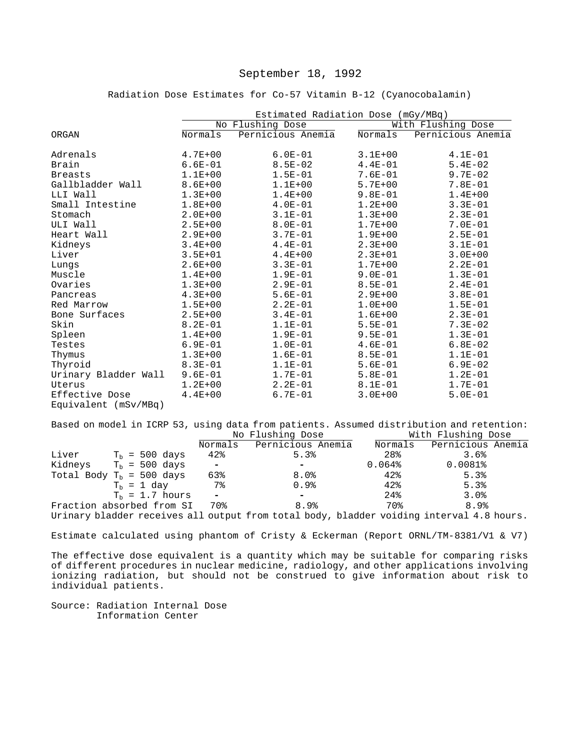September 18, 1992

## Radiation Dose Estimates for Co-57 Vitamin B-12 (Cyanocobalamin)

| | Estimated Radiation Dose (mGy/MBq) | | | |
|---|---|---|---|---|
| | No Flushing Dose | | With Flushing Dose | |
| ORGAN | Normals | Pernicious Anemia | Normals | Pernicious Anemia |
| Adrenals | 4.7E+00 | 6.0E-01 | 3.1E+00 | 4.1E-01 |
| Brain | 6.6E-01 | 8.5E-02 | 4.4E-01 | 5.4E-02 |
| Breasts | 1.1E+00 | 1.5E-01 | 7.6E-01 | 9.7E-02 |
| Gallbladder Wall | 8.6E+00 | 1.1E+00 | 5.7E+00 | 7.8E-01 |
| LLI Wall | 1.3E+00 | 1.4E+00 | 9.8E-01 | 1.4E+00 |
| Small Intestine | 1.8E+00 | 4.0E-01 | 1.2E+00 | 3.3E-01 |
| Stomach | 2.0E+00 | 3.1E-01 | 1.3E+00 | 2.3E-01 |
| ULI Wall | 2.5E+00 | 8.0E-01 | 1.7E+00 | 7.0E-01 |
| Heart Wall | 2.9E+00 | 3.7E-01 | 1.9E+00 | 2.5E-01 |
| Kidneys | 3.4E+00 | 4.4E-01 | 2.3E+00 | 3.1E-01 |
| Liver | 3.5E+01 | 4.4E+00 | 2.3E+01 | 3.0E+00 |
| Lungs | 2.6E+00 | 3.3E-01 | 1.7E+00 | 2.2E-01 |
| Muscle | 1.4E+00 | 1.9E-01 | 9.0E-01 | 1.3E-01 |
| Ovaries | 1.3E+00 | 2.9E-01 | 8.5E-01 | 2.4E-01 |
| Pancreas | 4.3E+00 | 5.6E-01 | 2.9E+00 | 3.8E-01 |
| Red Marrow | 1.5E+00 | 2.2E-01 | 1.0E+00 | 1.5E-01 |
| Bone Surfaces | 2.5E+00 | 3.4E-01 | 1.6E+00 | 2.3E-01 |
| Skin | 8.2E-01 | 1.1E-01 | 5.5E-01 | 7.3E-02 |
| Spleen | 1.4E+00 | 1.9E-01 | 9.5E-01 | 1.3E-01 |
| Testes | 6.9E-01 | 1.0E-01 | 4.6E-01 | 6.8E-02 |
| Thymus | 1.3E+00 | 1.6E-01 | 8.5E-01 | 1.1E-01 |
| Thyroid | 8.3E-01 | 1.1E-01 | 5.6E-01 | 6.9E-02 |
| Urinary Bladder Wall | 9.6E-01 | 1.7E-01 | 5.8E-01 | 1.2E-01 |
| Uterus | 1.2E+00 | 2.2E-01 | 8.1E-01 | 1.7E-01 |
| Effective Dose Equivalent (mSv/MBq) | 4.4E+00 | 6.7E-01 | 3.0E+00 | 5.0E-01 |

Based on model in ICRP 53, using data from patients. Assumed distribution and retention:

| | | No Flushing Dose | | With Flushing Dose | |
|---|---|---|---|---|---|
| | | Normals | Pernicious Anemia | Normals | Pernicious Anemia |
| Liver | $T_b$ = 500 days | 42% | 5.3% | 28% | 3.6% |
| Kidneys | $T_b$ = 500 days | - | - | 0.064% | 0.0081% |
| Total Body | $T_b$ = 500 days | 63% | 8.0% | 42% | 5.3% |
| | $T_b$ = 1 day | 7% | 0.9% | 42% | 5.3% |
| | $T_b$ = 1.7 hours | - | - | 24% | 3.0% |
| Fraction absorbed from SI | | 70% | 8.9% | 70% | 8.9% |

Urinary bladder receives all output from total body, bladder voiding interval 4.8 hours.

Estimate calculated using phantom of Cristy & Eckerman (Report ORNL/TM-8381/V1 & V7)

The effective dose equivalent is a quantity which may be suitable for comparing risks of different procedures in nuclear medicine, radiology, and other applications involving ionizing radiation, but should not be construed to give information about risk to individual patients.

Source: Radiation Internal Dose Information Center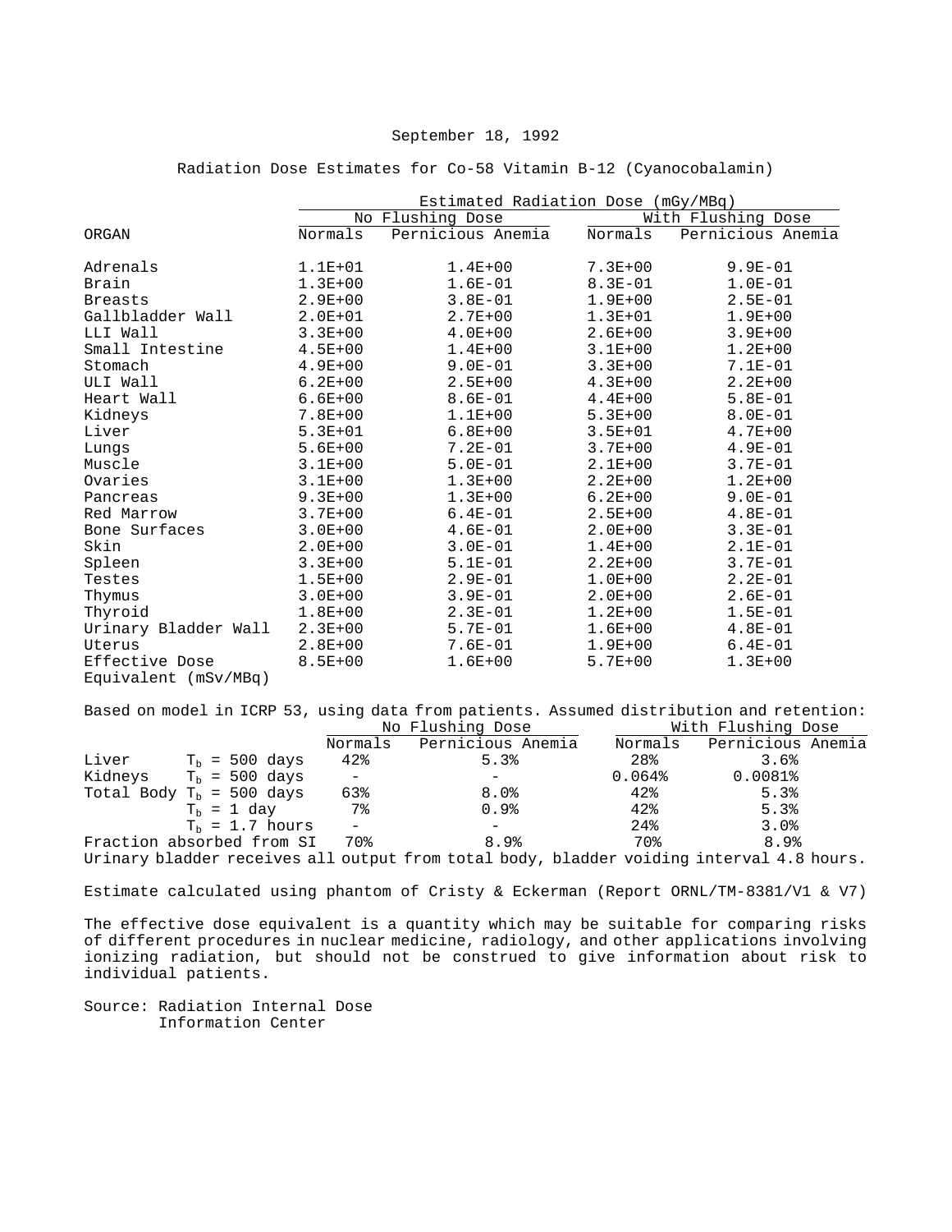September 18, 1992

## Radiation Dose Estimates for Co-58 Vitamin B-12 (Cyanocobalamin)

| ORGAN | Estimated Radiation Dose (mGy/MBq) | | | |
|---|---|---|---|---|
| | No Flushing Dose | | With Flushing Dose | |
| | Normals | Pernicious Anemia | Normals | Pernicious Anemia |
| Adrenals | 1.1E+01 | 1.4E+00 | 7.3E+00 | 9.9E-01 |
| Brain | 1.3E+00 | 1.6E-01 | 8.3E-01 | 1.0E-01 |
| Breasts | 2.9E+00 | 3.8E-01 | 1.9E+00 | 2.5E-01 |
| Gallbladder Wall | 2.0E+01 | 2.7E+00 | 1.3E+01 | 1.9E+00 |
| LLI Wall | 3.3E+00 | 4.0E+00 | 2.6E+00 | 3.9E+00 |
| Small Intestine | 4.5E+00 | 1.4E+00 | 3.1E+00 | 1.2E+00 |
| Stomach | 4.9E+00 | 9.0E-01 | 3.3E+00 | 7.1E-01 |
| ULI Wall | 6.2E+00 | 2.5E+00 | 4.3E+00 | 2.2E+00 |
| Heart Wall | 6.6E+00 | 8.6E-01 | 4.4E+00 | 5.8E-01 |
| Kidneys | 7.8E+00 | 1.1E+00 | 5.3E+00 | 8.0E-01 |
| Liver | 5.3E+01 | 6.8E+00 | 3.5E+01 | 4.7E+00 |
| Lungs | 5.6E+00 | 7.2E-01 | 3.7E+00 | 4.9E-01 |
| Muscle | 3.1E+00 | 5.0E-01 | 2.1E+00 | 3.7E-01 |
| Ovaries | 3.1E+00 | 1.3E+00 | 2.2E+00 | 1.2E+00 |
| Pancreas | 9.3E+00 | 1.3E+00 | 6.2E+00 | 9.0E-01 |
| Red Marrow | 3.7E+00 | 6.4E-01 | 2.5E+00 | 4.8E-01 |
| Bone Surfaces | 3.0E+00 | 4.6E-01 | 2.0E+00 | 3.3E-01 |
| Skin | 2.0E+00 | 3.0E-01 | 1.4E+00 | 2.1E-01 |
| Spleen | 3.3E+00 | 5.1E-01 | 2.2E+00 | 3.7E-01 |
| Testes | 1.5E+00 | 2.9E-01 | 1.0E+00 | 2.2E-01 |
| Thymus | 3.0E+00 | 3.9E-01 | 2.0E+00 | 2.6E-01 |
| Thyroid | 1.8E+00 | 2.3E-01 | 1.2E+00 | 1.5E-01 |
| Urinary Bladder Wall | 2.3E+00 | 5.7E-01 | 1.6E+00 | 4.8E-01 |
| Uterus | 2.8E+00 | 7.6E-01 | 1.9E+00 | 6.4E-01 |
| Effective Dose Equivalent (mSv/MBq) | 8.5E+00 | 1.6E+00 | 5.7E+00 | 1.3E+00 |

Based on model in ICRP 53, using data from patients. Assumed distribution and retention:

| | No Flushing Dose | | With Flushing Dose | |
|---|---|---|---|---|
| | Normals | Pernicious Anemia | Normals | Pernicious Anemia |
| Liver $T_b$ = 500 days | 42% | 5.3% | 28% | 3.6% |
| Kidneys $T_b$ = 500 days | - | - | 0.064% | 0.0081% |
| Total Body $T_b$ = 500 days | 63% | 8.0% | 42% | 5.3% |
| $T_b$ = 1 day | 7% | 0.9% | 42% | 5.3% |
| $T_b$ = 1.7 hours | - | - | 24% | 3.0% |
| Fraction absorbed from SI | 70% | 8.9% | 70% | 8.9% |

Urinary bladder receives all output from total body, bladder voiding interval 4.8 hours.

Estimate calculated using phantom of Cristy & Eckerman (Report ORNL/TM-8381/V1 & V7)

The effective dose equivalent is a quantity which may be suitable for comparing risks of different procedures in nuclear medicine, radiology, and other applications involving ionizing radiation, but should not be construed to give information about risk to individual patients.

Source: Radiation Internal Dose Information Center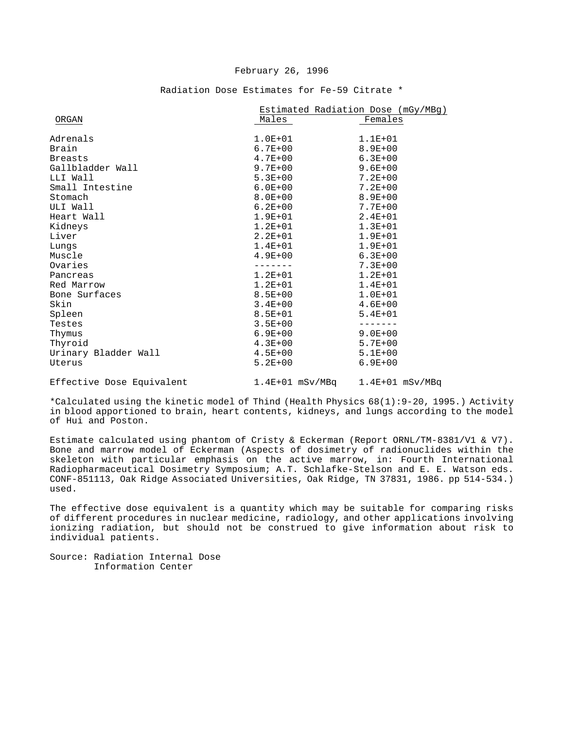February 26, 1996

Radiation Dose Estimates for Fe-59 Citrate *

| ORGAN | Estimated Radiation Dose (mGy/MBq) Males | Females |
|---|---|---|
| Adrenals | 1.0E+01 | 1.1E+01 |
| Brain | 6.7E+00 | 8.9E+00 |
| Breasts | 4.7E+00 | 6.3E+00 |
| Gallbladder Wall | 9.7E+00 | 9.6E+00 |
| LLI Wall | 5.3E+00 | 7.2E+00 |
| Small Intestine | 6.0E+00 | 7.2E+00 |
| Stomach | 8.0E+00 | 8.9E+00 |
| ULI Wall | 6.2E+00 | 7.7E+00 |
| Heart Wall | 1.9E+01 | 2.4E+01 |
| Kidneys | 1.2E+01 | 1.3E+01 |
| Liver | 2.2E+01 | 1.9E+01 |
| Lungs | 1.4E+01 | 1.9E+01 |
| Muscle | 4.9E+00 | 6.3E+00 |
| Ovaries | ------- | 7.3E+00 |
| Pancreas | 1.2E+01 | 1.2E+01 |
| Red Marrow | 1.2E+01 | 1.4E+01 |
| Bone Surfaces | 8.5E+00 | 1.0E+01 |
| Skin | 3.4E+00 | 4.6E+00 |
| Spleen | 8.5E+01 | 5.4E+01 |
| Testes | 3.5E+00 | ------- |
| Thymus | 6.9E+00 | 9.0E+00 |
| Thyroid | 4.3E+00 | 5.7E+00 |
| Urinary Bladder Wall | 4.5E+00 | 5.1E+00 |
| Uterus | 5.2E+00 | 6.9E+00 |
| Effective Dose Equivalent | 1.4E+01 mSv/MBq | 1.4E+01 mSv/MBq |

*Calculated using the kinetic model of Thind (Health Physics 68(1):9-20, 1995.) Activity in blood apportioned to brain, heart contents, kidneys, and lungs according to the model of Hui and Poston.

Estimate calculated using phantom of Cristy & Eckerman (Report ORNL/TM-8381/V1 & V7). Bone and marrow model of Eckerman (Aspects of dosimetry of radionuclides within the skeleton with particular emphasis on the active marrow, in: Fourth International Radiopharmaceutical Dosimetry Symposium; A.T. Schlafke-Stelson and E. E. Watson eds. CONF-851113, Oak Ridge Associated Universities, Oak Ridge, TN 37831, 1986. pp 514-534.) used.

The effective dose equivalent is a quantity which may be suitable for comparing risks of different procedures in nuclear medicine, radiology, and other applications involving ionizing radiation, but should not be construed to give information about risk to individual patients.

Source: Radiation Internal Dose Information Center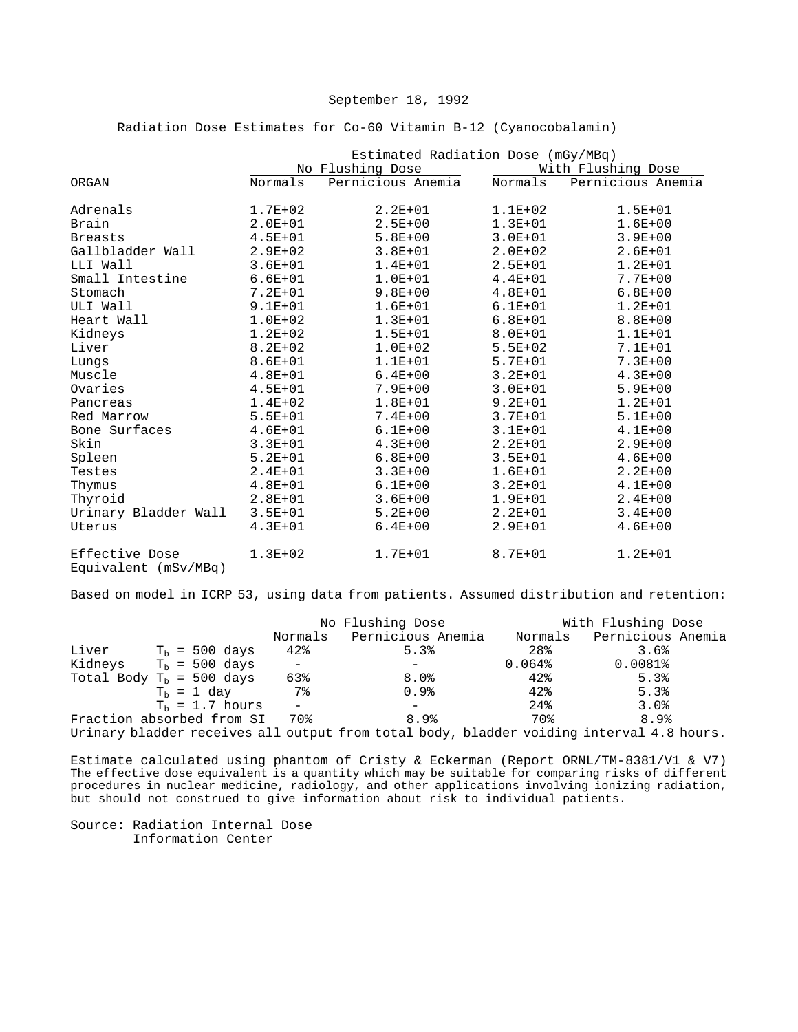September 18, 1992

Radiation Dose Estimates for Co-60 Vitamin B-12 (Cyanocobalamin)

| | Estimated Radiation Dose (mGy/MBq) | | | |
|---|---|---|---|---|
| | No Flushing Dose | | With Flushing Dose | |
| ORGAN | Normals | Pernicious Anemia | Normals | Pernicious Anemia |
| Adrenals | 1.7E+02 | 2.2E+01 | 1.1E+02 | 1.5E+01 |
| Brain | 2.0E+01 | 2.5E+00 | 1.3E+01 | 1.6E+00 |
| Breasts | 4.5E+01 | 5.8E+00 | 3.0E+01 | 3.9E+00 |
| Gallbladder Wall | 2.9E+02 | 3.8E+01 | 2.0E+02 | 2.6E+01 |
| LLI Wall | 3.6E+01 | 1.4E+01 | 2.5E+01 | 1.2E+01 |
| Small Intestine | 6.6E+01 | 1.0E+01 | 4.4E+01 | 7.7E+00 |
| Stomach | 7.2E+01 | 9.8E+00 | 4.8E+01 | 6.8E+00 |
| ULI Wall | 9.1E+01 | 1.6E+01 | 6.1E+01 | 1.2E+01 |
| Heart Wall | 1.0E+02 | 1.3E+01 | 6.8E+01 | 8.8E+00 |
| Kidneys | 1.2E+02 | 1.5E+01 | 8.0E+01 | 1.1E+01 |
| Liver | 8.2E+02 | 1.0E+02 | 5.5E+02 | 7.1E+01 |
| Lungs | 8.6E+01 | 1.1E+01 | 5.7E+01 | 7.3E+00 |
| Muscle | 4.8E+01 | 6.4E+00 | 3.2E+01 | 4.3E+00 |
| Ovaries | 4.5E+01 | 7.9E+00 | 3.0E+01 | 5.9E+00 |
| Pancreas | 1.4E+02 | 1.8E+01 | 9.2E+01 | 1.2E+01 |
| Red Marrow | 5.5E+01 | 7.4E+00 | 3.7E+01 | 5.1E+00 |
| Bone Surfaces | 4.6E+01 | 6.1E+00 | 3.1E+01 | 4.1E+00 |
| Skin | 3.3E+01 | 4.3E+00 | 2.2E+01 | 2.9E+00 |
| Spleen | 5.2E+01 | 6.8E+00 | 3.5E+01 | 4.6E+00 |
| Testes | 2.4E+01 | 3.3E+00 | 1.6E+01 | 2.2E+00 |
| Thymus | 4.8E+01 | 6.1E+00 | 3.2E+01 | 4.1E+00 |
| Thyroid | 2.8E+01 | 3.6E+00 | 1.9E+01 | 2.4E+00 |
| Urinary Bladder Wall | 3.5E+01 | 5.2E+00 | 2.2E+01 | 3.4E+00 |
| Uterus | 4.3E+01 | 6.4E+00 | 2.9E+01 | 4.6E+00 |
| Effective Dose Equivalent (mSv/MBq) | 1.3E+02 | 1.7E+01 | 8.7E+01 | 1.2E+01 |

Based on model in ICRP 53, using data from patients. Assumed distribution and retention:

| | | No Flushing Dose | | With Flushing Dose | |
|---|---|---|---|---|---|
| | | Normals | Pernicious Anemia | Normals | Pernicious Anemia |
| Liver | $T_b$ = 500 days | 42% | 5.3% | 28% | 3.6% |
| Kidneys | $T_b$ = 500 days | - | - | 0.064% | 0.0081% |
| Total Body | $T_b$ = 500 days | 63% | 8.0% | 42% | 5.3% |
| | $T_b$ = 1 day | 7% | 0.9% | 42% | 5.3% |
| | $T_b$ = 1.7 hours | - | - | 24% | 3.0% |
| Fraction absorbed from SI | | 70% | 8.9% | 70% | 8.9% |

Urinary bladder receives all output from total body, bladder voiding interval 4.8 hours.

Estimate calculated using phantom of Cristy & Eckerman (Report ORNL/TM-8381/V1 & V7)
The effective dose equivalent is a quantity which may be suitable for comparing risks of different procedures in nuclear medicine, radiology, and other applications involving ionizing radiation, but should not construed to give information about risk to individual patients.

Source: Radiation Internal Dose Information Center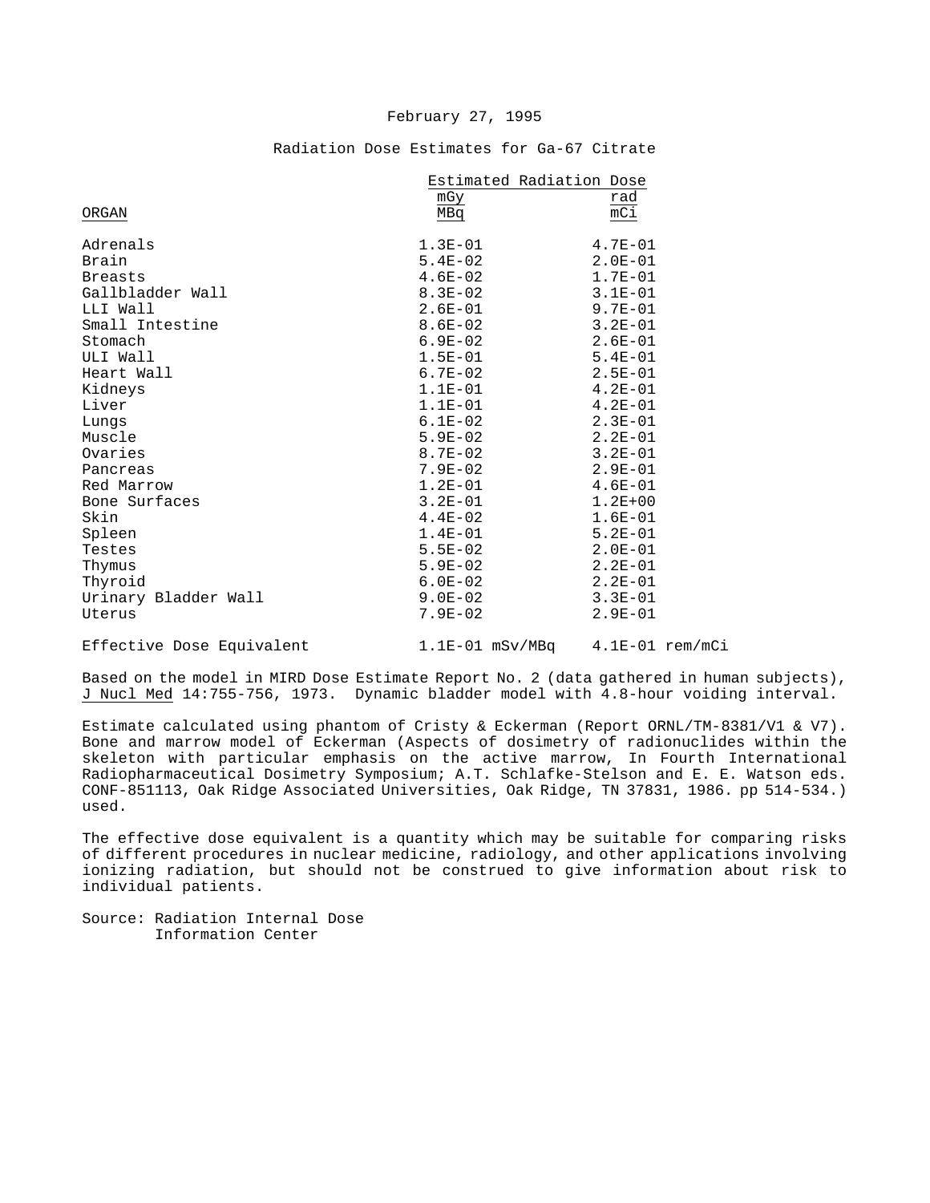February 27, 1995

Radiation Dose Estimates for Ga-67 Citrate

| ORGAN | Estimated Radiation Dose mGy/MBq | rad/mCi |
|---|---|---|
| Adrenals | 1.3E-01 | 4.7E-01 |
| Brain | 5.4E-02 | 2.0E-01 |
| Breasts | 4.6E-02 | 1.7E-01 |
| Gallbladder Wall | 8.3E-02 | 3.1E-01 |
| LLI Wall | 2.6E-01 | 9.7E-01 |
| Small Intestine | 8.6E-02 | 3.2E-01 |
| Stomach | 6.9E-02 | 2.6E-01 |
| ULI Wall | 1.5E-01 | 5.4E-01 |
| Heart Wall | 6.7E-02 | 2.5E-01 |
| Kidneys | 1.1E-01 | 4.2E-01 |
| Liver | 1.1E-01 | 4.2E-01 |
| Lungs | 6.1E-02 | 2.3E-01 |
| Muscle | 5.9E-02 | 2.2E-01 |
| Ovaries | 8.7E-02 | 3.2E-01 |
| Pancreas | 7.9E-02 | 2.9E-01 |
| Red Marrow | 1.2E-01 | 4.6E-01 |
| Bone Surfaces | 3.2E-01 | 1.2E+00 |
| Skin | 4.4E-02 | 1.6E-01 |
| Spleen | 1.4E-01 | 5.2E-01 |
| Testes | 5.5E-02 | 2.0E-01 |
| Thymus | 5.9E-02 | 2.2E-01 |
| Thyroid | 6.0E-02 | 2.2E-01 |
| Urinary Bladder Wall | 9.0E-02 | 3.3E-01 |
| Uterus | 7.9E-02 | 2.9E-01 |
| Effective Dose Equivalent | 1.1E-01 mSv/MBq | 4.1E-01 rem/mCi |

Based on the model in MIRD Dose Estimate Report No. 2 (data gathered in human subjects), J Nucl Med 14:755-756, 1973. Dynamic bladder model with 4.8-hour voiding interval.

Estimate calculated using phantom of Cristy & Eckerman (Report ORNL/TM-8381/V1 & V7). Bone and marrow model of Eckerman (Aspects of dosimetry of radionuclides within the skeleton with particular emphasis on the active marrow, In Fourth International Radiopharmaceutical Dosimetry Symposium; A.T. Schlafke-Stelson and E. E. Watson eds. CONF-851113, Oak Ridge Associated Universities, Oak Ridge, TN 37831, 1986. pp 514-534.) used.

The effective dose equivalent is a quantity which may be suitable for comparing risks of different procedures in nuclear medicine, radiology, and other applications involving ionizing radiation, but should not be construed to give information about risk to individual patients.

Source: Radiation Internal Dose Information Center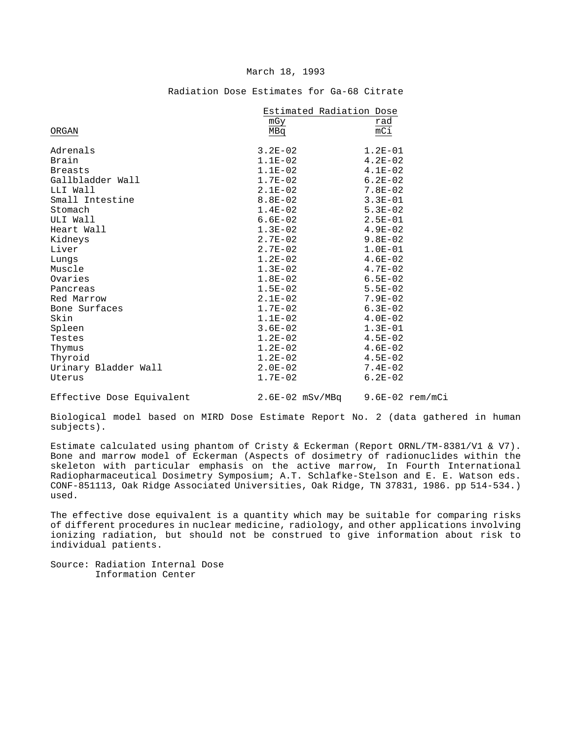March 18, 1993

Radiation Dose Estimates for Ga-68 Citrate

| ORGAN | Estimated Radiation Dose mGy/MBq | rad/mCi |
|---|---|---|
| Adrenals | 3.2E-02 | 1.2E-01 |
| Brain | 1.1E-02 | 4.2E-02 |
| Breasts | 1.1E-02 | 4.1E-02 |
| Gallbladder Wall | 1.7E-02 | 6.2E-02 |
| LLI Wall | 2.1E-02 | 7.8E-02 |
| Small Intestine | 8.8E-02 | 3.3E-01 |
| Stomach | 1.4E-02 | 5.3E-02 |
| ULI Wall | 6.6E-02 | 2.5E-01 |
| Heart Wall | 1.3E-02 | 4.9E-02 |
| Kidneys | 2.7E-02 | 9.8E-02 |
| Liver | 2.7E-02 | 1.0E-01 |
| Lungs | 1.2E-02 | 4.6E-02 |
| Muscle | 1.3E-02 | 4.7E-02 |
| Ovaries | 1.8E-02 | 6.5E-02 |
| Pancreas | 1.5E-02 | 5.5E-02 |
| Red Marrow | 2.1E-02 | 7.9E-02 |
| Bone Surfaces | 1.7E-02 | 6.3E-02 |
| Skin | 1.1E-02 | 4.0E-02 |
| Spleen | 3.6E-02 | 1.3E-01 |
| Testes | 1.2E-02 | 4.5E-02 |
| Thymus | 1.2E-02 | 4.6E-02 |
| Thyroid | 1.2E-02 | 4.5E-02 |
| Urinary Bladder Wall | 2.0E-02 | 7.4E-02 |
| Uterus | 1.7E-02 | 6.2E-02 |
| Effective Dose Equivalent | 2.6E-02 mSv/MBq | 9.6E-02 rem/mCi |

Biological model based on MIRD Dose Estimate Report No. 2 (data gathered in human subjects).

Estimate calculated using phantom of Cristy & Eckerman (Report ORNL/TM-8381/V1 & V7). Bone and marrow model of Eckerman (Aspects of dosimetry of radionuclides within the skeleton with particular emphasis on the active marrow, In Fourth International Radiopharmaceutical Dosimetry Symposium; A.T. Schlafke-Stelson and E. E. Watson eds. CONF-851113, Oak Ridge Associated Universities, Oak Ridge, TN 37831, 1986. pp 514-534.) used.

The effective dose equivalent is a quantity which may be suitable for comparing risks of different procedures in nuclear medicine, radiology, and other applications involving ionizing radiation, but should not be construed to give information about risk to individual patients.

Source: Radiation Internal Dose Information Center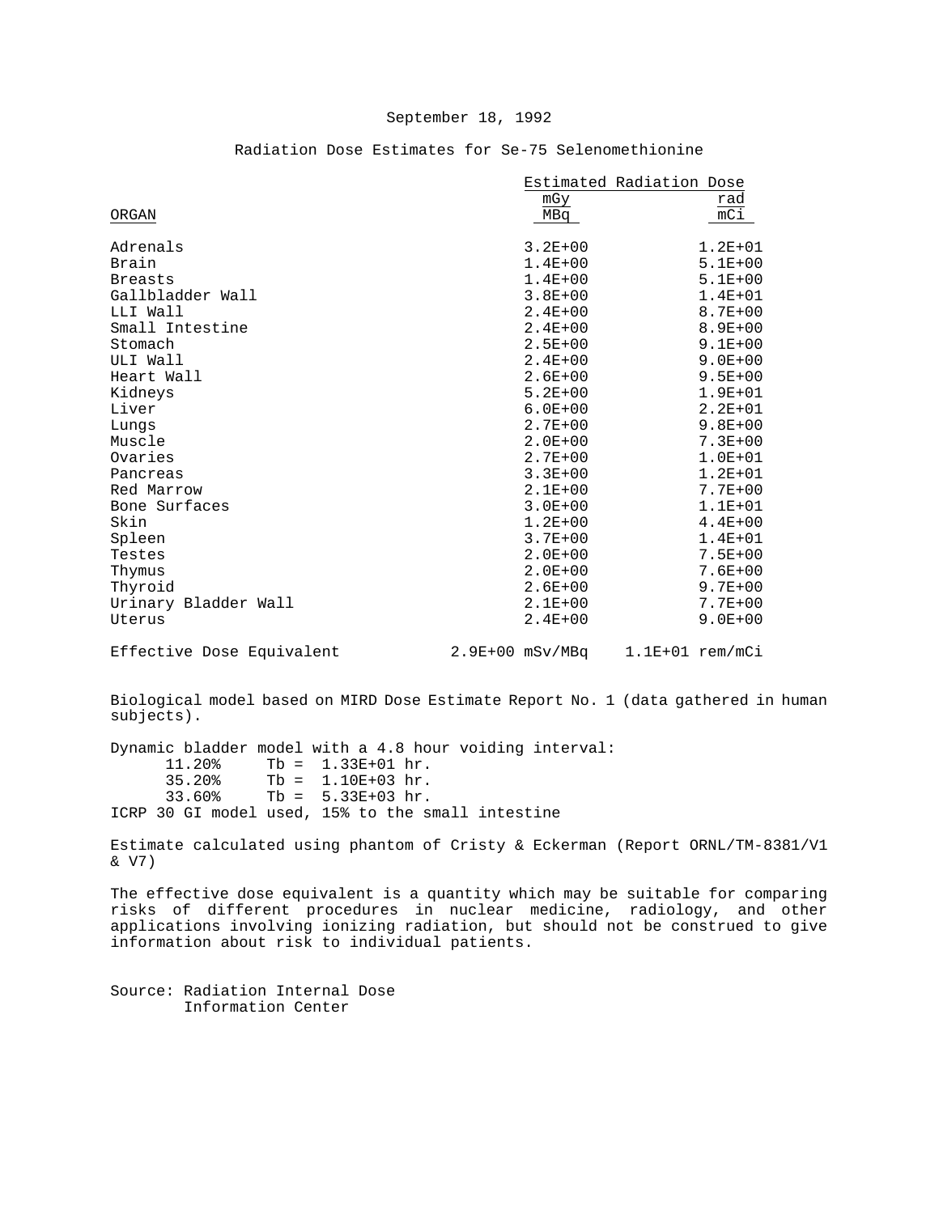September 18, 1992

## Radiation Dose Estimates for Se-75 Selenomethionine

| ORGAN | Estimated Radiation Dose mGy/MBq | rad/mCi |
|---|---|---|
| Adrenals | 3.2E+00 | 1.2E+01 |
| Brain | 1.4E+00 | 5.1E+00 |
| Breasts | 1.4E+00 | 5.1E+00 |
| Gallbladder Wall | 3.8E+00 | 1.4E+01 |
| LLI Wall | 2.4E+00 | 8.7E+00 |
| Small Intestine | 2.4E+00 | 8.9E+00 |
| Stomach | 2.5E+00 | 9.1E+00 |
| ULI Wall | 2.4E+00 | 9.0E+00 |
| Heart Wall | 2.6E+00 | 9.5E+00 |
| Kidneys | 5.2E+00 | 1.9E+01 |
| Liver | 6.0E+00 | 2.2E+01 |
| Lungs | 2.7E+00 | 9.8E+00 |
| Muscle | 2.0E+00 | 7.3E+00 |
| Ovaries | 2.7E+00 | 1.0E+01 |
| Pancreas | 3.3E+00 | 1.2E+01 |
| Red Marrow | 2.1E+00 | 7.7E+00 |
| Bone Surfaces | 3.0E+00 | 1.1E+01 |
| Skin | 1.2E+00 | 4.4E+00 |
| Spleen | 3.7E+00 | 1.4E+01 |
| Testes | 2.0E+00 | 7.5E+00 |
| Thymus | 2.0E+00 | 7.6E+00 |
| Thyroid | 2.6E+00 | 9.7E+00 |
| Urinary Bladder Wall | 2.1E+00 | 7.7E+00 |
| Uterus | 2.4E+00 | 9.0E+00 |
| Effective Dose Equivalent | 2.9E+00 mSv/MBq | 1.1E+01 rem/mCi |

Biological model based on MIRD Dose Estimate Report No. 1 (data gathered in human subjects).

Dynamic bladder model with a 4.8 hour voiding interval:

- 11.20% Tb = 1.33E+01 hr.
- 35.20% Tb = 1.10E+03 hr.
- 33.60% Tb = 5.33E+03 hr.

ICRP 30 GI model used, 15% to the small intestine

Estimate calculated using phantom of Cristy & Eckerman (Report ORNL/TM-8381/V1 & V7)

The effective dose equivalent is a quantity which may be suitable for comparing risks of different procedures in nuclear medicine, radiology, and other applications involving ionizing radiation, but should not be construed to give information about risk to individual patients.

Source: Radiation Internal Dose Information Center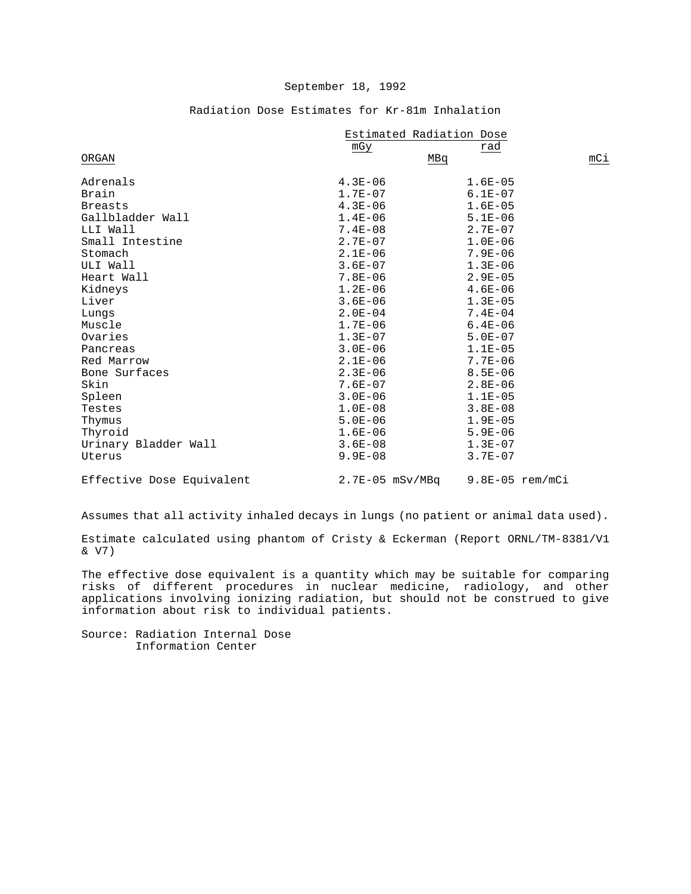September 18, 1992

Radiation Dose Estimates for Kr-81m Inhalation

| ORGAN | Estimated Radiation Dose mGy/MBq | rad/mCi |
|---|---|---|
| Adrenals | 4.3E-06 | 1.6E-05 |
| Brain | 1.7E-07 | 6.1E-07 |
| Breasts | 4.3E-06 | 1.6E-05 |
| Gallbladder Wall | 1.4E-06 | 5.1E-06 |
| LLI Wall | 7.4E-08 | 2.7E-07 |
| Small Intestine | 2.7E-07 | 1.0E-06 |
| Stomach | 2.1E-06 | 7.9E-06 |
| ULI Wall | 3.6E-07 | 1.3E-06 |
| Heart Wall | 7.8E-06 | 2.9E-05 |
| Kidneys | 1.2E-06 | 4.6E-06 |
| Liver | 3.6E-06 | 1.3E-05 |
| Lungs | 2.0E-04 | 7.4E-04 |
| Muscle | 1.7E-06 | 6.4E-06 |
| Ovaries | 1.3E-07 | 5.0E-07 |
| Pancreas | 3.0E-06 | 1.1E-05 |
| Red Marrow | 2.1E-06 | 7.7E-06 |
| Bone Surfaces | 2.3E-06 | 8.5E-06 |
| Skin | 7.6E-07 | 2.8E-06 |
| Spleen | 3.0E-06 | 1.1E-05 |
| Testes | 1.0E-08 | 3.8E-08 |
| Thymus | 5.0E-06 | 1.9E-05 |
| Thyroid | 1.6E-06 | 5.9E-06 |
| Urinary Bladder Wall | 3.6E-08 | 1.3E-07 |
| Uterus | 9.9E-08 | 3.7E-07 |
| Effective Dose Equivalent | 2.7E-05 mSv/MBq | 9.8E-05 rem/mCi |

Assumes that all activity inhaled decays in lungs (no patient or animal data used).

Estimate calculated using phantom of Cristy & Eckerman (Report ORNL/TM-8381/V1 & V7)

The effective dose equivalent is a quantity which may be suitable for comparing risks of different procedures in nuclear medicine, radiology, and other applications involving ionizing radiation, but should not be construed to give information about risk to individual patients.

Source: Radiation Internal Dose Information Center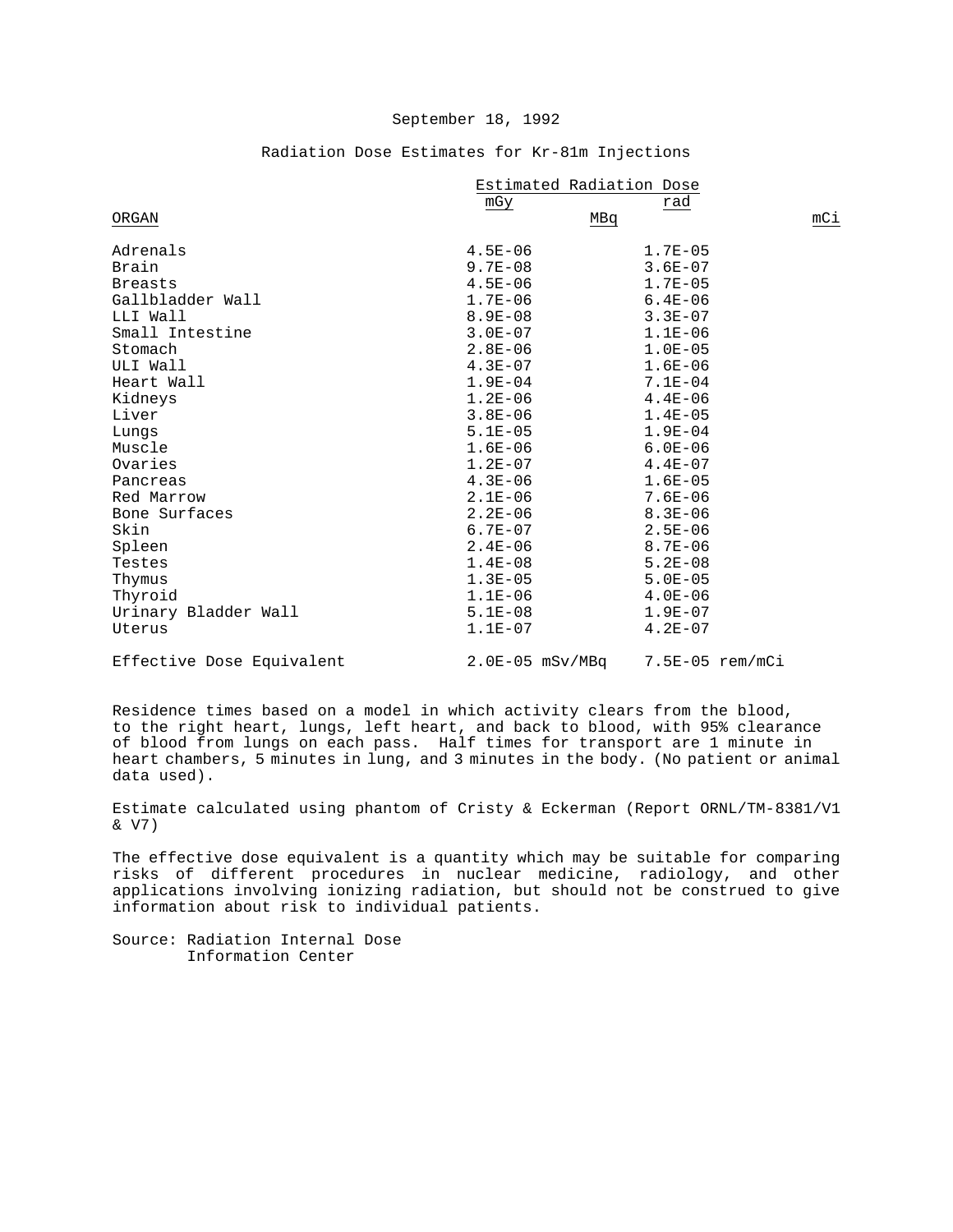September 18, 1992

Radiation Dose Estimates for Kr-81m Injections

| ORGAN | Estimated Radiation Dose mGy/MBq | rad/mCi |
|---|---|---|
| Adrenals | 4.5E-06 | 1.7E-05 |
| Brain | 9.7E-08 | 3.6E-07 |
| Breasts | 4.5E-06 | 1.7E-05 |
| Gallbladder Wall | 1.7E-06 | 6.4E-06 |
| LLI Wall | 8.9E-08 | 3.3E-07 |
| Small Intestine | 3.0E-07 | 1.1E-06 |
| Stomach | 2.8E-06 | 1.0E-05 |
| ULI Wall | 4.3E-07 | 1.6E-06 |
| Heart Wall | 1.9E-04 | 7.1E-04 |
| Kidneys | 1.2E-06 | 4.4E-06 |
| Liver | 3.8E-06 | 1.4E-05 |
| Lungs | 5.1E-05 | 1.9E-04 |
| Muscle | 1.6E-06 | 6.0E-06 |
| Ovaries | 1.2E-07 | 4.4E-07 |
| Pancreas | 4.3E-06 | 1.6E-05 |
| Red Marrow | 2.1E-06 | 7.6E-06 |
| Bone Surfaces | 2.2E-06 | 8.3E-06 |
| Skin | 6.7E-07 | 2.5E-06 |
| Spleen | 2.4E-06 | 8.7E-06 |
| Testes | 1.4E-08 | 5.2E-08 |
| Thymus | 1.3E-05 | 5.0E-05 |
| Thyroid | 1.1E-06 | 4.0E-06 |
| Urinary Bladder Wall | 5.1E-08 | 1.9E-07 |
| Uterus | 1.1E-07 | 4.2E-07 |
| Effective Dose Equivalent | 2.0E-05 mSv/MBq | 7.5E-05 rem/mCi |

Residence times based on a model in which activity clears from the blood, to the right heart, lungs, left heart, and back to blood, with 95% clearance of blood from lungs on each pass. Half times for transport are 1 minute in heart chambers, 5 minutes in lung, and 3 minutes in the body. (No patient or animal data used).

Estimate calculated using phantom of Cristy & Eckerman (Report ORNL/TM-8381/V1 & V7)

The effective dose equivalent is a quantity which may be suitable for comparing risks of different procedures in nuclear medicine, radiology, and other applications involving ionizing radiation, but should not be construed to give information about risk to individual patients.

Source: Radiation Internal Dose Information Center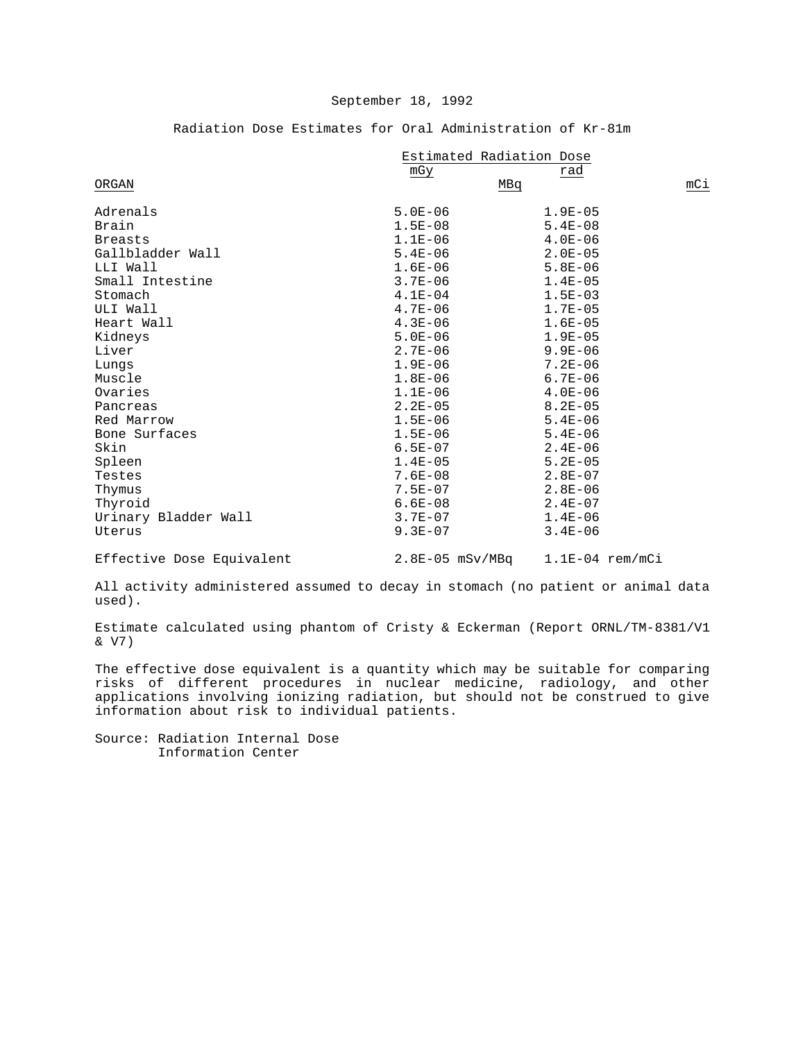September 18, 1992

## Radiation Dose Estimates for Oral Administration of Kr-81m

| ORGAN | Estimated Radiation Dose mGy/MBq | rad/mCi |
|---|---|---|
| Adrenals | 5.0E-06 | 1.9E-05 |
| Brain | 1.5E-08 | 5.4E-08 |
| Breasts | 1.1E-06 | 4.0E-06 |
| Gallbladder Wall | 5.4E-06 | 2.0E-05 |
| LLI Wall | 1.6E-06 | 5.8E-06 |
| Small Intestine | 3.7E-06 | 1.4E-05 |
| Stomach | 4.1E-04 | 1.5E-03 |
| ULI Wall | 4.7E-06 | 1.7E-05 |
| Heart Wall | 4.3E-06 | 1.6E-05 |
| Kidneys | 5.0E-06 | 1.9E-05 |
| Liver | 2.7E-06 | 9.9E-06 |
| Lungs | 1.9E-06 | 7.2E-06 |
| Muscle | 1.8E-06 | 6.7E-06 |
| Ovaries | 1.1E-06 | 4.0E-06 |
| Pancreas | 2.2E-05 | 8.2E-05 |
| Red Marrow | 1.5E-06 | 5.4E-06 |
| Bone Surfaces | 1.5E-06 | 5.4E-06 |
| Skin | 6.5E-07 | 2.4E-06 |
| Spleen | 1.4E-05 | 5.2E-05 |
| Testes | 7.6E-08 | 2.8E-07 |
| Thymus | 7.5E-07 | 2.8E-06 |
| Thyroid | 6.6E-08 | 2.4E-07 |
| Urinary Bladder Wall | 3.7E-07 | 1.4E-06 |
| Uterus | 9.3E-07 | 3.4E-06 |
| Effective Dose Equivalent | 2.8E-05 mSv/MBq | 1.1E-04 rem/mCi |

All activity administered assumed to decay in stomach (no patient or animal data used).

Estimate calculated using phantom of Cristy & Eckerman (Report ORNL/TM-8381/V1 & V7)

The effective dose equivalent is a quantity which may be suitable for comparing risks of different procedures in nuclear medicine, radiology, and other applications involving ionizing radiation, but should not be construed to give information about risk to individual patients.

Source: Radiation Internal Dose Information Center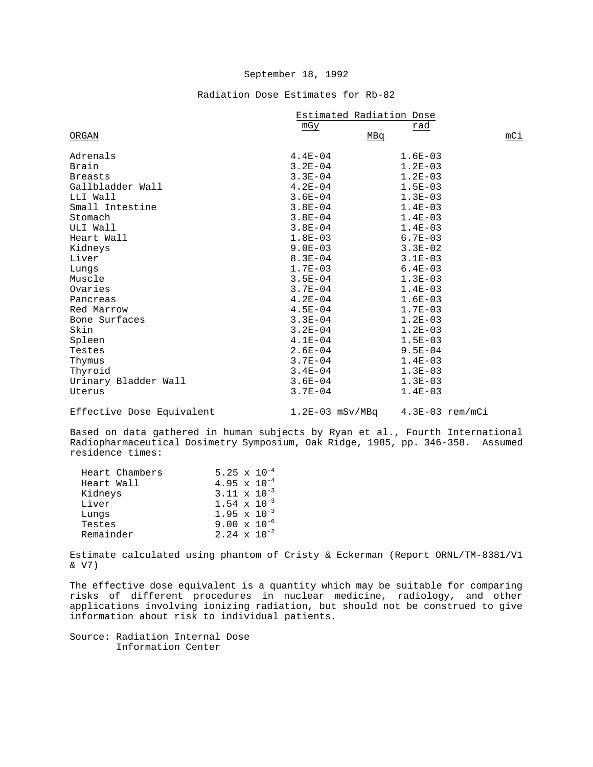September 18, 1992

## Radiation Dose Estimates for Rb-82

| ORGAN | Estimated Radiation Dose mGy/MBq | Estimated Radiation Dose rad/mCi |
|---|---|---|
| Adrenals | 4.4E-04 | 1.6E-03 |
| Brain | 3.2E-04 | 1.2E-03 |
| Breasts | 3.3E-04 | 1.2E-03 |
| Gallbladder Wall | 4.2E-04 | 1.5E-03 |
| LLI Wall | 3.6E-04 | 1.3E-03 |
| Small Intestine | 3.8E-04 | 1.4E-03 |
| Stomach | 3.8E-04 | 1.4E-03 |
| ULI Wall | 3.8E-04 | 1.4E-03 |
| Heart Wall | 1.8E-03 | 6.7E-03 |
| Kidneys | 9.0E-03 | 3.3E-02 |
| Liver | 8.3E-04 | 3.1E-03 |
| Lungs | 1.7E-03 | 6.4E-03 |
| Muscle | 3.5E-04 | 1.3E-03 |
| Ovaries | 3.7E-04 | 1.4E-03 |
| Pancreas | 4.2E-04 | 1.6E-03 |
| Red Marrow | 4.5E-04 | 1.7E-03 |
| Bone Surfaces | 3.3E-04 | 1.2E-03 |
| Skin | 3.2E-04 | 1.2E-03 |
| Spleen | 4.1E-04 | 1.5E-03 |
| Testes | 2.6E-04 | 9.5E-04 |
| Thymus | 3.7E-04 | 1.4E-03 |
| Thyroid | 3.4E-04 | 1.3E-03 |
| Urinary Bladder Wall | 3.6E-04 | 1.3E-03 |
| Uterus | 3.7E-04 | 1.4E-03 |
| Effective Dose Equivalent | 1.2E-03 mSv/MBq | 4.3E-03 rem/mCi |

Based on data gathered in human subjects by Ryan et al., Fourth International Radiopharmaceutical Dosimetry Symposium, Oak Ridge, 1985, pp. 346-358. Assumed residence times:

| | |
|---|---|
| Heart Chambers | $5.25 \times 10^{-4}$ |
| Heart Wall | $4.95 \times 10^{-4}$ |
| Kidneys | $3.11 \times 10^{-3}$ |
| Liver | $1.54 \times 10^{-3}$ |
| Lungs | $1.95 \times 10^{-3}$ |
| Testes | $9.00 \times 10^{-6}$ |
| Remainder | $2.24 \times 10^{-2}$ |

Estimate calculated using phantom of Cristy & Eckerman (Report ORNL/TM-8381/V1 & V7)

The effective dose equivalent is a quantity which may be suitable for comparing risks of different procedures in nuclear medicine, radiology, and other applications involving ionizing radiation, but should not be construed to give information about risk to individual patients.

Source: Radiation Internal Dose Information Center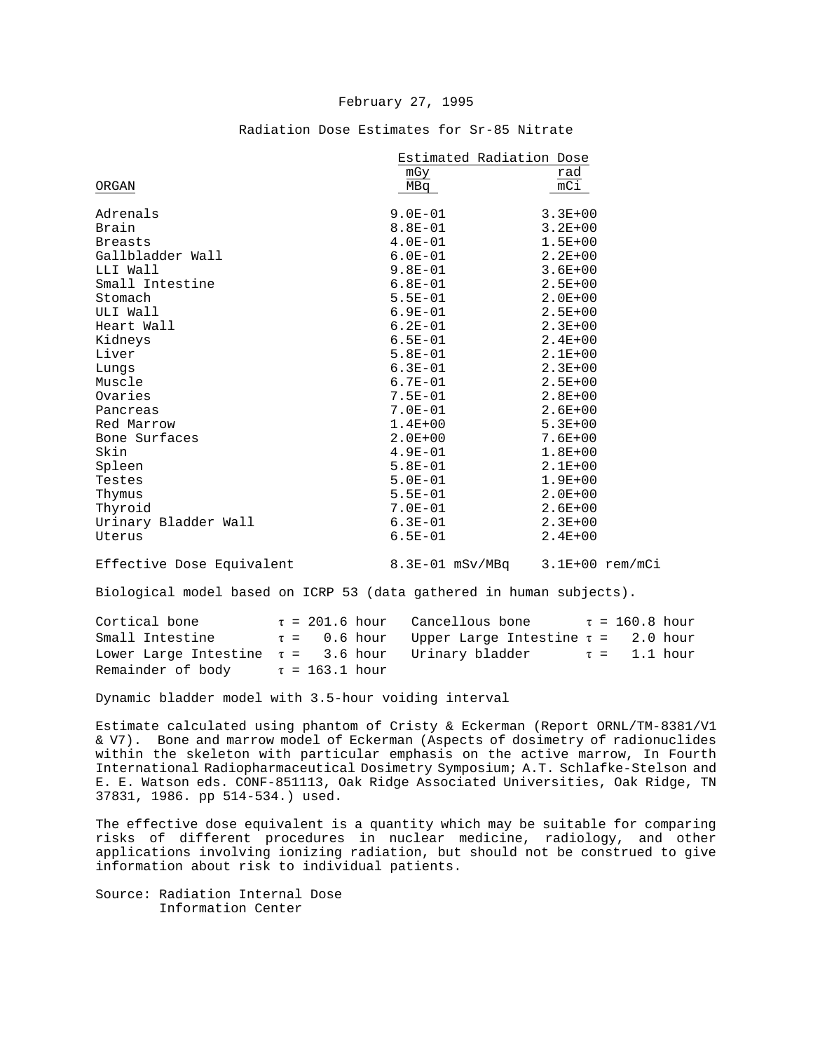February 27, 1995

## Radiation Dose Estimates for Sr-85 Nitrate

| ORGAN | Estimated Radiation Dose mGy/MBq | rad/mCi |
|---|---|---|
| Adrenals | 9.0E-01 | 3.3E+00 |
| Brain | 8.8E-01 | 3.2E+00 |
| Breasts | 4.0E-01 | 1.5E+00 |
| Gallbladder Wall | 6.0E-01 | 2.2E+00 |
| LLI Wall | 9.8E-01 | 3.6E+00 |
| Small Intestine | 6.8E-01 | 2.5E+00 |
| Stomach | 5.5E-01 | 2.0E+00 |
| ULI Wall | 6.9E-01 | 2.5E+00 |
| Heart Wall | 6.2E-01 | 2.3E+00 |
| Kidneys | 6.5E-01 | 2.4E+00 |
| Liver | 5.8E-01 | 2.1E+00 |
| Lungs | 6.3E-01 | 2.3E+00 |
| Muscle | 6.7E-01 | 2.5E+00 |
| Ovaries | 7.5E-01 | 2.8E+00 |
| Pancreas | 7.0E-01 | 2.6E+00 |
| Red Marrow | 1.4E+00 | 5.3E+00 |
| Bone Surfaces | 2.0E+00 | 7.6E+00 |
| Skin | 4.9E-01 | 1.8E+00 |
| Spleen | 5.8E-01 | 2.1E+00 |
| Testes | 5.0E-01 | 1.9E+00 |
| Thymus | 5.5E-01 | 2.0E+00 |
| Thyroid | 7.0E-01 | 2.6E+00 |
| Urinary Bladder Wall | 6.3E-01 | 2.3E+00 |
| Uterus | 6.5E-01 | 2.4E+00 |
| Effective Dose Equivalent | 8.3E-01 mSv/MBq | 3.1E+00 rem/mCi |

Biological model based on ICRP 53 (data gathered in human subjects).

| | | | |
|---|---|---|---|
| Cortical bone | $\tau$ = 201.6 hour | Cancellous bone | $\tau$ = 160.8 hour |
| Small Intestine | $\tau$ = 0.6 hour | Upper Large Intestine | $\tau$ = 2.0 hour |
| Lower Large Intestine | $\tau$ = 3.6 hour | Urinary bladder | $\tau$ = 1.1 hour |
| Remainder of body | $\tau$ = 163.1 hour | | |

Dynamic bladder model with 3.5-hour voiding interval

Estimate calculated using phantom of Cristy & Eckerman (Report ORNL/TM-8381/V1 & V7). Bone and marrow model of Eckerman (Aspects of dosimetry of radionuclides within the skeleton with particular emphasis on the active marrow, In Fourth International Radiopharmaceutical Dosimetry Symposium; A.T. Schlafke-Stelson and E. E. Watson eds. CONF-851113, Oak Ridge Associated Universities, Oak Ridge, TN 37831, 1986. pp 514-534.) used.

The effective dose equivalent is a quantity which may be suitable for comparing risks of different procedures in nuclear medicine, radiology, and other applications involving ionizing radiation, but should not be construed to give information about risk to individual patients.

Source: Radiation Internal Dose Information Center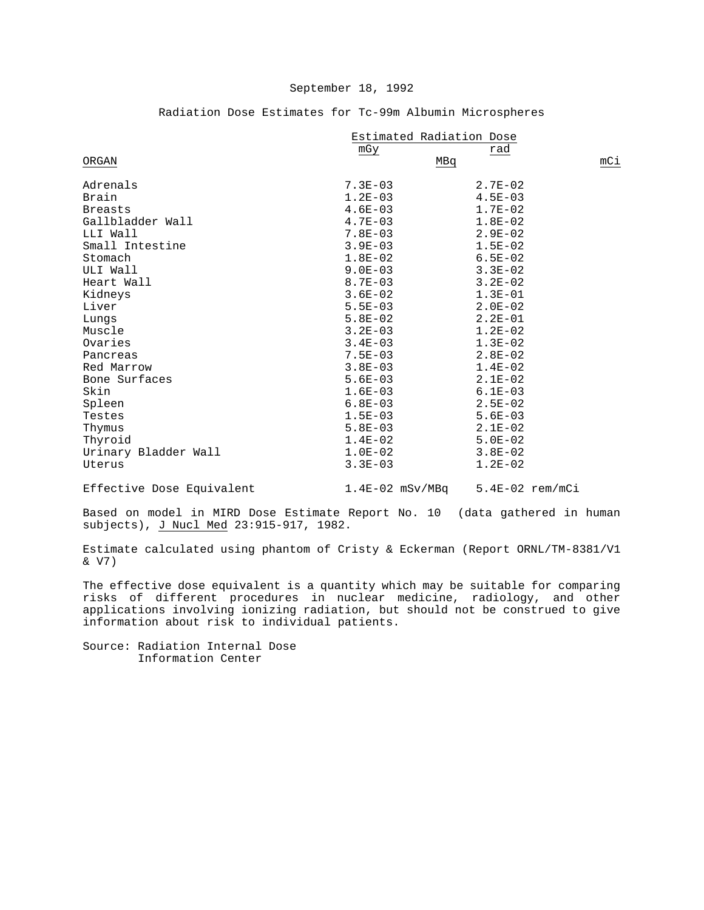September 18, 1992

Radiation Dose Estimates for Tc-99m Albumin Microspheres

| ORGAN | Estimated Radiation Dose mGy/MBq | rad/mCi |
|---|---|---|
| Adrenals | 7.3E-03 | 2.7E-02 |
| Brain | 1.2E-03 | 4.5E-03 |
| Breasts | 4.6E-03 | 1.7E-02 |
| Gallbladder Wall | 4.7E-03 | 1.8E-02 |
| LLI Wall | 7.8E-03 | 2.9E-02 |
| Small Intestine | 3.9E-03 | 1.5E-02 |
| Stomach | 1.8E-02 | 6.5E-02 |
| ULI Wall | 9.0E-03 | 3.3E-02 |
| Heart Wall | 8.7E-03 | 3.2E-02 |
| Kidneys | 3.6E-02 | 1.3E-01 |
| Liver | 5.5E-03 | 2.0E-02 |
| Lungs | 5.8E-02 | 2.2E-01 |
| Muscle | 3.2E-03 | 1.2E-02 |
| Ovaries | 3.4E-03 | 1.3E-02 |
| Pancreas | 7.5E-03 | 2.8E-02 |
| Red Marrow | 3.8E-03 | 1.4E-02 |
| Bone Surfaces | 5.6E-03 | 2.1E-02 |
| Skin | 1.6E-03 | 6.1E-03 |
| Spleen | 6.8E-03 | 2.5E-02 |
| Testes | 1.5E-03 | 5.6E-03 |
| Thymus | 5.8E-03 | 2.1E-02 |
| Thyroid | 1.4E-02 | 5.0E-02 |
| Urinary Bladder Wall | 1.0E-02 | 3.8E-02 |
| Uterus | 3.3E-03 | 1.2E-02 |
| Effective Dose Equivalent | 1.4E-02 mSv/MBq | 5.4E-02 rem/mCi |

Based on model in MIRD Dose Estimate Report No. 10 (data gathered in human subjects), J Nucl Med 23:915-917, 1982.

Estimate calculated using phantom of Cristy & Eckerman (Report ORNL/TM-8381/V1 & V7)

The effective dose equivalent is a quantity which may be suitable for comparing risks of different procedures in nuclear medicine, radiology, and other applications involving ionizing radiation, but should not be construed to give information about risk to individual patients.

Source: Radiation Internal Dose Information Center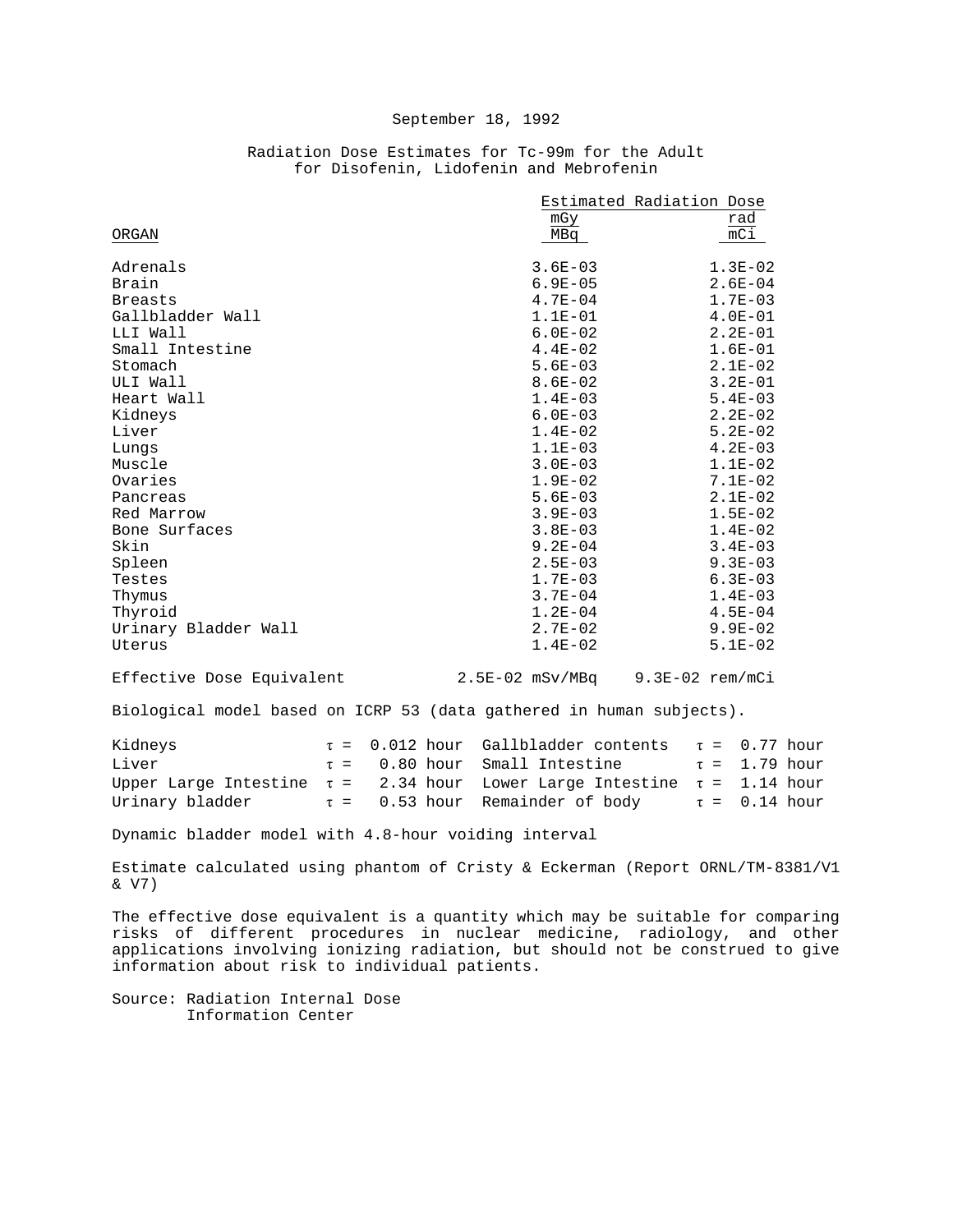September 18, 1992

Radiation Dose Estimates for Tc-99m for the Adult
for Disofenin, Lidofenin and Mebrofenin

| ORGAN | Estimated Radiation Dose mGy/MBq | rad/mCi |
|---|---|---|
| Adrenals | 3.6E-03 | 1.3E-02 |
| Brain | 6.9E-05 | 2.6E-04 |
| Breasts | 4.7E-04 | 1.7E-03 |
| Gallbladder Wall | 1.1E-01 | 4.0E-01 |
| LLI Wall | 6.0E-02 | 2.2E-01 |
| Small Intestine | 4.4E-02 | 1.6E-01 |
| Stomach | 5.6E-03 | 2.1E-02 |
| ULI Wall | 8.6E-02 | 3.2E-01 |
| Heart Wall | 1.4E-03 | 5.4E-03 |
| Kidneys | 6.0E-03 | 2.2E-02 |
| Liver | 1.4E-02 | 5.2E-02 |
| Lungs | 1.1E-03 | 4.2E-03 |
| Muscle | 3.0E-03 | 1.1E-02 |
| Ovaries | 1.9E-02 | 7.1E-02 |
| Pancreas | 5.6E-03 | 2.1E-02 |
| Red Marrow | 3.9E-03 | 1.5E-02 |
| Bone Surfaces | 3.8E-03 | 1.4E-02 |
| Skin | 9.2E-04 | 3.4E-03 |
| Spleen | 2.5E-03 | 9.3E-03 |
| Testes | 1.7E-03 | 6.3E-03 |
| Thymus | 3.7E-04 | 1.4E-03 |
| Thyroid | 1.2E-04 | 4.5E-04 |
| Urinary Bladder Wall | 2.7E-02 | 9.9E-02 |
| Uterus | 1.4E-02 | 5.1E-02 |
| Effective Dose Equivalent | 2.5E-02 mSv/MBq | 9.3E-02 rem/mCi |

Biological model based on ICRP 53 (data gathered in human subjects).

| | | | |
|---|---|---|---|
| Kidneys | $\tau$ = 0.012 hour | Gallbladder contents | $\tau$ = 0.77 hour |
| Liver | $\tau$ = 0.80 hour | Small Intestine | $\tau$ = 1.79 hour |
| Upper Large Intestine | $\tau$ = 2.34 hour | Lower Large Intestine | $\tau$ = 1.14 hour |
| Urinary bladder | $\tau$ = 0.53 hour | Remainder of body | $\tau$ = 0.14 hour |

Dynamic bladder model with 4.8-hour voiding interval

Estimate calculated using phantom of Cristy & Eckerman (Report ORNL/TM-8381/V1 & V7)

The effective dose equivalent is a quantity which may be suitable for comparing risks of different procedures in nuclear medicine, radiology, and other applications involving ionizing radiation, but should not be construed to give information about risk to individual patients.

Source: Radiation Internal Dose
Information Center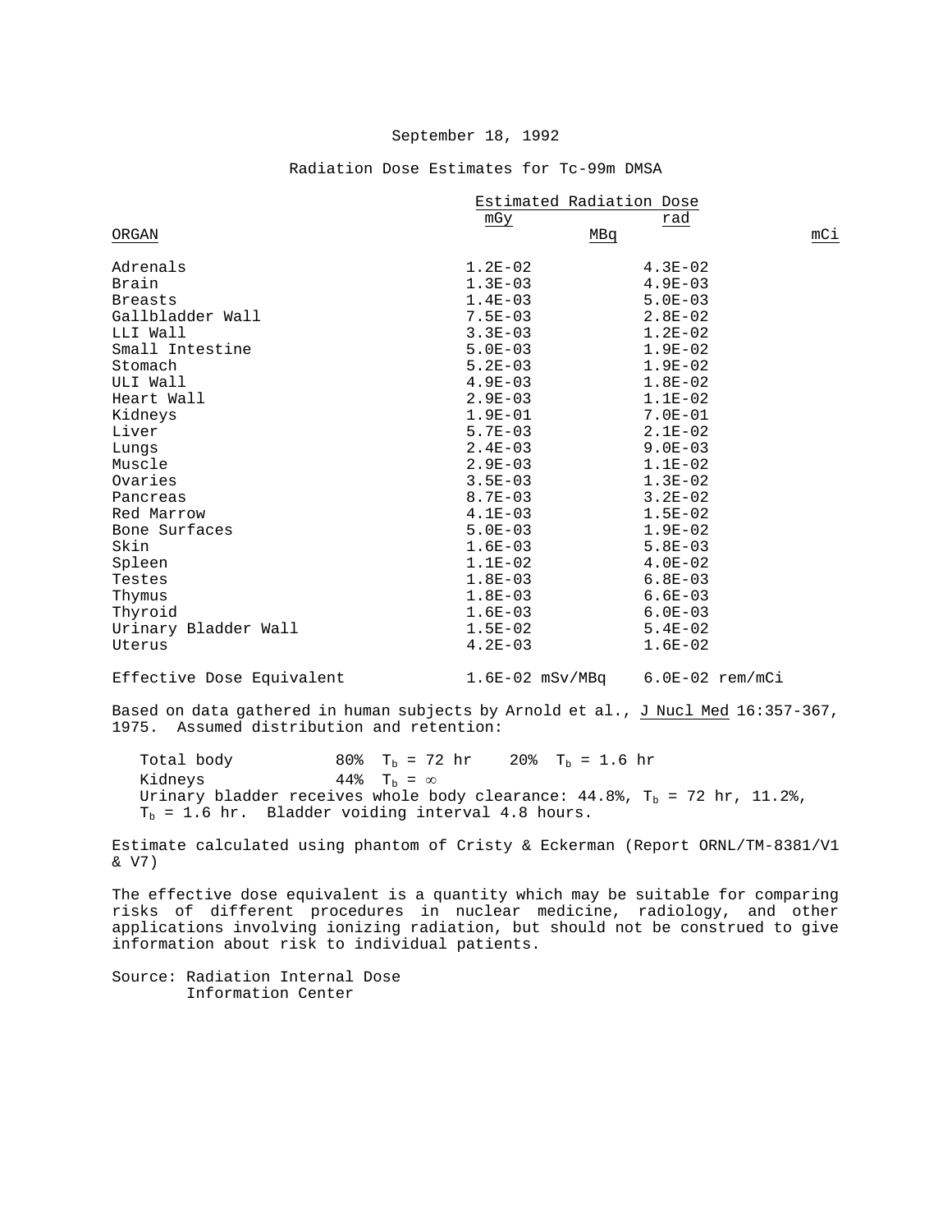September 18, 1992

Radiation Dose Estimates for Tc-99m DMSA

| ORGAN | Estimated Radiation Dose mGy/MBq | rad/mCi |
|---|---|---|
| Adrenals | 1.2E-02 | 4.3E-02 |
| Brain | 1.3E-03 | 4.9E-03 |
| Breasts | 1.4E-03 | 5.0E-03 |
| Gallbladder Wall | 7.5E-03 | 2.8E-02 |
| LLI Wall | 3.3E-03 | 1.2E-02 |
| Small Intestine | 5.0E-03 | 1.9E-02 |
| Stomach | 5.2E-03 | 1.9E-02 |
| ULI Wall | 4.9E-03 | 1.8E-02 |
| Heart Wall | 2.9E-03 | 1.1E-02 |
| Kidneys | 1.9E-01 | 7.0E-01 |
| Liver | 5.7E-03 | 2.1E-02 |
| Lungs | 2.4E-03 | 9.0E-03 |
| Muscle | 2.9E-03 | 1.1E-02 |
| Ovaries | 3.5E-03 | 1.3E-02 |
| Pancreas | 8.7E-03 | 3.2E-02 |
| Red Marrow | 4.1E-03 | 1.5E-02 |
| Bone Surfaces | 5.0E-03 | 1.9E-02 |
| Skin | 1.6E-03 | 5.8E-03 |
| Spleen | 1.1E-02 | 4.0E-02 |
| Testes | 1.8E-03 | 6.8E-03 |
| Thymus | 1.8E-03 | 6.6E-03 |
| Thyroid | 1.6E-03 | 6.0E-03 |
| Urinary Bladder Wall | 1.5E-02 | 5.4E-02 |
| Uterus | 4.2E-03 | 1.6E-02 |
| Effective Dose Equivalent | 1.6E-02 mSv/MBq | 6.0E-02 rem/mCi |

Based on data gathered in human subjects by Arnold et al., J Nucl Med 16:357-367, 1975. Assumed distribution and retention:

Total body 80% $T_b$ = 72 hr 20% $T_b$ = 1.6 hr
Kidneys 44% $T_b = \infty$
Urinary bladder receives whole body clearance: 44.8%, $T_b$ = 72 hr, 11.2%, $T_b$ = 1.6 hr. Bladder voiding interval 4.8 hours.

Estimate calculated using phantom of Cristy & Eckerman (Report ORNL/TM-8381/V1 & V7)

The effective dose equivalent is a quantity which may be suitable for comparing risks of different procedures in nuclear medicine, radiology, and other applications involving ionizing radiation, but should not be construed to give information about risk to individual patients.

Source: Radiation Internal Dose Information Center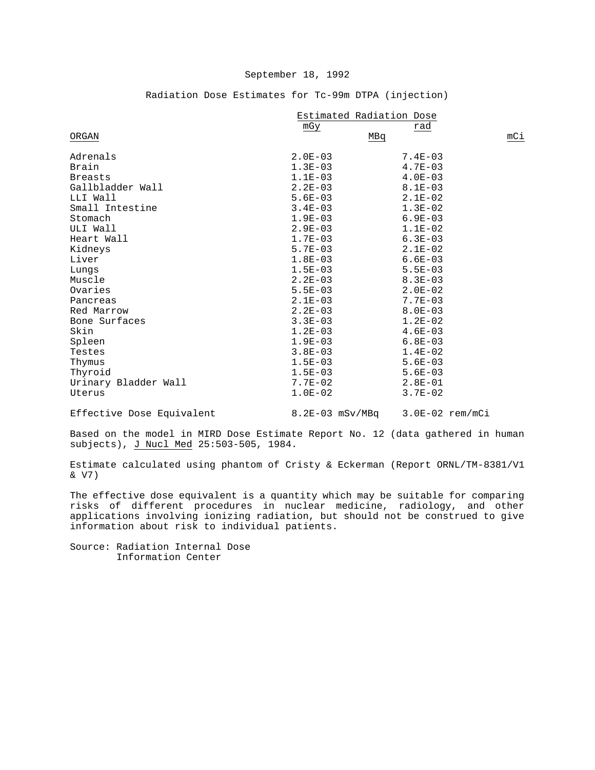September 18, 1992

Radiation Dose Estimates for Tc-99m DTPA (injection)

| ORGAN | Estimated Radiation Dose mGy/MBq | rad/mCi |
|---|---|---|
| Adrenals | 2.0E-03 | 7.4E-03 |
| Brain | 1.3E-03 | 4.7E-03 |
| Breasts | 1.1E-03 | 4.0E-03 |
| Gallbladder Wall | 2.2E-03 | 8.1E-03 |
| LLI Wall | 5.6E-03 | 2.1E-02 |
| Small Intestine | 3.4E-03 | 1.3E-02 |
| Stomach | 1.9E-03 | 6.9E-03 |
| ULI Wall | 2.9E-03 | 1.1E-02 |
| Heart Wall | 1.7E-03 | 6.3E-03 |
| Kidneys | 5.7E-03 | 2.1E-02 |
| Liver | 1.8E-03 | 6.6E-03 |
| Lungs | 1.5E-03 | 5.5E-03 |
| Muscle | 2.2E-03 | 8.3E-03 |
| Ovaries | 5.5E-03 | 2.0E-02 |
| Pancreas | 2.1E-03 | 7.7E-03 |
| Red Marrow | 2.2E-03 | 8.0E-03 |
| Bone Surfaces | 3.3E-03 | 1.2E-02 |
| Skin | 1.2E-03 | 4.6E-03 |
| Spleen | 1.9E-03 | 6.8E-03 |
| Testes | 3.8E-03 | 1.4E-02 |
| Thymus | 1.5E-03 | 5.6E-03 |
| Thyroid | 1.5E-03 | 5.6E-03 |
| Urinary Bladder Wall | 7.7E-02 | 2.8E-01 |
| Uterus | 1.0E-02 | 3.7E-02 |
| Effective Dose Equivalent | 8.2E-03 mSv/MBq | 3.0E-02 rem/mCi |

Based on the model in MIRD Dose Estimate Report No. 12 (data gathered in human subjects), J Nucl Med 25:503-505, 1984.

Estimate calculated using phantom of Cristy & Eckerman (Report ORNL/TM-8381/V1 & V7)

The effective dose equivalent is a quantity which may be suitable for comparing risks of different procedures in nuclear medicine, radiology, and other applications involving ionizing radiation, but should not be construed to give information about risk to individual patients.

Source: Radiation Internal Dose Information Center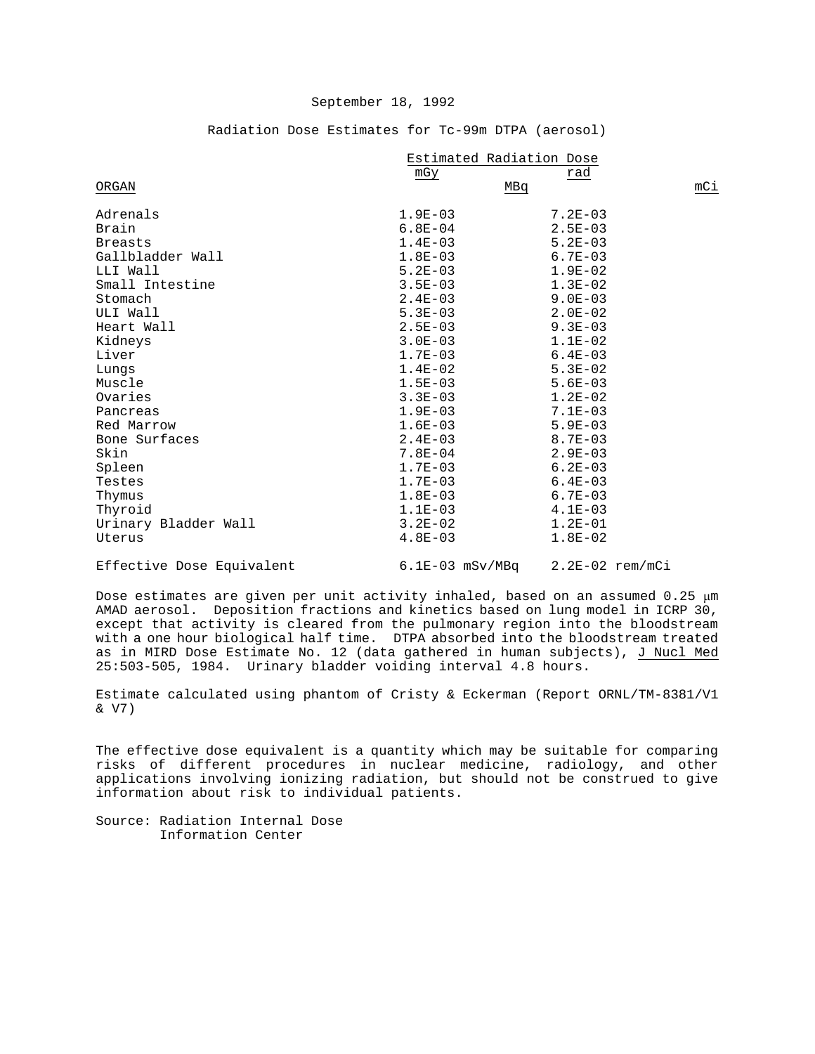September 18, 1992

Radiation Dose Estimates for Tc-99m DTPA (aerosol)

| ORGAN | Estimated Radiation Dose mGy/MBq | rad/mCi |
|---|---|---|
| Adrenals | 1.9E-03 | 7.2E-03 |
| Brain | 6.8E-04 | 2.5E-03 |
| Breasts | 1.4E-03 | 5.2E-03 |
| Gallbladder Wall | 1.8E-03 | 6.7E-03 |
| LLI Wall | 5.2E-03 | 1.9E-02 |
| Small Intestine | 3.5E-03 | 1.3E-02 |
| Stomach | 2.4E-03 | 9.0E-03 |
| ULI Wall | 5.3E-03 | 2.0E-02 |
| Heart Wall | 2.5E-03 | 9.3E-03 |
| Kidneys | 3.0E-03 | 1.1E-02 |
| Liver | 1.7E-03 | 6.4E-03 |
| Lungs | 1.4E-02 | 5.3E-02 |
| Muscle | 1.5E-03 | 5.6E-03 |
| Ovaries | 3.3E-03 | 1.2E-02 |
| Pancreas | 1.9E-03 | 7.1E-03 |
| Red Marrow | 1.6E-03 | 5.9E-03 |
| Bone Surfaces | 2.4E-03 | 8.7E-03 |
| Skin | 7.8E-04 | 2.9E-03 |
| Spleen | 1.7E-03 | 6.2E-03 |
| Testes | 1.7E-03 | 6.4E-03 |
| Thymus | 1.8E-03 | 6.7E-03 |
| Thyroid | 1.1E-03 | 4.1E-03 |
| Urinary Bladder Wall | 3.2E-02 | 1.2E-01 |
| Uterus | 4.8E-03 | 1.8E-02 |
| Effective Dose Equivalent | 6.1E-03 mSv/MBq | 2.2E-02 rem/mCi |

Dose estimates are given per unit activity inhaled, based on an assumed 0.25 μm AMAD aerosol. Deposition fractions and kinetics based on lung model in ICRP 30, except that activity is cleared from the pulmonary region into the bloodstream with a one hour biological half time. DTPA absorbed into the bloodstream treated as in MIRD Dose Estimate No. 12 (data gathered in human subjects), J Nucl Med 25:503-505, 1984. Urinary bladder voiding interval 4.8 hours.

Estimate calculated using phantom of Cristy & Eckerman (Report ORNL/TM-8381/V1 & V7)

The effective dose equivalent is a quantity which may be suitable for comparing risks of different procedures in nuclear medicine, radiology, and other applications involving ionizing radiation, but should not be construed to give information about risk to individual patients.

Source: Radiation Internal Dose Information Center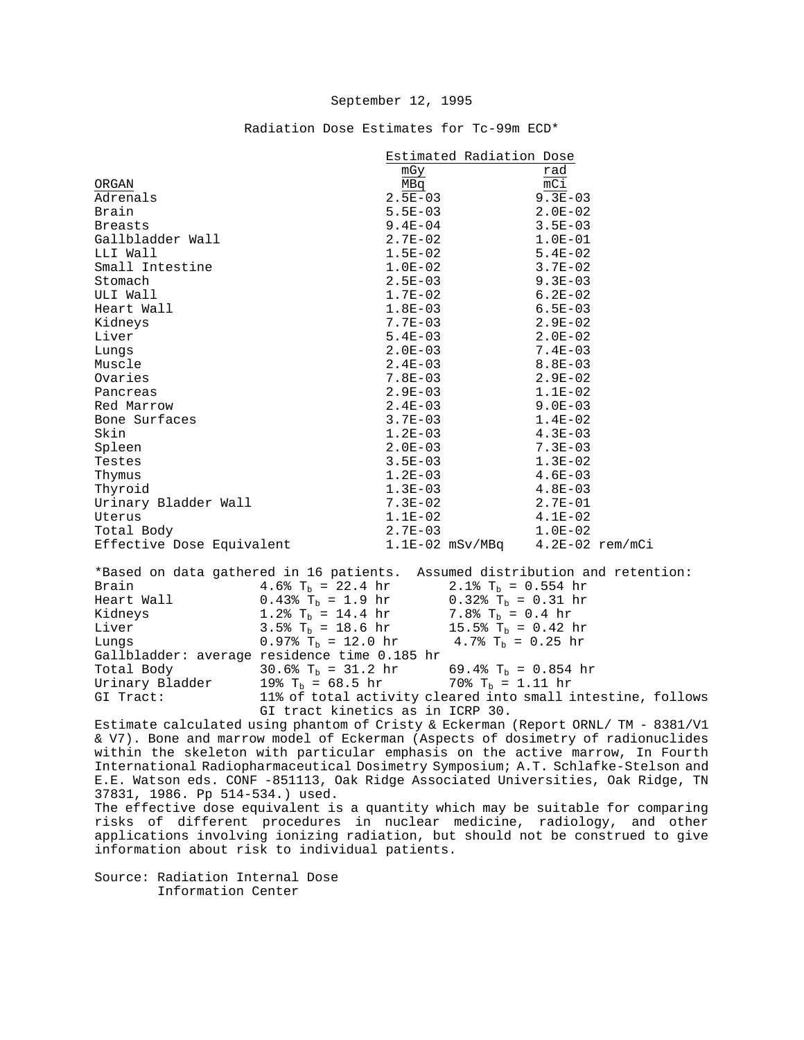September 12, 1995

Radiation Dose Estimates for Tc-99m ECD*

| ORGAN | Estimated Radiation Dose mGy/MBq | rad/mCi |
|---|---|---|
| Adrenals | 2.5E-03 | 9.3E-03 |
| Brain | 5.5E-03 | 2.0E-02 |
| Breasts | 9.4E-04 | 3.5E-03 |
| Gallbladder Wall | 2.7E-02 | 1.0E-01 |
| LLI Wall | 1.5E-02 | 5.4E-02 |
| Small Intestine | 1.0E-02 | 3.7E-02 |
| Stomach | 2.5E-03 | 9.3E-03 |
| ULI Wall | 1.7E-02 | 6.2E-02 |
| Heart Wall | 1.8E-03 | 6.5E-03 |
| Kidneys | 7.7E-03 | 2.9E-02 |
| Liver | 5.4E-03 | 2.0E-02 |
| Lungs | 2.0E-03 | 7.4E-03 |
| Muscle | 2.4E-03 | 8.8E-03 |
| Ovaries | 7.8E-03 | 2.9E-02 |
| Pancreas | 2.9E-03 | 1.1E-02 |
| Red Marrow | 2.4E-03 | 9.0E-03 |
| Bone Surfaces | 3.7E-03 | 1.4E-02 |
| Skin | 1.2E-03 | 4.3E-03 |
| Spleen | 2.0E-03 | 7.3E-03 |
| Testes | 3.5E-03 | 1.3E-02 |
| Thymus | 1.2E-03 | 4.6E-03 |
| Thyroid | 1.3E-03 | 4.8E-03 |
| Urinary Bladder Wall | 7.3E-02 | 2.7E-01 |
| Uterus | 1.1E-02 | 4.1E-02 |
| Total Body | 2.7E-03 | 1.0E-02 |
| Effective Dose Equivalent | 1.1E-02 mSv/MBq | 4.2E-02 rem/mCi |

*Based on data gathered in 16 patients. Assumed distribution and retention:

| | | |
|---|---|---|
| Brain | 4.6% $T_b$ = 22.4 hr | 2.1% $T_b$ = 0.554 hr |
| Heart Wall | 0.43% $T_b$ = 1.9 hr | 0.32% $T_b$ = 0.31 hr |
| Kidneys | 1.2% $T_b$ = 14.4 hr | 7.8% $T_b$ = 0.4 hr |
| Liver | 3.5% $T_b$ = 18.6 hr | 15.5% $T_b$ = 0.42 hr |
| Lungs | 0.97% $T_b$ = 12.0 hr | 4.7% $T_b$ = 0.25 hr |
| Gallbladder: | average residence time 0.185 hr | |
| Total Body | 30.6% $T_b$ = 31.2 hr | 69.4% $T_b$ = 0.854 hr |
| Urinary Bladder | 19% $T_b$ = 68.5 hr | 70% $T_b$ = 1.11 hr |
| GI Tract: | 11% of total activity cleared into small intestine, follows GI tract kinetics as in ICRP 30. | |

Estimate calculated using phantom of Cristy & Eckerman (Report ORNL/ TM - 8381/V1 & V7). Bone and marrow model of Eckerman (Aspects of dosimetry of radionuclides within the skeleton with particular emphasis on the active marrow, In Fourth International Radiopharmaceutical Dosimetry Symposium; A.T. Schlafke-Stelson and E.E. Watson eds. CONF -851113, Oak Ridge Associated Universities, Oak Ridge, TN 37831, 1986. Pp 514-534.) used.

The effective dose equivalent is a quantity which may be suitable for comparing risks of different procedures in nuclear medicine, radiology, and other applications involving ionizing radiation, but should not be construed to give information about risk to individual patients.

Source: Radiation Internal Dose Information Center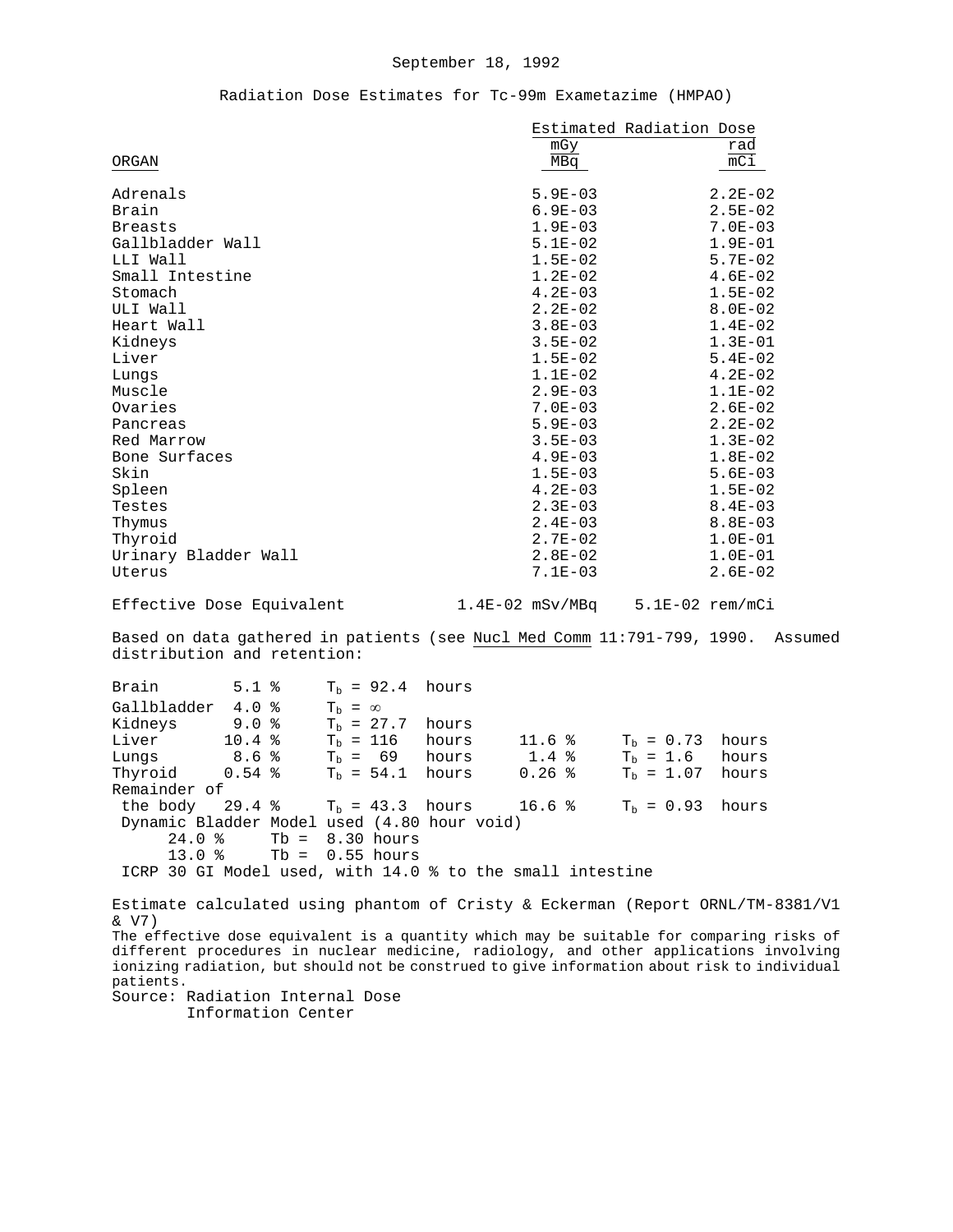September 18, 1992

## Radiation Dose Estimates for Tc-99m Exametazime (HMPAO)

| ORGAN | Estimated Radiation Dose mGy/MBq | rad/mCi |
|---|---|---|
| Adrenals | 5.9E-03 | 2.2E-02 |
| Brain | 6.9E-03 | 2.5E-02 |
| Breasts | 1.9E-03 | 7.0E-03 |
| Gallbladder Wall | 5.1E-02 | 1.9E-01 |
| LLI Wall | 1.5E-02 | 5.7E-02 |
| Small Intestine | 1.2E-02 | 4.6E-02 |
| Stomach | 4.2E-03 | 1.5E-02 |
| ULI Wall | 2.2E-02 | 8.0E-02 |
| Heart Wall | 3.8E-03 | 1.4E-02 |
| Kidneys | 3.5E-02 | 1.3E-01 |
| Liver | 1.5E-02 | 5.4E-02 |
| Lungs | 1.1E-02 | 4.2E-02 |
| Muscle | 2.9E-03 | 1.1E-02 |
| Ovaries | 7.0E-03 | 2.6E-02 |
| Pancreas | 5.9E-03 | 2.2E-02 |
| Red Marrow | 3.5E-03 | 1.3E-02 |
| Bone Surfaces | 4.9E-03 | 1.8E-02 |
| Skin | 1.5E-03 | 5.6E-03 |
| Spleen | 4.2E-03 | 1.5E-02 |
| Testes | 2.3E-03 | 8.4E-03 |
| Thymus | 2.4E-03 | 8.8E-03 |
| Thyroid | 2.7E-02 | 1.0E-01 |
| Urinary Bladder Wall | 2.8E-02 | 1.0E-01 |
| Uterus | 7.1E-03 | 2.6E-02 |
| Effective Dose Equivalent | 1.4E-02 mSv/MBq | 5.1E-02 rem/mCi |

Based on data gathered in patients (see Nucl Med Comm 11:791-799, 1990. Assumed distribution and retention:

| | | | | |
|---|---|---|---|---|
| Brain | 5.1 % | $T_b$ = 92.4 hours | | |
| Gallbladder | 4.0 % | $T_b = \infty$ | | |
| Kidneys | 9.0 % | $T_b$ = 27.7 hours | | |
| Liver | 10.4 % | $T_b$ = 116 hours | 11.6 % | $T_b$ = 0.73 hours |
| Lungs | 8.6 % | $T_b$ = 69 hours | 1.4 % | $T_b$ = 1.6 hours |
| Thyroid | 0.54 % | $T_b$ = 54.1 hours | 0.26 % | $T_b$ = 1.07 hours |
| Remainder of the body | 29.4 % | $T_b$ = 43.3 hours | 16.6 % | $T_b$ = 0.93 hours |

Dynamic Bladder Model used (4.80 hour void)

24.0 % Tb = 8.30 hours

13.0 % Tb = 0.55 hours

ICRP 30 GI Model used, with 14.0 % to the small intestine

Estimate calculated using phantom of Cristy & Eckerman (Report ORNL/TM-8381/V1 & V7)

The effective dose equivalent is a quantity which may be suitable for comparing risks of different procedures in nuclear medicine, radiology, and other applications involving ionizing radiation, but should not be construed to give information about risk to individual patients.

Source: Radiation Internal Dose Information Center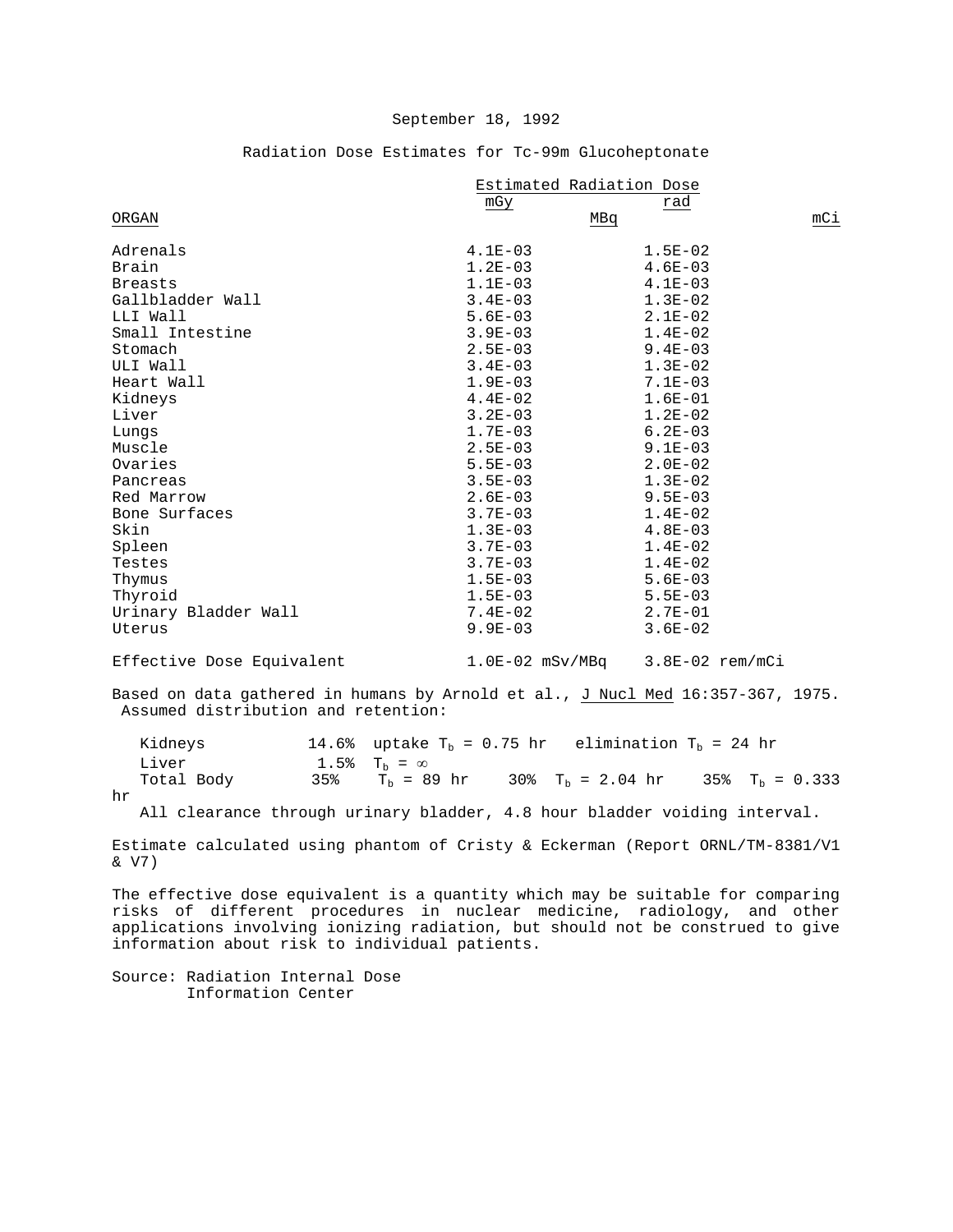September 18, 1992

Radiation Dose Estimates for Tc-99m Glucoheptonate

| ORGAN | Estimated Radiation Dose mGy/MBq | rad/mCi |
|---|---|---|
| Adrenals | 4.1E-03 | 1.5E-02 |
| Brain | 1.2E-03 | 4.6E-03 |
| Breasts | 1.1E-03 | 4.1E-03 |
| Gallbladder Wall | 3.4E-03 | 1.3E-02 |
| LLI Wall | 5.6E-03 | 2.1E-02 |
| Small Intestine | 3.9E-03 | 1.4E-02 |
| Stomach | 2.5E-03 | 9.4E-03 |
| ULI Wall | 3.4E-03 | 1.3E-02 |
| Heart Wall | 1.9E-03 | 7.1E-03 |
| Kidneys | 4.4E-02 | 1.6E-01 |
| Liver | 3.2E-03 | 1.2E-02 |
| Lungs | 1.7E-03 | 6.2E-03 |
| Muscle | 2.5E-03 | 9.1E-03 |
| Ovaries | 5.5E-03 | 2.0E-02 |
| Pancreas | 3.5E-03 | 1.3E-02 |
| Red Marrow | 2.6E-03 | 9.5E-03 |
| Bone Surfaces | 3.7E-03 | 1.4E-02 |
| Skin | 1.3E-03 | 4.8E-03 |
| Spleen | 3.7E-03 | 1.4E-02 |
| Testes | 3.7E-03 | 1.4E-02 |
| Thymus | 1.5E-03 | 5.6E-03 |
| Thyroid | 1.5E-03 | 5.5E-03 |
| Urinary Bladder Wall | 7.4E-02 | 2.7E-01 |
| Uterus | 9.9E-03 | 3.6E-02 |
| Effective Dose Equivalent | 1.0E-02 mSv/MBq | 3.8E-02 rem/mCi |

Based on data gathered in humans by Arnold et al., J Nucl Med 16:357-367, 1975. Assumed distribution and retention:

Kidneys 14.6% uptake $T_b$ = 0.75 hr elimination $T_b$ = 24 hr
Liver 1.5% $T_b = \infty$
Total Body 35% $T_b$ = 89 hr 30% $T_b$ = 2.04 hr 35% $T_b$ = 0.333 hr
All clearance through urinary bladder, 4.8 hour bladder voiding interval.

Estimate calculated using phantom of Cristy & Eckerman (Report ORNL/TM-8381/V1 & V7)

The effective dose equivalent is a quantity which may be suitable for comparing risks of different procedures in nuclear medicine, radiology, and other applications involving ionizing radiation, but should not be construed to give information about risk to individual patients.

Source: Radiation Internal Dose Information Center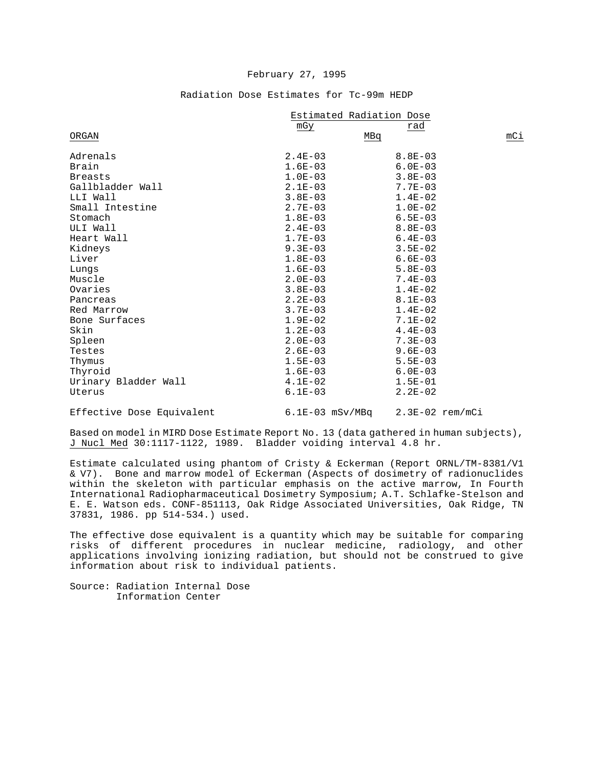February 27, 1995

Radiation Dose Estimates for Tc-99m HEDP

| ORGAN | Estimated Radiation Dose mGy/MBq | rad/mCi |
|---|---|---|
| Adrenals | 2.4E-03 | 8.8E-03 |
| Brain | 1.6E-03 | 6.0E-03 |
| Breasts | 1.0E-03 | 3.8E-03 |
| Gallbladder Wall | 2.1E-03 | 7.7E-03 |
| LLI Wall | 3.8E-03 | 1.4E-02 |
| Small Intestine | 2.7E-03 | 1.0E-02 |
| Stomach | 1.8E-03 | 6.5E-03 |
| ULI Wall | 2.4E-03 | 8.8E-03 |
| Heart Wall | 1.7E-03 | 6.4E-03 |
| Kidneys | 9.3E-03 | 3.5E-02 |
| Liver | 1.8E-03 | 6.6E-03 |
| Lungs | 1.6E-03 | 5.8E-03 |
| Muscle | 2.0E-03 | 7.4E-03 |
| Ovaries | 3.8E-03 | 1.4E-02 |
| Pancreas | 2.2E-03 | 8.1E-03 |
| Red Marrow | 3.7E-03 | 1.4E-02 |
| Bone Surfaces | 1.9E-02 | 7.1E-02 |
| Skin | 1.2E-03 | 4.4E-03 |
| Spleen | 2.0E-03 | 7.3E-03 |
| Testes | 2.6E-03 | 9.6E-03 |
| Thymus | 1.5E-03 | 5.5E-03 |
| Thyroid | 1.6E-03 | 6.0E-03 |
| Urinary Bladder Wall | 4.1E-02 | 1.5E-01 |
| Uterus | 6.1E-03 | 2.2E-02 |
| Effective Dose Equivalent | 6.1E-03 mSv/MBq | 2.3E-02 rem/mCi |

Based on model in MIRD Dose Estimate Report No. 13 (data gathered in human subjects), J Nucl Med 30:1117-1122, 1989. Bladder voiding interval 4.8 hr.

Estimate calculated using phantom of Cristy & Eckerman (Report ORNL/TM-8381/V1 & V7). Bone and marrow model of Eckerman (Aspects of dosimetry of radionuclides within the skeleton with particular emphasis on the active marrow, In Fourth International Radiopharmaceutical Dosimetry Symposium; A.T. Schlafke-Stelson and E. E. Watson eds. CONF-851113, Oak Ridge Associated Universities, Oak Ridge, TN 37831, 1986. pp 514-534.) used.

The effective dose equivalent is a quantity which may be suitable for comparing risks of different procedures in nuclear medicine, radiology, and other applications involving ionizing radiation, but should not be construed to give information about risk to individual patients.

Source: Radiation Internal Dose Information Center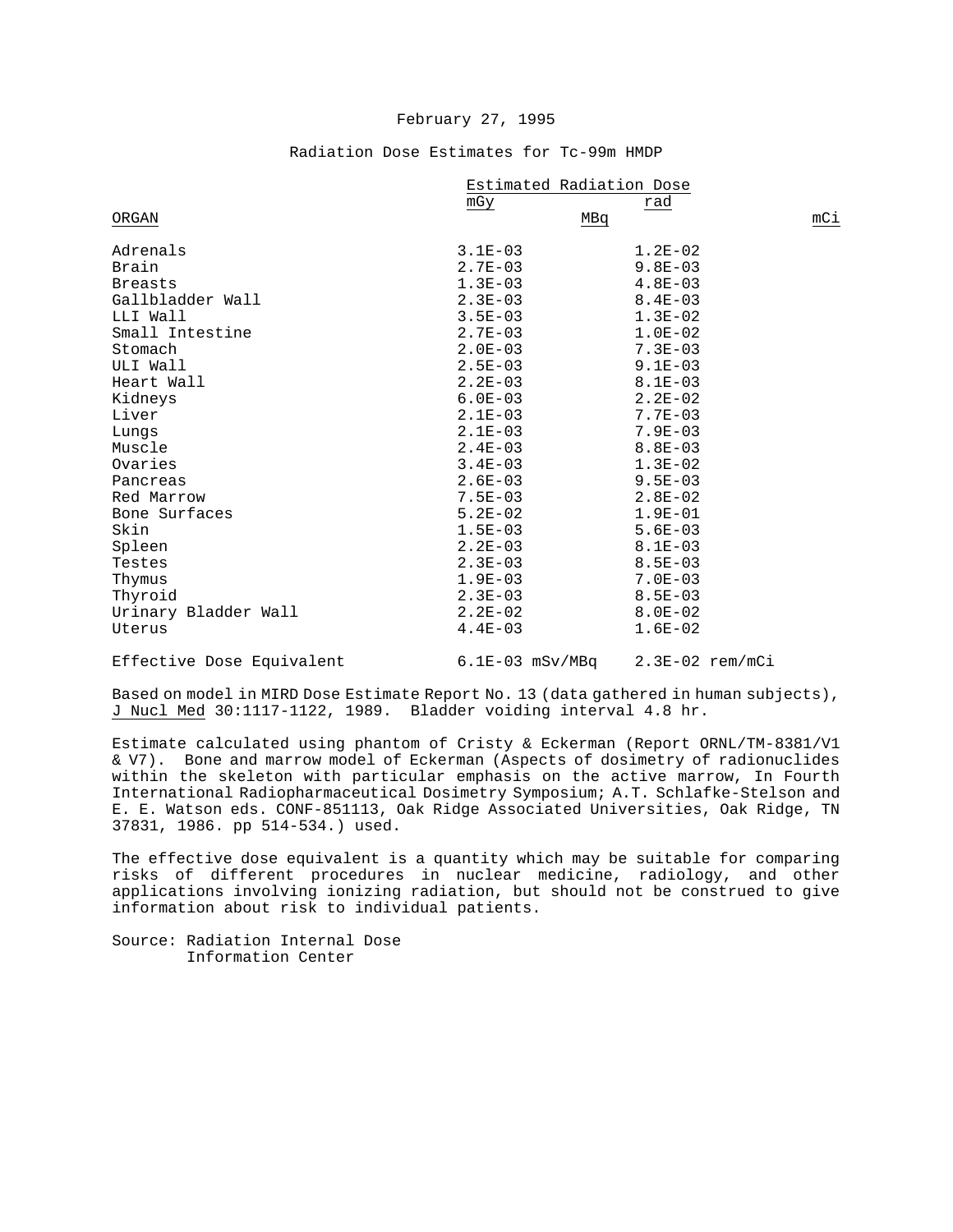February 27, 1995

Radiation Dose Estimates for Tc-99m HMDP

| ORGAN | Estimated Radiation Dose mGy/MBq | rad/mCi |
|---|---|---|
| Adrenals | 3.1E-03 | 1.2E-02 |
| Brain | 2.7E-03 | 9.8E-03 |
| Breasts | 1.3E-03 | 4.8E-03 |
| Gallbladder Wall | 2.3E-03 | 8.4E-03 |
| LLI Wall | 3.5E-03 | 1.3E-02 |
| Small Intestine | 2.7E-03 | 1.0E-02 |
| Stomach | 2.0E-03 | 7.3E-03 |
| ULI Wall | 2.5E-03 | 9.1E-03 |
| Heart Wall | 2.2E-03 | 8.1E-03 |
| Kidneys | 6.0E-03 | 2.2E-02 |
| Liver | 2.1E-03 | 7.7E-03 |
| Lungs | 2.1E-03 | 7.9E-03 |
| Muscle | 2.4E-03 | 8.8E-03 |
| Ovaries | 3.4E-03 | 1.3E-02 |
| Pancreas | 2.6E-03 | 9.5E-03 |
| Red Marrow | 7.5E-03 | 2.8E-02 |
| Bone Surfaces | 5.2E-02 | 1.9E-01 |
| Skin | 1.5E-03 | 5.6E-03 |
| Spleen | 2.2E-03 | 8.1E-03 |
| Testes | 2.3E-03 | 8.5E-03 |
| Thymus | 1.9E-03 | 7.0E-03 |
| Thyroid | 2.3E-03 | 8.5E-03 |
| Urinary Bladder Wall | 2.2E-02 | 8.0E-02 |
| Uterus | 4.4E-03 | 1.6E-02 |
| Effective Dose Equivalent | 6.1E-03 mSv/MBq | 2.3E-02 rem/mCi |

Based on model in MIRD Dose Estimate Report No. 13 (data gathered in human subjects), J Nucl Med 30:1117-1122, 1989. Bladder voiding interval 4.8 hr.

Estimate calculated using phantom of Cristy & Eckerman (Report ORNL/TM-8381/V1 & V7). Bone and marrow model of Eckerman (Aspects of dosimetry of radionuclides within the skeleton with particular emphasis on the active marrow, In Fourth International Radiopharmaceutical Dosimetry Symposium; A.T. Schlafke-Stelson and E. E. Watson eds. CONF-851113, Oak Ridge Associated Universities, Oak Ridge, TN 37831, 1986. pp 514-534.) used.

The effective dose equivalent is a quantity which may be suitable for comparing risks of different procedures in nuclear medicine, radiology, and other applications involving ionizing radiation, but should not be construed to give information about risk to individual patients.

Source: Radiation Internal Dose Information Center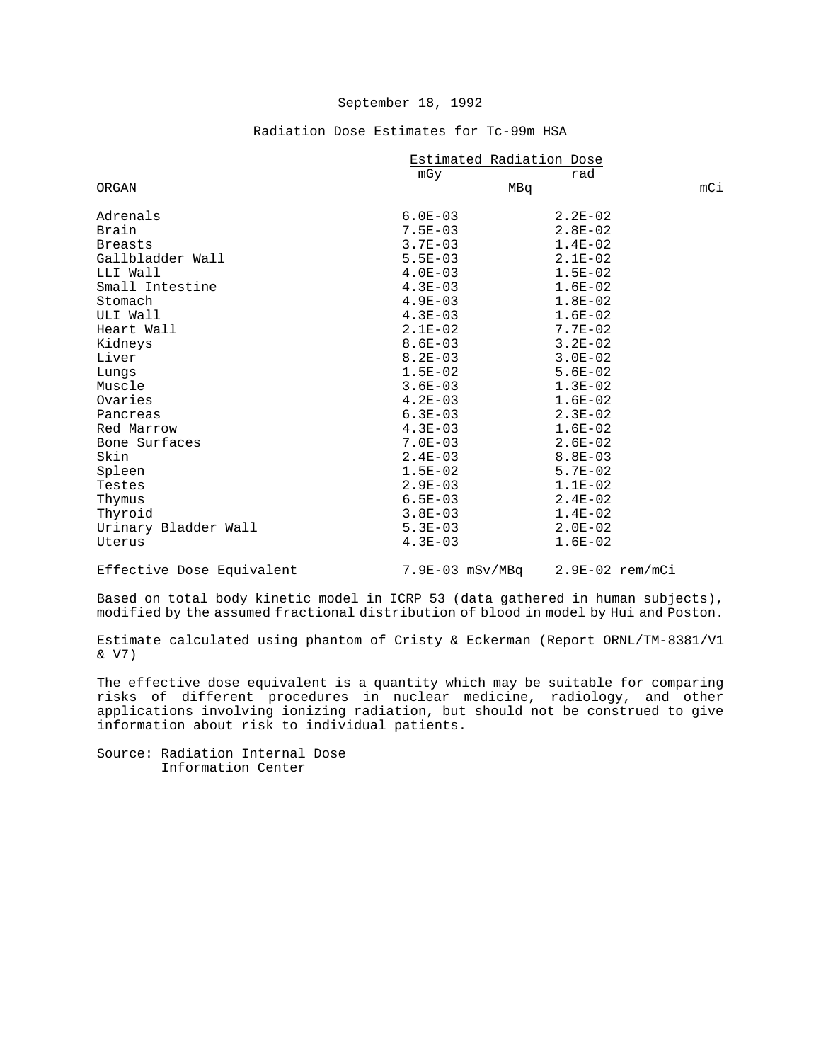September 18, 1992

Radiation Dose Estimates for Tc-99m HSA

| ORGAN | Estimated Radiation Dose mGy/MBq | Estimated Radiation Dose rad/mCi |
|---|---|---|
| Adrenals | 6.0E-03 | 2.2E-02 |
| Brain | 7.5E-03 | 2.8E-02 |
| Breasts | 3.7E-03 | 1.4E-02 |
| Gallbladder Wall | 5.5E-03 | 2.1E-02 |
| LLI Wall | 4.0E-03 | 1.5E-02 |
| Small Intestine | 4.3E-03 | 1.6E-02 |
| Stomach | 4.9E-03 | 1.8E-02 |
| ULI Wall | 4.3E-03 | 1.6E-02 |
| Heart Wall | 2.1E-02 | 7.7E-02 |
| Kidneys | 8.6E-03 | 3.2E-02 |
| Liver | 8.2E-03 | 3.0E-02 |
| Lungs | 1.5E-02 | 5.6E-02 |
| Muscle | 3.6E-03 | 1.3E-02 |
| Ovaries | 4.2E-03 | 1.6E-02 |
| Pancreas | 6.3E-03 | 2.3E-02 |
| Red Marrow | 4.3E-03 | 1.6E-02 |
| Bone Surfaces | 7.0E-03 | 2.6E-02 |
| Skin | 2.4E-03 | 8.8E-03 |
| Spleen | 1.5E-02 | 5.7E-02 |
| Testes | 2.9E-03 | 1.1E-02 |
| Thymus | 6.5E-03 | 2.4E-02 |
| Thyroid | 3.8E-03 | 1.4E-02 |
| Urinary Bladder Wall | 5.3E-03 | 2.0E-02 |
| Uterus | 4.3E-03 | 1.6E-02 |
| Effective Dose Equivalent | 7.9E-03 mSv/MBq | 2.9E-02 rem/mCi |

Based on total body kinetic model in ICRP 53 (data gathered in human subjects), modified by the assumed fractional distribution of blood in model by Hui and Poston.

Estimate calculated using phantom of Cristy & Eckerman (Report ORNL/TM-8381/V1 & V7)

The effective dose equivalent is a quantity which may be suitable for comparing risks of different procedures in nuclear medicine, radiology, and other applications involving ionizing radiation, but should not be construed to give information about risk to individual patients.

Source: Radiation Internal Dose Information Center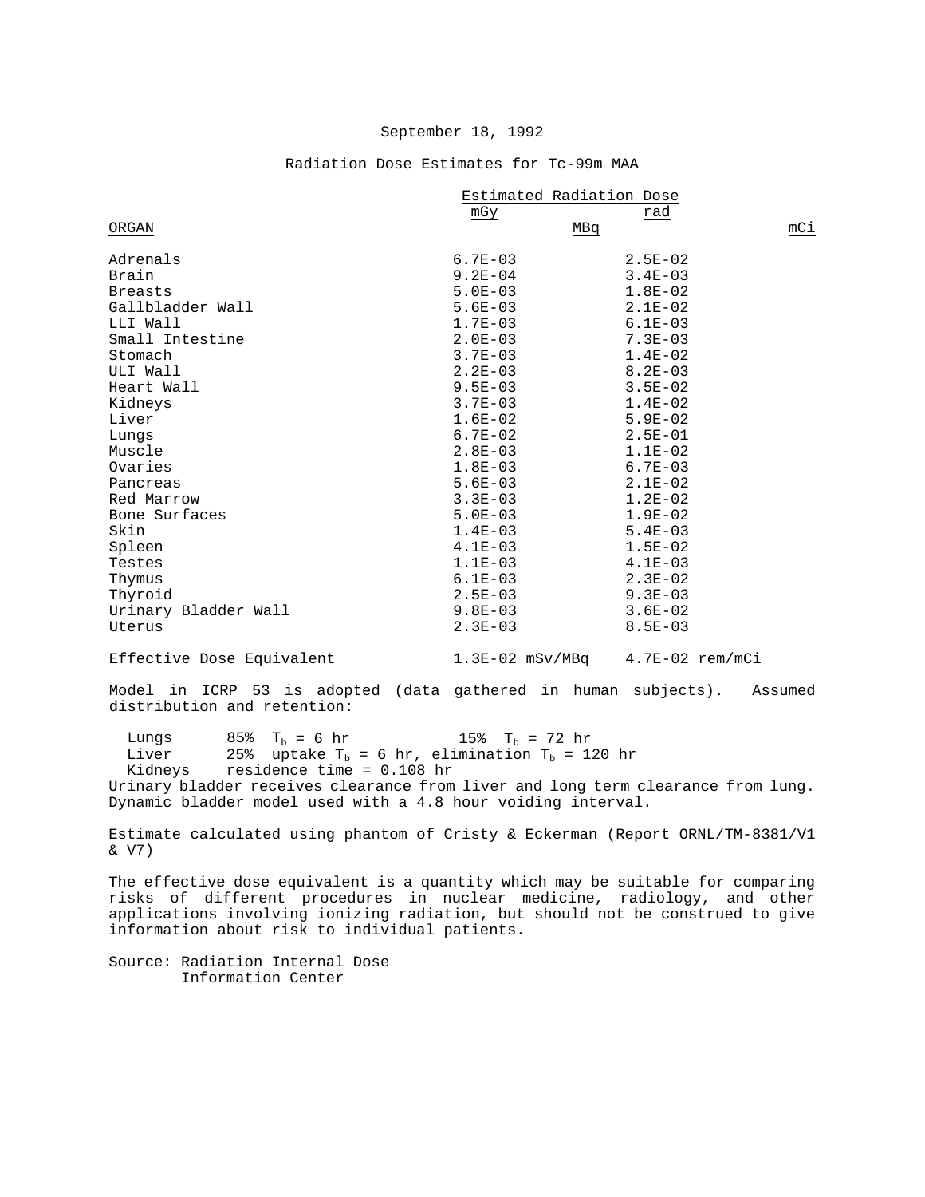September 18, 1992

# Radiation Dose Estimates for Tc-99m MAA

| ORGAN | Estimated Radiation Dose mGy/MBq | rad/mCi |
|---|---|---|
| Adrenals | 6.7E-03 | 2.5E-02 |
| Brain | 9.2E-04 | 3.4E-03 |
| Breasts | 5.0E-03 | 1.8E-02 |
| Gallbladder Wall | 5.6E-03 | 2.1E-02 |
| LLI Wall | 1.7E-03 | 6.1E-03 |
| Small Intestine | 2.0E-03 | 7.3E-03 |
| Stomach | 3.7E-03 | 1.4E-02 |
| ULI Wall | 2.2E-03 | 8.2E-03 |
| Heart Wall | 9.5E-03 | 3.5E-02 |
| Kidneys | 3.7E-03 | 1.4E-02 |
| Liver | 1.6E-02 | 5.9E-02 |
| Lungs | 6.7E-02 | 2.5E-01 |
| Muscle | 2.8E-03 | 1.1E-02 |
| Ovaries | 1.8E-03 | 6.7E-03 |
| Pancreas | 5.6E-03 | 2.1E-02 |
| Red Marrow | 3.3E-03 | 1.2E-02 |
| Bone Surfaces | 5.0E-03 | 1.9E-02 |
| Skin | 1.4E-03 | 5.4E-03 |
| Spleen | 4.1E-03 | 1.5E-02 |
| Testes | 1.1E-03 | 4.1E-03 |
| Thymus | 6.1E-03 | 2.3E-02 |
| Thyroid | 2.5E-03 | 9.3E-03 |
| Urinary Bladder Wall | 9.8E-03 | 3.6E-02 |
| Uterus | 2.3E-03 | 8.5E-03 |
| Effective Dose Equivalent | 1.3E-02 mSv/MBq | 4.7E-02 rem/mCi |

Model in ICRP 53 is adopted (data gathered in human subjects). Assumed distribution and retention:

Lungs 85% $T_b$ = 6 hr 15% $T_b$ = 72 hr
Liver 25% uptake $T_b$ = 6 hr, elimination $T_b$ = 120 hr
Kidneys residence time = 0.108 hr
Urinary bladder receives clearance from liver and long term clearance from lung. Dynamic bladder model used with a 4.8 hour voiding interval.

Estimate calculated using phantom of Cristy & Eckerman (Report ORNL/TM-8381/V1 & V7)

The effective dose equivalent is a quantity which may be suitable for comparing risks of different procedures in nuclear medicine, radiology, and other applications involving ionizing radiation, but should not be construed to give information about risk to individual patients.

Source: Radiation Internal Dose Information Center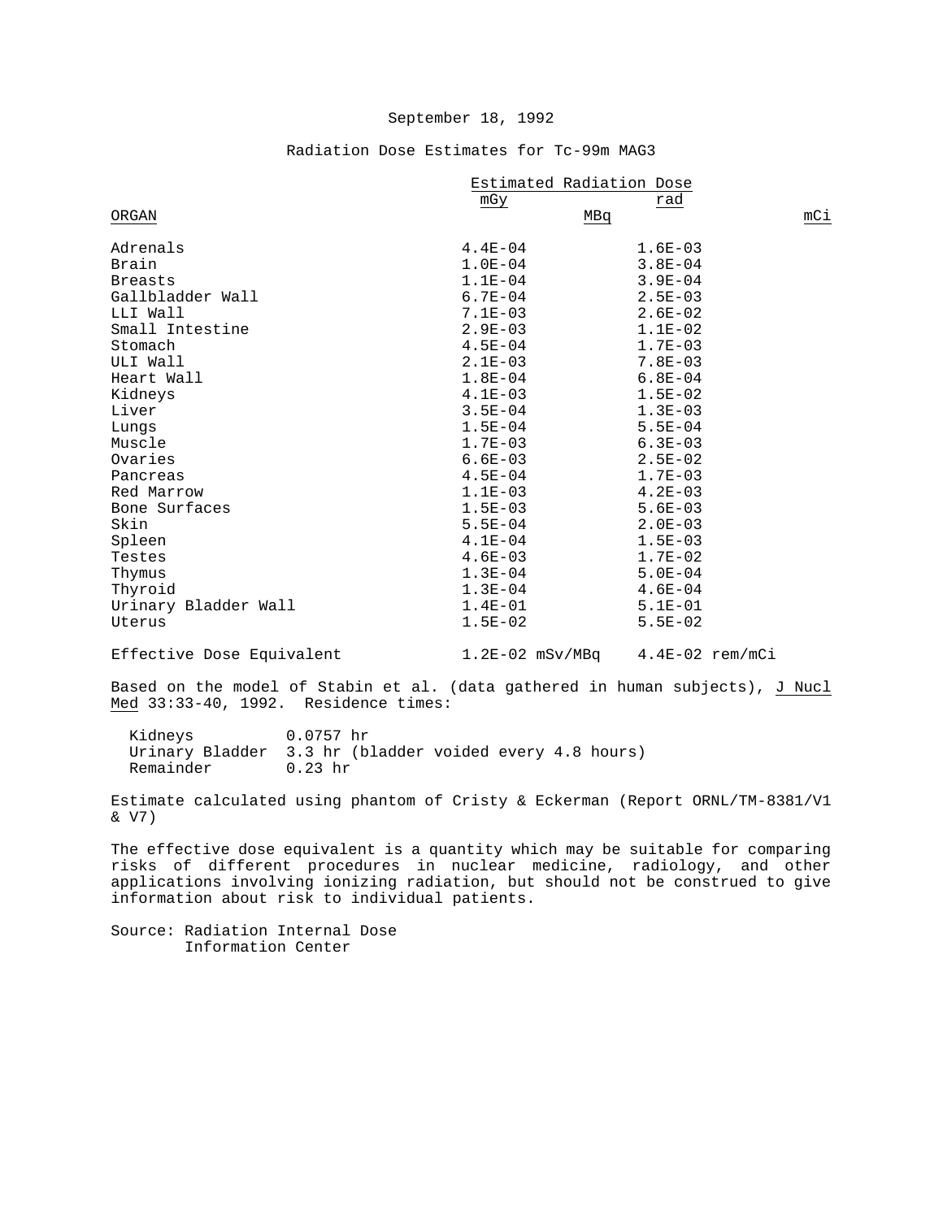September 18, 1992

Radiation Dose Estimates for Tc-99m MAG3

| ORGAN | Estimated Radiation Dose mGy/MBq | rad/mCi |
|---|---|---|
| Adrenals | 4.4E-04 | 1.6E-03 |
| Brain | 1.0E-04 | 3.8E-04 |
| Breasts | 1.1E-04 | 3.9E-04 |
| Gallbladder Wall | 6.7E-04 | 2.5E-03 |
| LLI Wall | 7.1E-03 | 2.6E-02 |
| Small Intestine | 2.9E-03 | 1.1E-02 |
| Stomach | 4.5E-04 | 1.7E-03 |
| ULI Wall | 2.1E-03 | 7.8E-03 |
| Heart Wall | 1.8E-04 | 6.8E-04 |
| Kidneys | 4.1E-03 | 1.5E-02 |
| Liver | 3.5E-04 | 1.3E-03 |
| Lungs | 1.5E-04 | 5.5E-04 |
| Muscle | 1.7E-03 | 6.3E-03 |
| Ovaries | 6.6E-03 | 2.5E-02 |
| Pancreas | 4.5E-04 | 1.7E-03 |
| Red Marrow | 1.1E-03 | 4.2E-03 |
| Bone Surfaces | 1.5E-03 | 5.6E-03 |
| Skin | 5.5E-04 | 2.0E-03 |
| Spleen | 4.1E-04 | 1.5E-03 |
| Testes | 4.6E-03 | 1.7E-02 |
| Thymus | 1.3E-04 | 5.0E-04 |
| Thyroid | 1.3E-04 | 4.6E-04 |
| Urinary Bladder Wall | 1.4E-01 | 5.1E-01 |
| Uterus | 1.5E-02 | 5.5E-02 |
| Effective Dose Equivalent | 1.2E-02 mSv/MBq | 4.4E-02 rem/mCi |

Based on the model of Stabin et al. (data gathered in human subjects), J Nucl Med 33:33-40, 1992. Residence times:

- Kidneys 0.0757 hr
- Urinary Bladder 3.3 hr (bladder voided every 4.8 hours)
- Remainder 0.23 hr

Estimate calculated using phantom of Cristy & Eckerman (Report ORNL/TM-8381/V1 & V7)

The effective dose equivalent is a quantity which may be suitable for comparing risks of different procedures in nuclear medicine, radiology, and other applications involving ionizing radiation, but should not be construed to give information about risk to individual patients.

Source: Radiation Internal Dose Information Center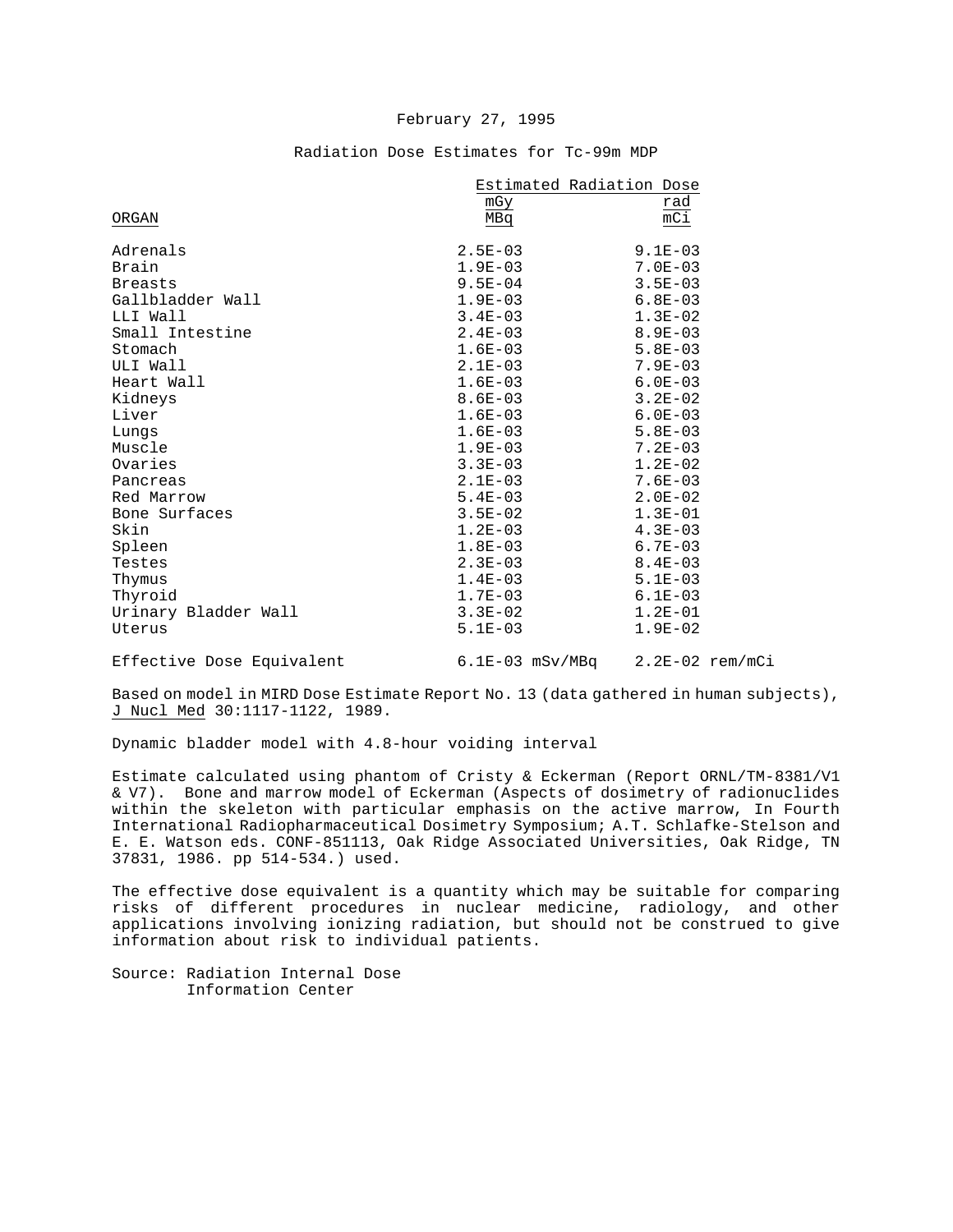February 27, 1995

Radiation Dose Estimates for Tc-99m MDP

| ORGAN | Estimated Radiation Dose mGy/MBq | rad/mCi |
|---|---|---|
| Adrenals | 2.5E-03 | 9.1E-03 |
| Brain | 1.9E-03 | 7.0E-03 |
| Breasts | 9.5E-04 | 3.5E-03 |
| Gallbladder Wall | 1.9E-03 | 6.8E-03 |
| LLI Wall | 3.4E-03 | 1.3E-02 |
| Small Intestine | 2.4E-03 | 8.9E-03 |
| Stomach | 1.6E-03 | 5.8E-03 |
| ULI Wall | 2.1E-03 | 7.9E-03 |
| Heart Wall | 1.6E-03 | 6.0E-03 |
| Kidneys | 8.6E-03 | 3.2E-02 |
| Liver | 1.6E-03 | 6.0E-03 |
| Lungs | 1.6E-03 | 5.8E-03 |
| Muscle | 1.9E-03 | 7.2E-03 |
| Ovaries | 3.3E-03 | 1.2E-02 |
| Pancreas | 2.1E-03 | 7.6E-03 |
| Red Marrow | 5.4E-03 | 2.0E-02 |
| Bone Surfaces | 3.5E-02 | 1.3E-01 |
| Skin | 1.2E-03 | 4.3E-03 |
| Spleen | 1.8E-03 | 6.7E-03 |
| Testes | 2.3E-03 | 8.4E-03 |
| Thymus | 1.4E-03 | 5.1E-03 |
| Thyroid | 1.7E-03 | 6.1E-03 |
| Urinary Bladder Wall | 3.3E-02 | 1.2E-01 |
| Uterus | 5.1E-03 | 1.9E-02 |
| Effective Dose Equivalent | 6.1E-03 mSv/MBq | 2.2E-02 rem/mCi |

Based on model in MIRD Dose Estimate Report No. 13 (data gathered in human subjects), J Nucl Med 30:1117-1122, 1989.

Dynamic bladder model with 4.8-hour voiding interval

Estimate calculated using phantom of Cristy & Eckerman (Report ORNL/TM-8381/V1 & V7). Bone and marrow model of Eckerman (Aspects of dosimetry of radionuclides within the skeleton with particular emphasis on the active marrow, In Fourth International Radiopharmaceutical Dosimetry Symposium; A.T. Schlafke-Stelson and E. E. Watson eds. CONF-851113, Oak Ridge Associated Universities, Oak Ridge, TN 37831, 1986. pp 514-534.) used.

The effective dose equivalent is a quantity which may be suitable for comparing risks of different procedures in nuclear medicine, radiology, and other applications involving ionizing radiation, but should not be construed to give information about risk to individual patients.

Source: Radiation Internal Dose Information Center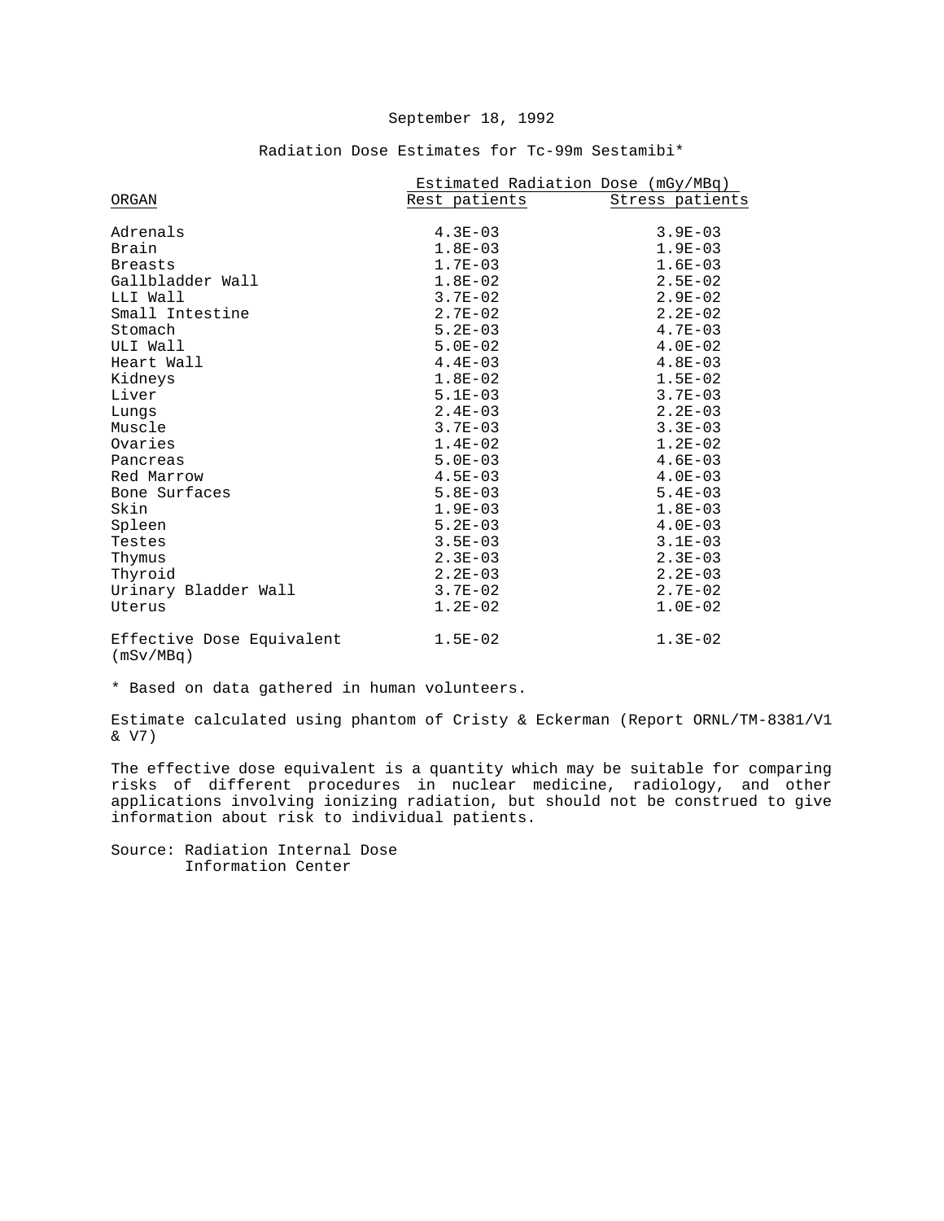September 18, 1992

Radiation Dose Estimates for Tc-99m Sestamibi*

| ORGAN | Estimated Radiation Dose (mGy/MBq) | |
|---|---|---|
| | Rest patients | Stress patients |
| Adrenals | 4.3E-03 | 3.9E-03 |
| Brain | 1.8E-03 | 1.9E-03 |
| Breasts | 1.7E-03 | 1.6E-03 |
| Gallbladder Wall | 1.8E-02 | 2.5E-02 |
| LLI Wall | 3.7E-02 | 2.9E-02 |
| Small Intestine | 2.7E-02 | 2.2E-02 |
| Stomach | 5.2E-03 | 4.7E-03 |
| ULI Wall | 5.0E-02 | 4.0E-02 |
| Heart Wall | 4.4E-03 | 4.8E-03 |
| Kidneys | 1.8E-02 | 1.5E-02 |
| Liver | 5.1E-03 | 3.7E-03 |
| Lungs | 2.4E-03 | 2.2E-03 |
| Muscle | 3.7E-03 | 3.3E-03 |
| Ovaries | 1.4E-02 | 1.2E-02 |
| Pancreas | 5.0E-03 | 4.6E-03 |
| Red Marrow | 4.5E-03 | 4.0E-03 |
| Bone Surfaces | 5.8E-03 | 5.4E-03 |
| Skin | 1.9E-03 | 1.8E-03 |
| Spleen | 5.2E-03 | 4.0E-03 |
| Testes | 3.5E-03 | 3.1E-03 |
| Thymus | 2.3E-03 | 2.3E-03 |
| Thyroid | 2.2E-03 | 2.2E-03 |
| Urinary Bladder Wall | 3.7E-02 | 2.7E-02 |
| Uterus | 1.2E-02 | 1.0E-02 |
| Effective Dose Equivalent (mSv/MBq) | 1.5E-02 | 1.3E-02 |

* Based on data gathered in human volunteers.

Estimate calculated using phantom of Cristy & Eckerman (Report ORNL/TM-8381/V1 & V7)

The effective dose equivalent is a quantity which may be suitable for comparing risks of different procedures in nuclear medicine, radiology, and other applications involving ionizing radiation, but should not be construed to give information about risk to individual patients.

Source: Radiation Internal Dose Information Center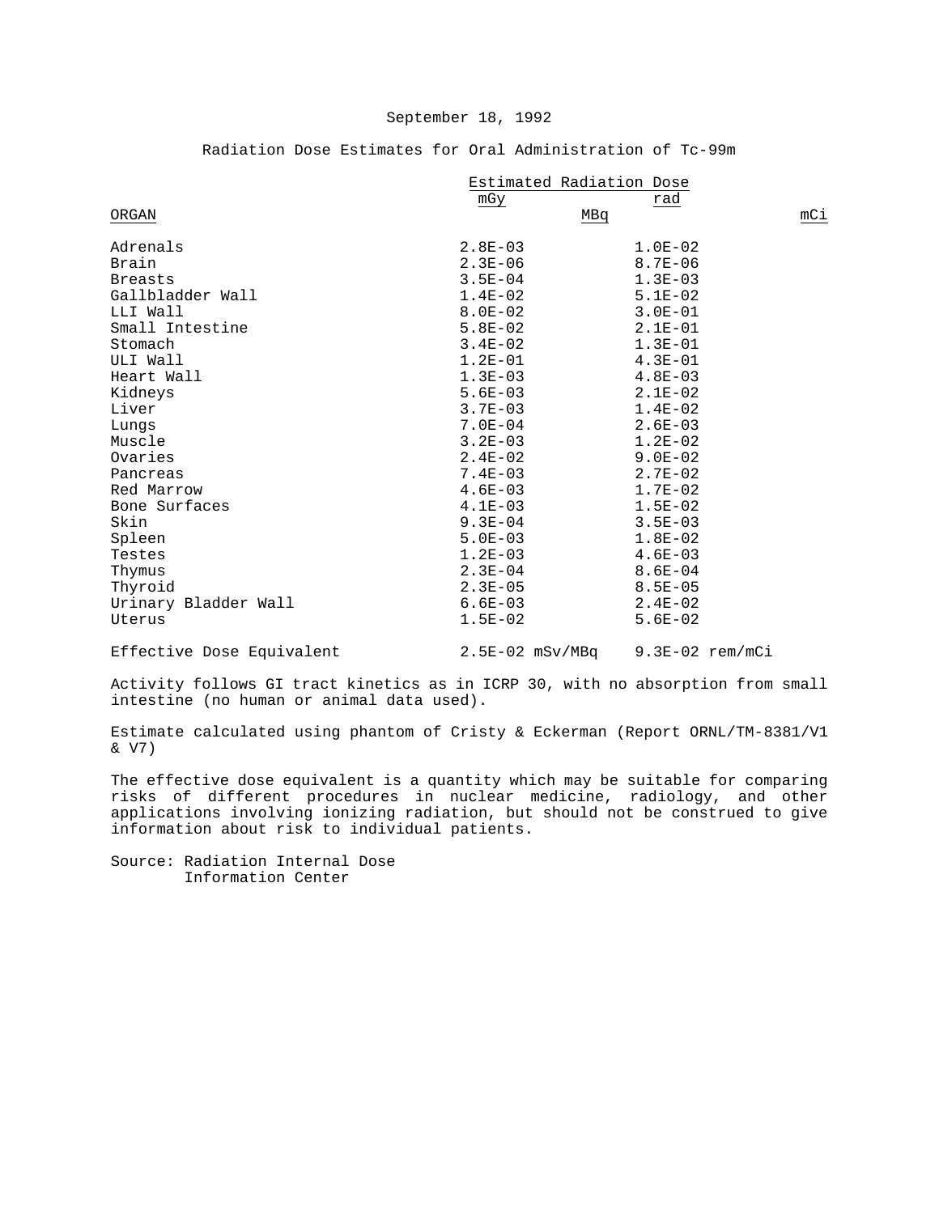September 18, 1992

Radiation Dose Estimates for Oral Administration of Tc-99m

| ORGAN | Estimated Radiation Dose mGy/MBq | rad/mCi |
|---|---|---|
| Adrenals | 2.8E-03 | 1.0E-02 |
| Brain | 2.3E-06 | 8.7E-06 |
| Breasts | 3.5E-04 | 1.3E-03 |
| Gallbladder Wall | 1.4E-02 | 5.1E-02 |
| LLI Wall | 8.0E-02 | 3.0E-01 |
| Small Intestine | 5.8E-02 | 2.1E-01 |
| Stomach | 3.4E-02 | 1.3E-01 |
| ULI Wall | 1.2E-01 | 4.3E-01 |
| Heart Wall | 1.3E-03 | 4.8E-03 |
| Kidneys | 5.6E-03 | 2.1E-02 |
| Liver | 3.7E-03 | 1.4E-02 |
| Lungs | 7.0E-04 | 2.6E-03 |
| Muscle | 3.2E-03 | 1.2E-02 |
| Ovaries | 2.4E-02 | 9.0E-02 |
| Pancreas | 7.4E-03 | 2.7E-02 |
| Red Marrow | 4.6E-03 | 1.7E-02 |
| Bone Surfaces | 4.1E-03 | 1.5E-02 |
| Skin | 9.3E-04 | 3.5E-03 |
| Spleen | 5.0E-03 | 1.8E-02 |
| Testes | 1.2E-03 | 4.6E-03 |
| Thymus | 2.3E-04 | 8.6E-04 |
| Thyroid | 2.3E-05 | 8.5E-05 |
| Urinary Bladder Wall | 6.6E-03 | 2.4E-02 |
| Uterus | 1.5E-02 | 5.6E-02 |
| Effective Dose Equivalent | 2.5E-02 mSv/MBq | 9.3E-02 rem/mCi |

Activity follows GI tract kinetics as in ICRP 30, with no absorption from small intestine (no human or animal data used).

Estimate calculated using phantom of Cristy & Eckerman (Report ORNL/TM-8381/V1 & V7)

The effective dose equivalent is a quantity which may be suitable for comparing risks of different procedures in nuclear medicine, radiology, and other applications involving ionizing radiation, but should not be construed to give information about risk to individual patients.

Source: Radiation Internal Dose Information Center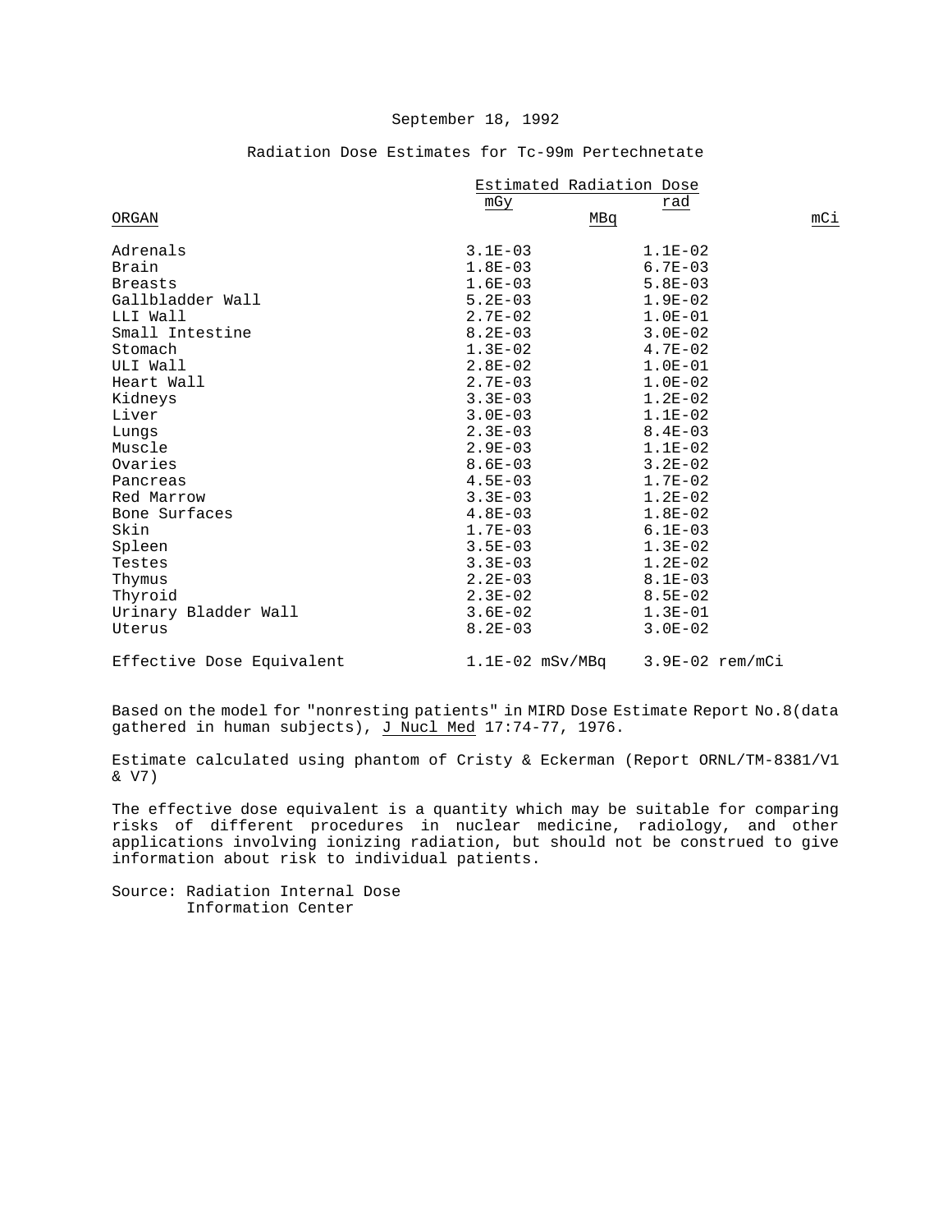September 18, 1992

Radiation Dose Estimates for Tc-99m Pertechnetate

| ORGAN | Estimated Radiation Dose mGy/MBq | rad/mCi |
|---|---|---|
| Adrenals | 3.1E-03 | 1.1E-02 |
| Brain | 1.8E-03 | 6.7E-03 |
| Breasts | 1.6E-03 | 5.8E-03 |
| Gallbladder Wall | 5.2E-03 | 1.9E-02 |
| LLI Wall | 2.7E-02 | 1.0E-01 |
| Small Intestine | 8.2E-03 | 3.0E-02 |
| Stomach | 1.3E-02 | 4.7E-02 |
| ULI Wall | 2.8E-02 | 1.0E-01 |
| Heart Wall | 2.7E-03 | 1.0E-02 |
| Kidneys | 3.3E-03 | 1.2E-02 |
| Liver | 3.0E-03 | 1.1E-02 |
| Lungs | 2.3E-03 | 8.4E-03 |
| Muscle | 2.9E-03 | 1.1E-02 |
| Ovaries | 8.6E-03 | 3.2E-02 |
| Pancreas | 4.5E-03 | 1.7E-02 |
| Red Marrow | 3.3E-03 | 1.2E-02 |
| Bone Surfaces | 4.8E-03 | 1.8E-02 |
| Skin | 1.7E-03 | 6.1E-03 |
| Spleen | 3.5E-03 | 1.3E-02 |
| Testes | 3.3E-03 | 1.2E-02 |
| Thymus | 2.2E-03 | 8.1E-03 |
| Thyroid | 2.3E-02 | 8.5E-02 |
| Urinary Bladder Wall | 3.6E-02 | 1.3E-01 |
| Uterus | 8.2E-03 | 3.0E-02 |
| Effective Dose Equivalent | 1.1E-02 mSv/MBq | 3.9E-02 rem/mCi |

Based on the model for "nonresting patients" in MIRD Dose Estimate Report No.8(data gathered in human subjects), J Nucl Med 17:74-77, 1976.

Estimate calculated using phantom of Cristy & Eckerman (Report ORNL/TM-8381/V1 & V7)

The effective dose equivalent is a quantity which may be suitable for comparing risks of different procedures in nuclear medicine, radiology, and other applications involving ionizing radiation, but should not be construed to give information about risk to individual patients.

Source: Radiation Internal Dose Information Center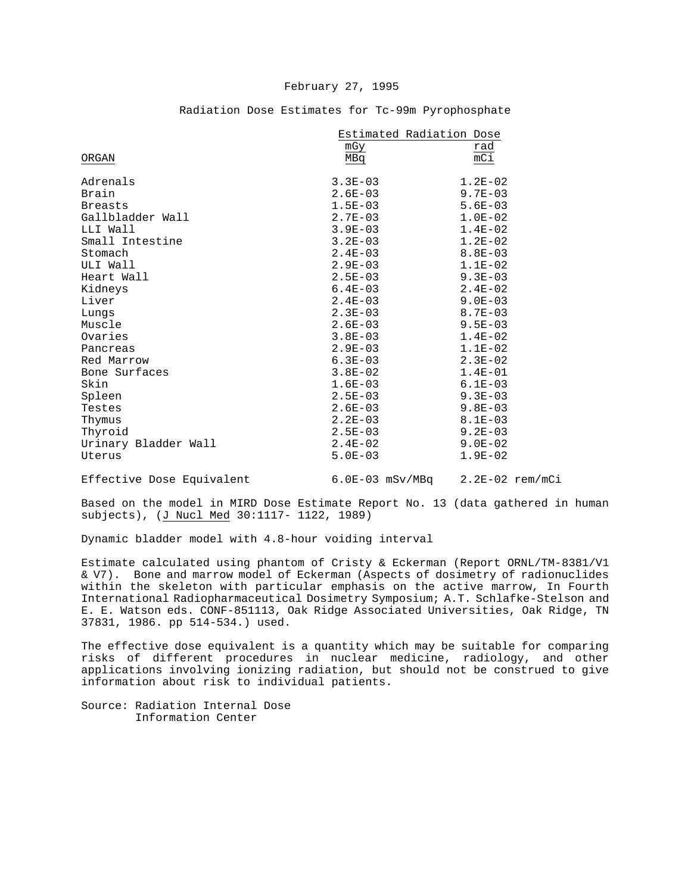February 27, 1995

## Radiation Dose Estimates for Tc-99m Pyrophosphate

| ORGAN | Estimated Radiation Dose mGy/MBq | rad/mCi |
|---|---|---|
| Adrenals | 3.3E-03 | 1.2E-02 |
| Brain | 2.6E-03 | 9.7E-03 |
| Breasts | 1.5E-03 | 5.6E-03 |
| Gallbladder Wall | 2.7E-03 | 1.0E-02 |
| LLI Wall | 3.9E-03 | 1.4E-02 |
| Small Intestine | 3.2E-03 | 1.2E-02 |
| Stomach | 2.4E-03 | 8.8E-03 |
| ULI Wall | 2.9E-03 | 1.1E-02 |
| Heart Wall | 2.5E-03 | 9.3E-03 |
| Kidneys | 6.4E-03 | 2.4E-02 |
| Liver | 2.4E-03 | 9.0E-03 |
| Lungs | 2.3E-03 | 8.7E-03 |
| Muscle | 2.6E-03 | 9.5E-03 |
| Ovaries | 3.8E-03 | 1.4E-02 |
| Pancreas | 2.9E-03 | 1.1E-02 |
| Red Marrow | 6.3E-03 | 2.3E-02 |
| Bone Surfaces | 3.8E-02 | 1.4E-01 |
| Skin | 1.6E-03 | 6.1E-03 |
| Spleen | 2.5E-03 | 9.3E-03 |
| Testes | 2.6E-03 | 9.8E-03 |
| Thymus | 2.2E-03 | 8.1E-03 |
| Thyroid | 2.5E-03 | 9.2E-03 |
| Urinary Bladder Wall | 2.4E-02 | 9.0E-02 |
| Uterus | 5.0E-03 | 1.9E-02 |
| Effective Dose Equivalent | 6.0E-03 mSv/MBq | 2.2E-02 rem/mCi |

Based on the model in MIRD Dose Estimate Report No. 13 (data gathered in human subjects), (J Nucl Med 30:1117- 1122, 1989)

Dynamic bladder model with 4.8-hour voiding interval

Estimate calculated using phantom of Cristy & Eckerman (Report ORNL/TM-8381/V1 & V7). Bone and marrow model of Eckerman (Aspects of dosimetry of radionuclides within the skeleton with particular emphasis on the active marrow, In Fourth International Radiopharmaceutical Dosimetry Symposium; A.T. Schlafke-Stelson and E. E. Watson eds. CONF-851113, Oak Ridge Associated Universities, Oak Ridge, TN 37831, 1986. pp 514-534.) used.

The effective dose equivalent is a quantity which may be suitable for comparing risks of different procedures in nuclear medicine, radiology, and other applications involving ionizing radiation, but should not be construed to give information about risk to individual patients.

Source: Radiation Internal Dose Information Center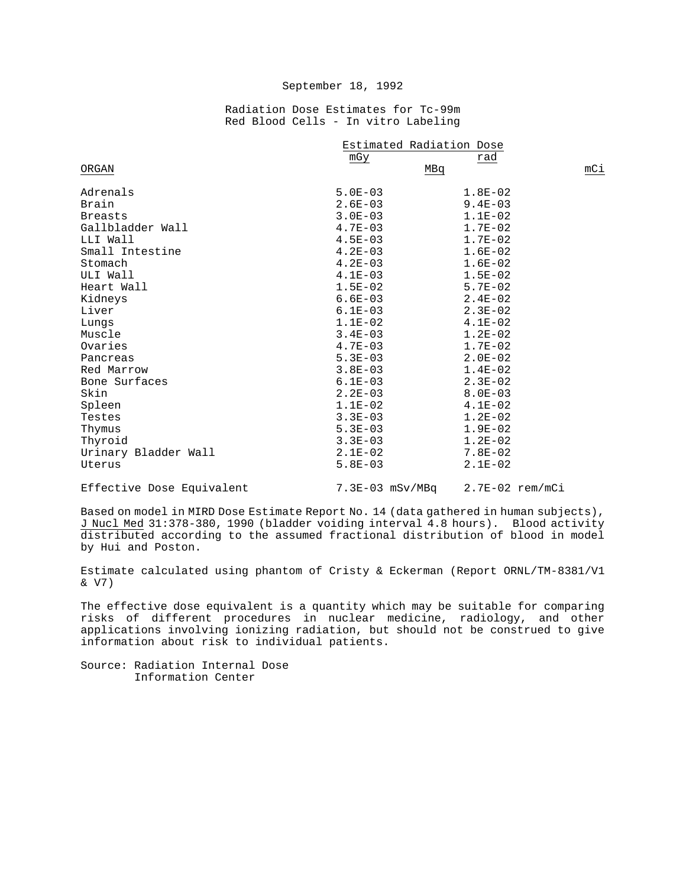September 18, 1992

Radiation Dose Estimates for Tc-99m
Red Blood Cells - In vitro Labeling

| ORGAN | Estimated Radiation Dose mGy/MBq | rad/mCi |
|---|---|---|
| Adrenals | 5.0E-03 | 1.8E-02 |
| Brain | 2.6E-03 | 9.4E-03 |
| Breasts | 3.0E-03 | 1.1E-02 |
| Gallbladder Wall | 4.7E-03 | 1.7E-02 |
| LLI Wall | 4.5E-03 | 1.7E-02 |
| Small Intestine | 4.2E-03 | 1.6E-02 |
| Stomach | 4.2E-03 | 1.6E-02 |
| ULI Wall | 4.1E-03 | 1.5E-02 |
| Heart Wall | 1.5E-02 | 5.7E-02 |
| Kidneys | 6.6E-03 | 2.4E-02 |
| Liver | 6.1E-03 | 2.3E-02 |
| Lungs | 1.1E-02 | 4.1E-02 |
| Muscle | 3.4E-03 | 1.2E-02 |
| Ovaries | 4.7E-03 | 1.7E-02 |
| Pancreas | 5.3E-03 | 2.0E-02 |
| Red Marrow | 3.8E-03 | 1.4E-02 |
| Bone Surfaces | 6.1E-03 | 2.3E-02 |
| Skin | 2.2E-03 | 8.0E-03 |
| Spleen | 1.1E-02 | 4.1E-02 |
| Testes | 3.3E-03 | 1.2E-02 |
| Thymus | 5.3E-03 | 1.9E-02 |
| Thyroid | 3.3E-03 | 1.2E-02 |
| Urinary Bladder Wall | 2.1E-02 | 7.8E-02 |
| Uterus | 5.8E-03 | 2.1E-02 |
| Effective Dose Equivalent | 7.3E-03 mSv/MBq | 2.7E-02 rem/mCi |

Based on model in MIRD Dose Estimate Report No. 14 (data gathered in human subjects), J Nucl Med 31:378-380, 1990 (bladder voiding interval 4.8 hours). Blood activity distributed according to the assumed fractional distribution of blood in model by Hui and Poston.

Estimate calculated using phantom of Cristy & Eckerman (Report ORNL/TM-8381/V1 & V7)

The effective dose equivalent is a quantity which may be suitable for comparing risks of different procedures in nuclear medicine, radiology, and other applications involving ionizing radiation, but should not be construed to give information about risk to individual patients.

Source: Radiation Internal Dose
Information Center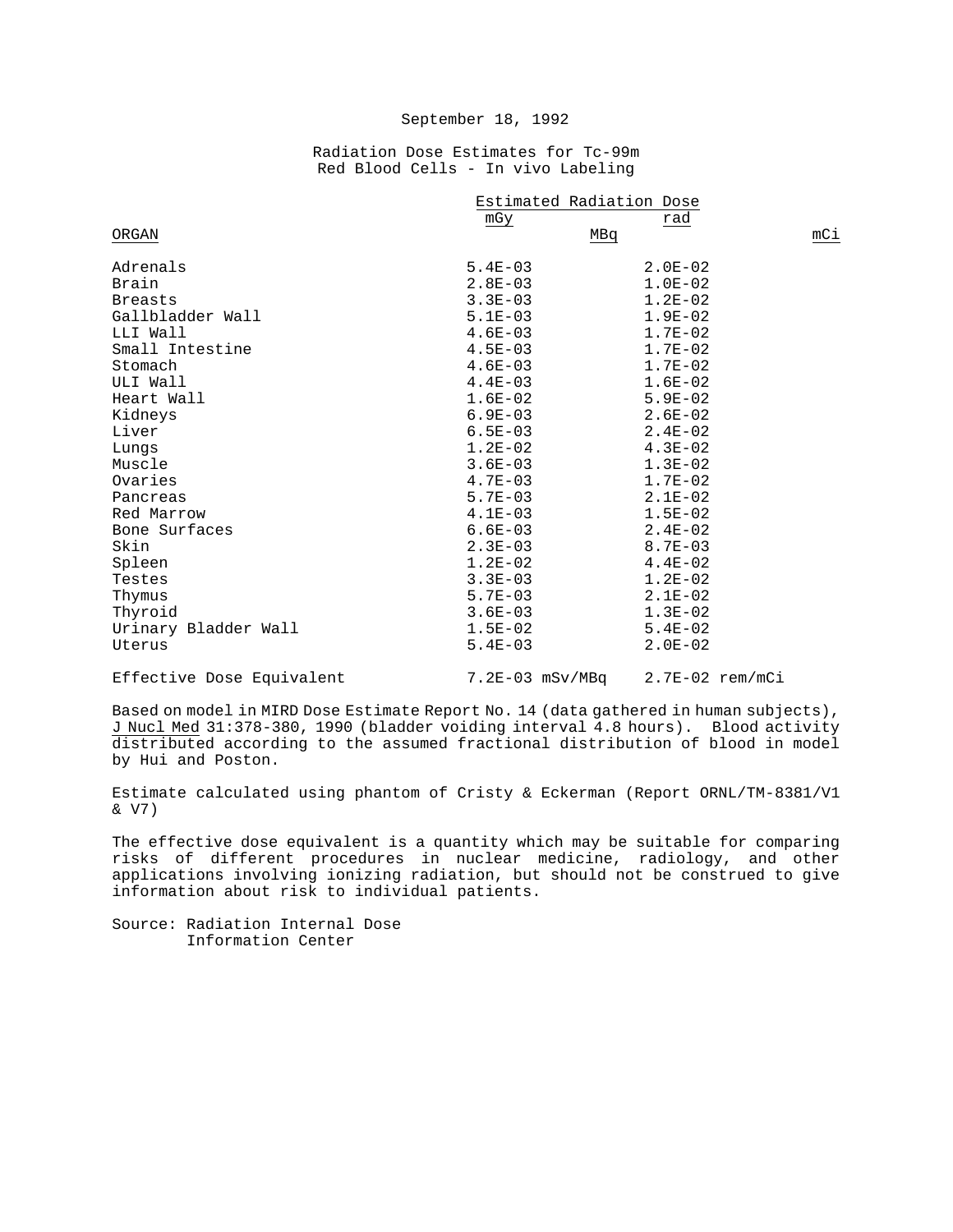September 18, 1992

Radiation Dose Estimates for Tc-99m
Red Blood Cells - In vivo Labeling

| ORGAN | Estimated Radiation Dose mGy/MBq | rad/mCi |
|---|---|---|
| Adrenals | 5.4E-03 | 2.0E-02 |
| Brain | 2.8E-03 | 1.0E-02 |
| Breasts | 3.3E-03 | 1.2E-02 |
| Gallbladder Wall | 5.1E-03 | 1.9E-02 |
| LLI Wall | 4.6E-03 | 1.7E-02 |
| Small Intestine | 4.5E-03 | 1.7E-02 |
| Stomach | 4.6E-03 | 1.7E-02 |
| ULI Wall | 4.4E-03 | 1.6E-02 |
| Heart Wall | 1.6E-02 | 5.9E-02 |
| Kidneys | 6.9E-03 | 2.6E-02 |
| Liver | 6.5E-03 | 2.4E-02 |
| Lungs | 1.2E-02 | 4.3E-02 |
| Muscle | 3.6E-03 | 1.3E-02 |
| Ovaries | 4.7E-03 | 1.7E-02 |
| Pancreas | 5.7E-03 | 2.1E-02 |
| Red Marrow | 4.1E-03 | 1.5E-02 |
| Bone Surfaces | 6.6E-03 | 2.4E-02 |
| Skin | 2.3E-03 | 8.7E-03 |
| Spleen | 1.2E-02 | 4.4E-02 |
| Testes | 3.3E-03 | 1.2E-02 |
| Thymus | 5.7E-03 | 2.1E-02 |
| Thyroid | 3.6E-03 | 1.3E-02 |
| Urinary Bladder Wall | 1.5E-02 | 5.4E-02 |
| Uterus | 5.4E-03 | 2.0E-02 |
| Effective Dose Equivalent | 7.2E-03 mSv/MBq | 2.7E-02 rem/mCi |

Based on model in MIRD Dose Estimate Report No. 14 (data gathered in human subjects), J Nucl Med 31:378-380, 1990 (bladder voiding interval 4.8 hours). Blood activity distributed according to the assumed fractional distribution of blood in model by Hui and Poston.

Estimate calculated using phantom of Cristy & Eckerman (Report ORNL/TM-8381/V1 & V7)

The effective dose equivalent is a quantity which may be suitable for comparing risks of different procedures in nuclear medicine, radiology, and other applications involving ionizing radiation, but should not be construed to give information about risk to individual patients.

Source: Radiation Internal Dose
Information Center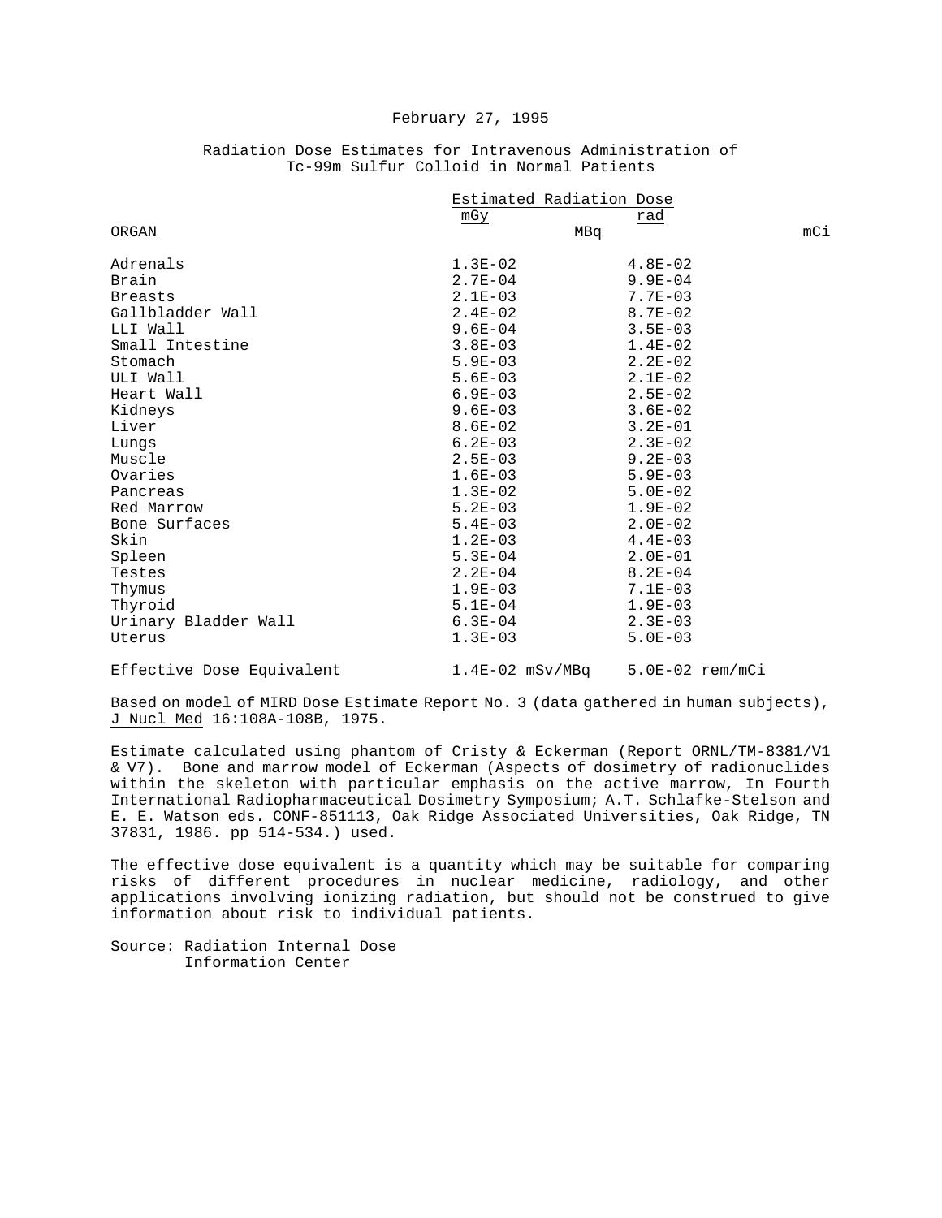February 27, 1995

Radiation Dose Estimates for Intravenous Administration of Tc-99m Sulfur Colloid in Normal Patients

| ORGAN | Estimated Radiation Dose mGy/MBq | rad/mCi |
|---|---|---|
| Adrenals | 1.3E-02 | 4.8E-02 |
| Brain | 2.7E-04 | 9.9E-04 |
| Breasts | 2.1E-03 | 7.7E-03 |
| Gallbladder Wall | 2.4E-02 | 8.7E-02 |
| LLI Wall | 9.6E-04 | 3.5E-03 |
| Small Intestine | 3.8E-03 | 1.4E-02 |
| Stomach | 5.9E-03 | 2.2E-02 |
| ULI Wall | 5.6E-03 | 2.1E-02 |
| Heart Wall | 6.9E-03 | 2.5E-02 |
| Kidneys | 9.6E-03 | 3.6E-02 |
| Liver | 8.6E-02 | 3.2E-01 |
| Lungs | 6.2E-03 | 2.3E-02 |
| Muscle | 2.5E-03 | 9.2E-03 |
| Ovaries | 1.6E-03 | 5.9E-03 |
| Pancreas | 1.3E-02 | 5.0E-02 |
| Red Marrow | 5.2E-03 | 1.9E-02 |
| Bone Surfaces | 5.4E-03 | 2.0E-02 |
| Skin | 1.2E-03 | 4.4E-03 |
| Spleen | 5.3E-04 | 2.0E-01 |
| Testes | 2.2E-04 | 8.2E-04 |
| Thymus | 1.9E-03 | 7.1E-03 |
| Thyroid | 5.1E-04 | 1.9E-03 |
| Urinary Bladder Wall | 6.3E-04 | 2.3E-03 |
| Uterus | 1.3E-03 | 5.0E-03 |
| Effective Dose Equivalent | 1.4E-02 mSv/MBq | 5.0E-02 rem/mCi |

Based on model of MIRD Dose Estimate Report No. 3 (data gathered in human subjects), J Nucl Med 16:108A-108B, 1975.

Estimate calculated using phantom of Cristy & Eckerman (Report ORNL/TM-8381/V1 & V7). Bone and marrow model of Eckerman (Aspects of dosimetry of radionuclides within the skeleton with particular emphasis on the active marrow, In Fourth International Radiopharmaceutical Dosimetry Symposium; A.T. Schlafke-Stelson and E. E. Watson eds. CONF-851113, Oak Ridge Associated Universities, Oak Ridge, TN 37831, 1986. pp 514-534.) used.

The effective dose equivalent is a quantity which may be suitable for comparing risks of different procedures in nuclear medicine, radiology, and other applications involving ionizing radiation, but should not be construed to give information about risk to individual patients.

Source: Radiation Internal Dose Information Center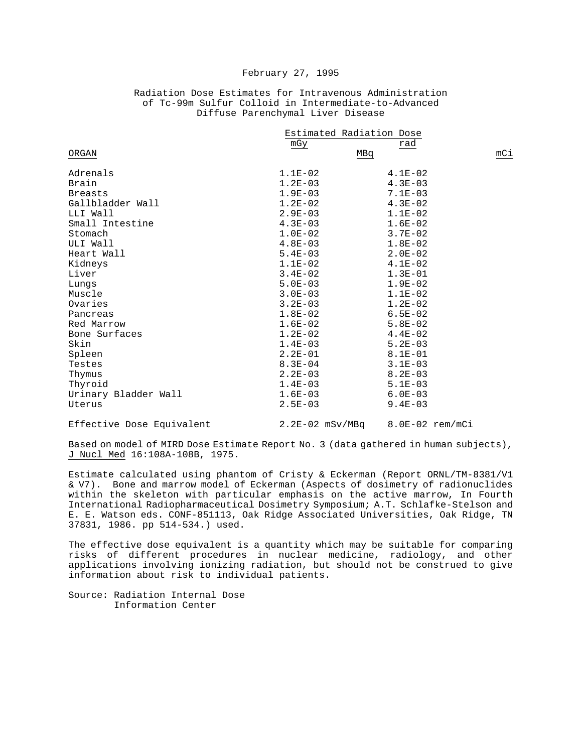February 27, 1995

Radiation Dose Estimates for Intravenous Administration of Tc-99m Sulfur Colloid in Intermediate-to-Advanced Diffuse Parenchymal Liver Disease

| ORGAN | Estimated Radiation Dose mGy/MBq | rad/mCi |
|---|---|---|
| Adrenals | 1.1E-02 | 4.1E-02 |
| Brain | 1.2E-03 | 4.3E-03 |
| Breasts | 1.9E-03 | 7.1E-03 |
| Gallbladder Wall | 1.2E-02 | 4.3E-02 |
| LLI Wall | 2.9E-03 | 1.1E-02 |
| Small Intestine | 4.3E-03 | 1.6E-02 |
| Stomach | 1.0E-02 | 3.7E-02 |
| ULI Wall | 4.8E-03 | 1.8E-02 |
| Heart Wall | 5.4E-03 | 2.0E-02 |
| Kidneys | 1.1E-02 | 4.1E-02 |
| Liver | 3.4E-02 | 1.3E-01 |
| Lungs | 5.0E-03 | 1.9E-02 |
| Muscle | 3.0E-03 | 1.1E-02 |
| Ovaries | 3.2E-03 | 1.2E-02 |
| Pancreas | 1.8E-02 | 6.5E-02 |
| Red Marrow | 1.6E-02 | 5.8E-02 |
| Bone Surfaces | 1.2E-02 | 4.4E-02 |
| Skin | 1.4E-03 | 5.2E-03 |
| Spleen | 2.2E-01 | 8.1E-01 |
| Testes | 8.3E-04 | 3.1E-03 |
| Thymus | 2.2E-03 | 8.2E-03 |
| Thyroid | 1.4E-03 | 5.1E-03 |
| Urinary Bladder Wall | 1.6E-03 | 6.0E-03 |
| Uterus | 2.5E-03 | 9.4E-03 |
| Effective Dose Equivalent | 2.2E-02 mSv/MBq | 8.0E-02 rem/mCi |

Based on model of MIRD Dose Estimate Report No. 3 (data gathered in human subjects), J Nucl Med 16:108A-108B, 1975.

Estimate calculated using phantom of Cristy & Eckerman (Report ORNL/TM-8381/V1 & V7). Bone and marrow model of Eckerman (Aspects of dosimetry of radionuclides within the skeleton with particular emphasis on the active marrow, In Fourth International Radiopharmaceutical Dosimetry Symposium; A.T. Schlafke-Stelson and E. E. Watson eds. CONF-851113, Oak Ridge Associated Universities, Oak Ridge, TN 37831, 1986. pp 514-534.) used.

The effective dose equivalent is a quantity which may be suitable for comparing risks of different procedures in nuclear medicine, radiology, and other applications involving ionizing radiation, but should not be construed to give information about risk to individual patients.

Source: Radiation Internal Dose Information Center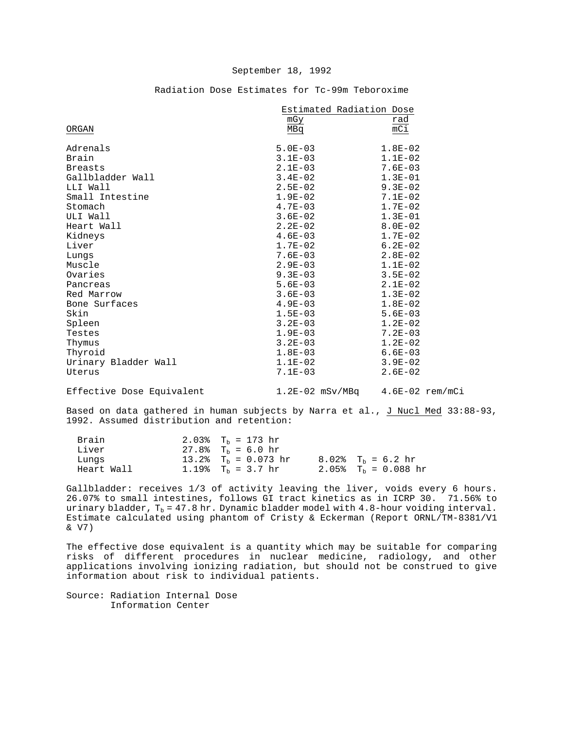September 18, 1992

Radiation Dose Estimates for Tc-99m Teboroxime

| ORGAN | Estimated Radiation Dose mGy/MBq | rad/mCi |
|---|---|---|
| Adrenals | 5.0E-03 | 1.8E-02 |
| Brain | 3.1E-03 | 1.1E-02 |
| Breasts | 2.1E-03 | 7.6E-03 |
| Gallbladder Wall | 3.4E-02 | 1.3E-01 |
| LLI Wall | 2.5E-02 | 9.3E-02 |
| Small Intestine | 1.9E-02 | 7.1E-02 |
| Stomach | 4.7E-03 | 1.7E-02 |
| ULI Wall | 3.6E-02 | 1.3E-01 |
| Heart Wall | 2.2E-02 | 8.0E-02 |
| Kidneys | 4.6E-03 | 1.7E-02 |
| Liver | 1.7E-02 | 6.2E-02 |
| Lungs | 7.6E-03 | 2.8E-02 |
| Muscle | 2.9E-03 | 1.1E-02 |
| Ovaries | 9.3E-03 | 3.5E-02 |
| Pancreas | 5.6E-03 | 2.1E-02 |
| Red Marrow | 3.6E-03 | 1.3E-02 |
| Bone Surfaces | 4.9E-03 | 1.8E-02 |
| Skin | 1.5E-03 | 5.6E-03 |
| Spleen | 3.2E-03 | 1.2E-02 |
| Testes | 1.9E-03 | 7.2E-03 |
| Thymus | 3.2E-03 | 1.2E-02 |
| Thyroid | 1.8E-03 | 6.6E-03 |
| Urinary Bladder Wall | 1.1E-02 | 3.9E-02 |
| Uterus | 7.1E-03 | 2.6E-02 |
| Effective Dose Equivalent | 1.2E-02 mSv/MBq | 4.6E-02 rem/mCi |

Based on data gathered in human subjects by Narra et al., J Nucl Med 33:88-93, 1992. Assumed distribution and retention:

| | | | | |
|---|---|---|---|---|
| Brain | 2.03% | $T_b$ = 173 hr | | |
| Liver | 27.8% | $T_b$ = 6.0 hr | | |
| Lungs | 13.2% | $T_b$ = 0.073 hr | 8.02% | $T_b$ = 6.2 hr |
| Heart Wall | 1.19% | $T_b$ = 3.7 hr | 2.05% | $T_b$ = 0.088 hr |

Gallbladder: receives 1/3 of activity leaving the liver, voids every 6 hours. 26.07% to small intestines, follows GI tract kinetics as in ICRP 30. 71.56% to urinary bladder, $T_b$ = 47.8 hr. Dynamic bladder model with 4.8-hour voiding interval. Estimate calculated using phantom of Cristy & Eckerman (Report ORNL/TM-8381/V1 & V7)

The effective dose equivalent is a quantity which may be suitable for comparing risks of different procedures in nuclear medicine, radiology, and other applications involving ionizing radiation, but should not be construed to give information about risk to individual patients.

Source: Radiation Internal Dose Information Center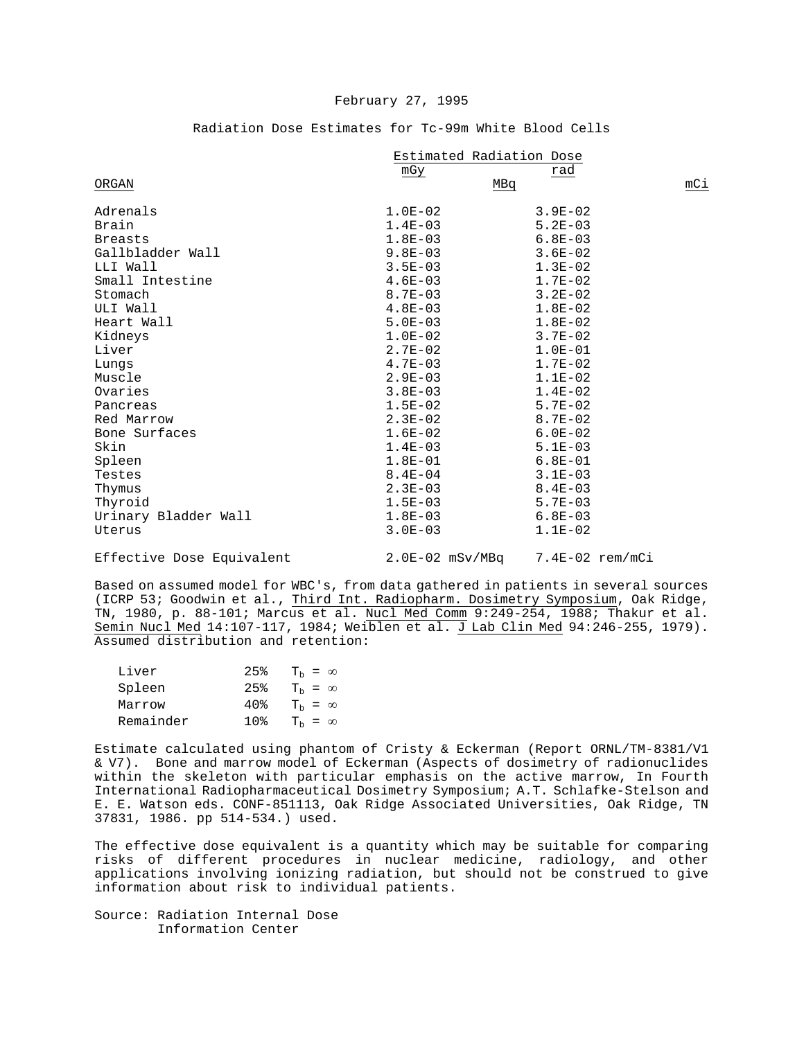February 27, 1995

Radiation Dose Estimates for Tc-99m White Blood Cells

| ORGAN | Estimated Radiation Dose mGy/MBq | rad/mCi |
|---|---|---|
| Adrenals | 1.0E-02 | 3.9E-02 |
| Brain | 1.4E-03 | 5.2E-03 |
| Breasts | 1.8E-03 | 6.8E-03 |
| Gallbladder Wall | 9.8E-03 | 3.6E-02 |
| LLI Wall | 3.5E-03 | 1.3E-02 |
| Small Intestine | 4.6E-03 | 1.7E-02 |
| Stomach | 8.7E-03 | 3.2E-02 |
| ULI Wall | 4.8E-03 | 1.8E-02 |
| Heart Wall | 5.0E-03 | 1.8E-02 |
| Kidneys | 1.0E-02 | 3.7E-02 |
| Liver | 2.7E-02 | 1.0E-01 |
| Lungs | 4.7E-03 | 1.7E-02 |
| Muscle | 2.9E-03 | 1.1E-02 |
| Ovaries | 3.8E-03 | 1.4E-02 |
| Pancreas | 1.5E-02 | 5.7E-02 |
| Red Marrow | 2.3E-02 | 8.7E-02 |
| Bone Surfaces | 1.6E-02 | 6.0E-02 |
| Skin | 1.4E-03 | 5.1E-03 |
| Spleen | 1.8E-01 | 6.8E-01 |
| Testes | 8.4E-04 | 3.1E-03 |
| Thymus | 2.3E-03 | 8.4E-03 |
| Thyroid | 1.5E-03 | 5.7E-03 |
| Urinary Bladder Wall | 1.8E-03 | 6.8E-03 |
| Uterus | 3.0E-03 | 1.1E-02 |
| Effective Dose Equivalent | 2.0E-02 mSv/MBq | 7.4E-02 rem/mCi |

Based on assumed model for WBC's, from data gathered in patients in several sources (ICRP 53; Goodwin et al., Third Int. Radiopharm. Dosimetry Symposium, Oak Ridge, TN, 1980, p. 88-101; Marcus et al. Nucl Med Comm 9:249-254, 1988; Thakur et al. Semin Nucl Med 14:107-117, 1984; Weiblen et al. J Lab Clin Med 94:246-255, 1979). Assumed distribution and retention:

| | | |
|---|---|---|
| Liver | 25% | $T_b = \infty$ |
| Spleen | 25% | $T_b = \infty$ |
| Marrow | 40% | $T_b = \infty$ |
| Remainder | 10% | $T_b = \infty$ |

Estimate calculated using phantom of Cristy & Eckerman (Report ORNL/TM-8381/V1 & V7). Bone and marrow model of Eckerman (Aspects of dosimetry of radionuclides within the skeleton with particular emphasis on the active marrow, In Fourth International Radiopharmaceutical Dosimetry Symposium; A.T. Schlafke-Stelson and E. E. Watson eds. CONF-851113, Oak Ridge Associated Universities, Oak Ridge, TN 37831, 1986. pp 514-534.) used.

The effective dose equivalent is a quantity which may be suitable for comparing risks of different procedures in nuclear medicine, radiology, and other applications involving ionizing radiation, but should not be construed to give information about risk to individual patients.

Source: Radiation Internal Dose Information Center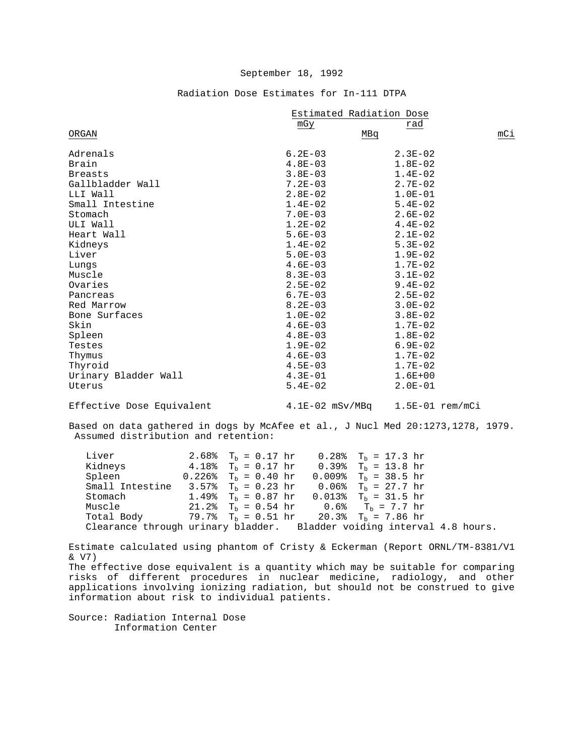September 18, 1992

Radiation Dose Estimates for In-111 DTPA

| ORGAN | Estimated Radiation Dose mGy/MBq | rad/mCi |
|---|---|---|
| Adrenals | 6.2E-03 | 2.3E-02 |
| Brain | 4.8E-03 | 1.8E-02 |
| Breasts | 3.8E-03 | 1.4E-02 |
| Gallbladder Wall | 7.2E-03 | 2.7E-02 |
| LLI Wall | 2.8E-02 | 1.0E-01 |
| Small Intestine | 1.4E-02 | 5.4E-02 |
| Stomach | 7.0E-03 | 2.6E-02 |
| ULI Wall | 1.2E-02 | 4.4E-02 |
| Heart Wall | 5.6E-03 | 2.1E-02 |
| Kidneys | 1.4E-02 | 5.3E-02 |
| Liver | 5.0E-03 | 1.9E-02 |
| Lungs | 4.6E-03 | 1.7E-02 |
| Muscle | 8.3E-03 | 3.1E-02 |
| Ovaries | 2.5E-02 | 9.4E-02 |
| Pancreas | 6.7E-03 | 2.5E-02 |
| Red Marrow | 8.2E-03 | 3.0E-02 |
| Bone Surfaces | 1.0E-02 | 3.8E-02 |
| Skin | 4.6E-03 | 1.7E-02 |
| Spleen | 4.8E-03 | 1.8E-02 |
| Testes | 1.9E-02 | 6.9E-02 |
| Thymus | 4.6E-03 | 1.7E-02 |
| Thyroid | 4.5E-03 | 1.7E-02 |
| Urinary Bladder Wall | 4.3E-01 | 1.6E+00 |
| Uterus | 5.4E-02 | 2.0E-01 |
| Effective Dose Equivalent | 4.1E-02 mSv/MBq | 1.5E-01 rem/mCi |

Based on data gathered in dogs by McAfee et al., J Nucl Med 20:1273,1278, 1979. Assumed distribution and retention:

| | | | | |
|---|---|---|---|---|
| Liver | 2.68% | $T_b$ = 0.17 hr | 0.28% | $T_b$ = 17.3 hr |
| Kidneys | 4.18% | $T_b$ = 0.17 hr | 0.39% | $T_b$ = 13.8 hr |
| Spleen | 0.226% | $T_b$ = 0.40 hr | 0.009% | $T_b$ = 38.5 hr |
| Small Intestine | 3.57% | $T_b$ = 0.23 hr | 0.06% | $T_b$ = 27.7 hr |
| Stomach | 1.49% | $T_b$ = 0.87 hr | 0.013% | $T_b$ = 31.5 hr |
| Muscle | 21.2% | $T_b$ = 0.54 hr | 0.6% | $T_b$ = 7.7 hr |
| Total Body | 79.7% | $T_b$ = 0.51 hr | 20.3% | $T_b$ = 7.86 hr |

Clearance through urinary bladder. Bladder voiding interval 4.8 hours.

Estimate calculated using phantom of Cristy & Eckerman (Report ORNL/TM-8381/V1 & V7)

The effective dose equivalent is a quantity which may be suitable for comparing risks of different procedures in nuclear medicine, radiology, and other applications involving ionizing radiation, but should not be construed to give information about risk to individual patients.

Source: Radiation Internal Dose Information Center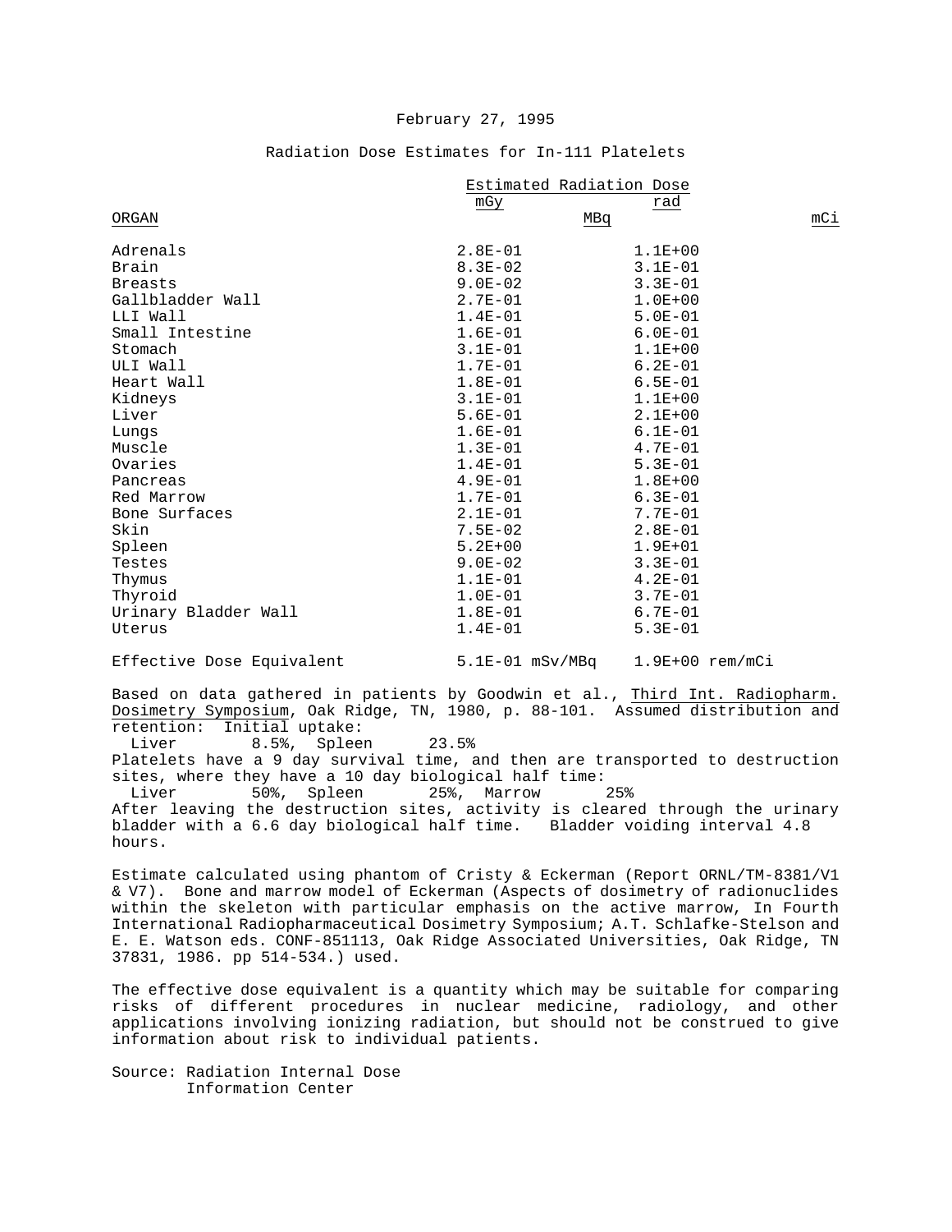February 27, 1995

Radiation Dose Estimates for In-111 Platelets

| ORGAN | Estimated Radiation Dose mGy/MBq | rad/mCi |
|---|---|---|
| Adrenals | 2.8E-01 | 1.1E+00 |
| Brain | 8.3E-02 | 3.1E-01 |
| Breasts | 9.0E-02 | 3.3E-01 |
| Gallbladder Wall | 2.7E-01 | 1.0E+00 |
| LLI Wall | 1.4E-01 | 5.0E-01 |
| Small Intestine | 1.6E-01 | 6.0E-01 |
| Stomach | 3.1E-01 | 1.1E+00 |
| ULI Wall | 1.7E-01 | 6.2E-01 |
| Heart Wall | 1.8E-01 | 6.5E-01 |
| Kidneys | 3.1E-01 | 1.1E+00 |
| Liver | 5.6E-01 | 2.1E+00 |
| Lungs | 1.6E-01 | 6.1E-01 |
| Muscle | 1.3E-01 | 4.7E-01 |
| Ovaries | 1.4E-01 | 5.3E-01 |
| Pancreas | 4.9E-01 | 1.8E+00 |
| Red Marrow | 1.7E-01 | 6.3E-01 |
| Bone Surfaces | 2.1E-01 | 7.7E-01 |
| Skin | 7.5E-02 | 2.8E-01 |
| Spleen | 5.2E+00 | 1.9E+01 |
| Testes | 9.0E-02 | 3.3E-01 |
| Thymus | 1.1E-01 | 4.2E-01 |
| Thyroid | 1.0E-01 | 3.7E-01 |
| Urinary Bladder Wall | 1.8E-01 | 6.7E-01 |
| Uterus | 1.4E-01 | 5.3E-01 |
| Effective Dose Equivalent | 5.1E-01 mSv/MBq | 1.9E+00 rem/mCi |

Based on data gathered in patients by Goodwin et al., Third Int. Radiopharm. Dosimetry Symposium, Oak Ridge, TN, 1980, p. 88-101. Assumed distribution and retention: Initial uptake:
  Liver 8.5%, Spleen 23.5%
Platelets have a 9 day survival time, and then are transported to destruction sites, where they have a 10 day biological half time:
  Liver 50%, Spleen 25%, Marrow 25%
After leaving the destruction sites, activity is cleared through the urinary bladder with a 6.6 day biological half time. Bladder voiding interval 4.8 hours.

Estimate calculated using phantom of Cristy & Eckerman (Report ORNL/TM-8381/V1 & V7). Bone and marrow model of Eckerman (Aspects of dosimetry of radionuclides within the skeleton with particular emphasis on the active marrow, In Fourth International Radiopharmaceutical Dosimetry Symposium; A.T. Schlafke-Stelson and E. E. Watson eds. CONF-851113, Oak Ridge Associated Universities, Oak Ridge, TN 37831, 1986. pp 514-534.) used.

The effective dose equivalent is a quantity which may be suitable for comparing risks of different procedures in nuclear medicine, radiology, and other applications involving ionizing radiation, but should not be construed to give information about risk to individual patients.

Source: Radiation Internal Dose
        Information Center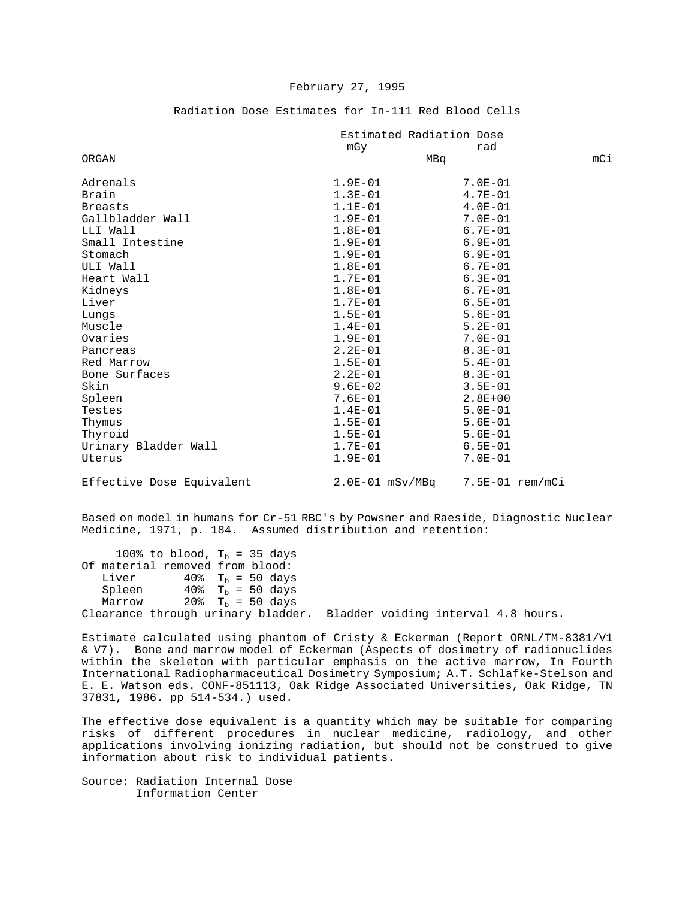February 27, 1995

Radiation Dose Estimates for In-111 Red Blood Cells

| ORGAN | Estimated Radiation Dose mGy/MBq | rad/mCi |
|---|---|---|
| Adrenals | 1.9E-01 | 7.0E-01 |
| Brain | 1.3E-01 | 4.7E-01 |
| Breasts | 1.1E-01 | 4.0E-01 |
| Gallbladder Wall | 1.9E-01 | 7.0E-01 |
| LLI Wall | 1.8E-01 | 6.7E-01 |
| Small Intestine | 1.9E-01 | 6.9E-01 |
| Stomach | 1.9E-01 | 6.9E-01 |
| ULI Wall | 1.8E-01 | 6.7E-01 |
| Heart Wall | 1.7E-01 | 6.3E-01 |
| Kidneys | 1.8E-01 | 6.7E-01 |
| Liver | 1.7E-01 | 6.5E-01 |
| Lungs | 1.5E-01 | 5.6E-01 |
| Muscle | 1.4E-01 | 5.2E-01 |
| Ovaries | 1.9E-01 | 7.0E-01 |
| Pancreas | 2.2E-01 | 8.3E-01 |
| Red Marrow | 1.5E-01 | 5.4E-01 |
| Bone Surfaces | 2.2E-01 | 8.3E-01 |
| Skin | 9.6E-02 | 3.5E-01 |
| Spleen | 7.6E-01 | 2.8E+00 |
| Testes | 1.4E-01 | 5.0E-01 |
| Thymus | 1.5E-01 | 5.6E-01 |
| Thyroid | 1.5E-01 | 5.6E-01 |
| Urinary Bladder Wall | 1.7E-01 | 6.5E-01 |
| Uterus | 1.9E-01 | 7.0E-01 |
| Effective Dose Equivalent | 2.0E-01 mSv/MBq | 7.5E-01 rem/mCi |

Based on model in humans for Cr-51 RBC's by Powsner and Raeside, Diagnostic Nuclear Medicine, 1971, p. 184. Assumed distribution and retention:

100% to blood, $T_b$ = 35 days
Of material removed from blood:
- Liver 40% $T_b$ = 50 days
- Spleen 40% $T_b$ = 50 days
- Marrow 20% $T_b$ = 50 days

Clearance through urinary bladder. Bladder voiding interval 4.8 hours.

Estimate calculated using phantom of Cristy & Eckerman (Report ORNL/TM-8381/V1 & V7). Bone and marrow model of Eckerman (Aspects of dosimetry of radionuclides within the skeleton with particular emphasis on the active marrow, In Fourth International Radiopharmaceutical Dosimetry Symposium; A.T. Schlafke-Stelson and E. E. Watson eds. CONF-851113, Oak Ridge Associated Universities, Oak Ridge, TN 37831, 1986. pp 514-534.) used.

The effective dose equivalent is a quantity which may be suitable for comparing risks of different procedures in nuclear medicine, radiology, and other applications involving ionizing radiation, but should not be construed to give information about risk to individual patients.

Source: Radiation Internal Dose Information Center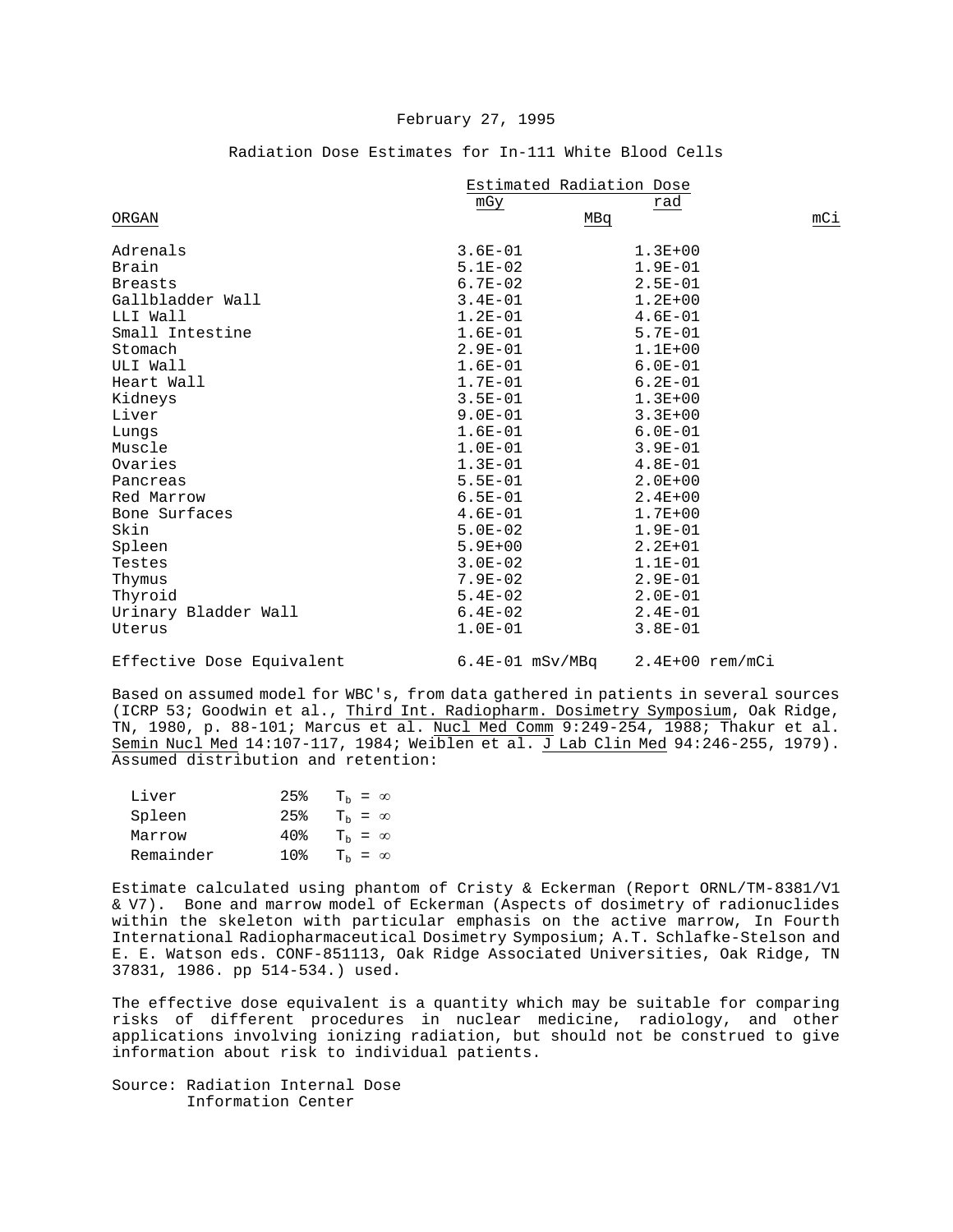February 27, 1995

## Radiation Dose Estimates for In-111 White Blood Cells

| ORGAN | Estimated Radiation Dose mGy/MBq | rad/mCi |
|---|---|---|
| Adrenals | 3.6E-01 | 1.3E+00 |
| Brain | 5.1E-02 | 1.9E-01 |
| Breasts | 6.7E-02 | 2.5E-01 |
| Gallbladder Wall | 3.4E-01 | 1.2E+00 |
| LLI Wall | 1.2E-01 | 4.6E-01 |
| Small Intestine | 1.6E-01 | 5.7E-01 |
| Stomach | 2.9E-01 | 1.1E+00 |
| ULI Wall | 1.6E-01 | 6.0E-01 |
| Heart Wall | 1.7E-01 | 6.2E-01 |
| Kidneys | 3.5E-01 | 1.3E+00 |
| Liver | 9.0E-01 | 3.3E+00 |
| Lungs | 1.6E-01 | 6.0E-01 |
| Muscle | 1.0E-01 | 3.9E-01 |
| Ovaries | 1.3E-01 | 4.8E-01 |
| Pancreas | 5.5E-01 | 2.0E+00 |
| Red Marrow | 6.5E-01 | 2.4E+00 |
| Bone Surfaces | 4.6E-01 | 1.7E+00 |
| Skin | 5.0E-02 | 1.9E-01 |
| Spleen | 5.9E+00 | 2.2E+01 |
| Testes | 3.0E-02 | 1.1E-01 |
| Thymus | 7.9E-02 | 2.9E-01 |
| Thyroid | 5.4E-02 | 2.0E-01 |
| Urinary Bladder Wall | 6.4E-02 | 2.4E-01 |
| Uterus | 1.0E-01 | 3.8E-01 |
| Effective Dose Equivalent | 6.4E-01 mSv/MBq | 2.4E+00 rem/mCi |

Based on assumed model for WBC's, from data gathered in patients in several sources (ICRP 53; Goodwin et al., Third Int. Radiopharm. Dosimetry Symposium, Oak Ridge, TN, 1980, p. 88-101; Marcus et al. Nucl Med Comm 9:249-254, 1988; Thakur et al. Semin Nucl Med 14:107-117, 1984; Weiblen et al. J Lab Clin Med 94:246-255, 1979). Assumed distribution and retention:

| | | |
|---|---|---|
| Liver | 25% | $T_b = \infty$ |
| Spleen | 25% | $T_b = \infty$ |
| Marrow | 40% | $T_b = \infty$ |
| Remainder | 10% | $T_b = \infty$ |

Estimate calculated using phantom of Cristy & Eckerman (Report ORNL/TM-8381/V1 & V7). Bone and marrow model of Eckerman (Aspects of dosimetry of radionuclides within the skeleton with particular emphasis on the active marrow, In Fourth International Radiopharmaceutical Dosimetry Symposium; A.T. Schlafke-Stelson and E. E. Watson eds. CONF-851113, Oak Ridge Associated Universities, Oak Ridge, TN 37831, 1986. pp 514-534.) used.

The effective dose equivalent is a quantity which may be suitable for comparing risks of different procedures in nuclear medicine, radiology, and other applications involving ionizing radiation, but should not be construed to give information about risk to individual patients.

Source: Radiation Internal Dose Information Center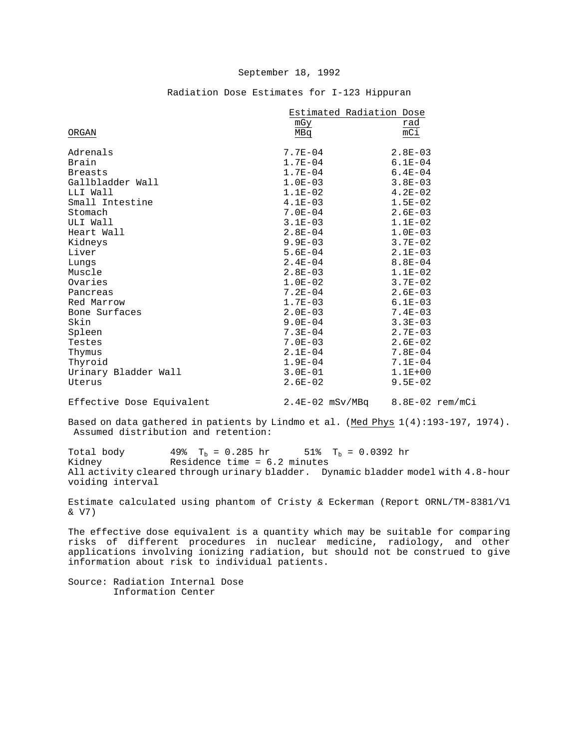September 18, 1992

## Radiation Dose Estimates for I-123 Hippuran

| ORGAN | Estimated Radiation Dose mGy/MBq | rad/mCi |
|---|---|---|
| Adrenals | 7.7E-04 | 2.8E-03 |
| Brain | 1.7E-04 | 6.1E-04 |
| Breasts | 1.7E-04 | 6.4E-04 |
| Gallbladder Wall | 1.0E-03 | 3.8E-03 |
| LLI Wall | 1.1E-02 | 4.2E-02 |
| Small Intestine | 4.1E-03 | 1.5E-02 |
| Stomach | 7.0E-04 | 2.6E-03 |
| ULI Wall | 3.1E-03 | 1.1E-02 |
| Heart Wall | 2.8E-04 | 1.0E-03 |
| Kidneys | 9.9E-03 | 3.7E-02 |
| Liver | 5.6E-04 | 2.1E-03 |
| Lungs | 2.4E-04 | 8.8E-04 |
| Muscle | 2.8E-03 | 1.1E-02 |
| Ovaries | 1.0E-02 | 3.7E-02 |
| Pancreas | 7.2E-04 | 2.6E-03 |
| Red Marrow | 1.7E-03 | 6.1E-03 |
| Bone Surfaces | 2.0E-03 | 7.4E-03 |
| Skin | 9.0E-04 | 3.3E-03 |
| Spleen | 7.3E-04 | 2.7E-03 |
| Testes | 7.0E-03 | 2.6E-02 |
| Thymus | 2.1E-04 | 7.8E-04 |
| Thyroid | 1.9E-04 | 7.1E-04 |
| Urinary Bladder Wall | 3.0E-01 | 1.1E+00 |
| Uterus | 2.6E-02 | 9.5E-02 |
| Effective Dose Equivalent | 2.4E-02 mSv/MBq | 8.8E-02 rem/mCi |

Based on data gathered in patients by Lindmo et al. (Med Phys 1(4):193-197, 1974). Assumed distribution and retention:

Total body 49% $T_b$ = 0.285 hr 51% $T_b$ = 0.0392 hr
Kidney Residence time = 6.2 minutes
All activity cleared through urinary bladder. Dynamic bladder model with 4.8-hour voiding interval

Estimate calculated using phantom of Cristy & Eckerman (Report ORNL/TM-8381/V1 & V7)

The effective dose equivalent is a quantity which may be suitable for comparing risks of different procedures in nuclear medicine, radiology, and other applications involving ionizing radiation, but should not be construed to give information about risk to individual patients.

Source: Radiation Internal Dose Information Center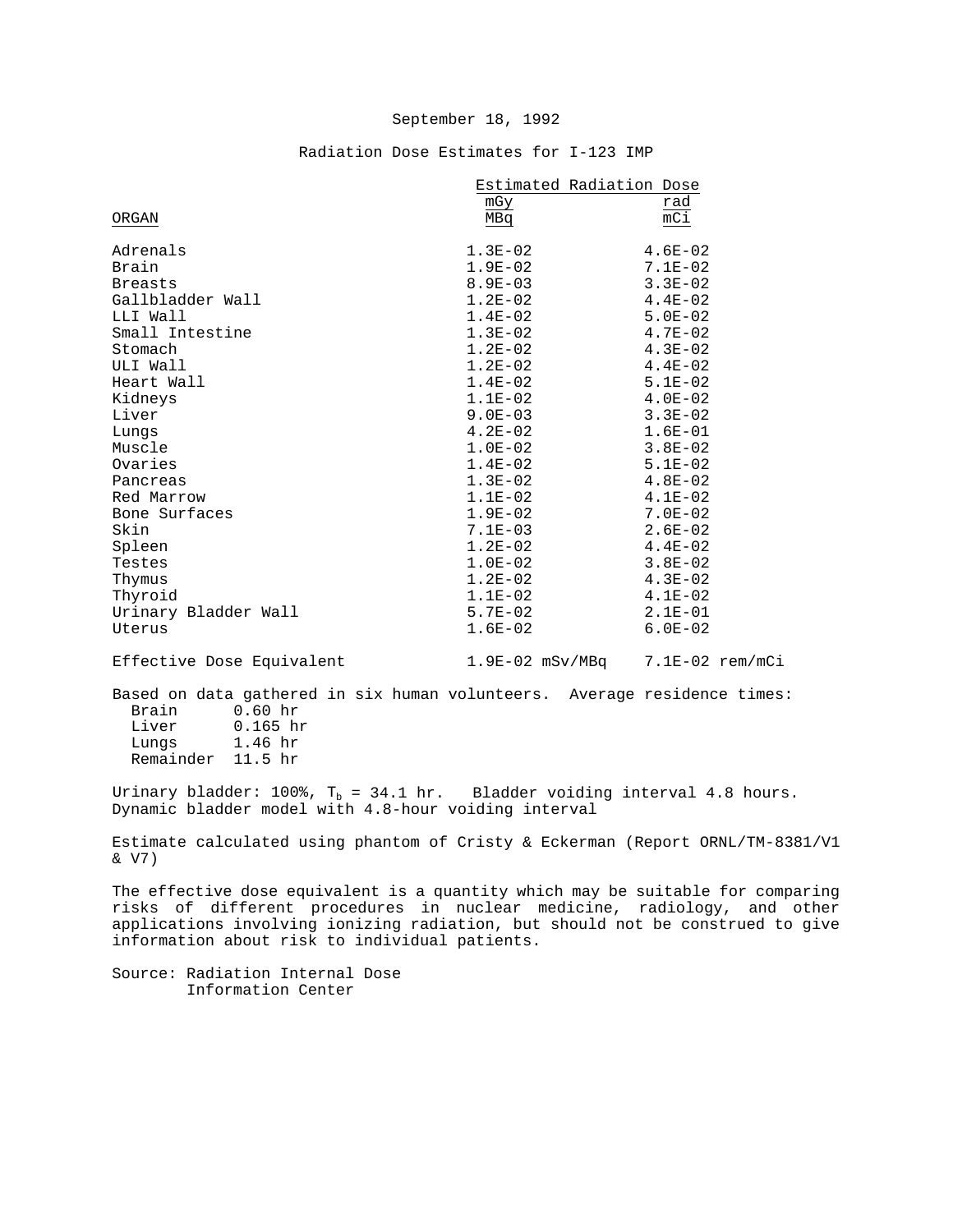September 18, 1992

Radiation Dose Estimates for I-123 IMP

| ORGAN | Estimated Radiation Dose mGy/MBq | rad/mCi |
|---|---|---|
| Adrenals | 1.3E-02 | 4.6E-02 |
| Brain | 1.9E-02 | 7.1E-02 |
| Breasts | 8.9E-03 | 3.3E-02 |
| Gallbladder Wall | 1.2E-02 | 4.4E-02 |
| LLI Wall | 1.4E-02 | 5.0E-02 |
| Small Intestine | 1.3E-02 | 4.7E-02 |
| Stomach | 1.2E-02 | 4.3E-02 |
| ULI Wall | 1.2E-02 | 4.4E-02 |
| Heart Wall | 1.4E-02 | 5.1E-02 |
| Kidneys | 1.1E-02 | 4.0E-02 |
| Liver | 9.0E-03 | 3.3E-02 |
| Lungs | 4.2E-02 | 1.6E-01 |
| Muscle | 1.0E-02 | 3.8E-02 |
| Ovaries | 1.4E-02 | 5.1E-02 |
| Pancreas | 1.3E-02 | 4.8E-02 |
| Red Marrow | 1.1E-02 | 4.1E-02 |
| Bone Surfaces | 1.9E-02 | 7.0E-02 |
| Skin | 7.1E-03 | 2.6E-02 |
| Spleen | 1.2E-02 | 4.4E-02 |
| Testes | 1.0E-02 | 3.8E-02 |
| Thymus | 1.2E-02 | 4.3E-02 |
| Thyroid | 1.1E-02 | 4.1E-02 |
| Urinary Bladder Wall | 5.7E-02 | 2.1E-01 |
| Uterus | 1.6E-02 | 6.0E-02 |
| Effective Dose Equivalent | 1.9E-02 mSv/MBq | 7.1E-02 rem/mCi |

Based on data gathered in six human volunteers. Average residence times:

- Brain 0.60 hr
- Liver 0.165 hr
- Lungs 1.46 hr
- Remainder 11.5 hr

Urinary bladder: 100%, $T_b$ = 34.1 hr. Bladder voiding interval 4.8 hours.
Dynamic bladder model with 4.8-hour voiding interval

Estimate calculated using phantom of Cristy & Eckerman (Report ORNL/TM-8381/V1 & V7)

The effective dose equivalent is a quantity which may be suitable for comparing risks of different procedures in nuclear medicine, radiology, and other applications involving ionizing radiation, but should not be construed to give information about risk to individual patients.

Source: Radiation Internal Dose Information Center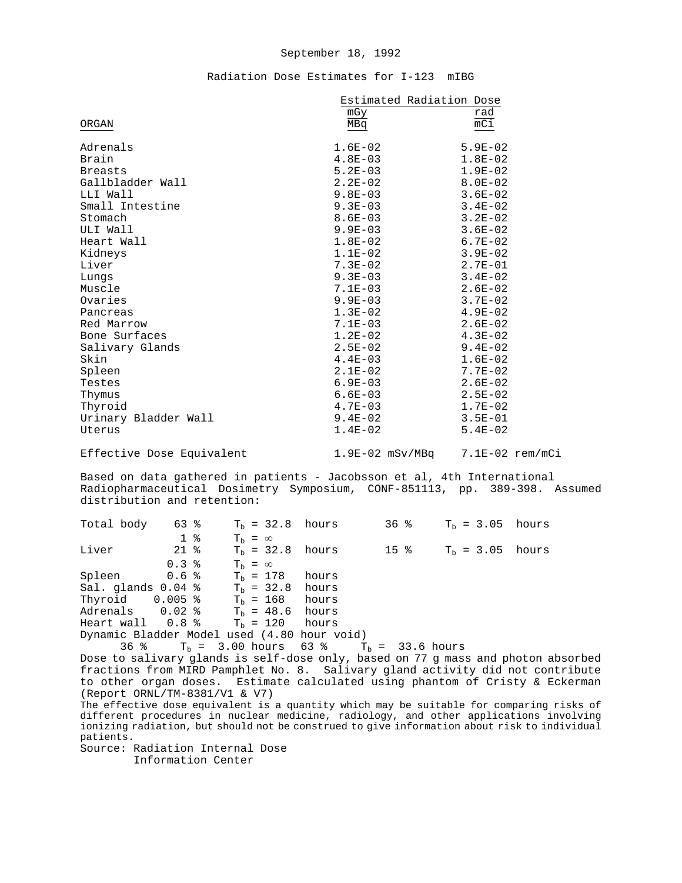September 18, 1992

# Radiation Dose Estimates for I-123 mIBG

| ORGAN | Estimated Radiation Dose mGy/MBq | rad/mCi |
|---|---|---|
| Adrenals | 1.6E-02 | 5.9E-02 |
| Brain | 4.8E-03 | 1.8E-02 |
| Breasts | 5.2E-03 | 1.9E-02 |
| Gallbladder Wall | 2.2E-02 | 8.0E-02 |
| LLI Wall | 9.8E-03 | 3.6E-02 |
| Small Intestine | 9.3E-03 | 3.4E-02 |
| Stomach | 8.6E-03 | 3.2E-02 |
| ULI Wall | 9.9E-03 | 3.6E-02 |
| Heart Wall | 1.8E-02 | 6.7E-02 |
| Kidneys | 1.1E-02 | 3.9E-02 |
| Liver | 7.3E-02 | 2.7E-01 |
| Lungs | 9.3E-03 | 3.4E-02 |
| Muscle | 7.1E-03 | 2.6E-02 |
| Ovaries | 9.9E-03 | 3.7E-02 |
| Pancreas | 1.3E-02 | 4.9E-02 |
| Red Marrow | 7.1E-03 | 2.6E-02 |
| Bone Surfaces | 1.2E-02 | 4.3E-02 |
| Salivary Glands | 2.5E-02 | 9.4E-02 |
| Skin | 4.4E-03 | 1.6E-02 |
| Spleen | 2.1E-02 | 7.7E-02 |
| Testes | 6.9E-03 | 2.6E-02 |
| Thymus | 6.6E-03 | 2.5E-02 |
| Thyroid | 4.7E-03 | 1.7E-02 |
| Urinary Bladder Wall | 9.4E-02 | 3.5E-01 |
| Uterus | 1.4E-02 | 5.4E-02 |
| Effective Dose Equivalent | 1.9E-02 mSv/MBq | 7.1E-02 rem/mCi |

Based on data gathered in patients - Jacobsson et al, 4th International Radiopharmaceutical Dosimetry Symposium, CONF-851113, pp. 389-398. Assumed distribution and retention:

| | | | | |
|---|---|---|---|---|
| Total body | 63 % | $T_b$ = 32.8 hours | 36 % | $T_b$ = 3.05 hours |
| | 1 % | $T_b = \infty$ | | |
| Liver | 21 % | $T_b$ = 32.8 hours | 15 % | $T_b$ = 3.05 hours |
| | 0.3 % | $T_b = \infty$ | | |
| Spleen | 0.6 % | $T_b$ = 178 hours | | |
| Sal. glands | 0.04 % | $T_b$ = 32.8 hours | | |
| Thyroid | 0.005 % | $T_b$ = 168 hours | | |
| Adrenals | 0.02 % | $T_b$ = 48.6 hours | | |
| Heart wall | 0.8 % | $T_b$ = 120 hours | | |

Dynamic Bladder Model used (4.80 hour void)
36 % $T_b$ = 3.00 hours 63 % $T_b$ = 33.6 hours

Dose to salivary glands is self-dose only, based on 77 g mass and photon absorbed fractions from MIRD Pamphlet No. 8. Salivary gland activity did not contribute to other organ doses. Estimate calculated using phantom of Cristy & Eckerman (Report ORNL/TM-8381/V1 & V7)

The effective dose equivalent is a quantity which may be suitable for comparing risks of different procedures in nuclear medicine, radiology, and other applications involving ionizing radiation, but should not be construed to give information about risk to individual patients.

Source: Radiation Internal Dose Information Center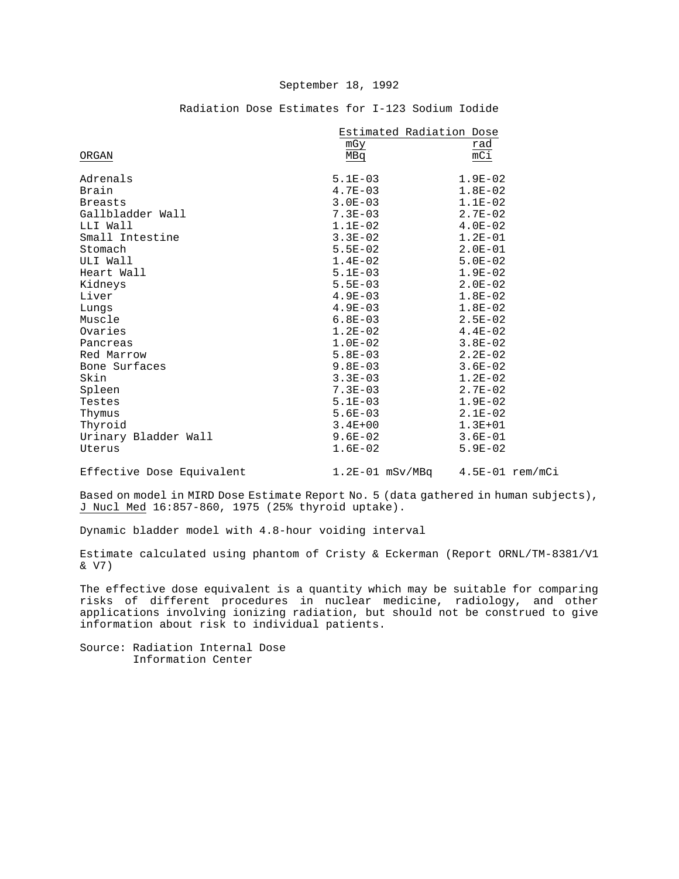September 18, 1992

Radiation Dose Estimates for I-123 Sodium Iodide

| ORGAN | Estimated Radiation Dose mGy/MBq | rad/mCi |
|---|---|---|
| Adrenals | 5.1E-03 | 1.9E-02 |
| Brain | 4.7E-03 | 1.8E-02 |
| Breasts | 3.0E-03 | 1.1E-02 |
| Gallbladder Wall | 7.3E-03 | 2.7E-02 |
| LLI Wall | 1.1E-02 | 4.0E-02 |
| Small Intestine | 3.3E-02 | 1.2E-01 |
| Stomach | 5.5E-02 | 2.0E-01 |
| ULI Wall | 1.4E-02 | 5.0E-02 |
| Heart Wall | 5.1E-03 | 1.9E-02 |
| Kidneys | 5.5E-03 | 2.0E-02 |
| Liver | 4.9E-03 | 1.8E-02 |
| Lungs | 4.9E-03 | 1.8E-02 |
| Muscle | 6.8E-03 | 2.5E-02 |
| Ovaries | 1.2E-02 | 4.4E-02 |
| Pancreas | 1.0E-02 | 3.8E-02 |
| Red Marrow | 5.8E-03 | 2.2E-02 |
| Bone Surfaces | 9.8E-03 | 3.6E-02 |
| Skin | 3.3E-03 | 1.2E-02 |
| Spleen | 7.3E-03 | 2.7E-02 |
| Testes | 5.1E-03 | 1.9E-02 |
| Thymus | 5.6E-03 | 2.1E-02 |
| Thyroid | 3.4E+00 | 1.3E+01 |
| Urinary Bladder Wall | 9.6E-02 | 3.6E-01 |
| Uterus | 1.6E-02 | 5.9E-02 |
| Effective Dose Equivalent | 1.2E-01 mSv/MBq | 4.5E-01 rem/mCi |

Based on model in MIRD Dose Estimate Report No. 5 (data gathered in human subjects), J Nucl Med 16:857-860, 1975 (25% thyroid uptake).

Dynamic bladder model with 4.8-hour voiding interval

Estimate calculated using phantom of Cristy & Eckerman (Report ORNL/TM-8381/V1 & V7)

The effective dose equivalent is a quantity which may be suitable for comparing risks of different procedures in nuclear medicine, radiology, and other applications involving ionizing radiation, but should not be construed to give information about risk to individual patients.

Source: Radiation Internal Dose Information Center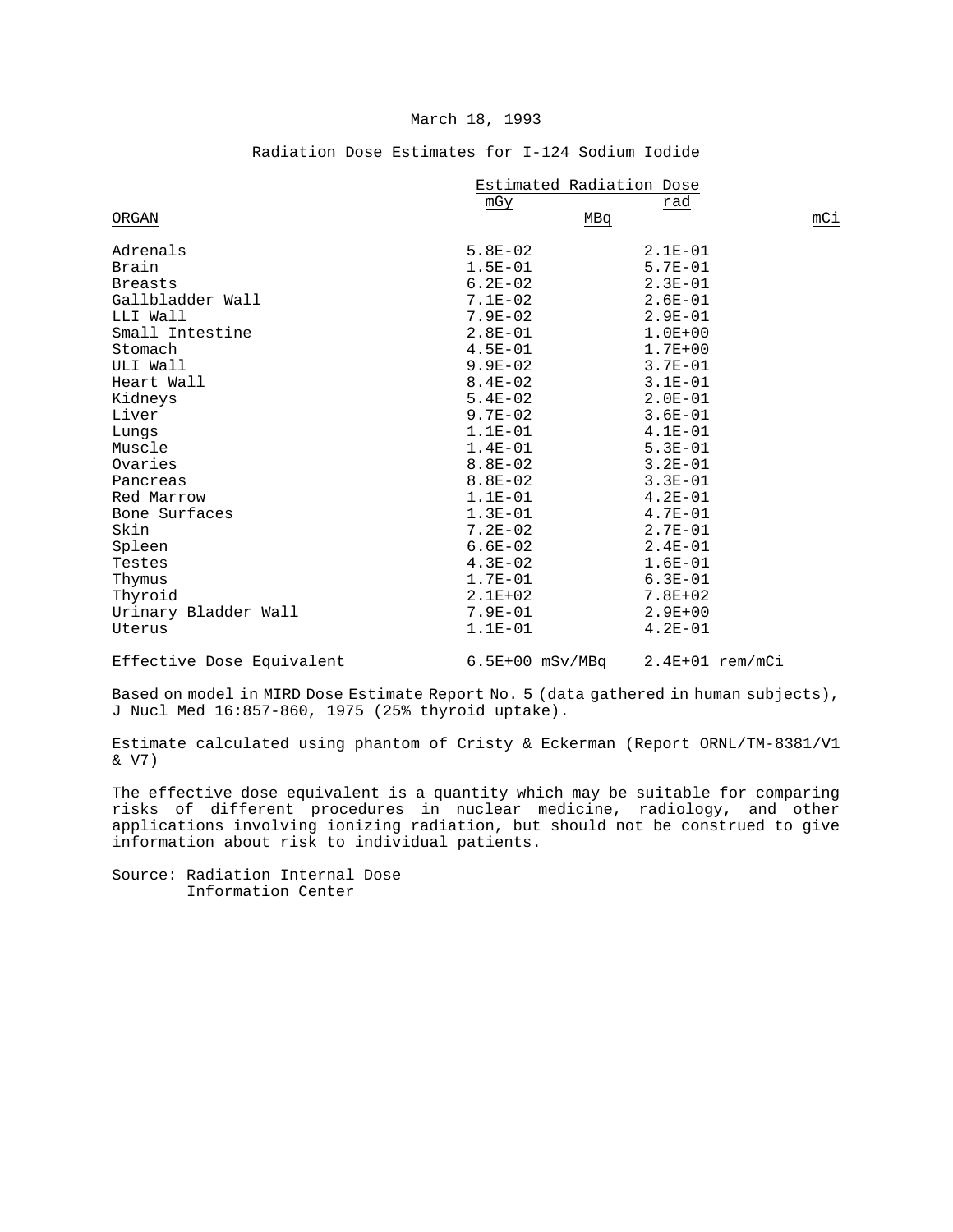March 18, 1993

Radiation Dose Estimates for I-124 Sodium Iodide

| ORGAN | Estimated Radiation Dose mGy/MBq | rad/mCi |
|---|---|---|
| Adrenals | 5.8E-02 | 2.1E-01 |
| Brain | 1.5E-01 | 5.7E-01 |
| Breasts | 6.2E-02 | 2.3E-01 |
| Gallbladder Wall | 7.1E-02 | 2.6E-01 |
| LLI Wall | 7.9E-02 | 2.9E-01 |
| Small Intestine | 2.8E-01 | 1.0E+00 |
| Stomach | 4.5E-01 | 1.7E+00 |
| ULI Wall | 9.9E-02 | 3.7E-01 |
| Heart Wall | 8.4E-02 | 3.1E-01 |
| Kidneys | 5.4E-02 | 2.0E-01 |
| Liver | 9.7E-02 | 3.6E-01 |
| Lungs | 1.1E-01 | 4.1E-01 |
| Muscle | 1.4E-01 | 5.3E-01 |
| Ovaries | 8.8E-02 | 3.2E-01 |
| Pancreas | 8.8E-02 | 3.3E-01 |
| Red Marrow | 1.1E-01 | 4.2E-01 |
| Bone Surfaces | 1.3E-01 | 4.7E-01 |
| Skin | 7.2E-02 | 2.7E-01 |
| Spleen | 6.6E-02 | 2.4E-01 |
| Testes | 4.3E-02 | 1.6E-01 |
| Thymus | 1.7E-01 | 6.3E-01 |
| Thyroid | 2.1E+02 | 7.8E+02 |
| Urinary Bladder Wall | 7.9E-01 | 2.9E+00 |
| Uterus | 1.1E-01 | 4.2E-01 |
| Effective Dose Equivalent | 6.5E+00 mSv/MBq | 2.4E+01 rem/mCi |

Based on model in MIRD Dose Estimate Report No. 5 (data gathered in human subjects), J Nucl Med 16:857-860, 1975 (25% thyroid uptake).

Estimate calculated using phantom of Cristy & Eckerman (Report ORNL/TM-8381/V1 & V7)

The effective dose equivalent is a quantity which may be suitable for comparing risks of different procedures in nuclear medicine, radiology, and other applications involving ionizing radiation, but should not be construed to give information about risk to individual patients.

Source: Radiation Internal Dose Information Center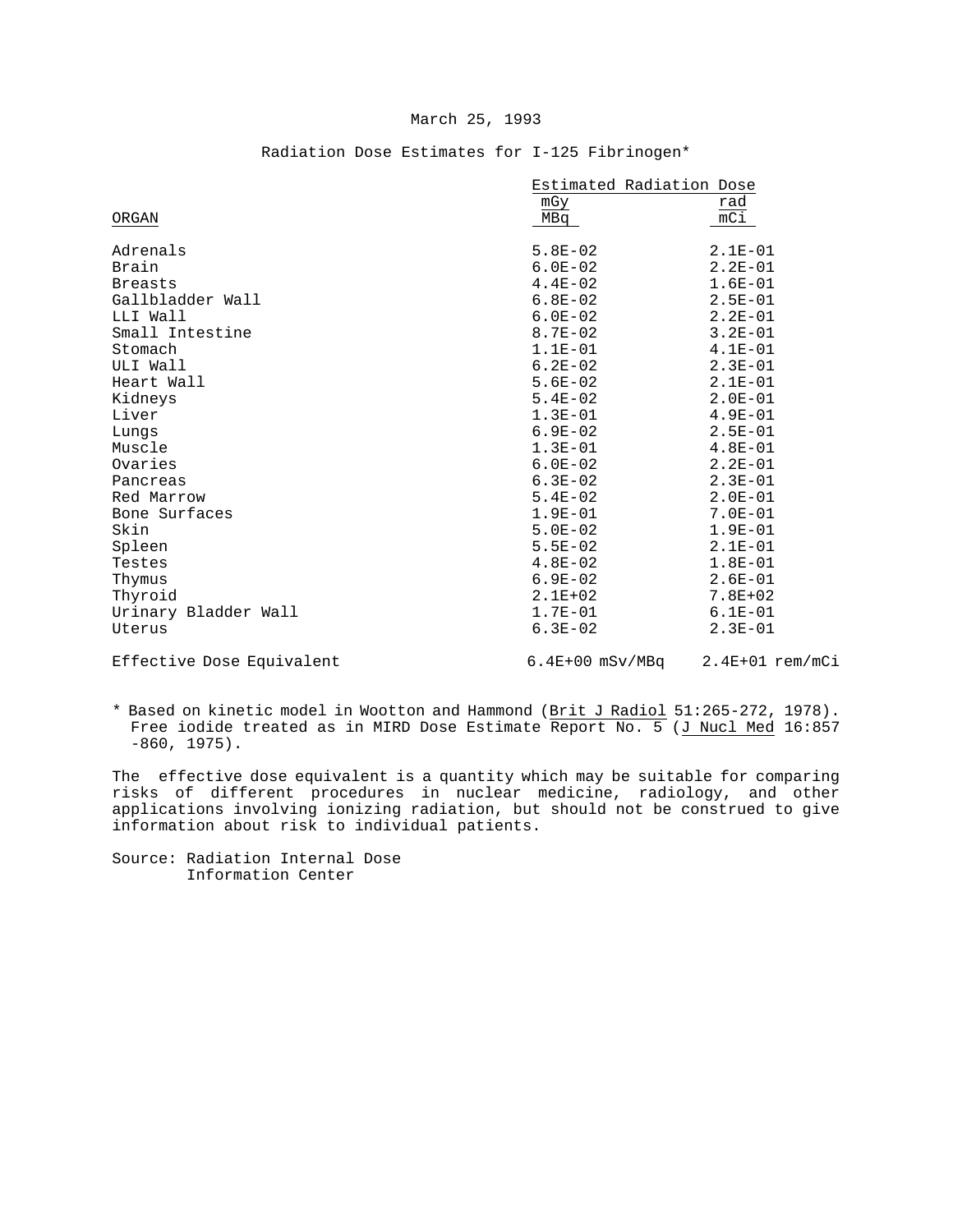March 25, 1993

## Radiation Dose Estimates for I-125 Fibrinogen*

| ORGAN | Estimated Radiation Dose mGy/MBq | rad/mCi |
|---|---|---|
| Adrenals | 5.8E-02 | 2.1E-01 |
| Brain | 6.0E-02 | 2.2E-01 |
| Breasts | 4.4E-02 | 1.6E-01 |
| Gallbladder Wall | 6.8E-02 | 2.5E-01 |
| LLI Wall | 6.0E-02 | 2.2E-01 |
| Small Intestine | 8.7E-02 | 3.2E-01 |
| Stomach | 1.1E-01 | 4.1E-01 |
| ULI Wall | 6.2E-02 | 2.3E-01 |
| Heart Wall | 5.6E-02 | 2.1E-01 |
| Kidneys | 5.4E-02 | 2.0E-01 |
| Liver | 1.3E-01 | 4.9E-01 |
| Lungs | 6.9E-02 | 2.5E-01 |
| Muscle | 1.3E-01 | 4.8E-01 |
| Ovaries | 6.0E-02 | 2.2E-01 |
| Pancreas | 6.3E-02 | 2.3E-01 |
| Red Marrow | 5.4E-02 | 2.0E-01 |
| Bone Surfaces | 1.9E-01 | 7.0E-01 |
| Skin | 5.0E-02 | 1.9E-01 |
| Spleen | 5.5E-02 | 2.1E-01 |
| Testes | 4.8E-02 | 1.8E-01 |
| Thymus | 6.9E-02 | 2.6E-01 |
| Thyroid | 2.1E+02 | 7.8E+02 |
| Urinary Bladder Wall | 1.7E-01 | 6.1E-01 |
| Uterus | 6.3E-02 | 2.3E-01 |
| Effective Dose Equivalent | 6.4E+00 mSv/MBq | 2.4E+01 rem/mCi |

* Based on kinetic model in Wootton and Hammond (*Brit J Radiol* 51:265-272, 1978). Free iodide treated as in MIRD Dose Estimate Report No. 5 (*J Nucl Med* 16:857-860, 1975).

The effective dose equivalent is a quantity which may be suitable for comparing risks of different procedures in nuclear medicine, radiology, and other applications involving ionizing radiation, but should not be construed to give information about risk to individual patients.

Source: Radiation Internal Dose Information Center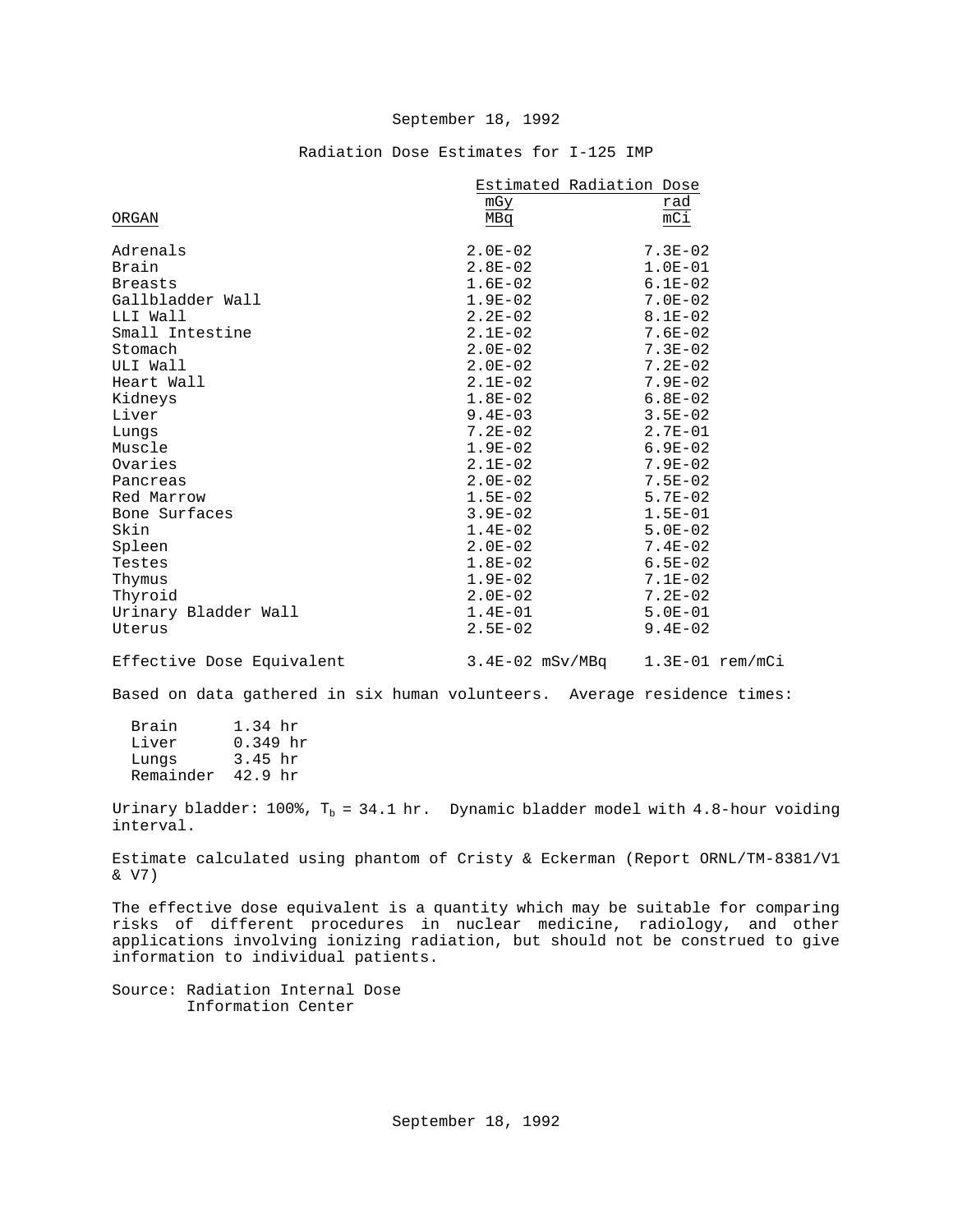September 18, 1992

# Radiation Dose Estimates for I-125 IMP

| ORGAN | Estimated Radiation Dose mGy/MBq | rad/mCi |
|---|---|---|
| Adrenals | 2.0E-02 | 7.3E-02 |
| Brain | 2.8E-02 | 1.0E-01 |
| Breasts | 1.6E-02 | 6.1E-02 |
| Gallbladder Wall | 1.9E-02 | 7.0E-02 |
| LLI Wall | 2.2E-02 | 8.1E-02 |
| Small Intestine | 2.1E-02 | 7.6E-02 |
| Stomach | 2.0E-02 | 7.3E-02 |
| ULI Wall | 2.0E-02 | 7.2E-02 |
| Heart Wall | 2.1E-02 | 7.9E-02 |
| Kidneys | 1.8E-02 | 6.8E-02 |
| Liver | 9.4E-03 | 3.5E-02 |
| Lungs | 7.2E-02 | 2.7E-01 |
| Muscle | 1.9E-02 | 6.9E-02 |
| Ovaries | 2.1E-02 | 7.9E-02 |
| Pancreas | 2.0E-02 | 7.5E-02 |
| Red Marrow | 1.5E-02 | 5.7E-02 |
| Bone Surfaces | 3.9E-02 | 1.5E-01 |
| Skin | 1.4E-02 | 5.0E-02 |
| Spleen | 2.0E-02 | 7.4E-02 |
| Testes | 1.8E-02 | 6.5E-02 |
| Thymus | 1.9E-02 | 7.1E-02 |
| Thyroid | 2.0E-02 | 7.2E-02 |
| Urinary Bladder Wall | 1.4E-01 | 5.0E-01 |
| Uterus | 2.5E-02 | 9.4E-02 |
| Effective Dose Equivalent | 3.4E-02 mSv/MBq | 1.3E-01 rem/mCi |

Based on data gathered in six human volunteers. Average residence times:

| | |
|---|---|
| Brain | 1.34 hr |
| Liver | 0.349 hr |
| Lungs | 3.45 hr |
| Remainder | 42.9 hr |

Urinary bladder: 100%, $T_b$ = 34.1 hr. Dynamic bladder model with 4.8-hour voiding interval.

Estimate calculated using phantom of Cristy & Eckerman (Report ORNL/TM-8381/V1 & V7)

The effective dose equivalent is a quantity which may be suitable for comparing risks of different procedures in nuclear medicine, radiology, and other applications involving ionizing radiation, but should not be construed to give information to individual patients.

Source: Radiation Internal Dose Information Center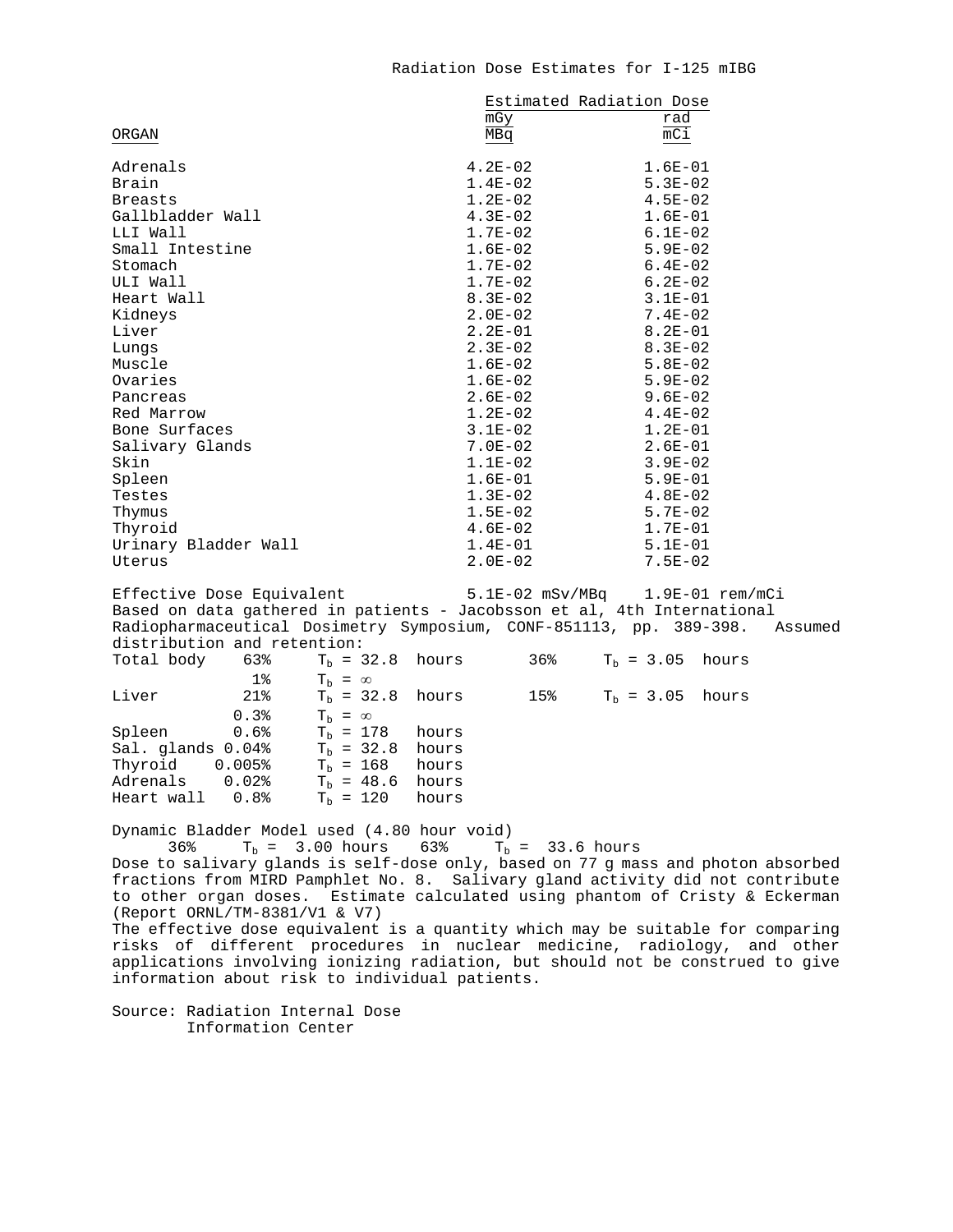# Radiation Dose Estimates for I-125 mIBG

| ORGAN | Estimated Radiation Dose mGy/MBq | rad/mCi |
|---|---|---|
| Adrenals | 4.2E-02 | 1.6E-01 |
| Brain | 1.4E-02 | 5.3E-02 |
| Breasts | 1.2E-02 | 4.5E-02 |
| Gallbladder Wall | 4.3E-02 | 1.6E-01 |
| LLI Wall | 1.7E-02 | 6.1E-02 |
| Small Intestine | 1.6E-02 | 5.9E-02 |
| Stomach | 1.7E-02 | 6.4E-02 |
| ULI Wall | 1.7E-02 | 6.2E-02 |
| Heart Wall | 8.3E-02 | 3.1E-01 |
| Kidneys | 2.0E-02 | 7.4E-02 |
| Liver | 2.2E-01 | 8.2E-01 |
| Lungs | 2.3E-02 | 8.3E-02 |
| Muscle | 1.6E-02 | 5.8E-02 |
| Ovaries | 1.6E-02 | 5.9E-02 |
| Pancreas | 2.6E-02 | 9.6E-02 |
| Red Marrow | 1.2E-02 | 4.4E-02 |
| Bone Surfaces | 3.1E-02 | 1.2E-01 |
| Salivary Glands | 7.0E-02 | 2.6E-01 |
| Skin | 1.1E-02 | 3.9E-02 |
| Spleen | 1.6E-01 | 5.9E-01 |
| Testes | 1.3E-02 | 4.8E-02 |
| Thymus | 1.5E-02 | 5.7E-02 |
| Thyroid | 4.6E-02 | 1.7E-01 |
| Urinary Bladder Wall | 1.4E-01 | 5.1E-01 |
| Uterus | 2.0E-02 | 7.5E-02 |

Effective Dose Equivalent 5.1E-02 mSv/MBq 1.9E-01 rem/mCi

Based on data gathered in patients - Jacobsson et al, 4th International Radiopharmaceutical Dosimetry Symposium, CONF-851113, pp. 389-398. Assumed distribution and retention:

| | | | | |
|---|---|---|---|---|
| Total body | 63% | $T_b$ = 32.8 hours | 36% | $T_b$ = 3.05 hours |
| | 1% | $T_b = \infty$ | | |
| Liver | 21% | $T_b$ = 32.8 hours | 15% | $T_b$ = 3.05 hours |
| | 0.3% | $T_b = \infty$ | | |
| Spleen | 0.6% | $T_b$ = 178 hours | | |
| Sal. glands | 0.04% | $T_b$ = 32.8 hours | | |
| Thyroid | 0.005% | $T_b$ = 168 hours | | |
| Adrenals | 0.02% | $T_b$ = 48.6 hours | | |
| Heart wall | 0.8% | $T_b$ = 120 hours | | |

Dynamic Bladder Model used (4.80 hour void)
36% $T_b$ = 3.00 hours 63% $T_b$ = 33.6 hours

Dose to salivary glands is self-dose only, based on 77 g mass and photon absorbed fractions from MIRD Pamphlet No. 8. Salivary gland activity did not contribute to other organ doses. Estimate calculated using phantom of Cristy & Eckerman (Report ORNL/TM-8381/V1 & V7)

The effective dose equivalent is a quantity which may be suitable for comparing risks of different procedures in nuclear medicine, radiology, and other applications involving ionizing radiation, but should not be construed to give information about risk to individual patients.

Source: Radiation Internal Dose Information Center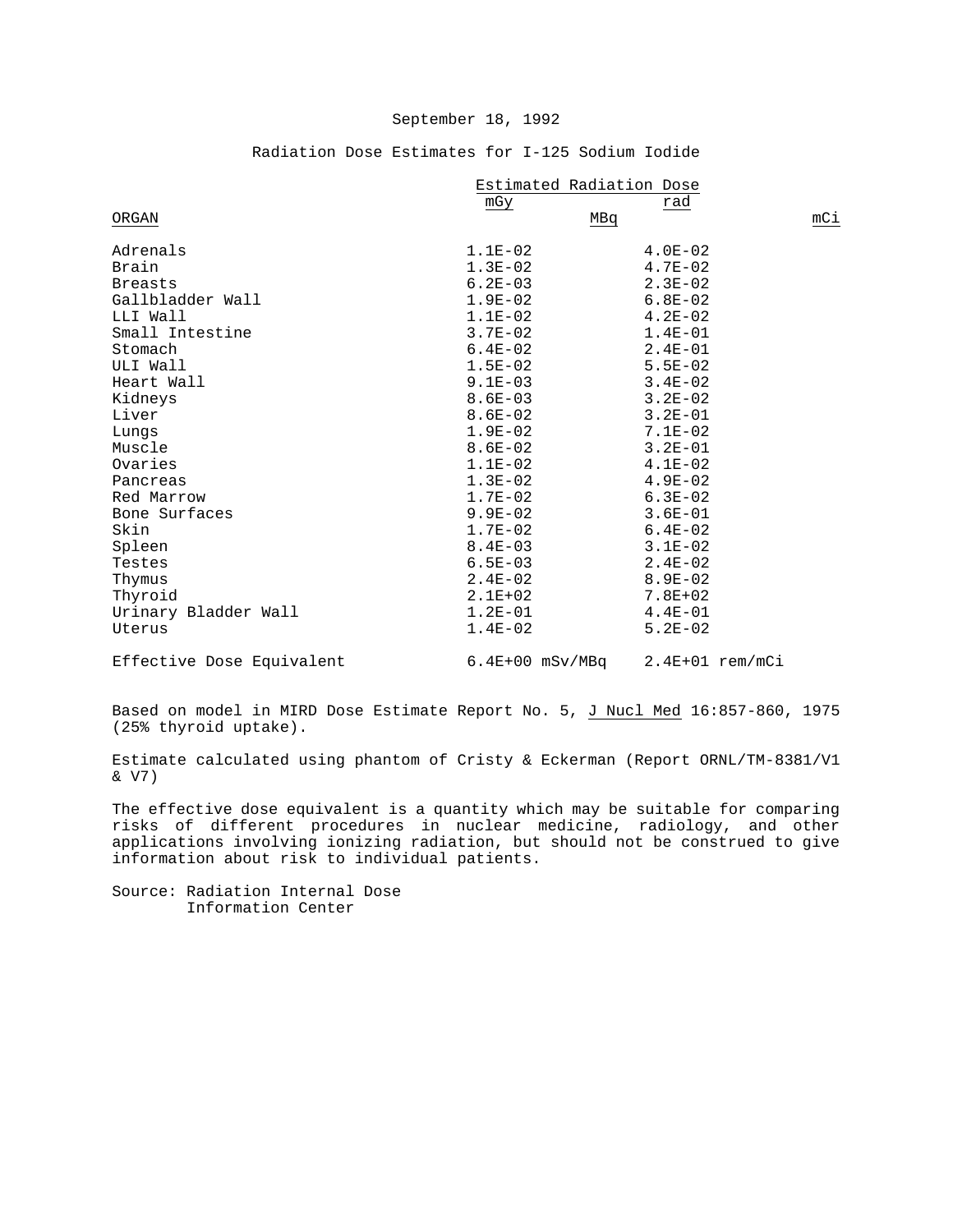September 18, 1992

Radiation Dose Estimates for I-125 Sodium Iodide

| ORGAN | Estimated Radiation Dose mGy/MBq | rad/mCi |
|---|---|---|
| Adrenals | 1.1E-02 | 4.0E-02 |
| Brain | 1.3E-02 | 4.7E-02 |
| Breasts | 6.2E-03 | 2.3E-02 |
| Gallbladder Wall | 1.9E-02 | 6.8E-02 |
| LLI Wall | 1.1E-02 | 4.2E-02 |
| Small Intestine | 3.7E-02 | 1.4E-01 |
| Stomach | 6.4E-02 | 2.4E-01 |
| ULI Wall | 1.5E-02 | 5.5E-02 |
| Heart Wall | 9.1E-03 | 3.4E-02 |
| Kidneys | 8.6E-03 | 3.2E-02 |
| Liver | 8.6E-02 | 3.2E-01 |
| Lungs | 1.9E-02 | 7.1E-02 |
| Muscle | 8.6E-02 | 3.2E-01 |
| Ovaries | 1.1E-02 | 4.1E-02 |
| Pancreas | 1.3E-02 | 4.9E-02 |
| Red Marrow | 1.7E-02 | 6.3E-02 |
| Bone Surfaces | 9.9E-02 | 3.6E-01 |
| Skin | 1.7E-02 | 6.4E-02 |
| Spleen | 8.4E-03 | 3.1E-02 |
| Testes | 6.5E-03 | 2.4E-02 |
| Thymus | 2.4E-02 | 8.9E-02 |
| Thyroid | 2.1E+02 | 7.8E+02 |
| Urinary Bladder Wall | 1.2E-01 | 4.4E-01 |
| Uterus | 1.4E-02 | 5.2E-02 |
| Effective Dose Equivalent | 6.4E+00 mSv/MBq | 2.4E+01 rem/mCi |

Based on model in MIRD Dose Estimate Report No. 5, J Nucl Med 16:857-860, 1975 (25% thyroid uptake).

Estimate calculated using phantom of Cristy & Eckerman (Report ORNL/TM-8381/V1 & V7)

The effective dose equivalent is a quantity which may be suitable for comparing risks of different procedures in nuclear medicine, radiology, and other applications involving ionizing radiation, but should not be construed to give information about risk to individual patients.

Source: Radiation Internal Dose Information Center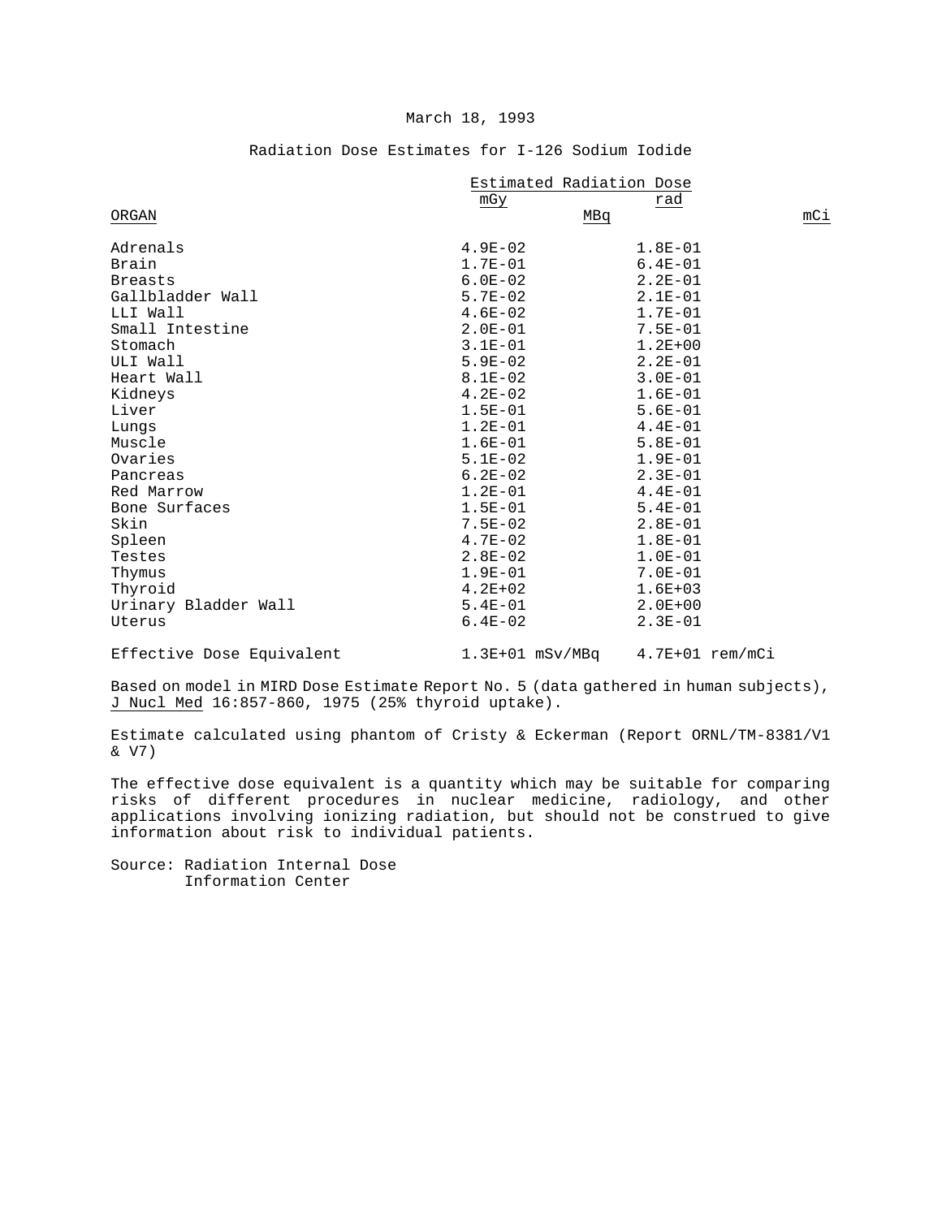March 18, 1993

Radiation Dose Estimates for I-126 Sodium Iodide

| ORGAN | Estimated Radiation Dose mGy/MBq | rad/mCi |
|---|---|---|
| Adrenals | 4.9E-02 | 1.8E-01 |
| Brain | 1.7E-01 | 6.4E-01 |
| Breasts | 6.0E-02 | 2.2E-01 |
| Gallbladder Wall | 5.7E-02 | 2.1E-01 |
| LLI Wall | 4.6E-02 | 1.7E-01 |
| Small Intestine | 2.0E-01 | 7.5E-01 |
| Stomach | 3.1E-01 | 1.2E+00 |
| ULI Wall | 5.9E-02 | 2.2E-01 |
| Heart Wall | 8.1E-02 | 3.0E-01 |
| Kidneys | 4.2E-02 | 1.6E-01 |
| Liver | 1.5E-01 | 5.6E-01 |
| Lungs | 1.2E-01 | 4.4E-01 |
| Muscle | 1.6E-01 | 5.8E-01 |
| Ovaries | 5.1E-02 | 1.9E-01 |
| Pancreas | 6.2E-02 | 2.3E-01 |
| Red Marrow | 1.2E-01 | 4.4E-01 |
| Bone Surfaces | 1.5E-01 | 5.4E-01 |
| Skin | 7.5E-02 | 2.8E-01 |
| Spleen | 4.7E-02 | 1.8E-01 |
| Testes | 2.8E-02 | 1.0E-01 |
| Thymus | 1.9E-01 | 7.0E-01 |
| Thyroid | 4.2E+02 | 1.6E+03 |
| Urinary Bladder Wall | 5.4E-01 | 2.0E+00 |
| Uterus | 6.4E-02 | 2.3E-01 |
| Effective Dose Equivalent | 1.3E+01 mSv/MBq | 4.7E+01 rem/mCi |

Based on model in MIRD Dose Estimate Report No. 5 (data gathered in human subjects), J Nucl Med 16:857-860, 1975 (25% thyroid uptake).

Estimate calculated using phantom of Cristy & Eckerman (Report ORNL/TM-8381/V1 & V7)

The effective dose equivalent is a quantity which may be suitable for comparing risks of different procedures in nuclear medicine, radiology, and other applications involving ionizing radiation, but should not be construed to give information about risk to individual patients.

Source: Radiation Internal Dose Information Center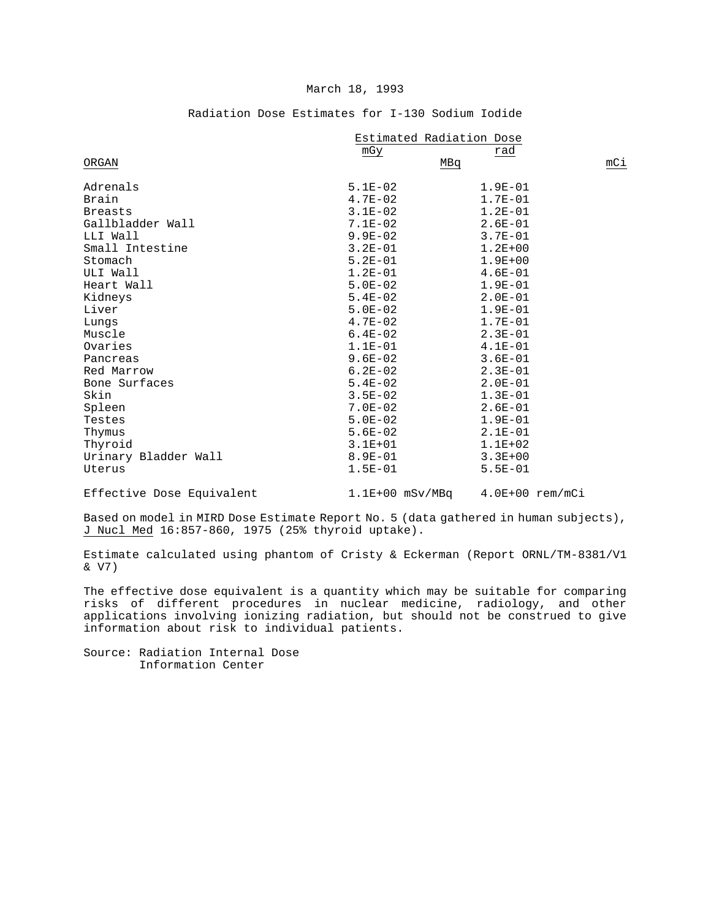March 18, 1993

Radiation Dose Estimates for I-130 Sodium Iodide

| ORGAN | Estimated Radiation Dose mGy/MBq | rad/mCi |
|---|---|---|
| Adrenals | 5.1E-02 | 1.9E-01 |
| Brain | 4.7E-02 | 1.7E-01 |
| Breasts | 3.1E-02 | 1.2E-01 |
| Gallbladder Wall | 7.1E-02 | 2.6E-01 |
| LLI Wall | 9.9E-02 | 3.7E-01 |
| Small Intestine | 3.2E-01 | 1.2E+00 |
| Stomach | 5.2E-01 | 1.9E+00 |
| ULI Wall | 1.2E-01 | 4.6E-01 |
| Heart Wall | 5.0E-02 | 1.9E-01 |
| Kidneys | 5.4E-02 | 2.0E-01 |
| Liver | 5.0E-02 | 1.9E-01 |
| Lungs | 4.7E-02 | 1.7E-01 |
| Muscle | 6.4E-02 | 2.3E-01 |
| Ovaries | 1.1E-01 | 4.1E-01 |
| Pancreas | 9.6E-02 | 3.6E-01 |
| Red Marrow | 6.2E-02 | 2.3E-01 |
| Bone Surfaces | 5.4E-02 | 2.0E-01 |
| Skin | 3.5E-02 | 1.3E-01 |
| Spleen | 7.0E-02 | 2.6E-01 |
| Testes | 5.0E-02 | 1.9E-01 |
| Thymus | 5.6E-02 | 2.1E-01 |
| Thyroid | 3.1E+01 | 1.1E+02 |
| Urinary Bladder Wall | 8.9E-01 | 3.3E+00 |
| Uterus | 1.5E-01 | 5.5E-01 |
| Effective Dose Equivalent | 1.1E+00 mSv/MBq | 4.0E+00 rem/mCi |

Based on model in MIRD Dose Estimate Report No. 5 (data gathered in human subjects), J Nucl Med 16:857-860, 1975 (25% thyroid uptake).

Estimate calculated using phantom of Cristy & Eckerman (Report ORNL/TM-8381/V1 & V7)

The effective dose equivalent is a quantity which may be suitable for comparing risks of different procedures in nuclear medicine, radiology, and other applications involving ionizing radiation, but should not be construed to give information about risk to individual patients.

Source: Radiation Internal Dose Information Center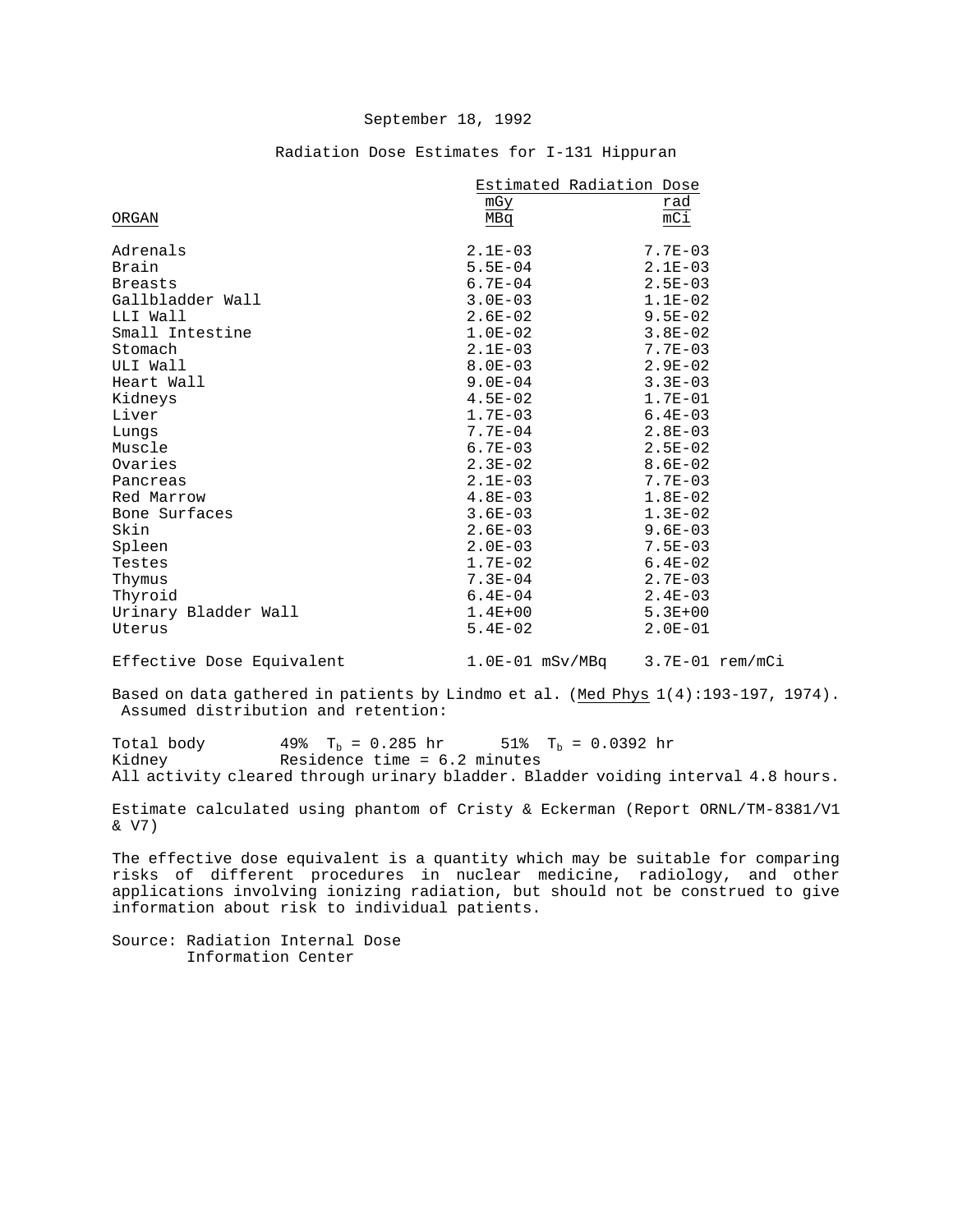September 18, 1992

Radiation Dose Estimates for I-131 Hippuran

| ORGAN | Estimated Radiation Dose mGy/MBq | rad/mCi |
|---|---|---|
| Adrenals | 2.1E-03 | 7.7E-03 |
| Brain | 5.5E-04 | 2.1E-03 |
| Breasts | 6.7E-04 | 2.5E-03 |
| Gallbladder Wall | 3.0E-03 | 1.1E-02 |
| LLI Wall | 2.6E-02 | 9.5E-02 |
| Small Intestine | 1.0E-02 | 3.8E-02 |
| Stomach | 2.1E-03 | 7.7E-03 |
| ULI Wall | 8.0E-03 | 2.9E-02 |
| Heart Wall | 9.0E-04 | 3.3E-03 |
| Kidneys | 4.5E-02 | 1.7E-01 |
| Liver | 1.7E-03 | 6.4E-03 |
| Lungs | 7.7E-04 | 2.8E-03 |
| Muscle | 6.7E-03 | 2.5E-02 |
| Ovaries | 2.3E-02 | 8.6E-02 |
| Pancreas | 2.1E-03 | 7.7E-03 |
| Red Marrow | 4.8E-03 | 1.8E-02 |
| Bone Surfaces | 3.6E-03 | 1.3E-02 |
| Skin | 2.6E-03 | 9.6E-03 |
| Spleen | 2.0E-03 | 7.5E-03 |
| Testes | 1.7E-02 | 6.4E-02 |
| Thymus | 7.3E-04 | 2.7E-03 |
| Thyroid | 6.4E-04 | 2.4E-03 |
| Urinary Bladder Wall | 1.4E+00 | 5.3E+00 |
| Uterus | 5.4E-02 | 2.0E-01 |
| Effective Dose Equivalent | 1.0E-01 mSv/MBq | 3.7E-01 rem/mCi |

Based on data gathered in patients by Lindmo et al. (*Med Phys* 1(4):193-197, 1974). Assumed distribution and retention:

Total body 49% $T_b = 0.285$ hr 51% $T_b = 0.0392$ hr
Kidney Residence time = 6.2 minutes
All activity cleared through urinary bladder. Bladder voiding interval 4.8 hours.

Estimate calculated using phantom of Cristy & Eckerman (Report ORNL/TM-8381/V1 & V7)

The effective dose equivalent is a quantity which may be suitable for comparing risks of different procedures in nuclear medicine, radiology, and other applications involving ionizing radiation, but should not be construed to give information about risk to individual patients.

Source: Radiation Internal Dose Information Center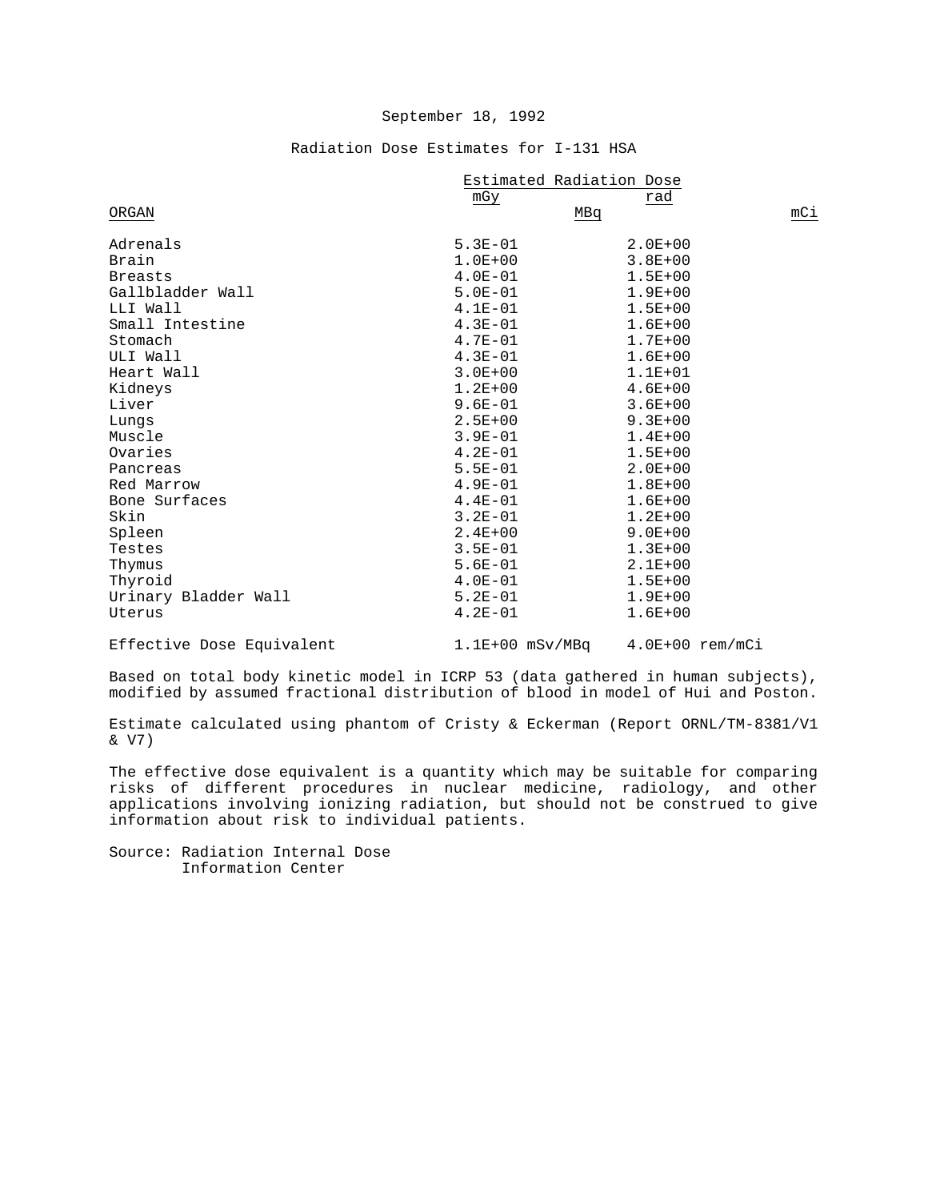September 18, 1992

Radiation Dose Estimates for I-131 HSA

| ORGAN | Estimated Radiation Dose mGy/MBq | rad/mCi |
|---|---|---|
| Adrenals | 5.3E-01 | 2.0E+00 |
| Brain | 1.0E+00 | 3.8E+00 |
| Breasts | 4.0E-01 | 1.5E+00 |
| Gallbladder Wall | 5.0E-01 | 1.9E+00 |
| LLI Wall | 4.1E-01 | 1.5E+00 |
| Small Intestine | 4.3E-01 | 1.6E+00 |
| Stomach | 4.7E-01 | 1.7E+00 |
| ULI Wall | 4.3E-01 | 1.6E+00 |
| Heart Wall | 3.0E+00 | 1.1E+01 |
| Kidneys | 1.2E+00 | 4.6E+00 |
| Liver | 9.6E-01 | 3.6E+00 |
| Lungs | 2.5E+00 | 9.3E+00 |
| Muscle | 3.9E-01 | 1.4E+00 |
| Ovaries | 4.2E-01 | 1.5E+00 |
| Pancreas | 5.5E-01 | 2.0E+00 |
| Red Marrow | 4.9E-01 | 1.8E+00 |
| Bone Surfaces | 4.4E-01 | 1.6E+00 |
| Skin | 3.2E-01 | 1.2E+00 |
| Spleen | 2.4E+00 | 9.0E+00 |
| Testes | 3.5E-01 | 1.3E+00 |
| Thymus | 5.6E-01 | 2.1E+00 |
| Thyroid | 4.0E-01 | 1.5E+00 |
| Urinary Bladder Wall | 5.2E-01 | 1.9E+00 |
| Uterus | 4.2E-01 | 1.6E+00 |
| Effective Dose Equivalent | 1.1E+00 mSv/MBq | 4.0E+00 rem/mCi |

Based on total body kinetic model in ICRP 53 (data gathered in human subjects), modified by assumed fractional distribution of blood in model of Hui and Poston.

Estimate calculated using phantom of Cristy & Eckerman (Report ORNL/TM-8381/V1 & V7)

The effective dose equivalent is a quantity which may be suitable for comparing risks of different procedures in nuclear medicine, radiology, and other applications involving ionizing radiation, but should not be construed to give information about risk to individual patients.

Source: Radiation Internal Dose Information Center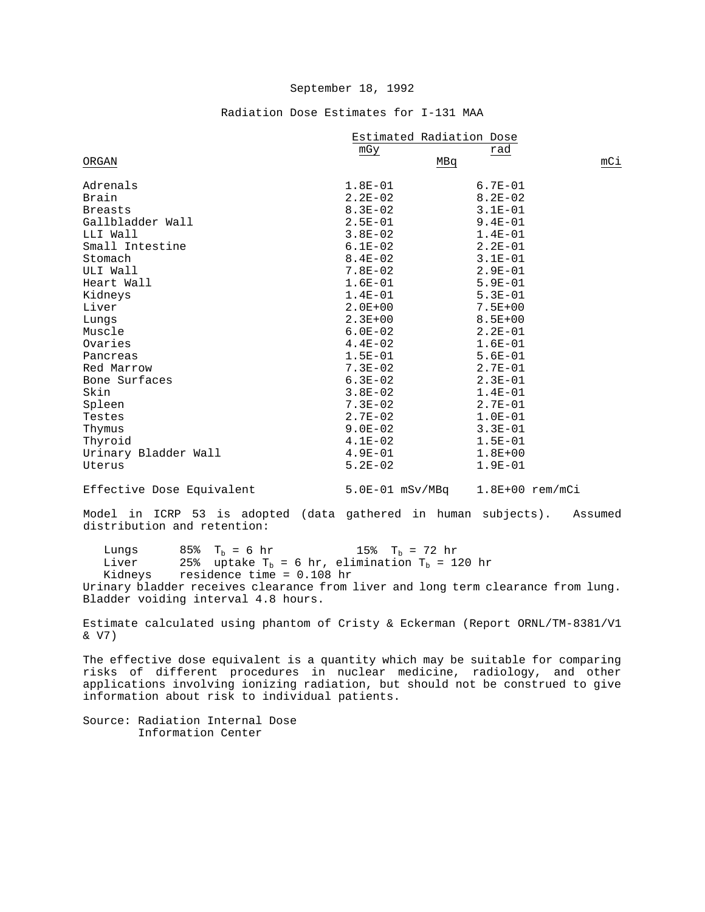September 18, 1992

Radiation Dose Estimates for I-131 MAA

| ORGAN | Estimated Radiation Dose mGy/MBq | rad/mCi |
|---|---|---|
| Adrenals | 1.8E-01 | 6.7E-01 |
| Brain | 2.2E-02 | 8.2E-02 |
| Breasts | 8.3E-02 | 3.1E-01 |
| Gallbladder Wall | 2.5E-01 | 9.4E-01 |
| LLI Wall | 3.8E-02 | 1.4E-01 |
| Small Intestine | 6.1E-02 | 2.2E-01 |
| Stomach | 8.4E-02 | 3.1E-01 |
| ULI Wall | 7.8E-02 | 2.9E-01 |
| Heart Wall | 1.6E-01 | 5.9E-01 |
| Kidneys | 1.4E-01 | 5.3E-01 |
| Liver | 2.0E+00 | 7.5E+00 |
| Lungs | 2.3E+00 | 8.5E+00 |
| Muscle | 6.0E-02 | 2.2E-01 |
| Ovaries | 4.4E-02 | 1.6E-01 |
| Pancreas | 1.5E-01 | 5.6E-01 |
| Red Marrow | 7.3E-02 | 2.7E-01 |
| Bone Surfaces | 6.3E-02 | 2.3E-01 |
| Skin | 3.8E-02 | 1.4E-01 |
| Spleen | 7.3E-02 | 2.7E-01 |
| Testes | 2.7E-02 | 1.0E-01 |
| Thymus | 9.0E-02 | 3.3E-01 |
| Thyroid | 4.1E-02 | 1.5E-01 |
| Urinary Bladder Wall | 4.9E-01 | 1.8E+00 |
| Uterus | 5.2E-02 | 1.9E-01 |
| Effective Dose Equivalent | 5.0E-01 mSv/MBq | 1.8E+00 rem/mCi |

Model in ICRP 53 is adopted (data gathered in human subjects). Assumed distribution and retention:

- Lungs 85% $T_b$ = 6 hr 15% $T_b$ = 72 hr
- Liver 25% uptake $T_b$ = 6 hr, elimination $T_b$ = 120 hr
- Kidneys residence time = 0.108 hr

Urinary bladder receives clearance from liver and long term clearance from lung. Bladder voiding interval 4.8 hours.

Estimate calculated using phantom of Cristy & Eckerman (Report ORNL/TM-8381/V1 & V7)

The effective dose equivalent is a quantity which may be suitable for comparing risks of different procedures in nuclear medicine, radiology, and other applications involving ionizing radiation, but should not be construed to give information about risk to individual patients.

Source: Radiation Internal Dose Information Center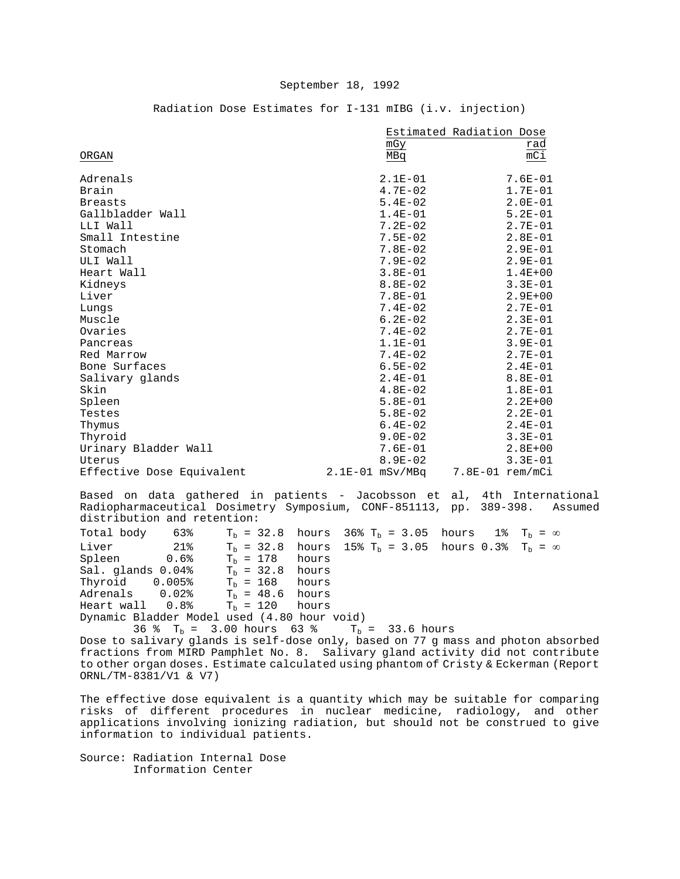September 18, 1992

Radiation Dose Estimates for I-131 mIBG (i.v. injection)

| ORGAN | Estimated Radiation Dose mGy/MBq | rad/mCi |
|---|---|---|
| Adrenals | 2.1E-01 | 7.6E-01 |
| Brain | 4.7E-02 | 1.7E-01 |
| Breasts | 5.4E-02 | 2.0E-01 |
| Gallbladder Wall | 1.4E-01 | 5.2E-01 |
| LLI Wall | 7.2E-02 | 2.7E-01 |
| Small Intestine | 7.5E-02 | 2.8E-01 |
| Stomach | 7.8E-02 | 2.9E-01 |
| ULI Wall | 7.9E-02 | 2.9E-01 |
| Heart Wall | 3.8E-01 | 1.4E+00 |
| Kidneys | 8.8E-02 | 3.3E-01 |
| Liver | 7.8E-01 | 2.9E+00 |
| Lungs | 7.4E-02 | 2.7E-01 |
| Muscle | 6.2E-02 | 2.3E-01 |
| Ovaries | 7.4E-02 | 2.7E-01 |
| Pancreas | 1.1E-01 | 3.9E-01 |
| Red Marrow | 7.4E-02 | 2.7E-01 |
| Bone Surfaces | 6.5E-02 | 2.4E-01 |
| Salivary glands | 2.4E-01 | 8.8E-01 |
| Skin | 4.8E-02 | 1.8E-01 |
| Spleen | 5.8E-01 | 2.2E+00 |
| Testes | 5.8E-02 | 2.2E-01 |
| Thymus | 6.4E-02 | 2.4E-01 |
| Thyroid | 9.0E-02 | 3.3E-01 |
| Urinary Bladder Wall | 7.6E-01 | 2.8E+00 |
| Uterus | 8.9E-02 | 3.3E-01 |
| Effective Dose Equivalent | 2.1E-01 mSv/MBq | 7.8E-01 rem/mCi |

Based on data gathered in patients - Jacobsson et al, 4th International Radiopharmaceutical Dosimetry Symposium, CONF-851113, pp. 389-398. Assumed distribution and retention:

| | | | | |
|---|---|---|---|---|
| Total body | 63% | $T_b$ = 32.8 hours | 36% $T_b$ = 3.05 hours | 1% $T_b = \infty$ |
| Liver | 21% | $T_b$ = 32.8 hours | 15% $T_b$ = 3.05 hours | 0.3% $T_b = \infty$ |
| Spleen | 0.6% | $T_b$ = 178 hours | | |
| Sal. glands | 0.04% | $T_b$ = 32.8 hours | | |
| Thyroid | 0.005% | $T_b$ = 168 hours | | |
| Adrenals | 0.02% | $T_b$ = 48.6 hours | | |
| Heart wall | 0.8% | $T_b$ = 120 hours | | |

Dynamic Bladder Model used (4.80 hour void)
36 % $T_b$ = 3.00 hours 63 % $T_b$ = 33.6 hours

Dose to salivary glands is self-dose only, based on 77 g mass and photon absorbed fractions from MIRD Pamphlet No. 8. Salivary gland activity did not contribute to other organ doses. Estimate calculated using phantom of Cristy & Eckerman (Report ORNL/TM-8381/V1 & V7)

The effective dose equivalent is a quantity which may be suitable for comparing risks of different procedures in nuclear medicine, radiology, and other applications involving ionizing radiation, but should not be construed to give information to individual patients.

Source: Radiation Internal Dose Information Center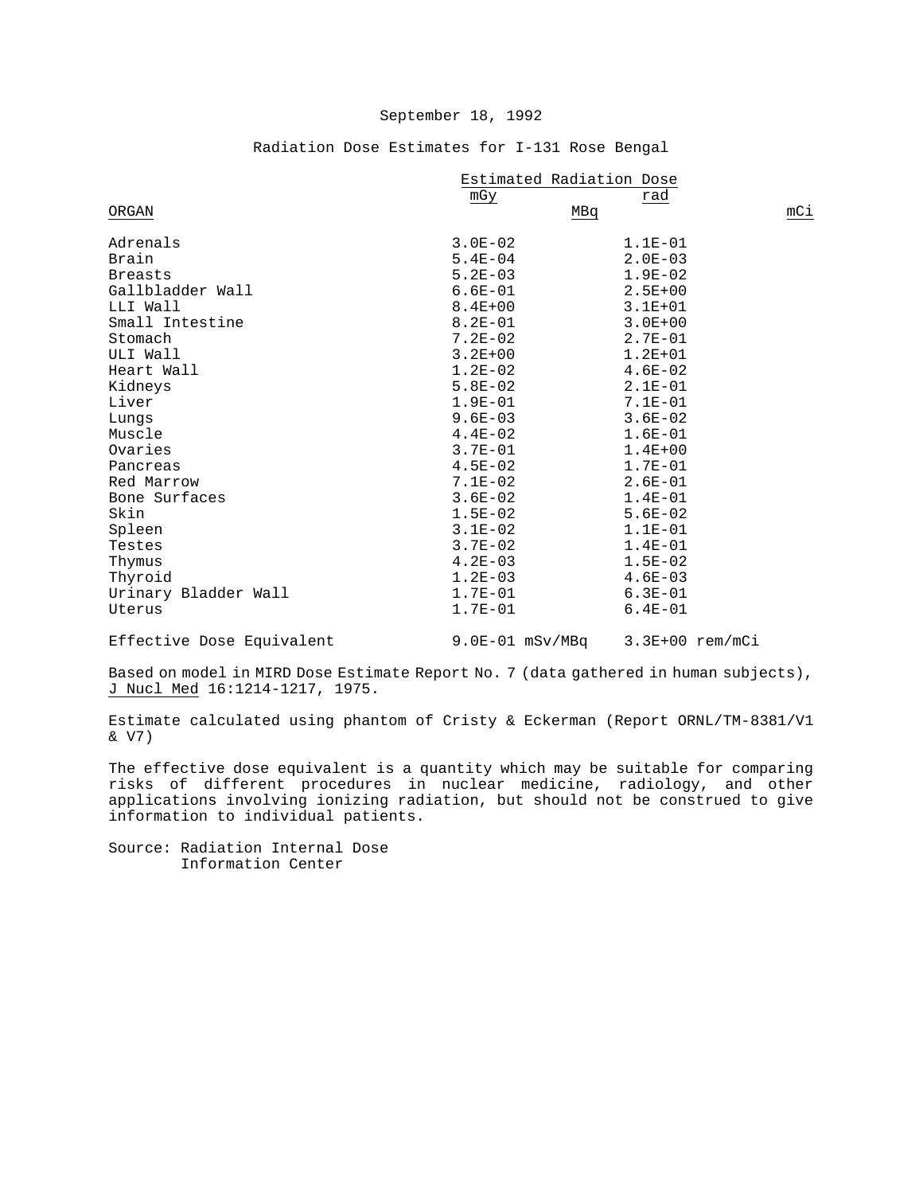September 18, 1992

Radiation Dose Estimates for I-131 Rose Bengal

| ORGAN | Estimated Radiation Dose mGy/MBq | rad/mCi |
|---|---|---|
| Adrenals | 3.0E-02 | 1.1E-01 |
| Brain | 5.4E-04 | 2.0E-03 |
| Breasts | 5.2E-03 | 1.9E-02 |
| Gallbladder Wall | 6.6E-01 | 2.5E+00 |
| LLI Wall | 8.4E+00 | 3.1E+01 |
| Small Intestine | 8.2E-01 | 3.0E+00 |
| Stomach | 7.2E-02 | 2.7E-01 |
| ULI Wall | 3.2E+00 | 1.2E+01 |
| Heart Wall | 1.2E-02 | 4.6E-02 |
| Kidneys | 5.8E-02 | 2.1E-01 |
| Liver | 1.9E-01 | 7.1E-01 |
| Lungs | 9.6E-03 | 3.6E-02 |
| Muscle | 4.4E-02 | 1.6E-01 |
| Ovaries | 3.7E-01 | 1.4E+00 |
| Pancreas | 4.5E-02 | 1.7E-01 |
| Red Marrow | 7.1E-02 | 2.6E-01 |
| Bone Surfaces | 3.6E-02 | 1.4E-01 |
| Skin | 1.5E-02 | 5.6E-02 |
| Spleen | 3.1E-02 | 1.1E-01 |
| Testes | 3.7E-02 | 1.4E-01 |
| Thymus | 4.2E-03 | 1.5E-02 |
| Thyroid | 1.2E-03 | 4.6E-03 |
| Urinary Bladder Wall | 1.7E-01 | 6.3E-01 |
| Uterus | 1.7E-01 | 6.4E-01 |
| Effective Dose Equivalent | 9.0E-01 mSv/MBq | 3.3E+00 rem/mCi |

Based on model in MIRD Dose Estimate Report No. 7 (data gathered in human subjects), J Nucl Med 16:1214-1217, 1975.

Estimate calculated using phantom of Cristy & Eckerman (Report ORNL/TM-8381/V1 & V7)

The effective dose equivalent is a quantity which may be suitable for comparing risks of different procedures in nuclear medicine, radiology, and other applications involving ionizing radiation, but should not be construed to give information to individual patients.

Source: Radiation Internal Dose Information Center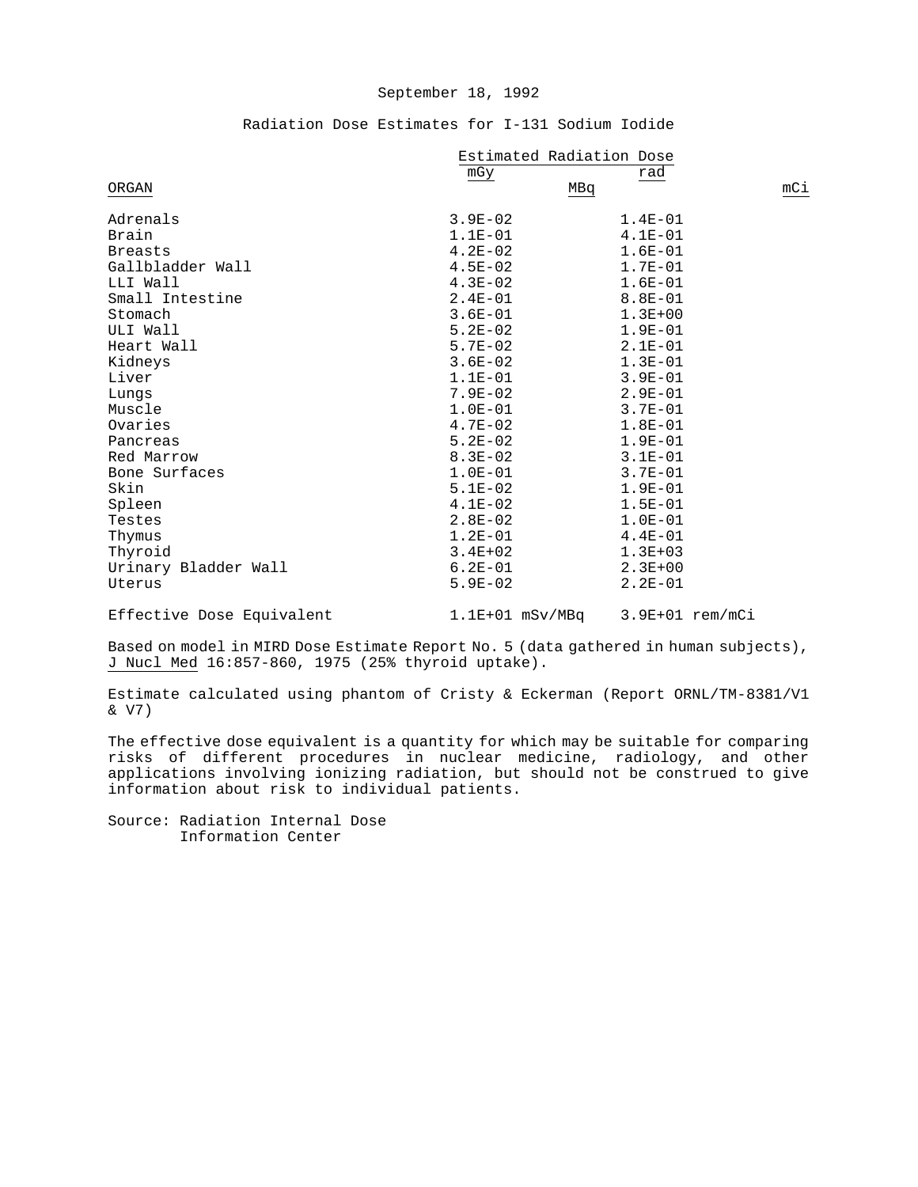September 18, 1992

## Radiation Dose Estimates for I-131 Sodium Iodide

| ORGAN | Estimated Radiation Dose mGy/MBq | rad/mCi |
|---|---|---|
| Adrenals | 3.9E-02 | 1.4E-01 |
| Brain | 1.1E-01 | 4.1E-01 |
| Breasts | 4.2E-02 | 1.6E-01 |
| Gallbladder Wall | 4.5E-02 | 1.7E-01 |
| LLI Wall | 4.3E-02 | 1.6E-01 |
| Small Intestine | 2.4E-01 | 8.8E-01 |
| Stomach | 3.6E-01 | 1.3E+00 |
| ULI Wall | 5.2E-02 | 1.9E-01 |
| Heart Wall | 5.7E-02 | 2.1E-01 |
| Kidneys | 3.6E-02 | 1.3E-01 |
| Liver | 1.1E-01 | 3.9E-01 |
| Lungs | 7.9E-02 | 2.9E-01 |
| Muscle | 1.0E-01 | 3.7E-01 |
| Ovaries | 4.7E-02 | 1.8E-01 |
| Pancreas | 5.2E-02 | 1.9E-01 |
| Red Marrow | 8.3E-02 | 3.1E-01 |
| Bone Surfaces | 1.0E-01 | 3.7E-01 |
| Skin | 5.1E-02 | 1.9E-01 |
| Spleen | 4.1E-02 | 1.5E-01 |
| Testes | 2.8E-02 | 1.0E-01 |
| Thymus | 1.2E-01 | 4.4E-01 |
| Thyroid | 3.4E+02 | 1.3E+03 |
| Urinary Bladder Wall | 6.2E-01 | 2.3E+00 |
| Uterus | 5.9E-02 | 2.2E-01 |
| Effective Dose Equivalent | 1.1E+01 mSv/MBq | 3.9E+01 rem/mCi |

Based on model in MIRD Dose Estimate Report No. 5 (data gathered in human subjects), J Nucl Med 16:857-860, 1975 (25% thyroid uptake).

Estimate calculated using phantom of Cristy & Eckerman (Report ORNL/TM-8381/V1 & V7)

The effective dose equivalent is a quantity for which may be suitable for comparing risks of different procedures in nuclear medicine, radiology, and other applications involving ionizing radiation, but should not be construed to give information about risk to individual patients.

Source: Radiation Internal Dose Information Center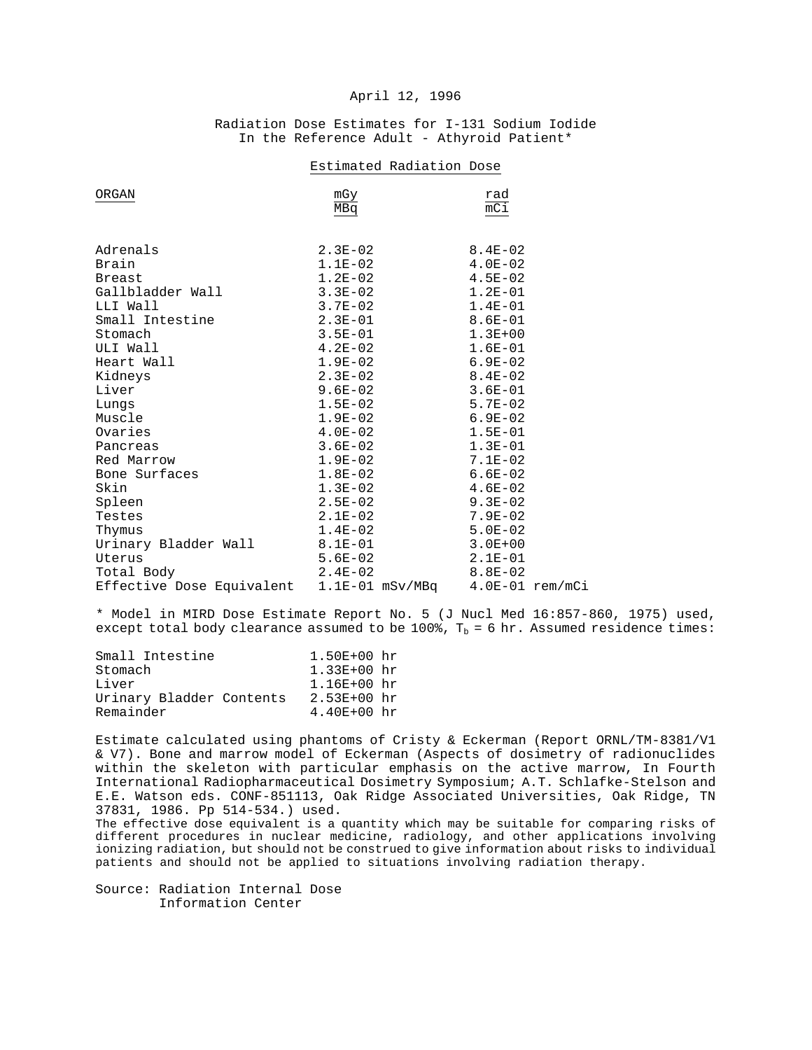April 12, 1996

Radiation Dose Estimates for I-131 Sodium Iodide
In the Reference Adult - Athyroid Patient*

| ORGAN | Estimated Radiation Dose | |
|---|---|---|
| | mGy/MBq | rad/mCi |
| Adrenals | 2.3E-02 | 8.4E-02 |
| Brain | 1.1E-02 | 4.0E-02 |
| Breast | 1.2E-02 | 4.5E-02 |
| Gallbladder Wall | 3.3E-02 | 1.2E-01 |
| LLI Wall | 3.7E-02 | 1.4E-01 |
| Small Intestine | 2.3E-01 | 8.6E-01 |
| Stomach | 3.5E-01 | 1.3E+00 |
| ULI Wall | 4.2E-02 | 1.6E-01 |
| Heart Wall | 1.9E-02 | 6.9E-02 |
| Kidneys | 2.3E-02 | 8.4E-02 |
| Liver | 9.6E-02 | 3.6E-01 |
| Lungs | 1.5E-02 | 5.7E-02 |
| Muscle | 1.9E-02 | 6.9E-02 |
| Ovaries | 4.0E-02 | 1.5E-01 |
| Pancreas | 3.6E-02 | 1.3E-01 |
| Red Marrow | 1.9E-02 | 7.1E-02 |
| Bone Surfaces | 1.8E-02 | 6.6E-02 |
| Skin | 1.3E-02 | 4.6E-02 |
| Spleen | 2.5E-02 | 9.3E-02 |
| Testes | 2.1E-02 | 7.9E-02 |
| Thymus | 1.4E-02 | 5.0E-02 |
| Urinary Bladder Wall | 8.1E-01 | 3.0E+00 |
| Uterus | 5.6E-02 | 2.1E-01 |
| Total Body | 2.4E-02 | 8.8E-02 |
| Effective Dose Equivalent | 1.1E-01 mSv/MBq | 4.0E-01 rem/mCi |

* Model in MIRD Dose Estimate Report No. 5 (J Nucl Med 16:857-860, 1975) used, except total body clearance assumed to be 100%, $T_b$ = 6 hr. Assumed residence times:

| | |
|---|---|
| Small Intestine | 1.50E+00 hr |
| Stomach | 1.33E+00 hr |
| Liver | 1.16E+00 hr |
| Urinary Bladder Contents | 2.53E+00 hr |
| Remainder | 4.40E+00 hr |

Estimate calculated using phantoms of Cristy & Eckerman (Report ORNL/TM-8381/V1 & V7). Bone and marrow model of Eckerman (Aspects of dosimetry of radionuclides within the skeleton with particular emphasis on the active marrow, In Fourth International Radiopharmaceutical Dosimetry Symposium; A.T. Schlafke-Stelson and E.E. Watson eds. CONF-851113, Oak Ridge Associated Universities, Oak Ridge, TN 37831, 1986. Pp 514-534.) used.
The effective dose equivalent is a quantity which may be suitable for comparing risks of different procedures in nuclear medicine, radiology, and other applications involving ionizing radiation, but should not be construed to give information about risks to individual patients and should not be applied to situations involving radiation therapy.

Source: Radiation Internal Dose
Information Center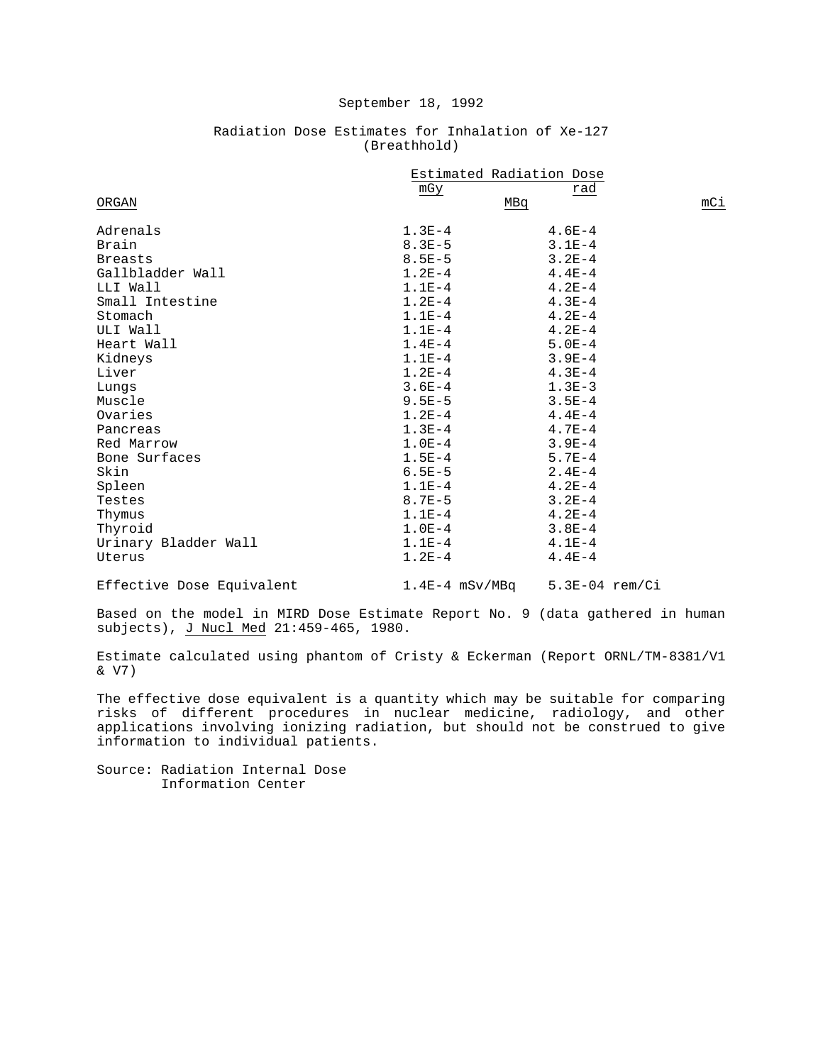September 18, 1992

Radiation Dose Estimates for Inhalation of Xe-127
(Breathhold)

| ORGAN | Estimated Radiation Dose mGy/MBq | rad/mCi |
|---|---|---|
| Adrenals | 1.3E-4 | 4.6E-4 |
| Brain | 8.3E-5 | 3.1E-4 |
| Breasts | 8.5E-5 | 3.2E-4 |
| Gallbladder Wall | 1.2E-4 | 4.4E-4 |
| LLI Wall | 1.1E-4 | 4.2E-4 |
| Small Intestine | 1.2E-4 | 4.3E-4 |
| Stomach | 1.1E-4 | 4.2E-4 |
| ULI Wall | 1.1E-4 | 4.2E-4 |
| Heart Wall | 1.4E-4 | 5.0E-4 |
| Kidneys | 1.1E-4 | 3.9E-4 |
| Liver | 1.2E-4 | 4.3E-4 |
| Lungs | 3.6E-4 | 1.3E-3 |
| Muscle | 9.5E-5 | 3.5E-4 |
| Ovaries | 1.2E-4 | 4.4E-4 |
| Pancreas | 1.3E-4 | 4.7E-4 |
| Red Marrow | 1.0E-4 | 3.9E-4 |
| Bone Surfaces | 1.5E-4 | 5.7E-4 |
| Skin | 6.5E-5 | 2.4E-4 |
| Spleen | 1.1E-4 | 4.2E-4 |
| Testes | 8.7E-5 | 3.2E-4 |
| Thymus | 1.1E-4 | 4.2E-4 |
| Thyroid | 1.0E-4 | 3.8E-4 |
| Urinary Bladder Wall | 1.1E-4 | 4.1E-4 |
| Uterus | 1.2E-4 | 4.4E-4 |
| Effective Dose Equivalent | 1.4E-4 mSv/MBq | 5.3E-04 rem/Ci |

Based on the model in MIRD Dose Estimate Report No. 9 (data gathered in human subjects), J Nucl Med 21:459-465, 1980.

Estimate calculated using phantom of Cristy & Eckerman (Report ORNL/TM-8381/V1 & V7)

The effective dose equivalent is a quantity which may be suitable for comparing risks of different procedures in nuclear medicine, radiology, and other applications involving ionizing radiation, but should not be construed to give information to individual patients.

Source: Radiation Internal Dose Information Center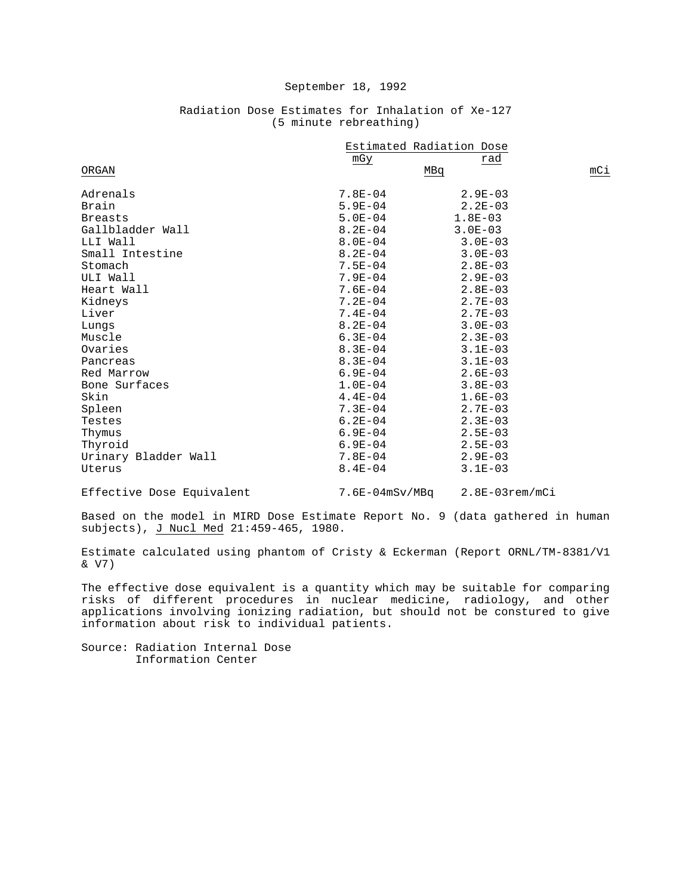September 18, 1992

Radiation Dose Estimates for Inhalation of Xe-127
(5 minute rebreathing)

| ORGAN | Estimated Radiation Dose mGy/MBq | rad/mCi |
|---|---|---|
| Adrenals | 7.8E-04 | 2.9E-03 |
| Brain | 5.9E-04 | 2.2E-03 |
| Breasts | 5.0E-04 | 1.8E-03 |
| Gallbladder Wall | 8.2E-04 | 3.0E-03 |
| LLI Wall | 8.0E-04 | 3.0E-03 |
| Small Intestine | 8.2E-04 | 3.0E-03 |
| Stomach | 7.5E-04 | 2.8E-03 |
| ULI Wall | 7.9E-04 | 2.9E-03 |
| Heart Wall | 7.6E-04 | 2.8E-03 |
| Kidneys | 7.2E-04 | 2.7E-03 |
| Liver | 7.4E-04 | 2.7E-03 |
| Lungs | 8.2E-04 | 3.0E-03 |
| Muscle | 6.3E-04 | 2.3E-03 |
| Ovaries | 8.3E-04 | 3.1E-03 |
| Pancreas | 8.3E-04 | 3.1E-03 |
| Red Marrow | 6.9E-04 | 2.6E-03 |
| Bone Surfaces | 1.0E-04 | 3.8E-03 |
| Skin | 4.4E-04 | 1.6E-03 |
| Spleen | 7.3E-04 | 2.7E-03 |
| Testes | 6.2E-04 | 2.3E-03 |
| Thymus | 6.9E-04 | 2.5E-03 |
| Thyroid | 6.9E-04 | 2.5E-03 |
| Urinary Bladder Wall | 7.8E-04 | 2.9E-03 |
| Uterus | 8.4E-04 | 3.1E-03 |
| Effective Dose Equivalent | 7.6E-04mSv/MBq | 2.8E-03rem/mCi |

Based on the model in MIRD Dose Estimate Report No. 9 (data gathered in human subjects), J Nucl Med 21:459-465, 1980.

Estimate calculated using phantom of Cristy & Eckerman (Report ORNL/TM-8381/V1 & V7)

The effective dose equivalent is a quantity which may be suitable for comparing risks of different procedures in nuclear medicine, radiology, and other applications involving ionizing radiation, but should not be constured to give information about risk to individual patients.

Source: Radiation Internal Dose Information Center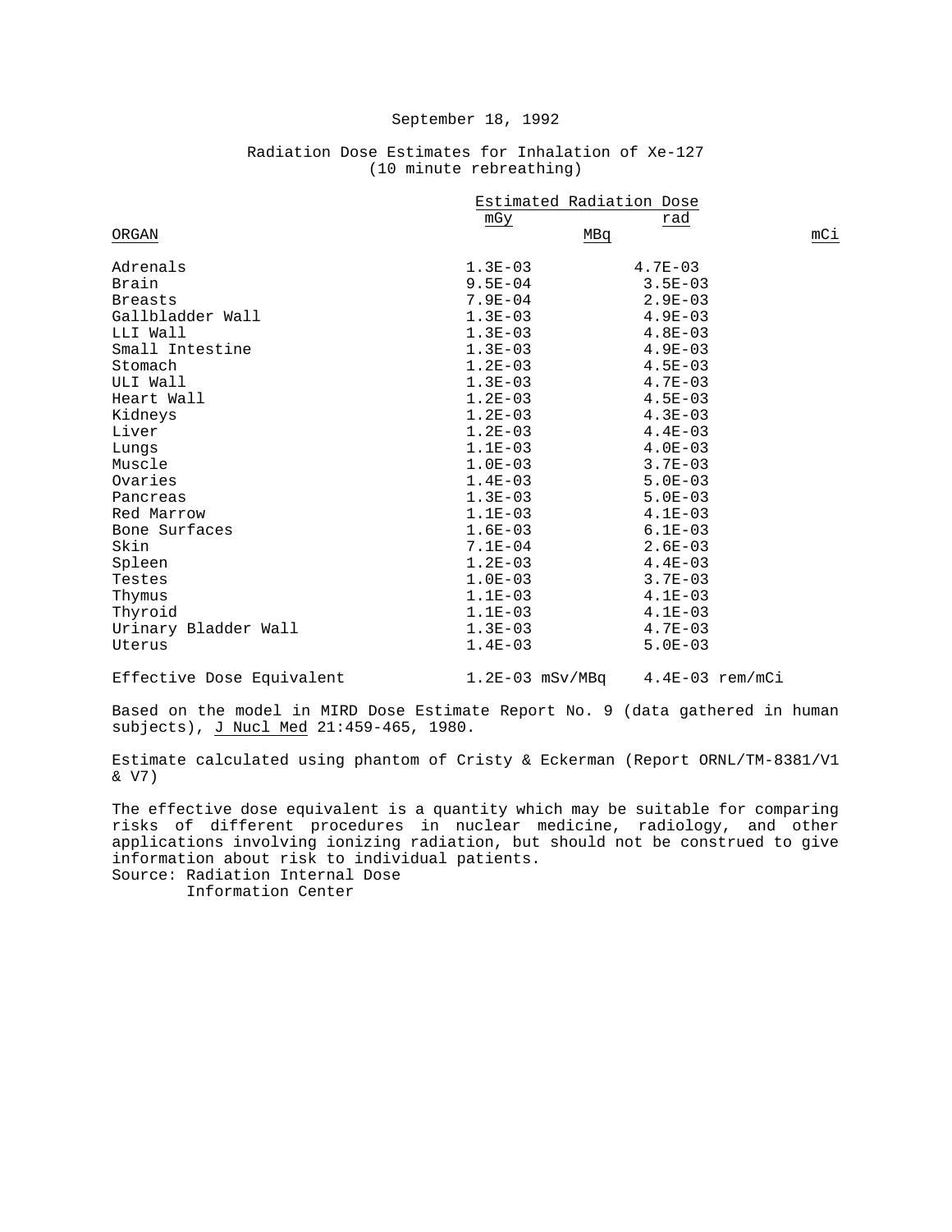September 18, 1992

Radiation Dose Estimates for Inhalation of Xe-127
(10 minute rebreathing)

| ORGAN | Estimated Radiation Dose mGy/MBq | rad/mCi |
|---|---|---|
| Adrenals | 1.3E-03 | 4.7E-03 |
| Brain | 9.5E-04 | 3.5E-03 |
| Breasts | 7.9E-04 | 2.9E-03 |
| Gallbladder Wall | 1.3E-03 | 4.9E-03 |
| LLI Wall | 1.3E-03 | 4.8E-03 |
| Small Intestine | 1.3E-03 | 4.9E-03 |
| Stomach | 1.2E-03 | 4.5E-03 |
| ULI Wall | 1.3E-03 | 4.7E-03 |
| Heart Wall | 1.2E-03 | 4.5E-03 |
| Kidneys | 1.2E-03 | 4.3E-03 |
| Liver | 1.2E-03 | 4.4E-03 |
| Lungs | 1.1E-03 | 4.0E-03 |
| Muscle | 1.0E-03 | 3.7E-03 |
| Ovaries | 1.4E-03 | 5.0E-03 |
| Pancreas | 1.3E-03 | 5.0E-03 |
| Red Marrow | 1.1E-03 | 4.1E-03 |
| Bone Surfaces | 1.6E-03 | 6.1E-03 |
| Skin | 7.1E-04 | 2.6E-03 |
| Spleen | 1.2E-03 | 4.4E-03 |
| Testes | 1.0E-03 | 3.7E-03 |
| Thymus | 1.1E-03 | 4.1E-03 |
| Thyroid | 1.1E-03 | 4.1E-03 |
| Urinary Bladder Wall | 1.3E-03 | 4.7E-03 |
| Uterus | 1.4E-03 | 5.0E-03 |
| Effective Dose Equivalent | 1.2E-03 mSv/MBq | 4.4E-03 rem/mCi |

Based on the model in MIRD Dose Estimate Report No. 9 (data gathered in human subjects), J Nucl Med 21:459-465, 1980.

Estimate calculated using phantom of Cristy & Eckerman (Report ORNL/TM-8381/V1 & V7)

The effective dose equivalent is a quantity which may be suitable for comparing risks of different procedures in nuclear medicine, radiology, and other applications involving ionizing radiation, but should not be construed to give information about risk to individual patients.

Source: Radiation Internal Dose Information Center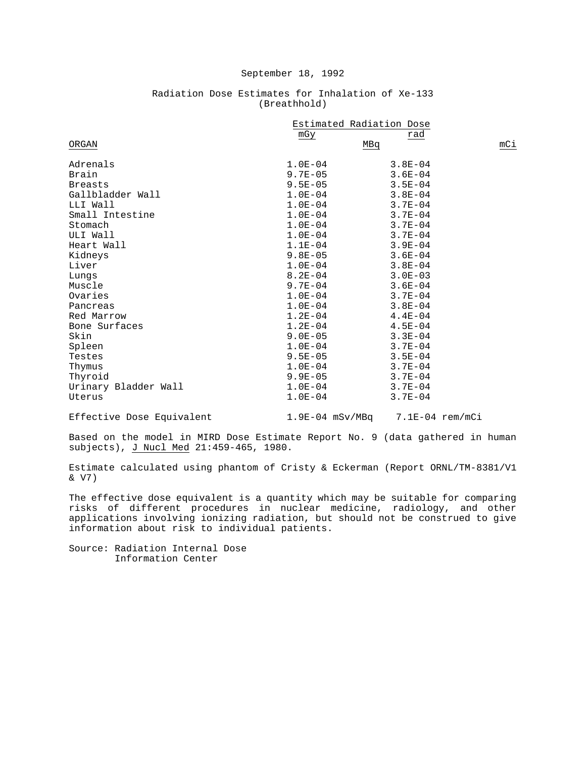September 18, 1992

Radiation Dose Estimates for Inhalation of Xe-133
(Breathhold)

| ORGAN | Estimated Radiation Dose mGy/MBq | Estimated Radiation Dose rad/mCi |
|---|---|---|
| Adrenals | 1.0E-04 | 3.8E-04 |
| Brain | 9.7E-05 | 3.6E-04 |
| Breasts | 9.5E-05 | 3.5E-04 |
| Gallbladder Wall | 1.0E-04 | 3.8E-04 |
| LLI Wall | 1.0E-04 | 3.7E-04 |
| Small Intestine | 1.0E-04 | 3.7E-04 |
| Stomach | 1.0E-04 | 3.7E-04 |
| ULI Wall | 1.0E-04 | 3.7E-04 |
| Heart Wall | 1.1E-04 | 3.9E-04 |
| Kidneys | 9.8E-05 | 3.6E-04 |
| Liver | 1.0E-04 | 3.8E-04 |
| Lungs | 8.2E-04 | 3.0E-03 |
| Muscle | 9.7E-04 | 3.6E-04 |
| Ovaries | 1.0E-04 | 3.7E-04 |
| Pancreas | 1.0E-04 | 3.8E-04 |
| Red Marrow | 1.2E-04 | 4.4E-04 |
| Bone Surfaces | 1.2E-04 | 4.5E-04 |
| Skin | 9.0E-05 | 3.3E-04 |
| Spleen | 1.0E-04 | 3.7E-04 |
| Testes | 9.5E-05 | 3.5E-04 |
| Thymus | 1.0E-04 | 3.7E-04 |
| Thyroid | 9.9E-05 | 3.7E-04 |
| Urinary Bladder Wall | 1.0E-04 | 3.7E-04 |
| Uterus | 1.0E-04 | 3.7E-04 |
| Effective Dose Equivalent | 1.9E-04 mSv/MBq | 7.1E-04 rem/mCi |

Based on the model in MIRD Dose Estimate Report No. 9 (data gathered in human subjects), _J Nucl Med_ 21:459-465, 1980.

Estimate calculated using phantom of Cristy & Eckerman (Report ORNL/TM-8381/V1 & V7)

The effective dose equivalent is a quantity which may be suitable for comparing risks of different procedures in nuclear medicine, radiology, and other applications involving ionizing radiation, but should not be construed to give information about risk to individual patients.

Source: Radiation Internal Dose
Information Center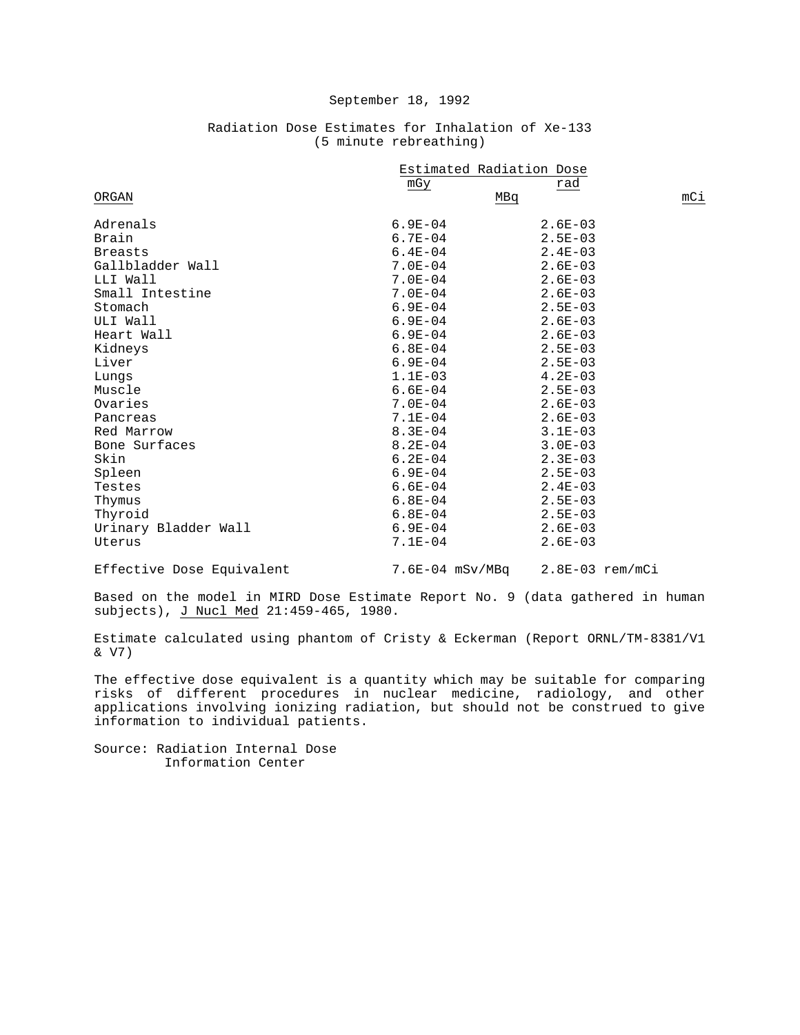September 18, 1992

Radiation Dose Estimates for Inhalation of Xe-133
(5 minute rebreathing)

| ORGAN | Estimated Radiation Dose mGy/MBq | rad/mCi |
|---|---|---|
| Adrenals | 6.9E-04 | 2.6E-03 |
| Brain | 6.7E-04 | 2.5E-03 |
| Breasts | 6.4E-04 | 2.4E-03 |
| Gallbladder Wall | 7.0E-04 | 2.6E-03 |
| LLI Wall | 7.0E-04 | 2.6E-03 |
| Small Intestine | 7.0E-04 | 2.6E-03 |
| Stomach | 6.9E-04 | 2.5E-03 |
| ULI Wall | 6.9E-04 | 2.6E-03 |
| Heart Wall | 6.9E-04 | 2.6E-03 |
| Kidneys | 6.8E-04 | 2.5E-03 |
| Liver | 6.9E-04 | 2.5E-03 |
| Lungs | 1.1E-03 | 4.2E-03 |
| Muscle | 6.6E-04 | 2.5E-03 |
| Ovaries | 7.0E-04 | 2.6E-03 |
| Pancreas | 7.1E-04 | 2.6E-03 |
| Red Marrow | 8.3E-04 | 3.1E-03 |
| Bone Surfaces | 8.2E-04 | 3.0E-03 |
| Skin | 6.2E-04 | 2.3E-03 |
| Spleen | 6.9E-04 | 2.5E-03 |
| Testes | 6.6E-04 | 2.4E-03 |
| Thymus | 6.8E-04 | 2.5E-03 |
| Thyroid | 6.8E-04 | 2.5E-03 |
| Urinary Bladder Wall | 6.9E-04 | 2.6E-03 |
| Uterus | 7.1E-04 | 2.6E-03 |
| Effective Dose Equivalent | 7.6E-04 mSv/MBq | 2.8E-03 rem/mCi |

Based on the model in MIRD Dose Estimate Report No. 9 (data gathered in human subjects), J Nucl Med 21:459-465, 1980.

Estimate calculated using phantom of Cristy & Eckerman (Report ORNL/TM-8381/V1 & V7)

The effective dose equivalent is a quantity which may be suitable for comparing risks of different procedures in nuclear medicine, radiology, and other applications involving ionizing radiation, but should not be construed to give information to individual patients.

Source: Radiation Internal Dose Information Center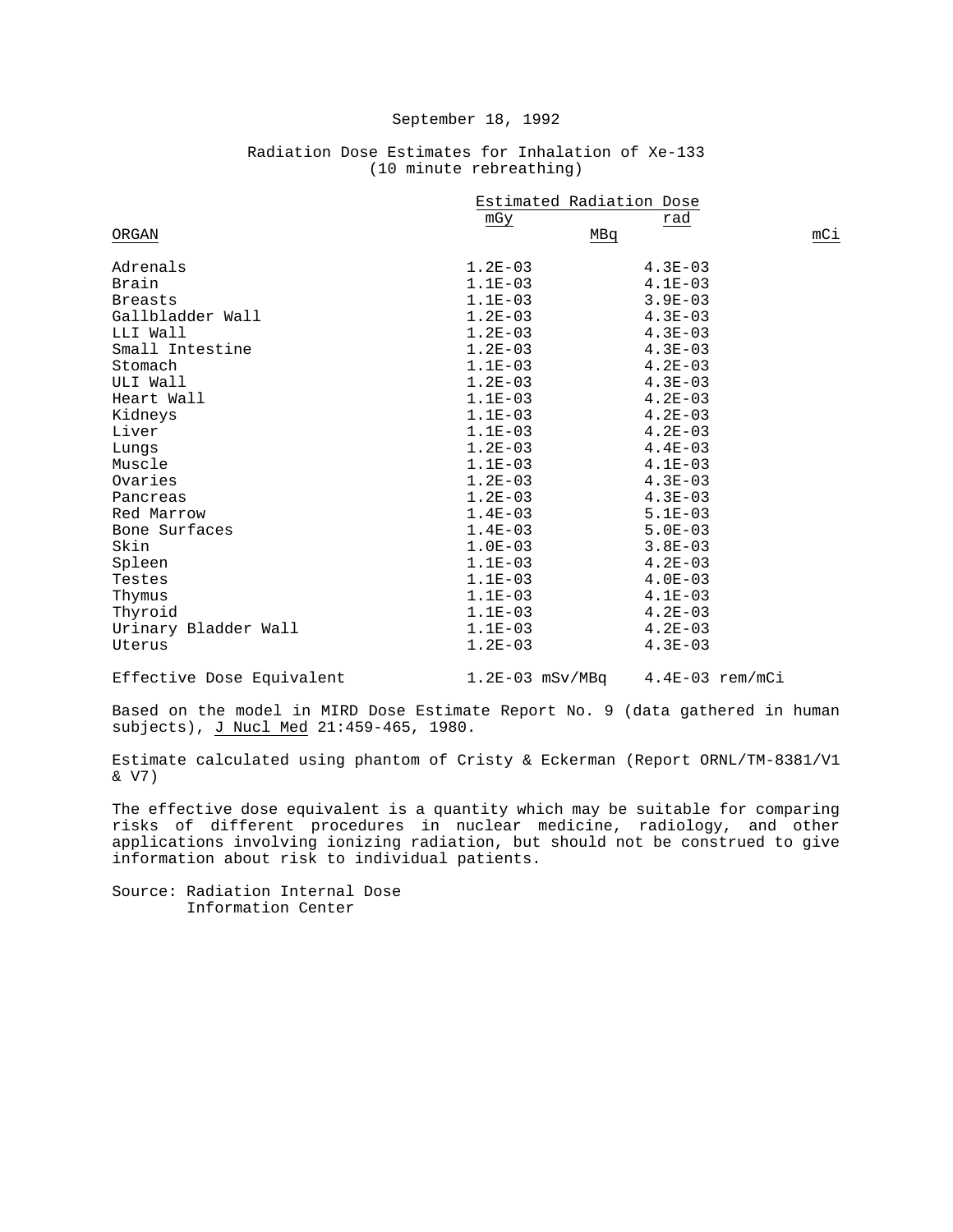September 18, 1992

Radiation Dose Estimates for Inhalation of Xe-133
(10 minute rebreathing)

| ORGAN | Estimated Radiation Dose mGy/MBq | rad/mCi |
|---|---|---|
| Adrenals | 1.2E-03 | 4.3E-03 |
| Brain | 1.1E-03 | 4.1E-03 |
| Breasts | 1.1E-03 | 3.9E-03 |
| Gallbladder Wall | 1.2E-03 | 4.3E-03 |
| LLI Wall | 1.2E-03 | 4.3E-03 |
| Small Intestine | 1.2E-03 | 4.3E-03 |
| Stomach | 1.1E-03 | 4.2E-03 |
| ULI Wall | 1.2E-03 | 4.3E-03 |
| Heart Wall | 1.1E-03 | 4.2E-03 |
| Kidneys | 1.1E-03 | 4.2E-03 |
| Liver | 1.1E-03 | 4.2E-03 |
| Lungs | 1.2E-03 | 4.4E-03 |
| Muscle | 1.1E-03 | 4.1E-03 |
| Ovaries | 1.2E-03 | 4.3E-03 |
| Pancreas | 1.2E-03 | 4.3E-03 |
| Red Marrow | 1.4E-03 | 5.1E-03 |
| Bone Surfaces | 1.4E-03 | 5.0E-03 |
| Skin | 1.0E-03 | 3.8E-03 |
| Spleen | 1.1E-03 | 4.2E-03 |
| Testes | 1.1E-03 | 4.0E-03 |
| Thymus | 1.1E-03 | 4.1E-03 |
| Thyroid | 1.1E-03 | 4.2E-03 |
| Urinary Bladder Wall | 1.1E-03 | 4.2E-03 |
| Uterus | 1.2E-03 | 4.3E-03 |
| Effective Dose Equivalent | 1.2E-03 mSv/MBq | 4.4E-03 rem/mCi |

Based on the model in MIRD Dose Estimate Report No. 9 (data gathered in human subjects), J Nucl Med 21:459-465, 1980.

Estimate calculated using phantom of Cristy & Eckerman (Report ORNL/TM-8381/V1 & V7)

The effective dose equivalent is a quantity which may be suitable for comparing risks of different procedures in nuclear medicine, radiology, and other applications involving ionizing radiation, but should not be construed to give information about risk to individual patients.

Source: Radiation Internal Dose Information Center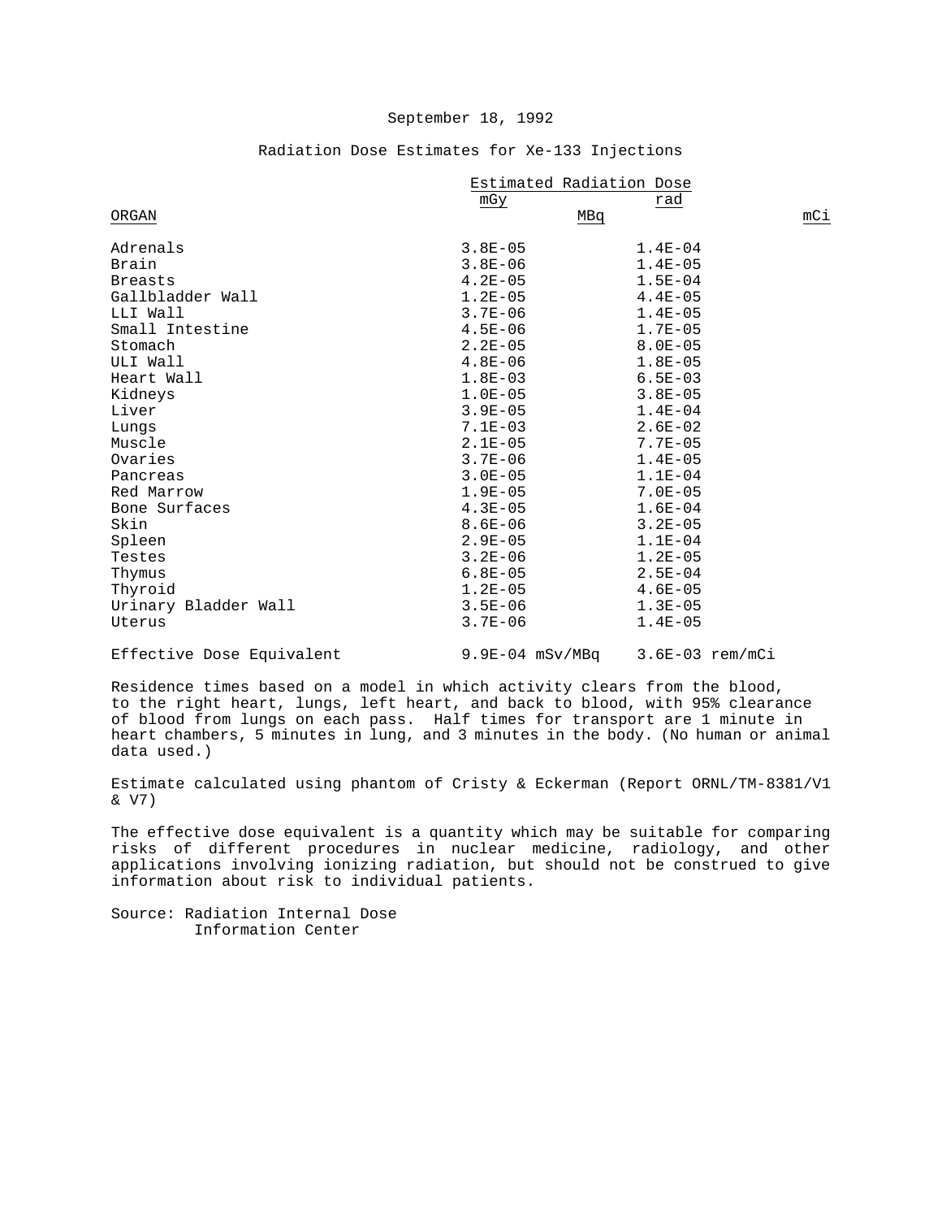September 18, 1992

Radiation Dose Estimates for Xe-133 Injections

| ORGAN | Estimated Radiation Dose mGy/MBq | rad/mCi |
|---|---|---|
| Adrenals | 3.8E-05 | 1.4E-04 |
| Brain | 3.8E-06 | 1.4E-05 |
| Breasts | 4.2E-05 | 1.5E-04 |
| Gallbladder Wall | 1.2E-05 | 4.4E-05 |
| LLI Wall | 3.7E-06 | 1.4E-05 |
| Small Intestine | 4.5E-06 | 1.7E-05 |
| Stomach | 2.2E-05 | 8.0E-05 |
| ULI Wall | 4.8E-06 | 1.8E-05 |
| Heart Wall | 1.8E-03 | 6.5E-03 |
| Kidneys | 1.0E-05 | 3.8E-05 |
| Liver | 3.9E-05 | 1.4E-04 |
| Lungs | 7.1E-03 | 2.6E-02 |
| Muscle | 2.1E-05 | 7.7E-05 |
| Ovaries | 3.7E-06 | 1.4E-05 |
| Pancreas | 3.0E-05 | 1.1E-04 |
| Red Marrow | 1.9E-05 | 7.0E-05 |
| Bone Surfaces | 4.3E-05 | 1.6E-04 |
| Skin | 8.6E-06 | 3.2E-05 |
| Spleen | 2.9E-05 | 1.1E-04 |
| Testes | 3.2E-06 | 1.2E-05 |
| Thymus | 6.8E-05 | 2.5E-04 |
| Thyroid | 1.2E-05 | 4.6E-05 |
| Urinary Bladder Wall | 3.5E-06 | 1.3E-05 |
| Uterus | 3.7E-06 | 1.4E-05 |
| Effective Dose Equivalent | 9.9E-04 mSv/MBq | 3.6E-03 rem/mCi |

Residence times based on a model in which activity clears from the blood, to the right heart, lungs, left heart, and back to blood, with 95% clearance of blood from lungs on each pass. Half times for transport are 1 minute in heart chambers, 5 minutes in lung, and 3 minutes in the body. (No human or animal data used.)

Estimate calculated using phantom of Cristy & Eckerman (Report ORNL/TM-8381/V1 & V7)

The effective dose equivalent is a quantity which may be suitable for comparing risks of different procedures in nuclear medicine, radiology, and other applications involving ionizing radiation, but should not be construed to give information about risk to individual patients.

Source: Radiation Internal Dose Information Center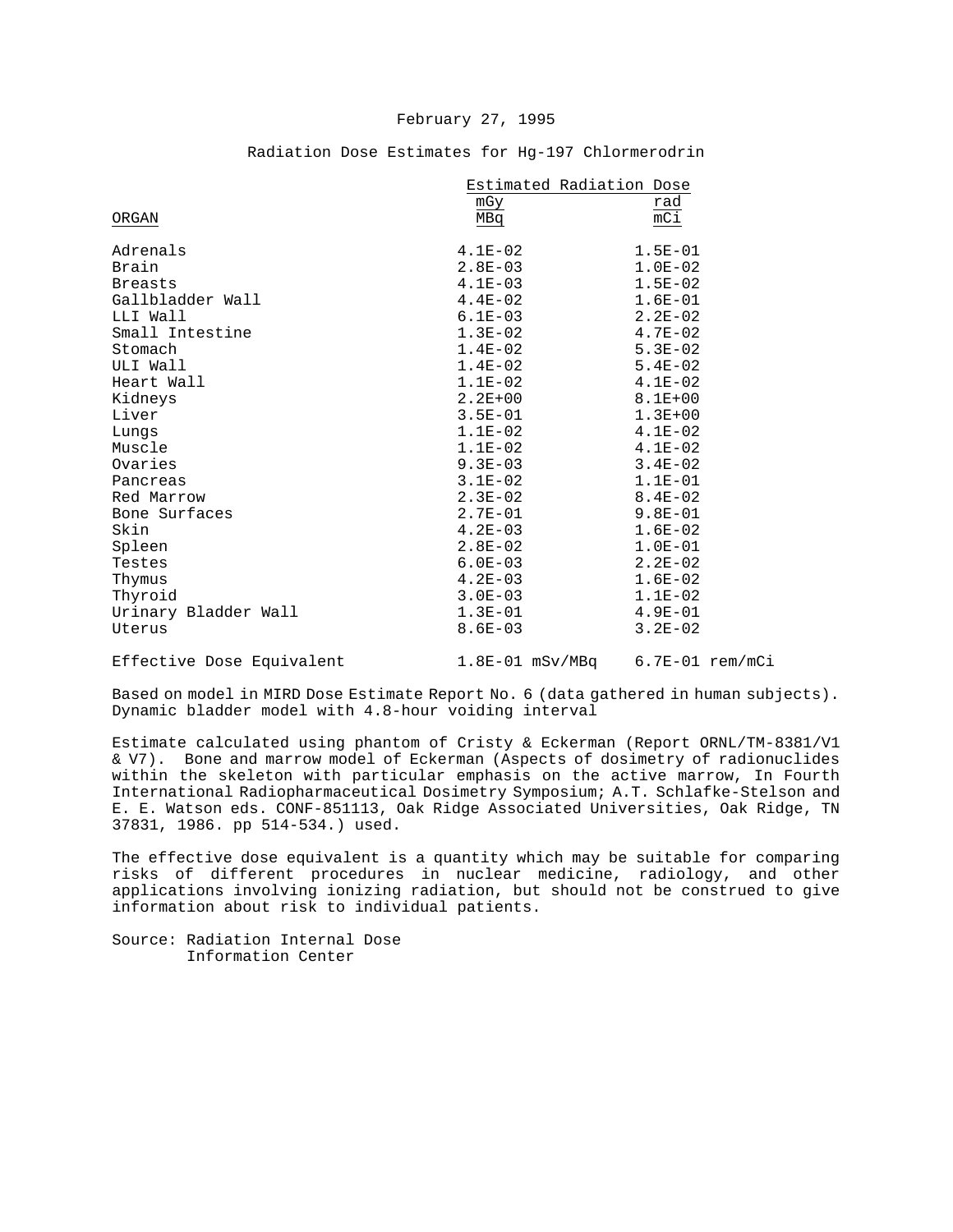February 27, 1995

Radiation Dose Estimates for Hg-197 Chlormerodrin

| ORGAN | Estimated Radiation Dose mGy/MBq | rad/mCi |
|---|---|---|
| Adrenals | 4.1E-02 | 1.5E-01 |
| Brain | 2.8E-03 | 1.0E-02 |
| Breasts | 4.1E-03 | 1.5E-02 |
| Gallbladder Wall | 4.4E-02 | 1.6E-01 |
| LLI Wall | 6.1E-03 | 2.2E-02 |
| Small Intestine | 1.3E-02 | 4.7E-02 |
| Stomach | 1.4E-02 | 5.3E-02 |
| ULI Wall | 1.4E-02 | 5.4E-02 |
| Heart Wall | 1.1E-02 | 4.1E-02 |
| Kidneys | 2.2E+00 | 8.1E+00 |
| Liver | 3.5E-01 | 1.3E+00 |
| Lungs | 1.1E-02 | 4.1E-02 |
| Muscle | 1.1E-02 | 4.1E-02 |
| Ovaries | 9.3E-03 | 3.4E-02 |
| Pancreas | 3.1E-02 | 1.1E-01 |
| Red Marrow | 2.3E-02 | 8.4E-02 |
| Bone Surfaces | 2.7E-01 | 9.8E-01 |
| Skin | 4.2E-03 | 1.6E-02 |
| Spleen | 2.8E-02 | 1.0E-01 |
| Testes | 6.0E-03 | 2.2E-02 |
| Thymus | 4.2E-03 | 1.6E-02 |
| Thyroid | 3.0E-03 | 1.1E-02 |
| Urinary Bladder Wall | 1.3E-01 | 4.9E-01 |
| Uterus | 8.6E-03 | 3.2E-02 |
| Effective Dose Equivalent | 1.8E-01 mSv/MBq | 6.7E-01 rem/mCi |

Based on model in MIRD Dose Estimate Report No. 6 (data gathered in human subjects). Dynamic bladder model with 4.8-hour voiding interval

Estimate calculated using phantom of Cristy & Eckerman (Report ORNL/TM-8381/V1 & V7). Bone and marrow model of Eckerman (Aspects of dosimetry of radionuclides within the skeleton with particular emphasis on the active marrow, In Fourth International Radiopharmaceutical Dosimetry Symposium; A.T. Schlafke-Stelson and E. E. Watson eds. CONF-851113, Oak Ridge Associated Universities, Oak Ridge, TN 37831, 1986. pp 514-534.) used.

The effective dose equivalent is a quantity which may be suitable for comparing risks of different procedures in nuclear medicine, radiology, and other applications involving ionizing radiation, but should not be construed to give information about risk to individual patients.

Source: Radiation Internal Dose Information Center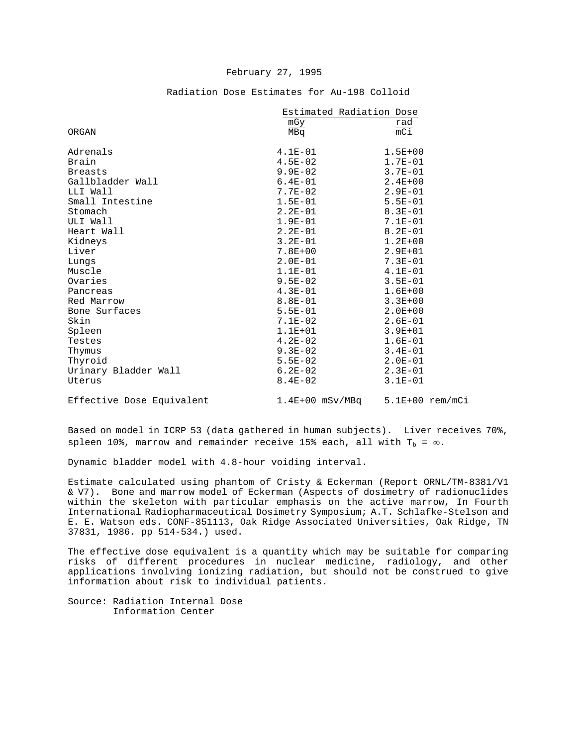February 27, 1995

Radiation Dose Estimates for Au-198 Colloid

| ORGAN | Estimated Radiation Dose mGy/MBq | rad/mCi |
|---|---|---|
| Adrenals | 4.1E-01 | 1.5E+00 |
| Brain | 4.5E-02 | 1.7E-01 |
| Breasts | 9.9E-02 | 3.7E-01 |
| Gallbladder Wall | 6.4E-01 | 2.4E+00 |
| LLI Wall | 7.7E-02 | 2.9E-01 |
| Small Intestine | 1.5E-01 | 5.5E-01 |
| Stomach | 2.2E-01 | 8.3E-01 |
| ULI Wall | 1.9E-01 | 7.1E-01 |
| Heart Wall | 2.2E-01 | 8.2E-01 |
| Kidneys | 3.2E-01 | 1.2E+00 |
| Liver | 7.8E+00 | 2.9E+01 |
| Lungs | 2.0E-01 | 7.3E-01 |
| Muscle | 1.1E-01 | 4.1E-01 |
| Ovaries | 9.5E-02 | 3.5E-01 |
| Pancreas | 4.3E-01 | 1.6E+00 |
| Red Marrow | 8.8E-01 | 3.3E+00 |
| Bone Surfaces | 5.5E-01 | 2.0E+00 |
| Skin | 7.1E-02 | 2.6E-01 |
| Spleen | 1.1E+01 | 3.9E+01 |
| Testes | 4.2E-02 | 1.6E-01 |
| Thymus | 9.3E-02 | 3.4E-01 |
| Thyroid | 5.5E-02 | 2.0E-01 |
| Urinary Bladder Wall | 6.2E-02 | 2.3E-01 |
| Uterus | 8.4E-02 | 3.1E-01 |
| Effective Dose Equivalent | 1.4E+00 mSv/MBq | 5.1E+00 rem/mCi |

Based on model in ICRP 53 (data gathered in human subjects). Liver receives 70%, spleen 10%, marrow and remainder receive 15% each, all with $T_b = \infty$.

Dynamic bladder model with 4.8-hour voiding interval.

Estimate calculated using phantom of Cristy & Eckerman (Report ORNL/TM-8381/V1 & V7). Bone and marrow model of Eckerman (Aspects of dosimetry of radionuclides within the skeleton with particular emphasis on the active marrow, In Fourth International Radiopharmaceutical Dosimetry Symposium; A.T. Schlafke-Stelson and E. E. Watson eds. CONF-851113, Oak Ridge Associated Universities, Oak Ridge, TN 37831, 1986. pp 514-534.) used.

The effective dose equivalent is a quantity which may be suitable for comparing risks of different procedures in nuclear medicine, radiology, and other applications involving ionizing radiation, but should not be construed to give information about risk to individual patients.

Source: Radiation Internal Dose Information Center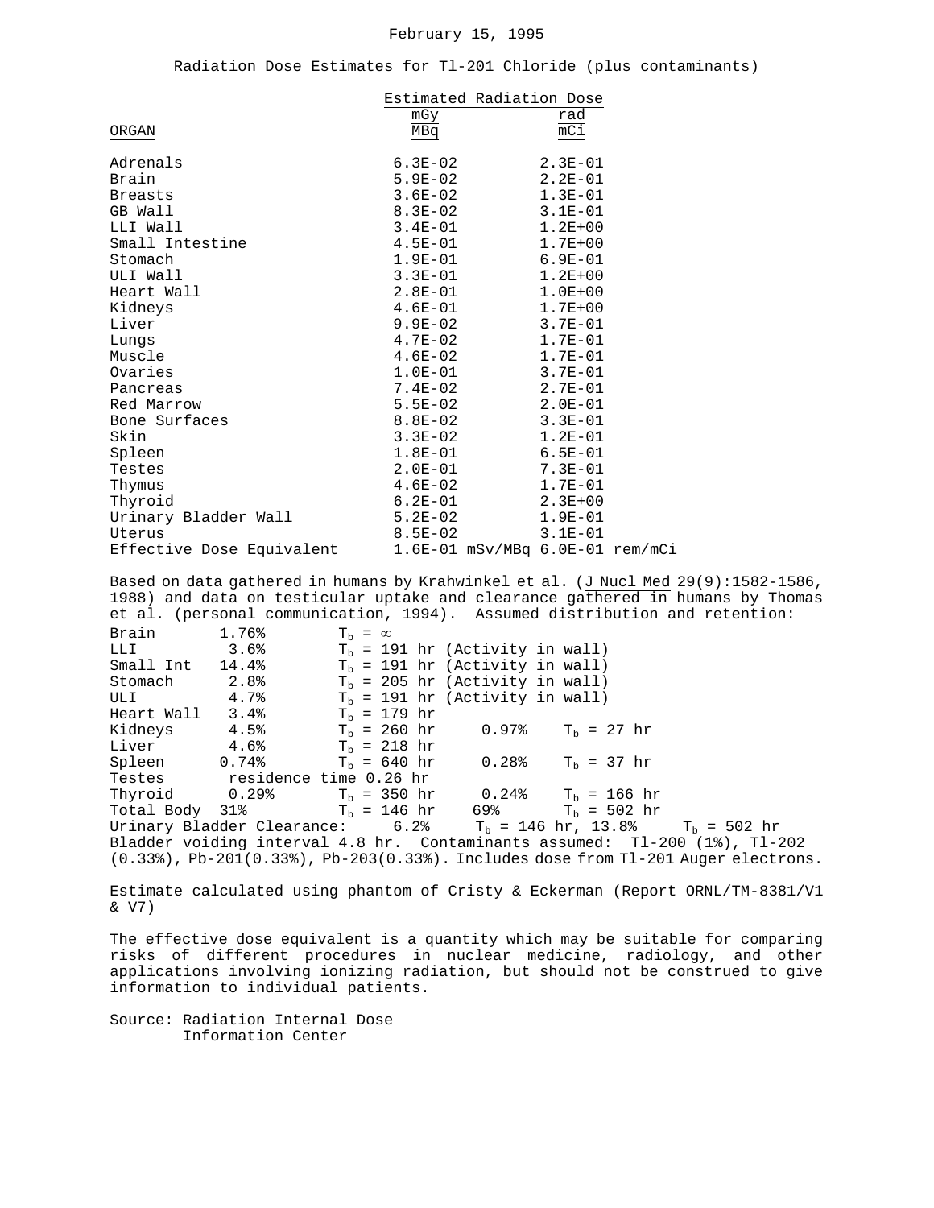February 15, 1995

Radiation Dose Estimates for Tl-201 Chloride (plus contaminants)

| ORGAN | Estimated Radiation Dose mGy/MBq | rad/mCi |
|---|---|---|
| Adrenals | 6.3E-02 | 2.3E-01 |
| Brain | 5.9E-02 | 2.2E-01 |
| Breasts | 3.6E-02 | 1.3E-01 |
| GB Wall | 8.3E-02 | 3.1E-01 |
| LLI Wall | 3.4E-01 | 1.2E+00 |
| Small Intestine | 4.5E-01 | 1.7E+00 |
| Stomach | 1.9E-01 | 6.9E-01 |
| ULI Wall | 3.3E-01 | 1.2E+00 |
| Heart Wall | 2.8E-01 | 1.0E+00 |
| Kidneys | 4.6E-01 | 1.7E+00 |
| Liver | 9.9E-02 | 3.7E-01 |
| Lungs | 4.7E-02 | 1.7E-01 |
| Muscle | 4.6E-02 | 1.7E-01 |
| Ovaries | 1.0E-01 | 3.7E-01 |
| Pancreas | 7.4E-02 | 2.7E-01 |
| Red Marrow | 5.5E-02 | 2.0E-01 |
| Bone Surfaces | 8.8E-02 | 3.3E-01 |
| Skin | 3.3E-02 | 1.2E-01 |
| Spleen | 1.8E-01 | 6.5E-01 |
| Testes | 2.0E-01 | 7.3E-01 |
| Thymus | 4.6E-02 | 1.7E-01 |
| Thyroid | 6.2E-01 | 2.3E+00 |
| Urinary Bladder Wall | 5.2E-02 | 1.9E-01 |
| Uterus | 8.5E-02 | 3.1E-01 |
| Effective Dose Equivalent | 1.6E-01 mSv/MBq | 6.0E-01 rem/mCi |

Based on data gathered in humans by Krahwinkel et al. (J Nucl Med 29(9):1582-1586, 1988) and data on testicular uptake and clearance gathered in humans by Thomas et al. (personal communication, 1994). Assumed distribution and retention:

| | | | | |
|---|---|---|---|---|
| Brain | 1.76% | $T_b = \infty$ | | |
| LLI | 3.6% | $T_b$ = 191 hr (Activity in wall) | | |
| Small Int | 14.4% | $T_b$ = 191 hr (Activity in wall) | | |
| Stomach | 2.8% | $T_b$ = 205 hr (Activity in wall) | | |
| ULI | 4.7% | $T_b$ = 191 hr (Activity in wall) | | |
| Heart Wall | 3.4% | $T_b$ = 179 hr | | |
| Kidneys | 4.5% | $T_b$ = 260 hr | 0.97% | $T_b$ = 27 hr |
| Liver | 4.6% | $T_b$ = 218 hr | | |
| Spleen | 0.74% | $T_b$ = 640 hr | 0.28% | $T_b$ = 37 hr |
| Testes | residence time 0.26 hr | | | |
| Thyroid | 0.29% | $T_b$ = 350 hr | 0.24% | $T_b$ = 166 hr |
| Total Body | 31% | $T_b$ = 146 hr | 69% | $T_b$ = 502 hr |

Urinary Bladder Clearance: 6.2% $T_b$ = 146 hr, 13.8% $T_b$ = 502 hr
Bladder voiding interval 4.8 hr. Contaminants assumed: Tl-200 (1%), Tl-202 (0.33%), Pb-201(0.33%), Pb-203(0.33%). Includes dose from Tl-201 Auger electrons.

Estimate calculated using phantom of Cristy & Eckerman (Report ORNL/TM-8381/V1 & V7)

The effective dose equivalent is a quantity which may be suitable for comparing risks of different procedures in nuclear medicine, radiology, and other applications involving ionizing radiation, but should not be construed to give information to individual patients.

Source: Radiation Internal Dose Information Center